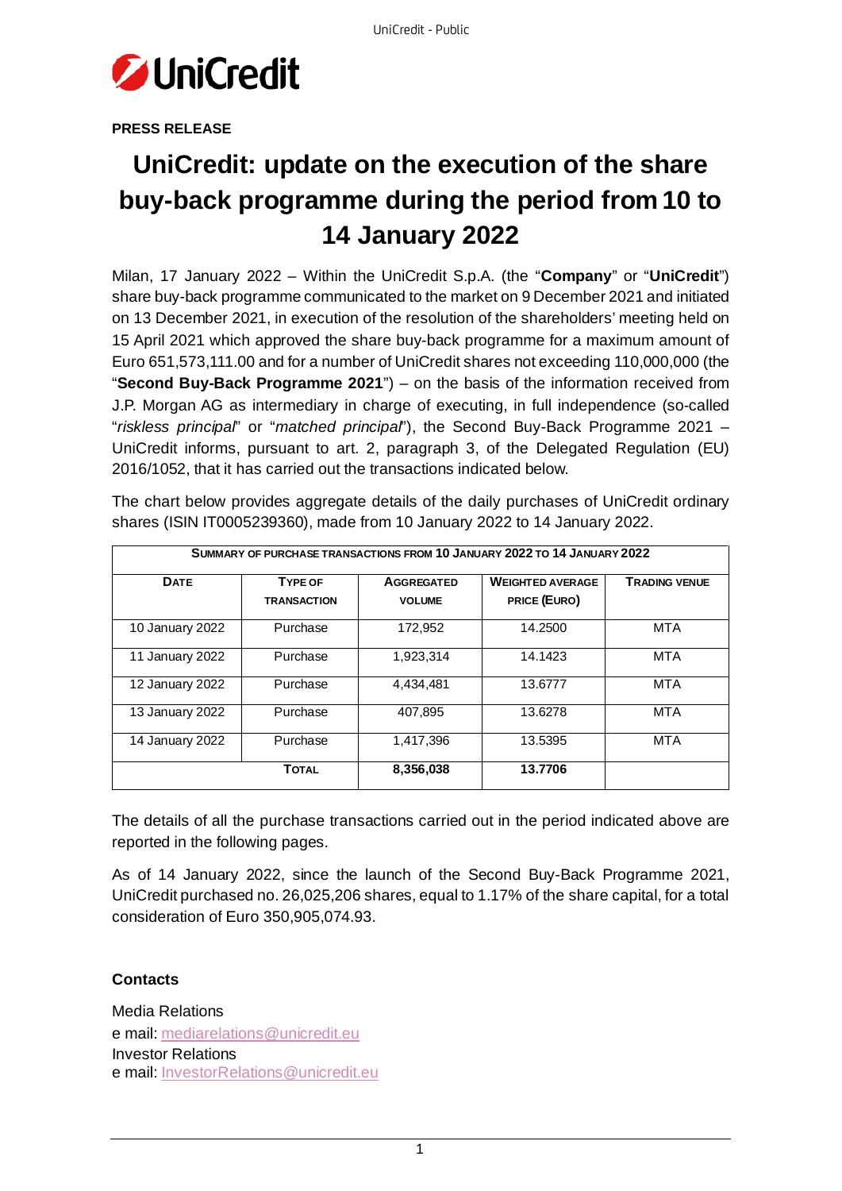**PRESS RELEASE**

# UniCredit: update on the execution of the share buy-back programme during the period from 10 to 14 January 2022

Milan, 17 January 2022 – Within the UniCredit S.p.A. (the "**Company**" or "**UniCredit**") share buy-back programme communicated to the market on 9 December 2021 and initiated on 13 December 2021, in execution of the resolution of the shareholders' meeting held on 15 April 2021 which approved the share buy-back programme for a maximum amount of Euro 651,573,111.00 and for a number of UniCredit shares not exceeding 110,000,000 (the "**Second Buy-Back Programme 2021**") – on the basis of the information received from J.P. Morgan AG as intermediary in charge of executing, in full independence (so-called "*riskless principal*" or "*matched principal*"), the Second Buy-Back Programme 2021 – UniCredit informs, pursuant to art. 2, paragraph 3, of the Delegated Regulation (EU) 2016/1052, that it has carried out the transactions indicated below.

The chart below provides aggregate details of the daily purchases of UniCredit ordinary shares (ISIN IT0005239360), made from 10 January 2022 to 14 January 2022.

| SUMMARY OF PURCHASE TRANSACTIONS FROM 10 JANUARY 2022 TO 14 JANUARY 2022 | | | | |
|---|---|---|---|---|
| **DATE** | **TYPE OF TRANSACTION** | **AGGREGATED VOLUME** | **WEIGHTED AVERAGE PRICE (EURO)** | **TRADING VENUE** |
| 10 January 2022 | Purchase | 172,952 | 14.2500 | MTA |
| 11 January 2022 | Purchase | 1,923,314 | 14.1423 | MTA |
| 12 January 2022 | Purchase | 4,434,481 | 13.6777 | MTA |
| 13 January 2022 | Purchase | 407,895 | 13.6278 | MTA |
| 14 January 2022 | Purchase | 1,417,396 | 13.5395 | MTA |
| | **TOTAL** | **8,356,038** | **13.7706** | |

The details of all the purchase transactions carried out in the period indicated above are reported in the following pages.

As of 14 January 2022, since the launch of the Second Buy-Back Programme 2021, UniCredit purchased no. 26,025,206 shares, equal to 1.17% of the share capital, for a total consideration of Euro 350,905,074.93.

**Contacts**

Media Relations
e mail: mediarelations@unicredit.eu
Investor Relations
e mail: InvestorRelations@unicredit.eu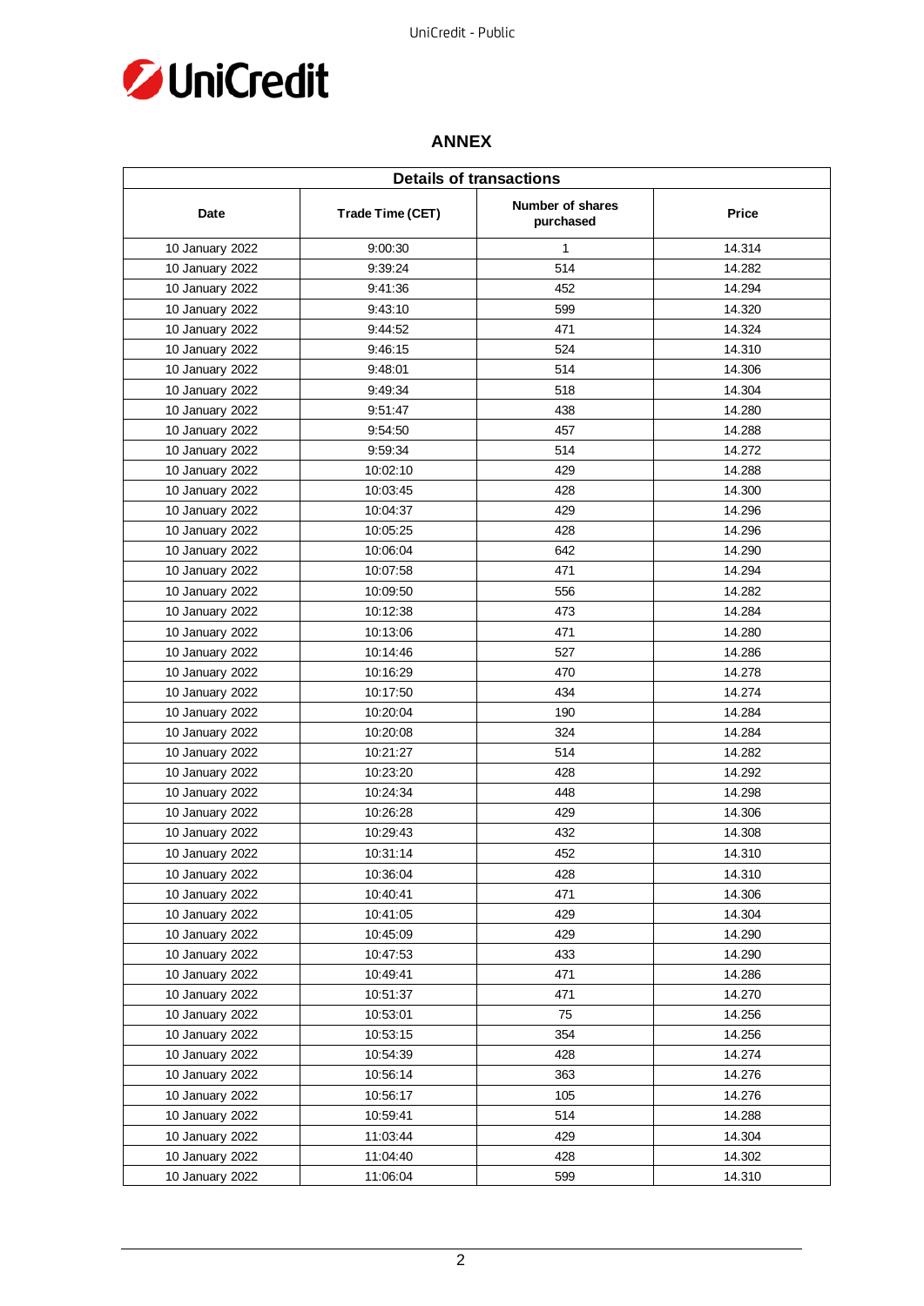## ANNEX

| Details of transactions | | | |
|---|---|---|---|
| Date | Trade Time (CET) | Number of shares purchased | Price |
| 10 January 2022 | 9:00:30 | 1 | 14.314 |
| 10 January 2022 | 9:39:24 | 514 | 14.282 |
| 10 January 2022 | 9:41:36 | 452 | 14.294 |
| 10 January 2022 | 9:43:10 | 599 | 14.320 |
| 10 January 2022 | 9:44:52 | 471 | 14.324 |
| 10 January 2022 | 9:46:15 | 524 | 14.310 |
| 10 January 2022 | 9:48:01 | 514 | 14.306 |
| 10 January 2022 | 9:49:34 | 518 | 14.304 |
| 10 January 2022 | 9:51:47 | 438 | 14.280 |
| 10 January 2022 | 9:54:50 | 457 | 14.288 |
| 10 January 2022 | 9:59:34 | 514 | 14.272 |
| 10 January 2022 | 10:02:10 | 429 | 14.288 |
| 10 January 2022 | 10:03:45 | 428 | 14.300 |
| 10 January 2022 | 10:04:37 | 429 | 14.296 |
| 10 January 2022 | 10:05:25 | 428 | 14.296 |
| 10 January 2022 | 10:06:04 | 642 | 14.290 |
| 10 January 2022 | 10:07:58 | 471 | 14.294 |
| 10 January 2022 | 10:09:50 | 556 | 14.282 |
| 10 January 2022 | 10:12:38 | 473 | 14.284 |
| 10 January 2022 | 10:13:06 | 471 | 14.280 |
| 10 January 2022 | 10:14:46 | 527 | 14.286 |
| 10 January 2022 | 10:16:29 | 470 | 14.278 |
| 10 January 2022 | 10:17:50 | 434 | 14.274 |
| 10 January 2022 | 10:20:04 | 190 | 14.284 |
| 10 January 2022 | 10:20:08 | 324 | 14.284 |
| 10 January 2022 | 10:21:27 | 514 | 14.282 |
| 10 January 2022 | 10:23:20 | 428 | 14.292 |
| 10 January 2022 | 10:24:34 | 448 | 14.298 |
| 10 January 2022 | 10:26:28 | 429 | 14.306 |
| 10 January 2022 | 10:29:43 | 432 | 14.308 |
| 10 January 2022 | 10:31:14 | 452 | 14.310 |
| 10 January 2022 | 10:36:04 | 428 | 14.310 |
| 10 January 2022 | 10:40:41 | 471 | 14.306 |
| 10 January 2022 | 10:41:05 | 429 | 14.304 |
| 10 January 2022 | 10:45:09 | 429 | 14.290 |
| 10 January 2022 | 10:47:53 | 433 | 14.290 |
| 10 January 2022 | 10:49:41 | 471 | 14.286 |
| 10 January 2022 | 10:51:37 | 471 | 14.270 |
| 10 January 2022 | 10:53:01 | 75 | 14.256 |
| 10 January 2022 | 10:53:15 | 354 | 14.256 |
| 10 January 2022 | 10:54:39 | 428 | 14.274 |
| 10 January 2022 | 10:56:14 | 363 | 14.276 |
| 10 January 2022 | 10:56:17 | 105 | 14.276 |
| 10 January 2022 | 10:59:41 | 514 | 14.288 |
| 10 January 2022 | 11:03:44 | 429 | 14.304 |
| 10 January 2022 | 11:04:40 | 428 | 14.302 |
| 10 January 2022 | 11:06:04 | 599 | 14.310 |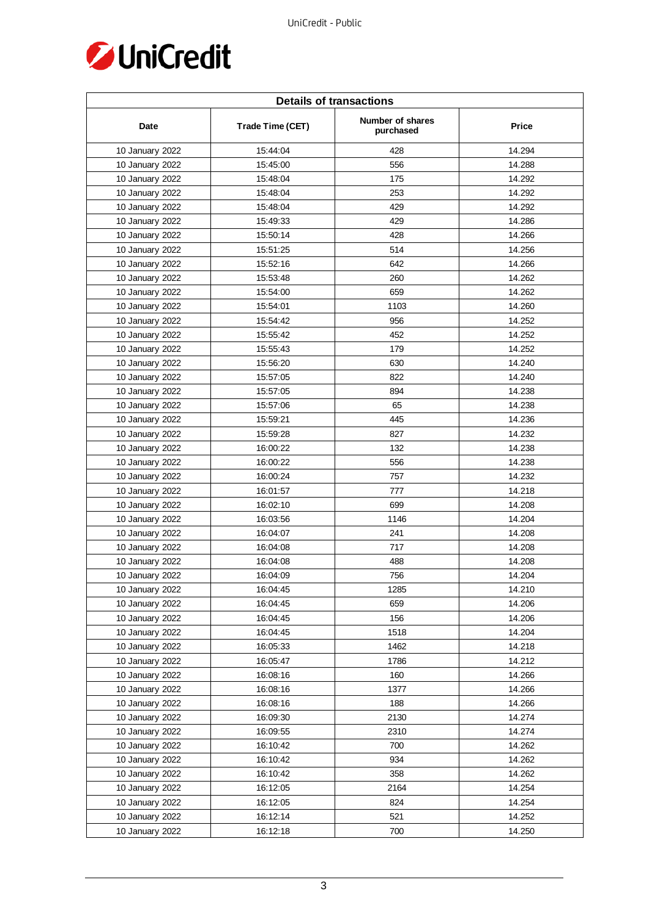| Details of transactions | | | |
|---|---|---|---|
| Date | Trade Time (CET) | Number of shares purchased | Price |
| 10 January 2022 | 15:44:04 | 428 | 14.294 |
| 10 January 2022 | 15:45:00 | 556 | 14.288 |
| 10 January 2022 | 15:48:04 | 175 | 14.292 |
| 10 January 2022 | 15:48:04 | 253 | 14.292 |
| 10 January 2022 | 15:48:04 | 429 | 14.292 |
| 10 January 2022 | 15:49:33 | 429 | 14.286 |
| 10 January 2022 | 15:50:14 | 428 | 14.266 |
| 10 January 2022 | 15:51:25 | 514 | 14.256 |
| 10 January 2022 | 15:52:16 | 642 | 14.266 |
| 10 January 2022 | 15:53:48 | 260 | 14.262 |
| 10 January 2022 | 15:54:00 | 659 | 14.262 |
| 10 January 2022 | 15:54:01 | 1103 | 14.260 |
| 10 January 2022 | 15:54:42 | 956 | 14.252 |
| 10 January 2022 | 15:55:42 | 452 | 14.252 |
| 10 January 2022 | 15:55:43 | 179 | 14.252 |
| 10 January 2022 | 15:56:20 | 630 | 14.240 |
| 10 January 2022 | 15:57:05 | 822 | 14.240 |
| 10 January 2022 | 15:57:05 | 894 | 14.238 |
| 10 January 2022 | 15:57:06 | 65 | 14.238 |
| 10 January 2022 | 15:59:21 | 445 | 14.236 |
| 10 January 2022 | 15:59:28 | 827 | 14.232 |
| 10 January 2022 | 16:00:22 | 132 | 14.238 |
| 10 January 2022 | 16:00:22 | 556 | 14.238 |
| 10 January 2022 | 16:00:24 | 757 | 14.232 |
| 10 January 2022 | 16:01:57 | 777 | 14.218 |
| 10 January 2022 | 16:02:10 | 699 | 14.208 |
| 10 January 2022 | 16:03:56 | 1146 | 14.204 |
| 10 January 2022 | 16:04:07 | 241 | 14.208 |
| 10 January 2022 | 16:04:08 | 717 | 14.208 |
| 10 January 2022 | 16:04:08 | 488 | 14.208 |
| 10 January 2022 | 16:04:09 | 756 | 14.204 |
| 10 January 2022 | 16:04:45 | 1285 | 14.210 |
| 10 January 2022 | 16:04:45 | 659 | 14.206 |
| 10 January 2022 | 16:04:45 | 156 | 14.206 |
| 10 January 2022 | 16:04:45 | 1518 | 14.204 |
| 10 January 2022 | 16:05:33 | 1462 | 14.218 |
| 10 January 2022 | 16:05:47 | 1786 | 14.212 |
| 10 January 2022 | 16:08:16 | 160 | 14.266 |
| 10 January 2022 | 16:08:16 | 1377 | 14.266 |
| 10 January 2022 | 16:08:16 | 188 | 14.266 |
| 10 January 2022 | 16:09:30 | 2130 | 14.274 |
| 10 January 2022 | 16:09:55 | 2310 | 14.274 |
| 10 January 2022 | 16:10:42 | 700 | 14.262 |
| 10 January 2022 | 16:10:42 | 934 | 14.262 |
| 10 January 2022 | 16:10:42 | 358 | 14.262 |
| 10 January 2022 | 16:12:05 | 2164 | 14.254 |
| 10 January 2022 | 16:12:05 | 824 | 14.254 |
| 10 January 2022 | 16:12:14 | 521 | 14.252 |
| 10 January 2022 | 16:12:18 | 700 | 14.250 |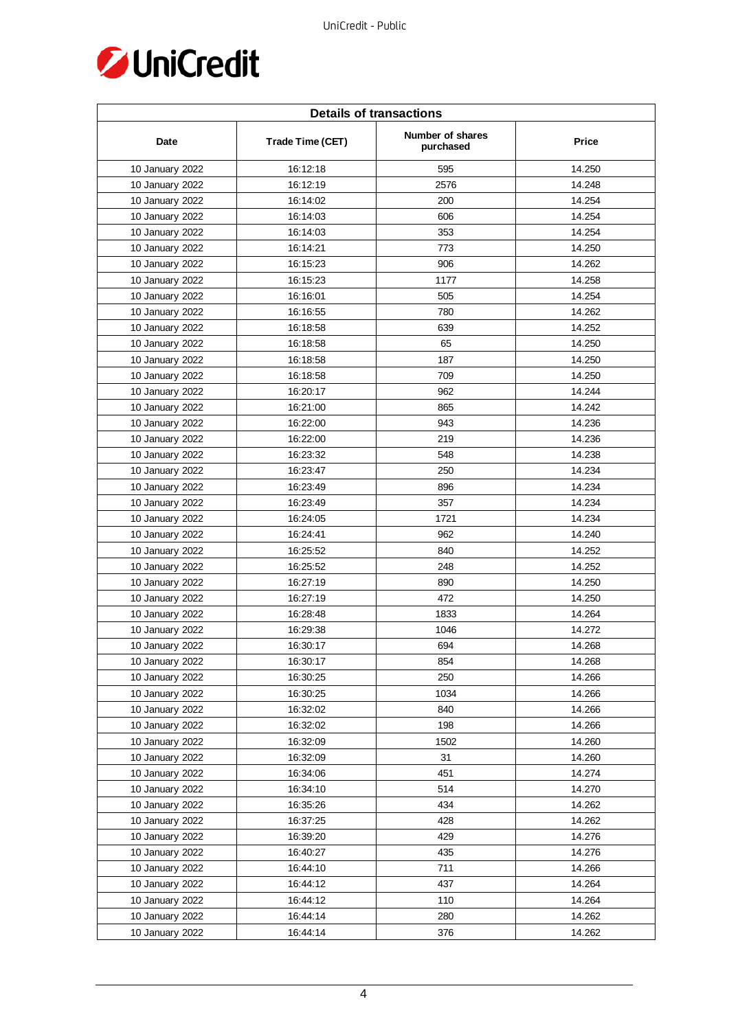| Details of transactions | | | |
|---|---|---|---|
| Date | Trade Time (CET) | Number of shares purchased | Price |
| 10 January 2022 | 16:12:18 | 595 | 14.250 |
| 10 January 2022 | 16:12:19 | 2576 | 14.248 |
| 10 January 2022 | 16:14:02 | 200 | 14.254 |
| 10 January 2022 | 16:14:03 | 606 | 14.254 |
| 10 January 2022 | 16:14:03 | 353 | 14.254 |
| 10 January 2022 | 16:14:21 | 773 | 14.250 |
| 10 January 2022 | 16:15:23 | 906 | 14.262 |
| 10 January 2022 | 16:15:23 | 1177 | 14.258 |
| 10 January 2022 | 16:16:01 | 505 | 14.254 |
| 10 January 2022 | 16:16:55 | 780 | 14.262 |
| 10 January 2022 | 16:18:58 | 639 | 14.252 |
| 10 January 2022 | 16:18:58 | 65 | 14.250 |
| 10 January 2022 | 16:18:58 | 187 | 14.250 |
| 10 January 2022 | 16:18:58 | 709 | 14.250 |
| 10 January 2022 | 16:20:17 | 962 | 14.244 |
| 10 January 2022 | 16:21:00 | 865 | 14.242 |
| 10 January 2022 | 16:22:00 | 943 | 14.236 |
| 10 January 2022 | 16:22:00 | 219 | 14.236 |
| 10 January 2022 | 16:23:32 | 548 | 14.238 |
| 10 January 2022 | 16:23:47 | 250 | 14.234 |
| 10 January 2022 | 16:23:49 | 896 | 14.234 |
| 10 January 2022 | 16:23:49 | 357 | 14.234 |
| 10 January 2022 | 16:24:05 | 1721 | 14.234 |
| 10 January 2022 | 16:24:41 | 962 | 14.240 |
| 10 January 2022 | 16:25:52 | 840 | 14.252 |
| 10 January 2022 | 16:25:52 | 248 | 14.252 |
| 10 January 2022 | 16:27:19 | 890 | 14.250 |
| 10 January 2022 | 16:27:19 | 472 | 14.250 |
| 10 January 2022 | 16:28:48 | 1833 | 14.264 |
| 10 January 2022 | 16:29:38 | 1046 | 14.272 |
| 10 January 2022 | 16:30:17 | 694 | 14.268 |
| 10 January 2022 | 16:30:17 | 854 | 14.268 |
| 10 January 2022 | 16:30:25 | 250 | 14.266 |
| 10 January 2022 | 16:30:25 | 1034 | 14.266 |
| 10 January 2022 | 16:32:02 | 840 | 14.266 |
| 10 January 2022 | 16:32:02 | 198 | 14.266 |
| 10 January 2022 | 16:32:09 | 1502 | 14.260 |
| 10 January 2022 | 16:32:09 | 31 | 14.260 |
| 10 January 2022 | 16:34:06 | 451 | 14.274 |
| 10 January 2022 | 16:34:10 | 514 | 14.270 |
| 10 January 2022 | 16:35:26 | 434 | 14.262 |
| 10 January 2022 | 16:37:25 | 428 | 14.262 |
| 10 January 2022 | 16:39:20 | 429 | 14.276 |
| 10 January 2022 | 16:40:27 | 435 | 14.276 |
| 10 January 2022 | 16:44:10 | 711 | 14.266 |
| 10 January 2022 | 16:44:12 | 437 | 14.264 |
| 10 January 2022 | 16:44:12 | 110 | 14.264 |
| 10 January 2022 | 16:44:14 | 280 | 14.262 |
| 10 January 2022 | 16:44:14 | 376 | 14.262 |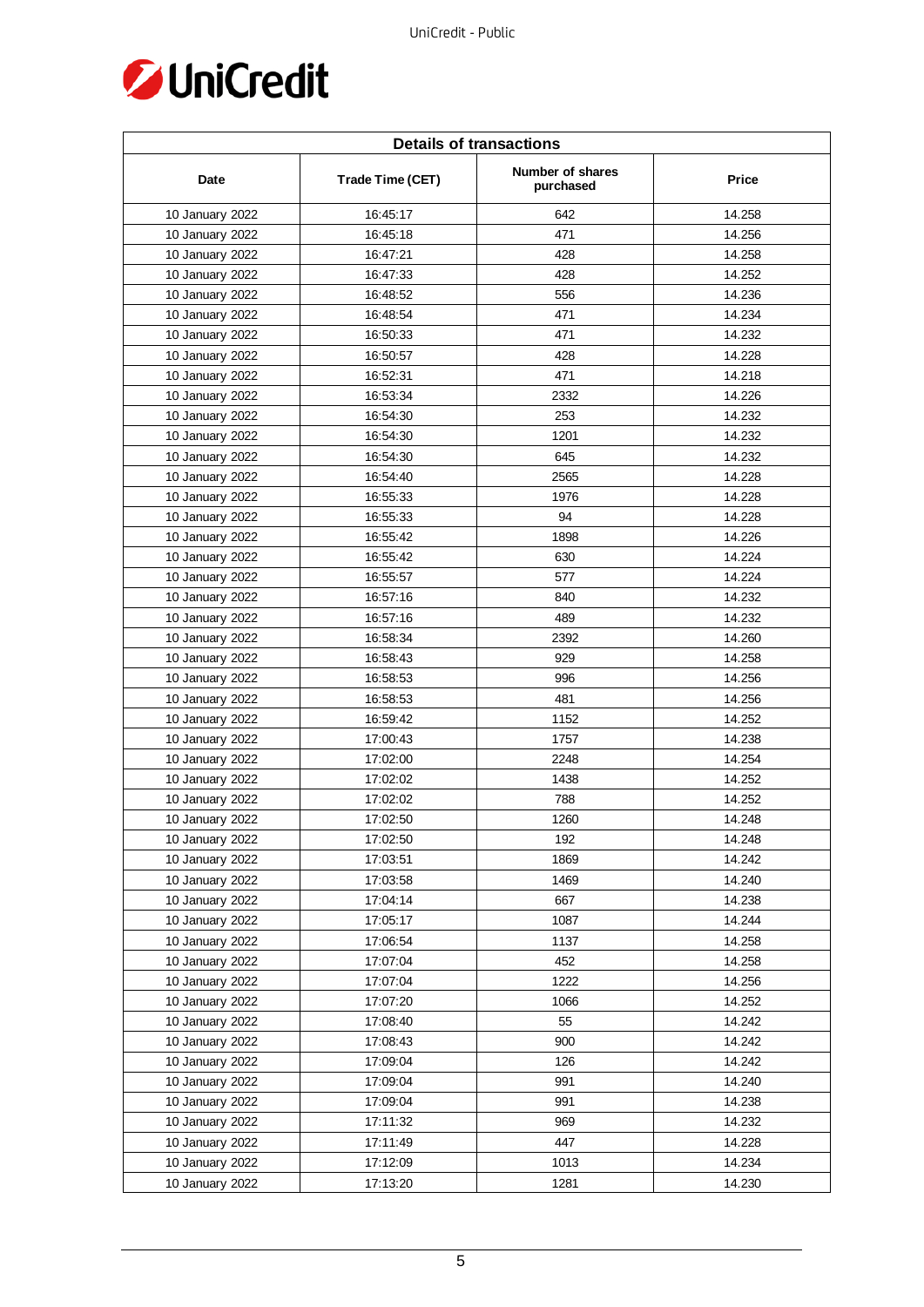| Details of transactions | | | |
|---|---|---|---|
| Date | Trade Time (CET) | Number of shares purchased | Price |
| 10 January 2022 | 16:45:17 | 642 | 14.258 |
| 10 January 2022 | 16:45:18 | 471 | 14.256 |
| 10 January 2022 | 16:47:21 | 428 | 14.258 |
| 10 January 2022 | 16:47:33 | 428 | 14.252 |
| 10 January 2022 | 16:48:52 | 556 | 14.236 |
| 10 January 2022 | 16:48:54 | 471 | 14.234 |
| 10 January 2022 | 16:50:33 | 471 | 14.232 |
| 10 January 2022 | 16:50:57 | 428 | 14.228 |
| 10 January 2022 | 16:52:31 | 471 | 14.218 |
| 10 January 2022 | 16:53:34 | 2332 | 14.226 |
| 10 January 2022 | 16:54:30 | 253 | 14.232 |
| 10 January 2022 | 16:54:30 | 1201 | 14.232 |
| 10 January 2022 | 16:54:30 | 645 | 14.232 |
| 10 January 2022 | 16:54:40 | 2565 | 14.228 |
| 10 January 2022 | 16:55:33 | 1976 | 14.228 |
| 10 January 2022 | 16:55:33 | 94 | 14.228 |
| 10 January 2022 | 16:55:42 | 1898 | 14.226 |
| 10 January 2022 | 16:55:42 | 630 | 14.224 |
| 10 January 2022 | 16:55:57 | 577 | 14.224 |
| 10 January 2022 | 16:57:16 | 840 | 14.232 |
| 10 January 2022 | 16:57:16 | 489 | 14.232 |
| 10 January 2022 | 16:58:34 | 2392 | 14.260 |
| 10 January 2022 | 16:58:43 | 929 | 14.258 |
| 10 January 2022 | 16:58:53 | 996 | 14.256 |
| 10 January 2022 | 16:58:53 | 481 | 14.256 |
| 10 January 2022 | 16:59:42 | 1152 | 14.252 |
| 10 January 2022 | 17:00:43 | 1757 | 14.238 |
| 10 January 2022 | 17:02:00 | 2248 | 14.254 |
| 10 January 2022 | 17:02:02 | 1438 | 14.252 |
| 10 January 2022 | 17:02:02 | 788 | 14.252 |
| 10 January 2022 | 17:02:50 | 1260 | 14.248 |
| 10 January 2022 | 17:02:50 | 192 | 14.248 |
| 10 January 2022 | 17:03:51 | 1869 | 14.242 |
| 10 January 2022 | 17:03:58 | 1469 | 14.240 |
| 10 January 2022 | 17:04:14 | 667 | 14.238 |
| 10 January 2022 | 17:05:17 | 1087 | 14.244 |
| 10 January 2022 | 17:06:54 | 1137 | 14.258 |
| 10 January 2022 | 17:07:04 | 452 | 14.258 |
| 10 January 2022 | 17:07:04 | 1222 | 14.256 |
| 10 January 2022 | 17:07:20 | 1066 | 14.252 |
| 10 January 2022 | 17:08:40 | 55 | 14.242 |
| 10 January 2022 | 17:08:43 | 900 | 14.242 |
| 10 January 2022 | 17:09:04 | 126 | 14.242 |
| 10 January 2022 | 17:09:04 | 991 | 14.240 |
| 10 January 2022 | 17:09:04 | 991 | 14.238 |
| 10 January 2022 | 17:11:32 | 969 | 14.232 |
| 10 January 2022 | 17:11:49 | 447 | 14.228 |
| 10 January 2022 | 17:12:09 | 1013 | 14.234 |
| 10 January 2022 | 17:13:20 | 1281 | 14.230 |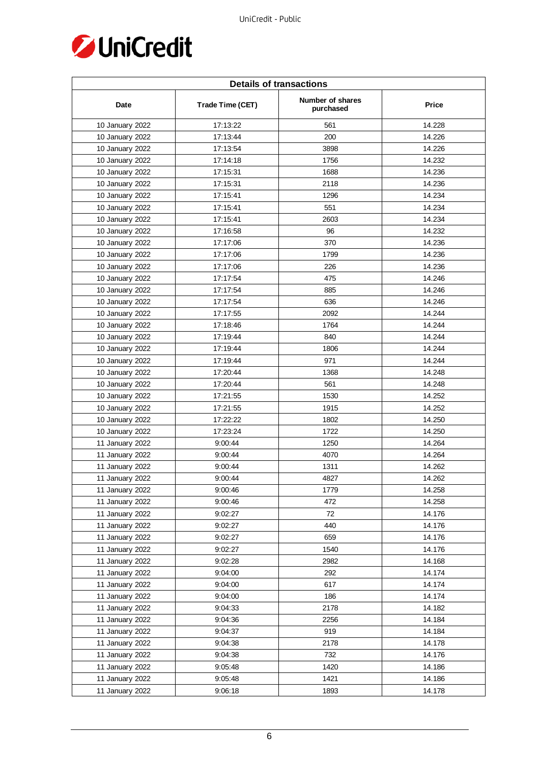| Details of transactions | | | |
|---|---|---|---|
| Date | Trade Time (CET) | Number of shares purchased | Price |
| 10 January 2022 | 17:13:22 | 561 | 14.228 |
| 10 January 2022 | 17:13:44 | 200 | 14.226 |
| 10 January 2022 | 17:13:54 | 3898 | 14.226 |
| 10 January 2022 | 17:14:18 | 1756 | 14.232 |
| 10 January 2022 | 17:15:31 | 1688 | 14.236 |
| 10 January 2022 | 17:15:31 | 2118 | 14.236 |
| 10 January 2022 | 17:15:41 | 1296 | 14.234 |
| 10 January 2022 | 17:15:41 | 551 | 14.234 |
| 10 January 2022 | 17:15:41 | 2603 | 14.234 |
| 10 January 2022 | 17:16:58 | 96 | 14.232 |
| 10 January 2022 | 17:17:06 | 370 | 14.236 |
| 10 January 2022 | 17:17:06 | 1799 | 14.236 |
| 10 January 2022 | 17:17:06 | 226 | 14.236 |
| 10 January 2022 | 17:17:54 | 475 | 14.246 |
| 10 January 2022 | 17:17:54 | 885 | 14.246 |
| 10 January 2022 | 17:17:54 | 636 | 14.246 |
| 10 January 2022 | 17:17:55 | 2092 | 14.244 |
| 10 January 2022 | 17:18:46 | 1764 | 14.244 |
| 10 January 2022 | 17:19:44 | 840 | 14.244 |
| 10 January 2022 | 17:19:44 | 1806 | 14.244 |
| 10 January 2022 | 17:19:44 | 971 | 14.244 |
| 10 January 2022 | 17:20:44 | 1368 | 14.248 |
| 10 January 2022 | 17:20:44 | 561 | 14.248 |
| 10 January 2022 | 17:21:55 | 1530 | 14.252 |
| 10 January 2022 | 17:21:55 | 1915 | 14.252 |
| 10 January 2022 | 17:22:22 | 1802 | 14.250 |
| 10 January 2022 | 17:23:24 | 1722 | 14.250 |
| 11 January 2022 | 9:00:44 | 1250 | 14.264 |
| 11 January 2022 | 9:00:44 | 4070 | 14.264 |
| 11 January 2022 | 9:00:44 | 1311 | 14.262 |
| 11 January 2022 | 9:00:44 | 4827 | 14.262 |
| 11 January 2022 | 9:00:46 | 1779 | 14.258 |
| 11 January 2022 | 9:00:46 | 472 | 14.258 |
| 11 January 2022 | 9:02:27 | 72 | 14.176 |
| 11 January 2022 | 9:02:27 | 440 | 14.176 |
| 11 January 2022 | 9:02:27 | 659 | 14.176 |
| 11 January 2022 | 9:02:27 | 1540 | 14.176 |
| 11 January 2022 | 9:02:28 | 2982 | 14.168 |
| 11 January 2022 | 9:04:00 | 292 | 14.174 |
| 11 January 2022 | 9:04:00 | 617 | 14.174 |
| 11 January 2022 | 9:04:00 | 186 | 14.174 |
| 11 January 2022 | 9:04:33 | 2178 | 14.182 |
| 11 January 2022 | 9:04:36 | 2256 | 14.184 |
| 11 January 2022 | 9:04:37 | 919 | 14.184 |
| 11 January 2022 | 9:04:38 | 2178 | 14.178 |
| 11 January 2022 | 9:04:38 | 732 | 14.176 |
| 11 January 2022 | 9:05:48 | 1420 | 14.186 |
| 11 January 2022 | 9:05:48 | 1421 | 14.186 |
| 11 January 2022 | 9:06:18 | 1893 | 14.178 |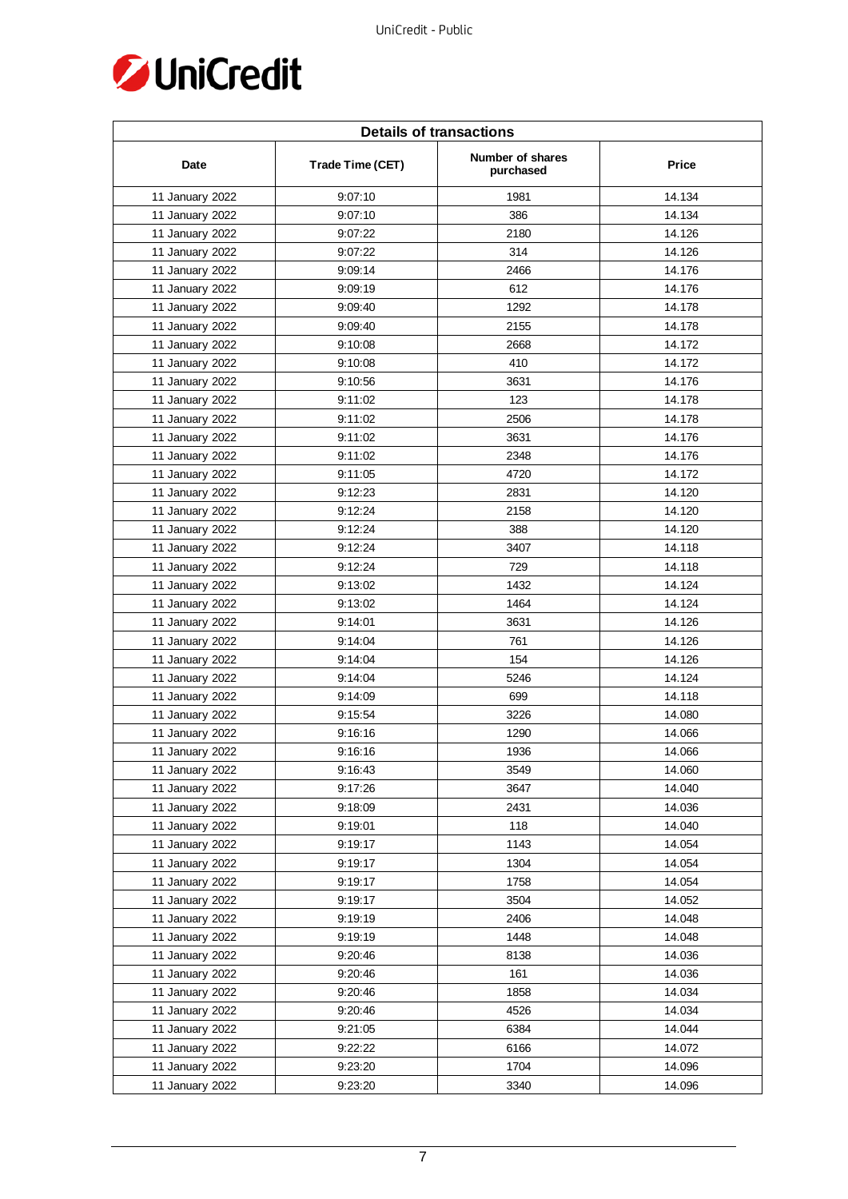| Details of transactions | | | |
|---|---|---|---|
| Date | Trade Time (CET) | Number of shares purchased | Price |
| 11 January 2022 | 9:07:10 | 1981 | 14.134 |
| 11 January 2022 | 9:07:10 | 386 | 14.134 |
| 11 January 2022 | 9:07:22 | 2180 | 14.126 |
| 11 January 2022 | 9:07:22 | 314 | 14.126 |
| 11 January 2022 | 9:09:14 | 2466 | 14.176 |
| 11 January 2022 | 9:09:19 | 612 | 14.176 |
| 11 January 2022 | 9:09:40 | 1292 | 14.178 |
| 11 January 2022 | 9:09:40 | 2155 | 14.178 |
| 11 January 2022 | 9:10:08 | 2668 | 14.172 |
| 11 January 2022 | 9:10:08 | 410 | 14.172 |
| 11 January 2022 | 9:10:56 | 3631 | 14.176 |
| 11 January 2022 | 9:11:02 | 123 | 14.178 |
| 11 January 2022 | 9:11:02 | 2506 | 14.178 |
| 11 January 2022 | 9:11:02 | 3631 | 14.176 |
| 11 January 2022 | 9:11:02 | 2348 | 14.176 |
| 11 January 2022 | 9:11:05 | 4720 | 14.172 |
| 11 January 2022 | 9:12:23 | 2831 | 14.120 |
| 11 January 2022 | 9:12:24 | 2158 | 14.120 |
| 11 January 2022 | 9:12:24 | 388 | 14.120 |
| 11 January 2022 | 9:12:24 | 3407 | 14.118 |
| 11 January 2022 | 9:12:24 | 729 | 14.118 |
| 11 January 2022 | 9:13:02 | 1432 | 14.124 |
| 11 January 2022 | 9:13:02 | 1464 | 14.124 |
| 11 January 2022 | 9:14:01 | 3631 | 14.126 |
| 11 January 2022 | 9:14:04 | 761 | 14.126 |
| 11 January 2022 | 9:14:04 | 154 | 14.126 |
| 11 January 2022 | 9:14:04 | 5246 | 14.124 |
| 11 January 2022 | 9:14:09 | 699 | 14.118 |
| 11 January 2022 | 9:15:54 | 3226 | 14.080 |
| 11 January 2022 | 9:16:16 | 1290 | 14.066 |
| 11 January 2022 | 9:16:16 | 1936 | 14.066 |
| 11 January 2022 | 9:16:43 | 3549 | 14.060 |
| 11 January 2022 | 9:17:26 | 3647 | 14.040 |
| 11 January 2022 | 9:18:09 | 2431 | 14.036 |
| 11 January 2022 | 9:19:01 | 118 | 14.040 |
| 11 January 2022 | 9:19:17 | 1143 | 14.054 |
| 11 January 2022 | 9:19:17 | 1304 | 14.054 |
| 11 January 2022 | 9:19:17 | 1758 | 14.054 |
| 11 January 2022 | 9:19:17 | 3504 | 14.052 |
| 11 January 2022 | 9:19:19 | 2406 | 14.048 |
| 11 January 2022 | 9:19:19 | 1448 | 14.048 |
| 11 January 2022 | 9:20:46 | 8138 | 14.036 |
| 11 January 2022 | 9:20:46 | 161 | 14.036 |
| 11 January 2022 | 9:20:46 | 1858 | 14.034 |
| 11 January 2022 | 9:20:46 | 4526 | 14.034 |
| 11 January 2022 | 9:21:05 | 6384 | 14.044 |
| 11 January 2022 | 9:22:22 | 6166 | 14.072 |
| 11 January 2022 | 9:23:20 | 1704 | 14.096 |
| 11 January 2022 | 9:23:20 | 3340 | 14.096 |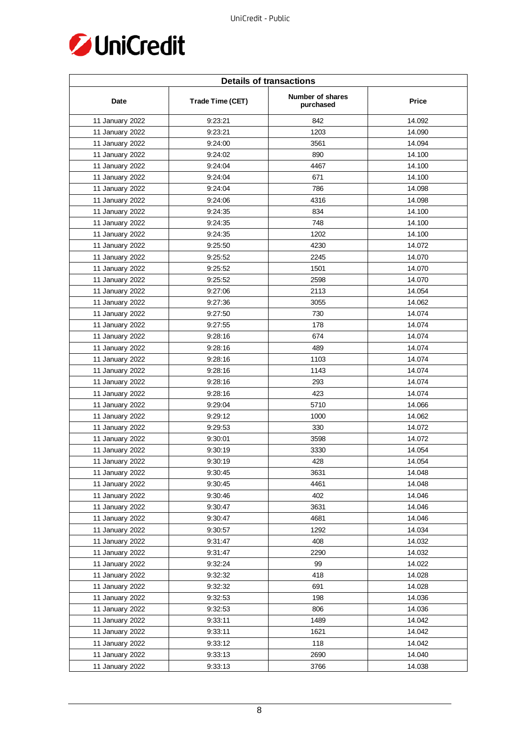| Details of transactions | | | |
|---|---|---|---|
| Date | Trade Time (CET) | Number of shares purchased | Price |
| 11 January 2022 | 9:23:21 | 842 | 14.092 |
| 11 January 2022 | 9:23:21 | 1203 | 14.090 |
| 11 January 2022 | 9:24:00 | 3561 | 14.094 |
| 11 January 2022 | 9:24:02 | 890 | 14.100 |
| 11 January 2022 | 9:24:04 | 4467 | 14.100 |
| 11 January 2022 | 9:24:04 | 671 | 14.100 |
| 11 January 2022 | 9:24:04 | 786 | 14.098 |
| 11 January 2022 | 9:24:06 | 4316 | 14.098 |
| 11 January 2022 | 9:24:35 | 834 | 14.100 |
| 11 January 2022 | 9:24:35 | 748 | 14.100 |
| 11 January 2022 | 9:24:35 | 1202 | 14.100 |
| 11 January 2022 | 9:25:50 | 4230 | 14.072 |
| 11 January 2022 | 9:25:52 | 2245 | 14.070 |
| 11 January 2022 | 9:25:52 | 1501 | 14.070 |
| 11 January 2022 | 9:25:52 | 2598 | 14.070 |
| 11 January 2022 | 9:27:06 | 2113 | 14.054 |
| 11 January 2022 | 9:27:36 | 3055 | 14.062 |
| 11 January 2022 | 9:27:50 | 730 | 14.074 |
| 11 January 2022 | 9:27:55 | 178 | 14.074 |
| 11 January 2022 | 9:28:16 | 674 | 14.074 |
| 11 January 2022 | 9:28:16 | 489 | 14.074 |
| 11 January 2022 | 9:28:16 | 1103 | 14.074 |
| 11 January 2022 | 9:28:16 | 1143 | 14.074 |
| 11 January 2022 | 9:28:16 | 293 | 14.074 |
| 11 January 2022 | 9:28:16 | 423 | 14.074 |
| 11 January 2022 | 9:29:04 | 5710 | 14.066 |
| 11 January 2022 | 9:29:12 | 1000 | 14.062 |
| 11 January 2022 | 9:29:53 | 330 | 14.072 |
| 11 January 2022 | 9:30:01 | 3598 | 14.072 |
| 11 January 2022 | 9:30:19 | 3330 | 14.054 |
| 11 January 2022 | 9:30:19 | 428 | 14.054 |
| 11 January 2022 | 9:30:45 | 3631 | 14.048 |
| 11 January 2022 | 9:30:45 | 4461 | 14.048 |
| 11 January 2022 | 9:30:46 | 402 | 14.046 |
| 11 January 2022 | 9:30:47 | 3631 | 14.046 |
| 11 January 2022 | 9:30:47 | 4681 | 14.046 |
| 11 January 2022 | 9:30:57 | 1292 | 14.034 |
| 11 January 2022 | 9:31:47 | 408 | 14.032 |
| 11 January 2022 | 9:31:47 | 2290 | 14.032 |
| 11 January 2022 | 9:32:24 | 99 | 14.022 |
| 11 January 2022 | 9:32:32 | 418 | 14.028 |
| 11 January 2022 | 9:32:32 | 691 | 14.028 |
| 11 January 2022 | 9:32:53 | 198 | 14.036 |
| 11 January 2022 | 9:32:53 | 806 | 14.036 |
| 11 January 2022 | 9:33:11 | 1489 | 14.042 |
| 11 January 2022 | 9:33:11 | 1621 | 14.042 |
| 11 January 2022 | 9:33:12 | 118 | 14.042 |
| 11 January 2022 | 9:33:13 | 2690 | 14.040 |
| 11 January 2022 | 9:33:13 | 3766 | 14.038 |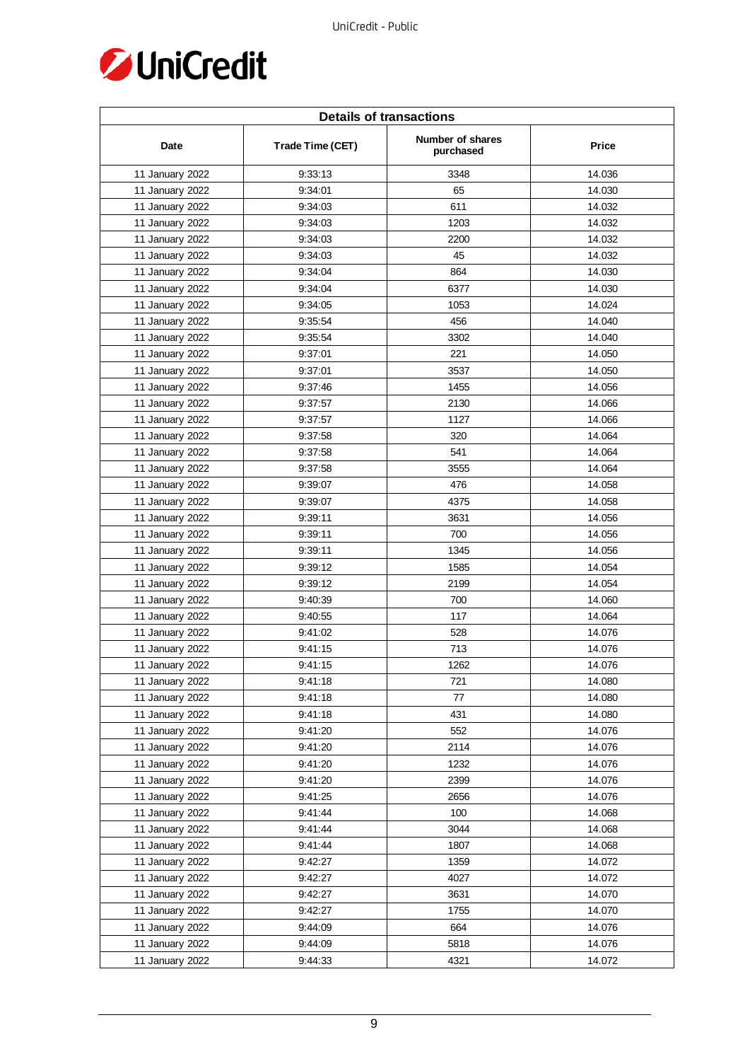| Details of transactions | | | |
|---|---|---|---|
| Date | Trade Time (CET) | Number of shares purchased | Price |
| 11 January 2022 | 9:33:13 | 3348 | 14.036 |
| 11 January 2022 | 9:34:01 | 65 | 14.030 |
| 11 January 2022 | 9:34:03 | 611 | 14.032 |
| 11 January 2022 | 9:34:03 | 1203 | 14.032 |
| 11 January 2022 | 9:34:03 | 2200 | 14.032 |
| 11 January 2022 | 9:34:03 | 45 | 14.032 |
| 11 January 2022 | 9:34:04 | 864 | 14.030 |
| 11 January 2022 | 9:34:04 | 6377 | 14.030 |
| 11 January 2022 | 9:34:05 | 1053 | 14.024 |
| 11 January 2022 | 9:35:54 | 456 | 14.040 |
| 11 January 2022 | 9:35:54 | 3302 | 14.040 |
| 11 January 2022 | 9:37:01 | 221 | 14.050 |
| 11 January 2022 | 9:37:01 | 3537 | 14.050 |
| 11 January 2022 | 9:37:46 | 1455 | 14.056 |
| 11 January 2022 | 9:37:57 | 2130 | 14.066 |
| 11 January 2022 | 9:37:57 | 1127 | 14.066 |
| 11 January 2022 | 9:37:58 | 320 | 14.064 |
| 11 January 2022 | 9:37:58 | 541 | 14.064 |
| 11 January 2022 | 9:37:58 | 3555 | 14.064 |
| 11 January 2022 | 9:39:07 | 476 | 14.058 |
| 11 January 2022 | 9:39:07 | 4375 | 14.058 |
| 11 January 2022 | 9:39:11 | 3631 | 14.056 |
| 11 January 2022 | 9:39:11 | 700 | 14.056 |
| 11 January 2022 | 9:39:11 | 1345 | 14.056 |
| 11 January 2022 | 9:39:12 | 1585 | 14.054 |
| 11 January 2022 | 9:39:12 | 2199 | 14.054 |
| 11 January 2022 | 9:40:39 | 700 | 14.060 |
| 11 January 2022 | 9:40:55 | 117 | 14.064 |
| 11 January 2022 | 9:41:02 | 528 | 14.076 |
| 11 January 2022 | 9:41:15 | 713 | 14.076 |
| 11 January 2022 | 9:41:15 | 1262 | 14.076 |
| 11 January 2022 | 9:41:18 | 721 | 14.080 |
| 11 January 2022 | 9:41:18 | 77 | 14.080 |
| 11 January 2022 | 9:41:18 | 431 | 14.080 |
| 11 January 2022 | 9:41:20 | 552 | 14.076 |
| 11 January 2022 | 9:41:20 | 2114 | 14.076 |
| 11 January 2022 | 9:41:20 | 1232 | 14.076 |
| 11 January 2022 | 9:41:20 | 2399 | 14.076 |
| 11 January 2022 | 9:41:25 | 2656 | 14.076 |
| 11 January 2022 | 9:41:44 | 100 | 14.068 |
| 11 January 2022 | 9:41:44 | 3044 | 14.068 |
| 11 January 2022 | 9:41:44 | 1807 | 14.068 |
| 11 January 2022 | 9:42:27 | 1359 | 14.072 |
| 11 January 2022 | 9:42:27 | 4027 | 14.072 |
| 11 January 2022 | 9:42:27 | 3631 | 14.070 |
| 11 January 2022 | 9:42:27 | 1755 | 14.070 |
| 11 January 2022 | 9:44:09 | 664 | 14.076 |
| 11 January 2022 | 9:44:09 | 5818 | 14.076 |
| 11 January 2022 | 9:44:33 | 4321 | 14.072 |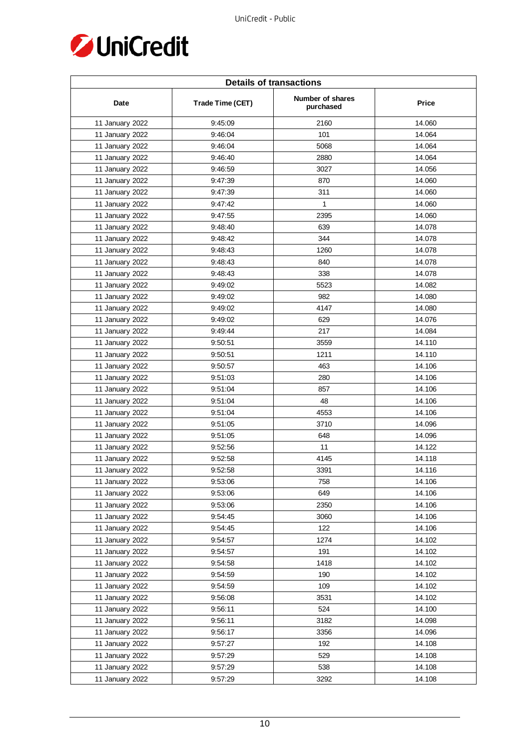| Details of transactions | | | |
|---|---|---|---|
| Date | Trade Time (CET) | Number of shares purchased | Price |
| 11 January 2022 | 9:45:09 | 2160 | 14.060 |
| 11 January 2022 | 9:46:04 | 101 | 14.064 |
| 11 January 2022 | 9:46:04 | 5068 | 14.064 |
| 11 January 2022 | 9:46:40 | 2880 | 14.064 |
| 11 January 2022 | 9:46:59 | 3027 | 14.056 |
| 11 January 2022 | 9:47:39 | 870 | 14.060 |
| 11 January 2022 | 9:47:39 | 311 | 14.060 |
| 11 January 2022 | 9:47:42 | 1 | 14.060 |
| 11 January 2022 | 9:47:55 | 2395 | 14.060 |
| 11 January 2022 | 9:48:40 | 639 | 14.078 |
| 11 January 2022 | 9:48:42 | 344 | 14.078 |
| 11 January 2022 | 9:48:43 | 1260 | 14.078 |
| 11 January 2022 | 9:48:43 | 840 | 14.078 |
| 11 January 2022 | 9:48:43 | 338 | 14.078 |
| 11 January 2022 | 9:49:02 | 5523 | 14.082 |
| 11 January 2022 | 9:49:02 | 982 | 14.080 |
| 11 January 2022 | 9:49:02 | 4147 | 14.080 |
| 11 January 2022 | 9:49:02 | 629 | 14.076 |
| 11 January 2022 | 9:49:44 | 217 | 14.084 |
| 11 January 2022 | 9:50:51 | 3559 | 14.110 |
| 11 January 2022 | 9:50:51 | 1211 | 14.110 |
| 11 January 2022 | 9:50:57 | 463 | 14.106 |
| 11 January 2022 | 9:51:03 | 280 | 14.106 |
| 11 January 2022 | 9:51:04 | 857 | 14.106 |
| 11 January 2022 | 9:51:04 | 48 | 14.106 |
| 11 January 2022 | 9:51:04 | 4553 | 14.106 |
| 11 January 2022 | 9:51:05 | 3710 | 14.096 |
| 11 January 2022 | 9:51:05 | 648 | 14.096 |
| 11 January 2022 | 9:52:56 | 11 | 14.122 |
| 11 January 2022 | 9:52:58 | 4145 | 14.118 |
| 11 January 2022 | 9:52:58 | 3391 | 14.116 |
| 11 January 2022 | 9:53:06 | 758 | 14.106 |
| 11 January 2022 | 9:53:06 | 649 | 14.106 |
| 11 January 2022 | 9:53:06 | 2350 | 14.106 |
| 11 January 2022 | 9:54:45 | 3060 | 14.106 |
| 11 January 2022 | 9:54:45 | 122 | 14.106 |
| 11 January 2022 | 9:54:57 | 1274 | 14.102 |
| 11 January 2022 | 9:54:57 | 191 | 14.102 |
| 11 January 2022 | 9:54:58 | 1418 | 14.102 |
| 11 January 2022 | 9:54:59 | 190 | 14.102 |
| 11 January 2022 | 9:54:59 | 109 | 14.102 |
| 11 January 2022 | 9:56:08 | 3531 | 14.102 |
| 11 January 2022 | 9:56:11 | 524 | 14.100 |
| 11 January 2022 | 9:56:11 | 3182 | 14.098 |
| 11 January 2022 | 9:56:17 | 3356 | 14.096 |
| 11 January 2022 | 9:57:27 | 192 | 14.108 |
| 11 January 2022 | 9:57:29 | 529 | 14.108 |
| 11 January 2022 | 9:57:29 | 538 | 14.108 |
| 11 January 2022 | 9:57:29 | 3292 | 14.108 |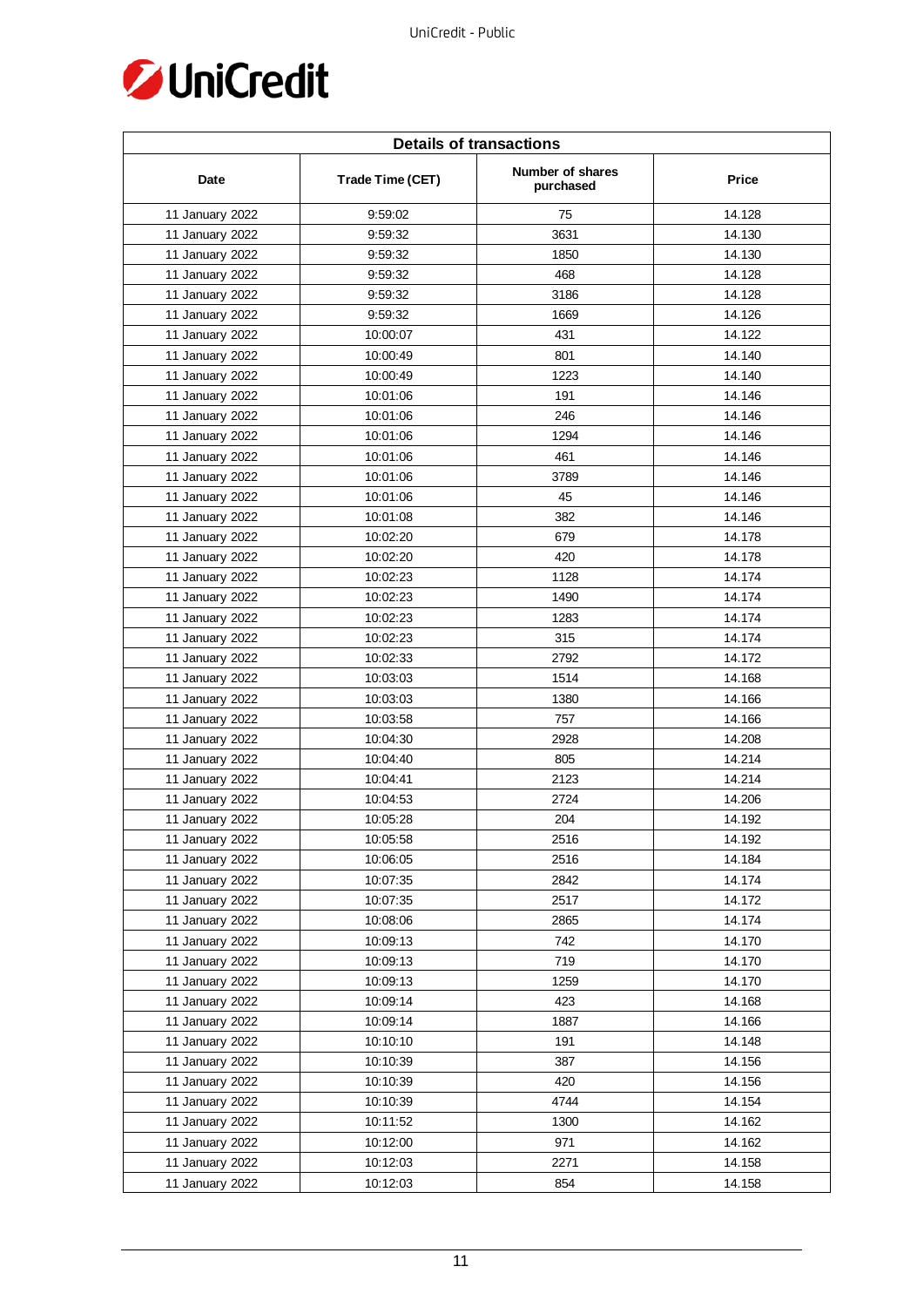| Details of transactions | | | |
|---|---|---|---|
| Date | Trade Time (CET) | Number of shares purchased | Price |
| 11 January 2022 | 9:59:02 | 75 | 14.128 |
| 11 January 2022 | 9:59:32 | 3631 | 14.130 |
| 11 January 2022 | 9:59:32 | 1850 | 14.130 |
| 11 January 2022 | 9:59:32 | 468 | 14.128 |
| 11 January 2022 | 9:59:32 | 3186 | 14.128 |
| 11 January 2022 | 9:59:32 | 1669 | 14.126 |
| 11 January 2022 | 10:00:07 | 431 | 14.122 |
| 11 January 2022 | 10:00:49 | 801 | 14.140 |
| 11 January 2022 | 10:00:49 | 1223 | 14.140 |
| 11 January 2022 | 10:01:06 | 191 | 14.146 |
| 11 January 2022 | 10:01:06 | 246 | 14.146 |
| 11 January 2022 | 10:01:06 | 1294 | 14.146 |
| 11 January 2022 | 10:01:06 | 461 | 14.146 |
| 11 January 2022 | 10:01:06 | 3789 | 14.146 |
| 11 January 2022 | 10:01:06 | 45 | 14.146 |
| 11 January 2022 | 10:01:08 | 382 | 14.146 |
| 11 January 2022 | 10:02:20 | 679 | 14.178 |
| 11 January 2022 | 10:02:20 | 420 | 14.178 |
| 11 January 2022 | 10:02:23 | 1128 | 14.174 |
| 11 January 2022 | 10:02:23 | 1490 | 14.174 |
| 11 January 2022 | 10:02:23 | 1283 | 14.174 |
| 11 January 2022 | 10:02:23 | 315 | 14.174 |
| 11 January 2022 | 10:02:33 | 2792 | 14.172 |
| 11 January 2022 | 10:03:03 | 1514 | 14.168 |
| 11 January 2022 | 10:03:03 | 1380 | 14.166 |
| 11 January 2022 | 10:03:58 | 757 | 14.166 |
| 11 January 2022 | 10:04:30 | 2928 | 14.208 |
| 11 January 2022 | 10:04:40 | 805 | 14.214 |
| 11 January 2022 | 10:04:41 | 2123 | 14.214 |
| 11 January 2022 | 10:04:53 | 2724 | 14.206 |
| 11 January 2022 | 10:05:28 | 204 | 14.192 |
| 11 January 2022 | 10:05:58 | 2516 | 14.192 |
| 11 January 2022 | 10:06:05 | 2516 | 14.184 |
| 11 January 2022 | 10:07:35 | 2842 | 14.174 |
| 11 January 2022 | 10:07:35 | 2517 | 14.172 |
| 11 January 2022 | 10:08:06 | 2865 | 14.174 |
| 11 January 2022 | 10:09:13 | 742 | 14.170 |
| 11 January 2022 | 10:09:13 | 719 | 14.170 |
| 11 January 2022 | 10:09:13 | 1259 | 14.170 |
| 11 January 2022 | 10:09:14 | 423 | 14.168 |
| 11 January 2022 | 10:09:14 | 1887 | 14.166 |
| 11 January 2022 | 10:10:10 | 191 | 14.148 |
| 11 January 2022 | 10:10:39 | 387 | 14.156 |
| 11 January 2022 | 10:10:39 | 420 | 14.156 |
| 11 January 2022 | 10:10:39 | 4744 | 14.154 |
| 11 January 2022 | 10:11:52 | 1300 | 14.162 |
| 11 January 2022 | 10:12:00 | 971 | 14.162 |
| 11 January 2022 | 10:12:03 | 2271 | 14.158 |
| 11 January 2022 | 10:12:03 | 854 | 14.158 |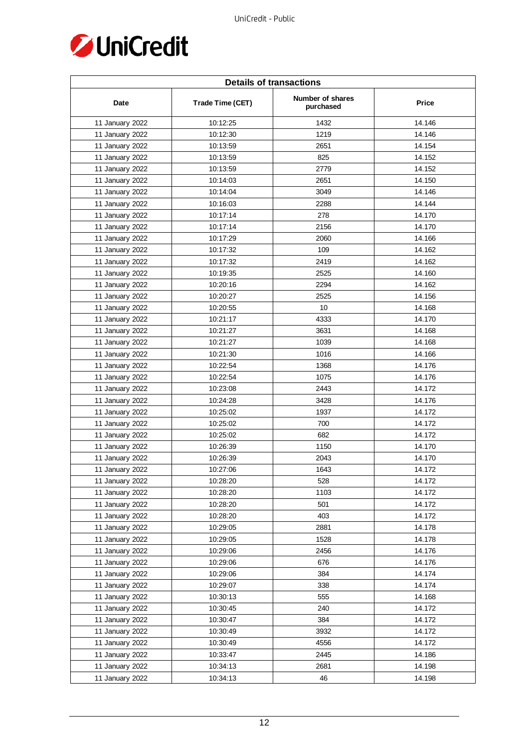| Details of transactions | | | |
|---|---|---|---|
| Date | Trade Time (CET) | Number of shares purchased | Price |
| 11 January 2022 | 10:12:25 | 1432 | 14.146 |
| 11 January 2022 | 10:12:30 | 1219 | 14.146 |
| 11 January 2022 | 10:13:59 | 2651 | 14.154 |
| 11 January 2022 | 10:13:59 | 825 | 14.152 |
| 11 January 2022 | 10:13:59 | 2779 | 14.152 |
| 11 January 2022 | 10:14:03 | 2651 | 14.150 |
| 11 January 2022 | 10:14:04 | 3049 | 14.146 |
| 11 January 2022 | 10:16:03 | 2288 | 14.144 |
| 11 January 2022 | 10:17:14 | 278 | 14.170 |
| 11 January 2022 | 10:17:14 | 2156 | 14.170 |
| 11 January 2022 | 10:17:29 | 2060 | 14.166 |
| 11 January 2022 | 10:17:32 | 109 | 14.162 |
| 11 January 2022 | 10:17:32 | 2419 | 14.162 |
| 11 January 2022 | 10:19:35 | 2525 | 14.160 |
| 11 January 2022 | 10:20:16 | 2294 | 14.162 |
| 11 January 2022 | 10:20:27 | 2525 | 14.156 |
| 11 January 2022 | 10:20:55 | 10 | 14.168 |
| 11 January 2022 | 10:21:17 | 4333 | 14.170 |
| 11 January 2022 | 10:21:27 | 3631 | 14.168 |
| 11 January 2022 | 10:21:27 | 1039 | 14.168 |
| 11 January 2022 | 10:21:30 | 1016 | 14.166 |
| 11 January 2022 | 10:22:54 | 1368 | 14.176 |
| 11 January 2022 | 10:22:54 | 1075 | 14.176 |
| 11 January 2022 | 10:23:08 | 2443 | 14.172 |
| 11 January 2022 | 10:24:28 | 3428 | 14.176 |
| 11 January 2022 | 10:25:02 | 1937 | 14.172 |
| 11 January 2022 | 10:25:02 | 700 | 14.172 |
| 11 January 2022 | 10:25:02 | 682 | 14.172 |
| 11 January 2022 | 10:26:39 | 1150 | 14.170 |
| 11 January 2022 | 10:26:39 | 2043 | 14.170 |
| 11 January 2022 | 10:27:06 | 1643 | 14.172 |
| 11 January 2022 | 10:28:20 | 528 | 14.172 |
| 11 January 2022 | 10:28:20 | 1103 | 14.172 |
| 11 January 2022 | 10:28:20 | 501 | 14.172 |
| 11 January 2022 | 10:28:20 | 403 | 14.172 |
| 11 January 2022 | 10:29:05 | 2881 | 14.178 |
| 11 January 2022 | 10:29:05 | 1528 | 14.178 |
| 11 January 2022 | 10:29:06 | 2456 | 14.176 |
| 11 January 2022 | 10:29:06 | 676 | 14.176 |
| 11 January 2022 | 10:29:06 | 384 | 14.174 |
| 11 January 2022 | 10:29:07 | 338 | 14.174 |
| 11 January 2022 | 10:30:13 | 555 | 14.168 |
| 11 January 2022 | 10:30:45 | 240 | 14.172 |
| 11 January 2022 | 10:30:47 | 384 | 14.172 |
| 11 January 2022 | 10:30:49 | 3932 | 14.172 |
| 11 January 2022 | 10:30:49 | 4556 | 14.172 |
| 11 January 2022 | 10:33:47 | 2445 | 14.186 |
| 11 January 2022 | 10:34:13 | 2681 | 14.198 |
| 11 January 2022 | 10:34:13 | 46 | 14.198 |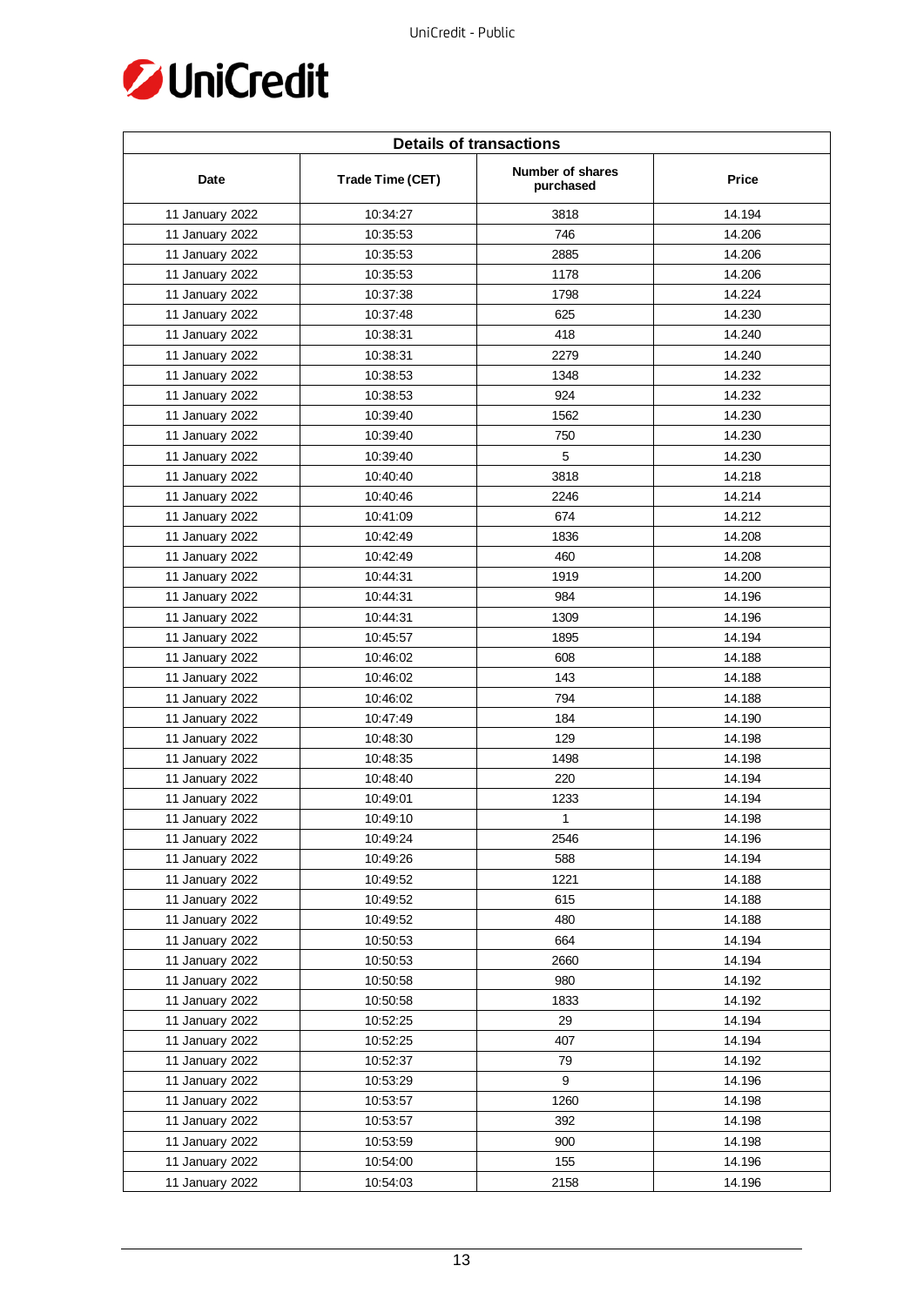| Details of transactions | | | |
|---|---|---|---|
| Date | Trade Time (CET) | Number of shares purchased | Price |
| 11 January 2022 | 10:34:27 | 3818 | 14.194 |
| 11 January 2022 | 10:35:53 | 746 | 14.206 |
| 11 January 2022 | 10:35:53 | 2885 | 14.206 |
| 11 January 2022 | 10:35:53 | 1178 | 14.206 |
| 11 January 2022 | 10:37:38 | 1798 | 14.224 |
| 11 January 2022 | 10:37:48 | 625 | 14.230 |
| 11 January 2022 | 10:38:31 | 418 | 14.240 |
| 11 January 2022 | 10:38:31 | 2279 | 14.240 |
| 11 January 2022 | 10:38:53 | 1348 | 14.232 |
| 11 January 2022 | 10:38:53 | 924 | 14.232 |
| 11 January 2022 | 10:39:40 | 1562 | 14.230 |
| 11 January 2022 | 10:39:40 | 750 | 14.230 |
| 11 January 2022 | 10:39:40 | 5 | 14.230 |
| 11 January 2022 | 10:40:40 | 3818 | 14.218 |
| 11 January 2022 | 10:40:46 | 2246 | 14.214 |
| 11 January 2022 | 10:41:09 | 674 | 14.212 |
| 11 January 2022 | 10:42:49 | 1836 | 14.208 |
| 11 January 2022 | 10:42:49 | 460 | 14.208 |
| 11 January 2022 | 10:44:31 | 1919 | 14.200 |
| 11 January 2022 | 10:44:31 | 984 | 14.196 |
| 11 January 2022 | 10:44:31 | 1309 | 14.196 |
| 11 January 2022 | 10:45:57 | 1895 | 14.194 |
| 11 January 2022 | 10:46:02 | 608 | 14.188 |
| 11 January 2022 | 10:46:02 | 143 | 14.188 |
| 11 January 2022 | 10:46:02 | 794 | 14.188 |
| 11 January 2022 | 10:47:49 | 184 | 14.190 |
| 11 January 2022 | 10:48:30 | 129 | 14.198 |
| 11 January 2022 | 10:48:35 | 1498 | 14.198 |
| 11 January 2022 | 10:48:40 | 220 | 14.194 |
| 11 January 2022 | 10:49:01 | 1233 | 14.194 |
| 11 January 2022 | 10:49:10 | 1 | 14.198 |
| 11 January 2022 | 10:49:24 | 2546 | 14.196 |
| 11 January 2022 | 10:49:26 | 588 | 14.194 |
| 11 January 2022 | 10:49:52 | 1221 | 14.188 |
| 11 January 2022 | 10:49:52 | 615 | 14.188 |
| 11 January 2022 | 10:49:52 | 480 | 14.188 |
| 11 January 2022 | 10:50:53 | 664 | 14.194 |
| 11 January 2022 | 10:50:53 | 2660 | 14.194 |
| 11 January 2022 | 10:50:58 | 980 | 14.192 |
| 11 January 2022 | 10:50:58 | 1833 | 14.192 |
| 11 January 2022 | 10:52:25 | 29 | 14.194 |
| 11 January 2022 | 10:52:25 | 407 | 14.194 |
| 11 January 2022 | 10:52:37 | 79 | 14.192 |
| 11 January 2022 | 10:53:29 | 9 | 14.196 |
| 11 January 2022 | 10:53:57 | 1260 | 14.198 |
| 11 January 2022 | 10:53:57 | 392 | 14.198 |
| 11 January 2022 | 10:53:59 | 900 | 14.198 |
| 11 January 2022 | 10:54:00 | 155 | 14.196 |
| 11 January 2022 | 10:54:03 | 2158 | 14.196 |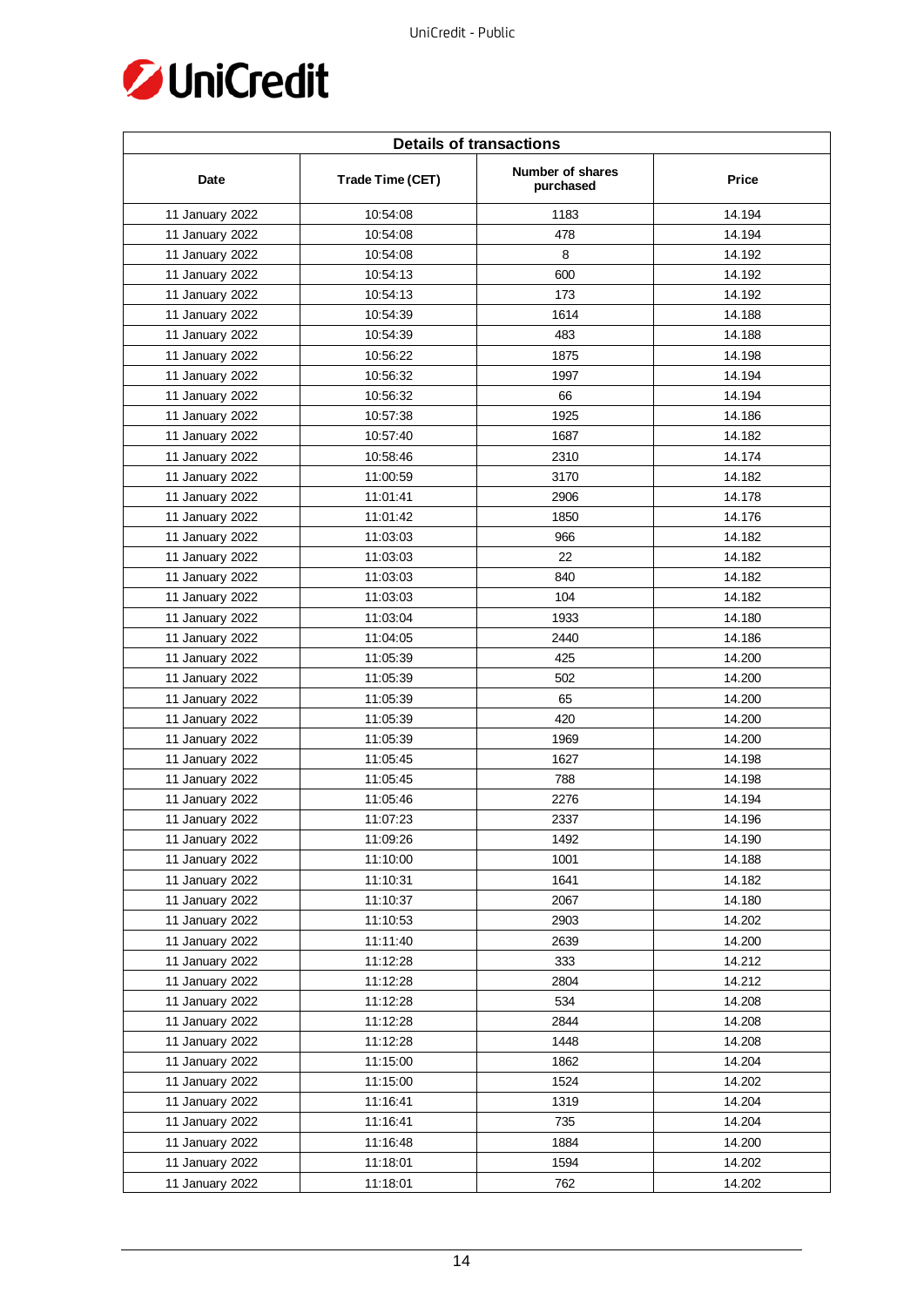| Details of transactions | | | |
|---|---|---|---|
| Date | Trade Time (CET) | Number of shares purchased | Price |
| 11 January 2022 | 10:54:08 | 1183 | 14.194 |
| 11 January 2022 | 10:54:08 | 478 | 14.194 |
| 11 January 2022 | 10:54:08 | 8 | 14.192 |
| 11 January 2022 | 10:54:13 | 600 | 14.192 |
| 11 January 2022 | 10:54:13 | 173 | 14.192 |
| 11 January 2022 | 10:54:39 | 1614 | 14.188 |
| 11 January 2022 | 10:54:39 | 483 | 14.188 |
| 11 January 2022 | 10:56:22 | 1875 | 14.198 |
| 11 January 2022 | 10:56:32 | 1997 | 14.194 |
| 11 January 2022 | 10:56:32 | 66 | 14.194 |
| 11 January 2022 | 10:57:38 | 1925 | 14.186 |
| 11 January 2022 | 10:57:40 | 1687 | 14.182 |
| 11 January 2022 | 10:58:46 | 2310 | 14.174 |
| 11 January 2022 | 11:00:59 | 3170 | 14.182 |
| 11 January 2022 | 11:01:41 | 2906 | 14.178 |
| 11 January 2022 | 11:01:42 | 1850 | 14.176 |
| 11 January 2022 | 11:03:03 | 966 | 14.182 |
| 11 January 2022 | 11:03:03 | 22 | 14.182 |
| 11 January 2022 | 11:03:03 | 840 | 14.182 |
| 11 January 2022 | 11:03:03 | 104 | 14.182 |
| 11 January 2022 | 11:03:04 | 1933 | 14.180 |
| 11 January 2022 | 11:04:05 | 2440 | 14.186 |
| 11 January 2022 | 11:05:39 | 425 | 14.200 |
| 11 January 2022 | 11:05:39 | 502 | 14.200 |
| 11 January 2022 | 11:05:39 | 65 | 14.200 |
| 11 January 2022 | 11:05:39 | 420 | 14.200 |
| 11 January 2022 | 11:05:39 | 1969 | 14.200 |
| 11 January 2022 | 11:05:45 | 1627 | 14.198 |
| 11 January 2022 | 11:05:45 | 788 | 14.198 |
| 11 January 2022 | 11:05:46 | 2276 | 14.194 |
| 11 January 2022 | 11:07:23 | 2337 | 14.196 |
| 11 January 2022 | 11:09:26 | 1492 | 14.190 |
| 11 January 2022 | 11:10:00 | 1001 | 14.188 |
| 11 January 2022 | 11:10:31 | 1641 | 14.182 |
| 11 January 2022 | 11:10:37 | 2067 | 14.180 |
| 11 January 2022 | 11:10:53 | 2903 | 14.202 |
| 11 January 2022 | 11:11:40 | 2639 | 14.200 |
| 11 January 2022 | 11:12:28 | 333 | 14.212 |
| 11 January 2022 | 11:12:28 | 2804 | 14.212 |
| 11 January 2022 | 11:12:28 | 534 | 14.208 |
| 11 January 2022 | 11:12:28 | 2844 | 14.208 |
| 11 January 2022 | 11:12:28 | 1448 | 14.208 |
| 11 January 2022 | 11:15:00 | 1862 | 14.204 |
| 11 January 2022 | 11:15:00 | 1524 | 14.202 |
| 11 January 2022 | 11:16:41 | 1319 | 14.204 |
| 11 January 2022 | 11:16:41 | 735 | 14.204 |
| 11 January 2022 | 11:16:48 | 1884 | 14.200 |
| 11 January 2022 | 11:18:01 | 1594 | 14.202 |
| 11 January 2022 | 11:18:01 | 762 | 14.202 |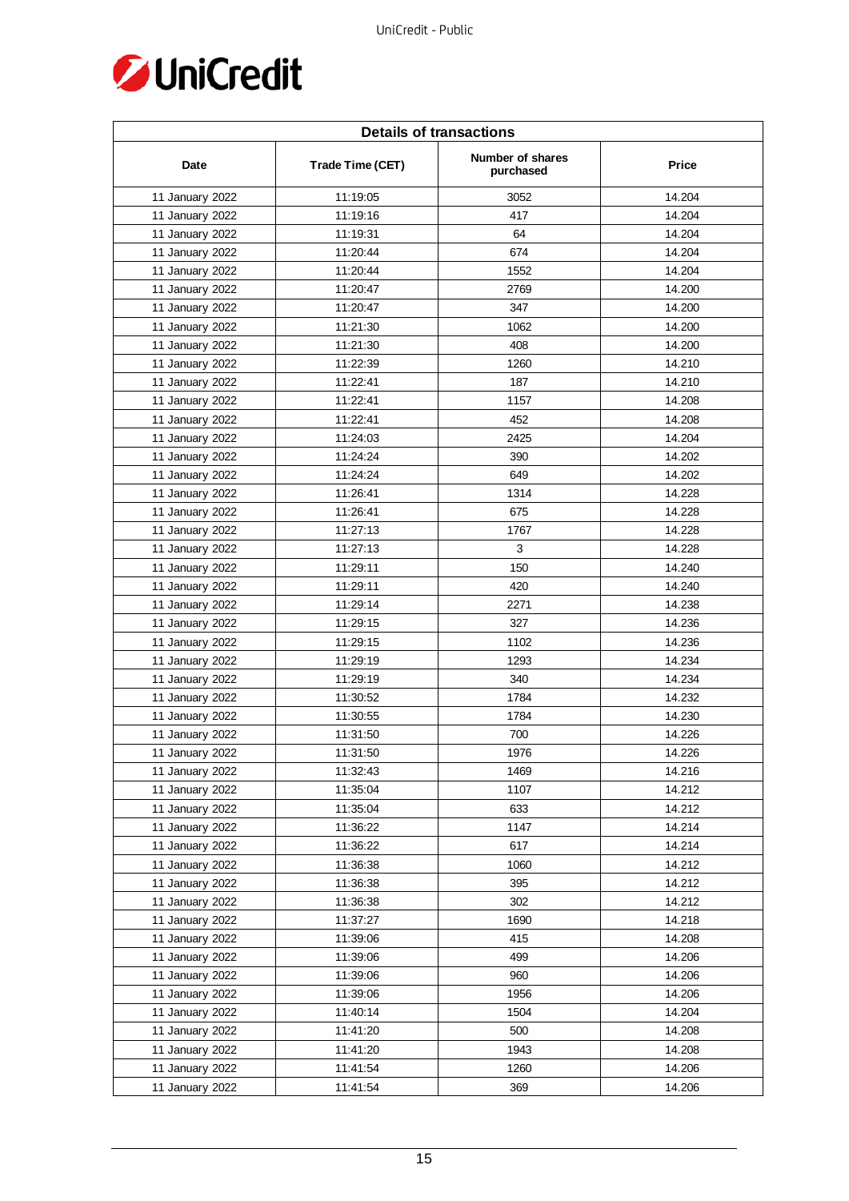| Details of transactions | | | |
|---|---|---|---|
| Date | Trade Time (CET) | Number of shares purchased | Price |
| 11 January 2022 | 11:19:05 | 3052 | 14.204 |
| 11 January 2022 | 11:19:16 | 417 | 14.204 |
| 11 January 2022 | 11:19:31 | 64 | 14.204 |
| 11 January 2022 | 11:20:44 | 674 | 14.204 |
| 11 January 2022 | 11:20:44 | 1552 | 14.204 |
| 11 January 2022 | 11:20:47 | 2769 | 14.200 |
| 11 January 2022 | 11:20:47 | 347 | 14.200 |
| 11 January 2022 | 11:21:30 | 1062 | 14.200 |
| 11 January 2022 | 11:21:30 | 408 | 14.200 |
| 11 January 2022 | 11:22:39 | 1260 | 14.210 |
| 11 January 2022 | 11:22:41 | 187 | 14.210 |
| 11 January 2022 | 11:22:41 | 1157 | 14.208 |
| 11 January 2022 | 11:22:41 | 452 | 14.208 |
| 11 January 2022 | 11:24:03 | 2425 | 14.204 |
| 11 January 2022 | 11:24:24 | 390 | 14.202 |
| 11 January 2022 | 11:24:24 | 649 | 14.202 |
| 11 January 2022 | 11:26:41 | 1314 | 14.228 |
| 11 January 2022 | 11:26:41 | 675 | 14.228 |
| 11 January 2022 | 11:27:13 | 1767 | 14.228 |
| 11 January 2022 | 11:27:13 | 3 | 14.228 |
| 11 January 2022 | 11:29:11 | 150 | 14.240 |
| 11 January 2022 | 11:29:11 | 420 | 14.240 |
| 11 January 2022 | 11:29:14 | 2271 | 14.238 |
| 11 January 2022 | 11:29:15 | 327 | 14.236 |
| 11 January 2022 | 11:29:15 | 1102 | 14.236 |
| 11 January 2022 | 11:29:19 | 1293 | 14.234 |
| 11 January 2022 | 11:29:19 | 340 | 14.234 |
| 11 January 2022 | 11:30:52 | 1784 | 14.232 |
| 11 January 2022 | 11:30:55 | 1784 | 14.230 |
| 11 January 2022 | 11:31:50 | 700 | 14.226 |
| 11 January 2022 | 11:31:50 | 1976 | 14.226 |
| 11 January 2022 | 11:32:43 | 1469 | 14.216 |
| 11 January 2022 | 11:35:04 | 1107 | 14.212 |
| 11 January 2022 | 11:35:04 | 633 | 14.212 |
| 11 January 2022 | 11:36:22 | 1147 | 14.214 |
| 11 January 2022 | 11:36:22 | 617 | 14.214 |
| 11 January 2022 | 11:36:38 | 1060 | 14.212 |
| 11 January 2022 | 11:36:38 | 395 | 14.212 |
| 11 January 2022 | 11:36:38 | 302 | 14.212 |
| 11 January 2022 | 11:37:27 | 1690 | 14.218 |
| 11 January 2022 | 11:39:06 | 415 | 14.208 |
| 11 January 2022 | 11:39:06 | 499 | 14.206 |
| 11 January 2022 | 11:39:06 | 960 | 14.206 |
| 11 January 2022 | 11:39:06 | 1956 | 14.206 |
| 11 January 2022 | 11:40:14 | 1504 | 14.204 |
| 11 January 2022 | 11:41:20 | 500 | 14.208 |
| 11 January 2022 | 11:41:20 | 1943 | 14.208 |
| 11 January 2022 | 11:41:54 | 1260 | 14.206 |
| 11 January 2022 | 11:41:54 | 369 | 14.206 |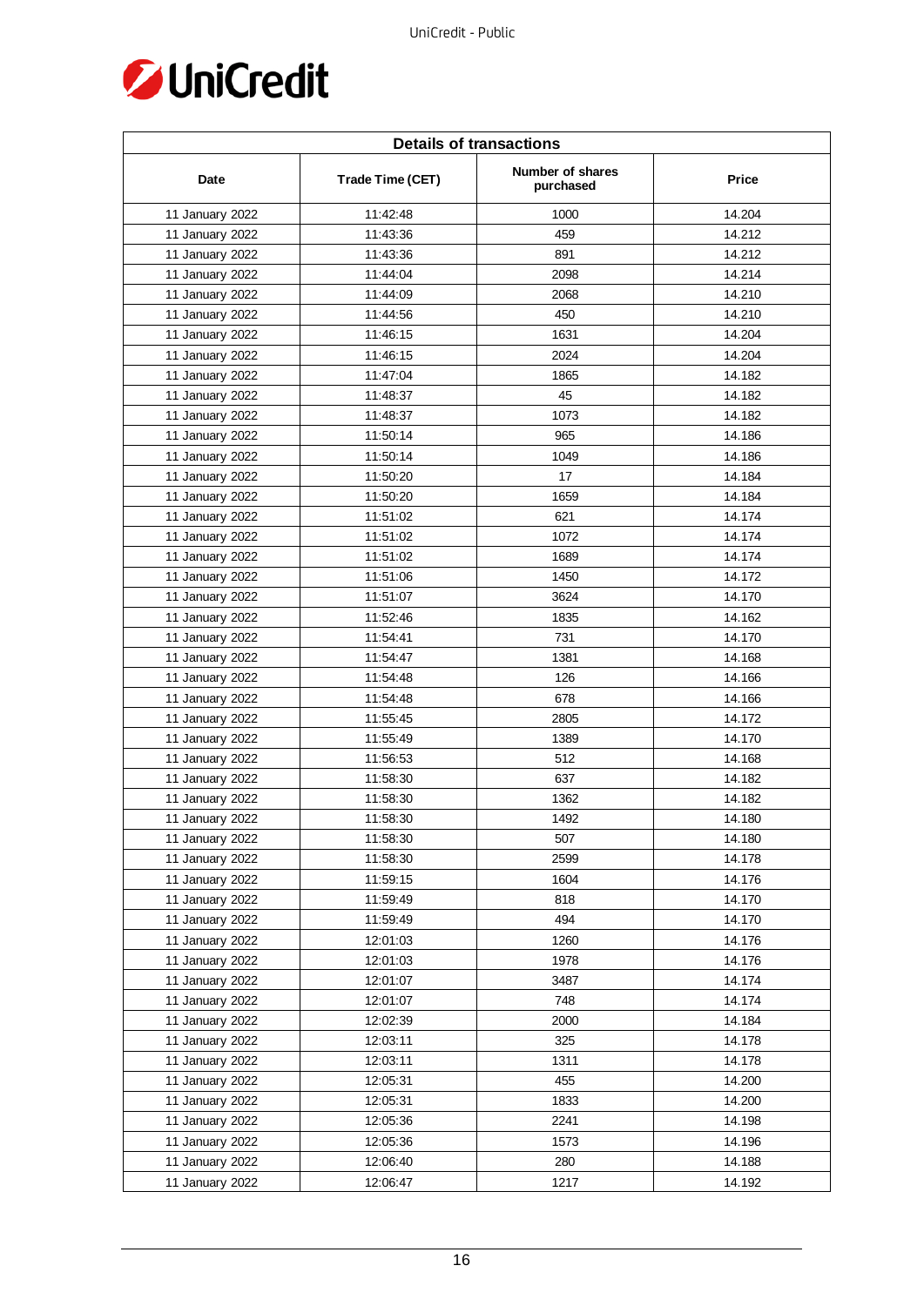| Details of transactions | | | |
|---|---|---|---|
| Date | Trade Time (CET) | Number of shares purchased | Price |
| 11 January 2022 | 11:42:48 | 1000 | 14.204 |
| 11 January 2022 | 11:43:36 | 459 | 14.212 |
| 11 January 2022 | 11:43:36 | 891 | 14.212 |
| 11 January 2022 | 11:44:04 | 2098 | 14.214 |
| 11 January 2022 | 11:44:09 | 2068 | 14.210 |
| 11 January 2022 | 11:44:56 | 450 | 14.210 |
| 11 January 2022 | 11:46:15 | 1631 | 14.204 |
| 11 January 2022 | 11:46:15 | 2024 | 14.204 |
| 11 January 2022 | 11:47:04 | 1865 | 14.182 |
| 11 January 2022 | 11:48:37 | 45 | 14.182 |
| 11 January 2022 | 11:48:37 | 1073 | 14.182 |
| 11 January 2022 | 11:50:14 | 965 | 14.186 |
| 11 January 2022 | 11:50:14 | 1049 | 14.186 |
| 11 January 2022 | 11:50:20 | 17 | 14.184 |
| 11 January 2022 | 11:50:20 | 1659 | 14.184 |
| 11 January 2022 | 11:51:02 | 621 | 14.174 |
| 11 January 2022 | 11:51:02 | 1072 | 14.174 |
| 11 January 2022 | 11:51:02 | 1689 | 14.174 |
| 11 January 2022 | 11:51:06 | 1450 | 14.172 |
| 11 January 2022 | 11:51:07 | 3624 | 14.170 |
| 11 January 2022 | 11:52:46 | 1835 | 14.162 |
| 11 January 2022 | 11:54:41 | 731 | 14.170 |
| 11 January 2022 | 11:54:47 | 1381 | 14.168 |
| 11 January 2022 | 11:54:48 | 126 | 14.166 |
| 11 January 2022 | 11:54:48 | 678 | 14.166 |
| 11 January 2022 | 11:55:45 | 2805 | 14.172 |
| 11 January 2022 | 11:55:49 | 1389 | 14.170 |
| 11 January 2022 | 11:56:53 | 512 | 14.168 |
| 11 January 2022 | 11:58:30 | 637 | 14.182 |
| 11 January 2022 | 11:58:30 | 1362 | 14.182 |
| 11 January 2022 | 11:58:30 | 1492 | 14.180 |
| 11 January 2022 | 11:58:30 | 507 | 14.180 |
| 11 January 2022 | 11:58:30 | 2599 | 14.178 |
| 11 January 2022 | 11:59:15 | 1604 | 14.176 |
| 11 January 2022 | 11:59:49 | 818 | 14.170 |
| 11 January 2022 | 11:59:49 | 494 | 14.170 |
| 11 January 2022 | 12:01:03 | 1260 | 14.176 |
| 11 January 2022 | 12:01:03 | 1978 | 14.176 |
| 11 January 2022 | 12:01:07 | 3487 | 14.174 |
| 11 January 2022 | 12:01:07 | 748 | 14.174 |
| 11 January 2022 | 12:02:39 | 2000 | 14.184 |
| 11 January 2022 | 12:03:11 | 325 | 14.178 |
| 11 January 2022 | 12:03:11 | 1311 | 14.178 |
| 11 January 2022 | 12:05:31 | 455 | 14.200 |
| 11 January 2022 | 12:05:31 | 1833 | 14.200 |
| 11 January 2022 | 12:05:36 | 2241 | 14.198 |
| 11 January 2022 | 12:05:36 | 1573 | 14.196 |
| 11 January 2022 | 12:06:40 | 280 | 14.188 |
| 11 January 2022 | 12:06:47 | 1217 | 14.192 |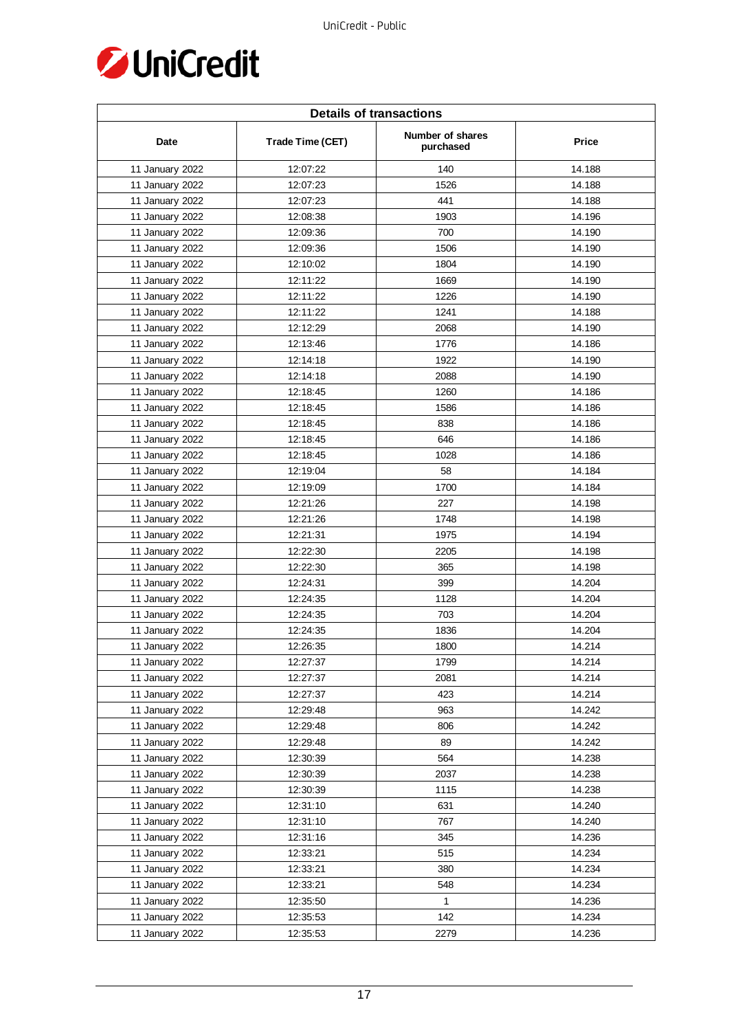| Details of transactions | | | |
|---|---|---|---|
| Date | Trade Time (CET) | Number of shares purchased | Price |
| 11 January 2022 | 12:07:22 | 140 | 14.188 |
| 11 January 2022 | 12:07:23 | 1526 | 14.188 |
| 11 January 2022 | 12:07:23 | 441 | 14.188 |
| 11 January 2022 | 12:08:38 | 1903 | 14.196 |
| 11 January 2022 | 12:09:36 | 700 | 14.190 |
| 11 January 2022 | 12:09:36 | 1506 | 14.190 |
| 11 January 2022 | 12:10:02 | 1804 | 14.190 |
| 11 January 2022 | 12:11:22 | 1669 | 14.190 |
| 11 January 2022 | 12:11:22 | 1226 | 14.190 |
| 11 January 2022 | 12:11:22 | 1241 | 14.188 |
| 11 January 2022 | 12:12:29 | 2068 | 14.190 |
| 11 January 2022 | 12:13:46 | 1776 | 14.186 |
| 11 January 2022 | 12:14:18 | 1922 | 14.190 |
| 11 January 2022 | 12:14:18 | 2088 | 14.190 |
| 11 January 2022 | 12:18:45 | 1260 | 14.186 |
| 11 January 2022 | 12:18:45 | 1586 | 14.186 |
| 11 January 2022 | 12:18:45 | 838 | 14.186 |
| 11 January 2022 | 12:18:45 | 646 | 14.186 |
| 11 January 2022 | 12:18:45 | 1028 | 14.186 |
| 11 January 2022 | 12:19:04 | 58 | 14.184 |
| 11 January 2022 | 12:19:09 | 1700 | 14.184 |
| 11 January 2022 | 12:21:26 | 227 | 14.198 |
| 11 January 2022 | 12:21:26 | 1748 | 14.198 |
| 11 January 2022 | 12:21:31 | 1975 | 14.194 |
| 11 January 2022 | 12:22:30 | 2205 | 14.198 |
| 11 January 2022 | 12:22:30 | 365 | 14.198 |
| 11 January 2022 | 12:24:31 | 399 | 14.204 |
| 11 January 2022 | 12:24:35 | 1128 | 14.204 |
| 11 January 2022 | 12:24:35 | 703 | 14.204 |
| 11 January 2022 | 12:24:35 | 1836 | 14.204 |
| 11 January 2022 | 12:26:35 | 1800 | 14.214 |
| 11 January 2022 | 12:27:37 | 1799 | 14.214 |
| 11 January 2022 | 12:27:37 | 2081 | 14.214 |
| 11 January 2022 | 12:27:37 | 423 | 14.214 |
| 11 January 2022 | 12:29:48 | 963 | 14.242 |
| 11 January 2022 | 12:29:48 | 806 | 14.242 |
| 11 January 2022 | 12:29:48 | 89 | 14.242 |
| 11 January 2022 | 12:30:39 | 564 | 14.238 |
| 11 January 2022 | 12:30:39 | 2037 | 14.238 |
| 11 January 2022 | 12:30:39 | 1115 | 14.238 |
| 11 January 2022 | 12:31:10 | 631 | 14.240 |
| 11 January 2022 | 12:31:10 | 767 | 14.240 |
| 11 January 2022 | 12:31:16 | 345 | 14.236 |
| 11 January 2022 | 12:33:21 | 515 | 14.234 |
| 11 January 2022 | 12:33:21 | 380 | 14.234 |
| 11 January 2022 | 12:33:21 | 548 | 14.234 |
| 11 January 2022 | 12:35:50 | 1 | 14.236 |
| 11 January 2022 | 12:35:53 | 142 | 14.234 |
| 11 January 2022 | 12:35:53 | 2279 | 14.236 |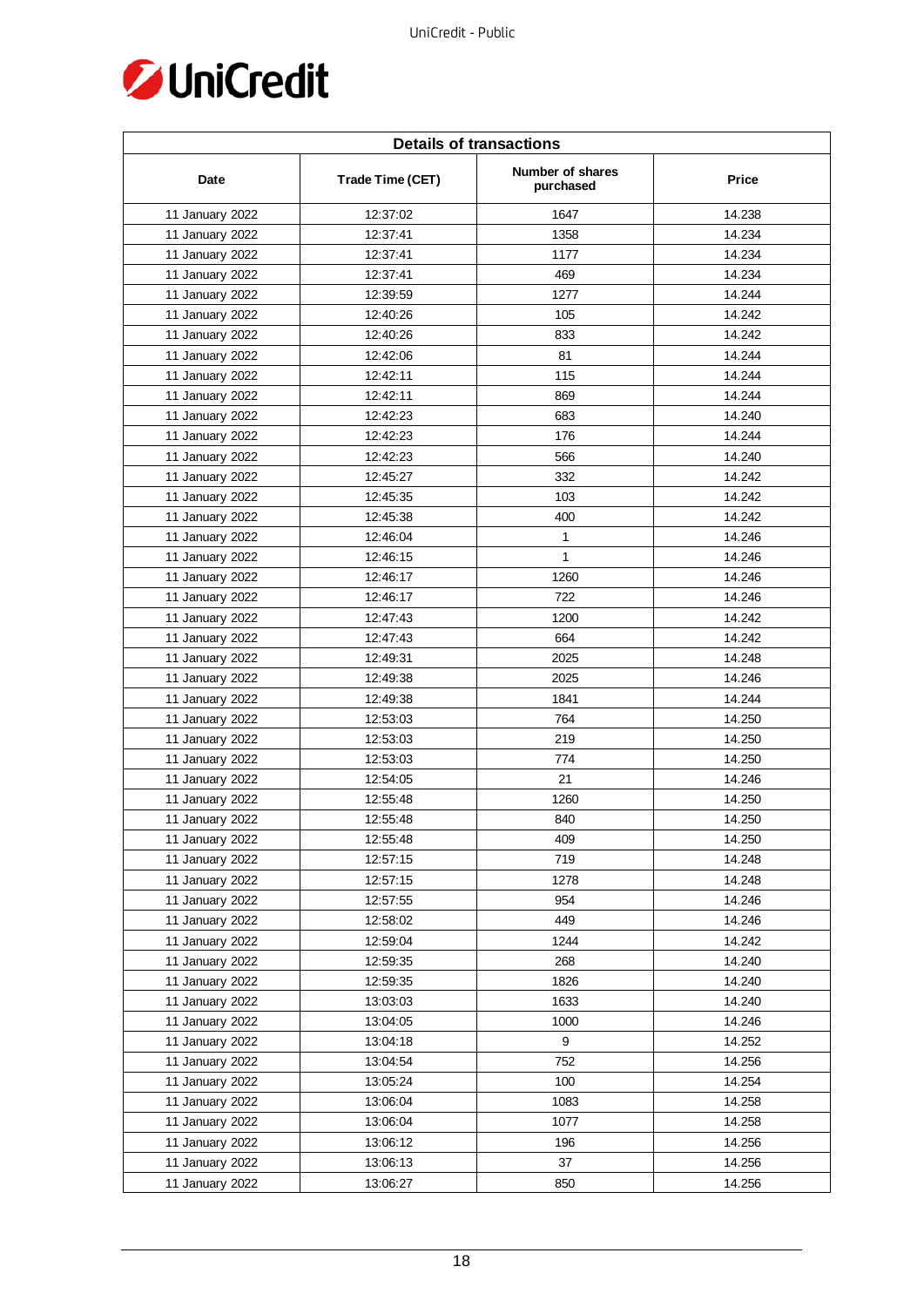| Details of transactions | | | |
|---|---|---|---|
| Date | Trade Time (CET) | Number of shares purchased | Price |
| 11 January 2022 | 12:37:02 | 1647 | 14.238 |
| 11 January 2022 | 12:37:41 | 1358 | 14.234 |
| 11 January 2022 | 12:37:41 | 1177 | 14.234 |
| 11 January 2022 | 12:37:41 | 469 | 14.234 |
| 11 January 2022 | 12:39:59 | 1277 | 14.244 |
| 11 January 2022 | 12:40:26 | 105 | 14.242 |
| 11 January 2022 | 12:40:26 | 833 | 14.242 |
| 11 January 2022 | 12:42:06 | 81 | 14.244 |
| 11 January 2022 | 12:42:11 | 115 | 14.244 |
| 11 January 2022 | 12:42:11 | 869 | 14.244 |
| 11 January 2022 | 12:42:23 | 683 | 14.240 |
| 11 January 2022 | 12:42:23 | 176 | 14.244 |
| 11 January 2022 | 12:42:23 | 566 | 14.240 |
| 11 January 2022 | 12:45:27 | 332 | 14.242 |
| 11 January 2022 | 12:45:35 | 103 | 14.242 |
| 11 January 2022 | 12:45:38 | 400 | 14.242 |
| 11 January 2022 | 12:46:04 | 1 | 14.246 |
| 11 January 2022 | 12:46:15 | 1 | 14.246 |
| 11 January 2022 | 12:46:17 | 1260 | 14.246 |
| 11 January 2022 | 12:46:17 | 722 | 14.246 |
| 11 January 2022 | 12:47:43 | 1200 | 14.242 |
| 11 January 2022 | 12:47:43 | 664 | 14.242 |
| 11 January 2022 | 12:49:31 | 2025 | 14.248 |
| 11 January 2022 | 12:49:38 | 2025 | 14.246 |
| 11 January 2022 | 12:49:38 | 1841 | 14.244 |
| 11 January 2022 | 12:53:03 | 764 | 14.250 |
| 11 January 2022 | 12:53:03 | 219 | 14.250 |
| 11 January 2022 | 12:53:03 | 774 | 14.250 |
| 11 January 2022 | 12:54:05 | 21 | 14.246 |
| 11 January 2022 | 12:55:48 | 1260 | 14.250 |
| 11 January 2022 | 12:55:48 | 840 | 14.250 |
| 11 January 2022 | 12:55:48 | 409 | 14.250 |
| 11 January 2022 | 12:57:15 | 719 | 14.248 |
| 11 January 2022 | 12:57:15 | 1278 | 14.248 |
| 11 January 2022 | 12:57:55 | 954 | 14.246 |
| 11 January 2022 | 12:58:02 | 449 | 14.246 |
| 11 January 2022 | 12:59:04 | 1244 | 14.242 |
| 11 January 2022 | 12:59:35 | 268 | 14.240 |
| 11 January 2022 | 12:59:35 | 1826 | 14.240 |
| 11 January 2022 | 13:03:03 | 1633 | 14.240 |
| 11 January 2022 | 13:04:05 | 1000 | 14.246 |
| 11 January 2022 | 13:04:18 | 9 | 14.252 |
| 11 January 2022 | 13:04:54 | 752 | 14.256 |
| 11 January 2022 | 13:05:24 | 100 | 14.254 |
| 11 January 2022 | 13:06:04 | 1083 | 14.258 |
| 11 January 2022 | 13:06:04 | 1077 | 14.258 |
| 11 January 2022 | 13:06:12 | 196 | 14.256 |
| 11 January 2022 | 13:06:13 | 37 | 14.256 |
| 11 January 2022 | 13:06:27 | 850 | 14.256 |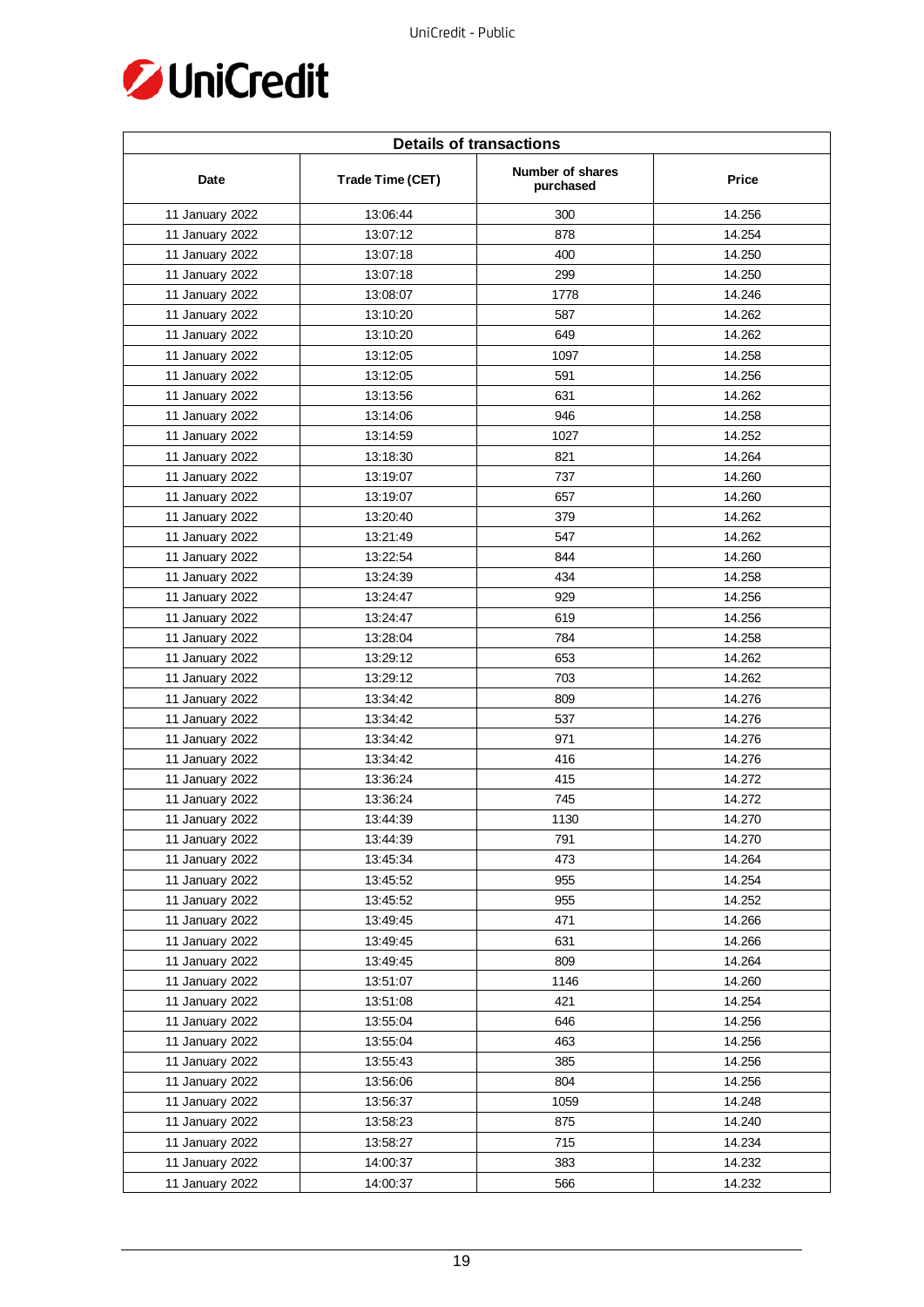| Details of transactions | | | |
|---|---|---|---|
| Date | Trade Time (CET) | Number of shares purchased | Price |
| 11 January 2022 | 13:06:44 | 300 | 14.256 |
| 11 January 2022 | 13:07:12 | 878 | 14.254 |
| 11 January 2022 | 13:07:18 | 400 | 14.250 |
| 11 January 2022 | 13:07:18 | 299 | 14.250 |
| 11 January 2022 | 13:08:07 | 1778 | 14.246 |
| 11 January 2022 | 13:10:20 | 587 | 14.262 |
| 11 January 2022 | 13:10:20 | 649 | 14.262 |
| 11 January 2022 | 13:12:05 | 1097 | 14.258 |
| 11 January 2022 | 13:12:05 | 591 | 14.256 |
| 11 January 2022 | 13:13:56 | 631 | 14.262 |
| 11 January 2022 | 13:14:06 | 946 | 14.258 |
| 11 January 2022 | 13:14:59 | 1027 | 14.252 |
| 11 January 2022 | 13:18:30 | 821 | 14.264 |
| 11 January 2022 | 13:19:07 | 737 | 14.260 |
| 11 January 2022 | 13:19:07 | 657 | 14.260 |
| 11 January 2022 | 13:20:40 | 379 | 14.262 |
| 11 January 2022 | 13:21:49 | 547 | 14.262 |
| 11 January 2022 | 13:22:54 | 844 | 14.260 |
| 11 January 2022 | 13:24:39 | 434 | 14.258 |
| 11 January 2022 | 13:24:47 | 929 | 14.256 |
| 11 January 2022 | 13:24:47 | 619 | 14.256 |
| 11 January 2022 | 13:28:04 | 784 | 14.258 |
| 11 January 2022 | 13:29:12 | 653 | 14.262 |
| 11 January 2022 | 13:29:12 | 703 | 14.262 |
| 11 January 2022 | 13:34:42 | 809 | 14.276 |
| 11 January 2022 | 13:34:42 | 537 | 14.276 |
| 11 January 2022 | 13:34:42 | 971 | 14.276 |
| 11 January 2022 | 13:34:42 | 416 | 14.276 |
| 11 January 2022 | 13:36:24 | 415 | 14.272 |
| 11 January 2022 | 13:36:24 | 745 | 14.272 |
| 11 January 2022 | 13:44:39 | 1130 | 14.270 |
| 11 January 2022 | 13:44:39 | 791 | 14.270 |
| 11 January 2022 | 13:45:34 | 473 | 14.264 |
| 11 January 2022 | 13:45:52 | 955 | 14.254 |
| 11 January 2022 | 13:45:52 | 955 | 14.252 |
| 11 January 2022 | 13:49:45 | 471 | 14.266 |
| 11 January 2022 | 13:49:45 | 631 | 14.266 |
| 11 January 2022 | 13:49:45 | 809 | 14.264 |
| 11 January 2022 | 13:51:07 | 1146 | 14.260 |
| 11 January 2022 | 13:51:08 | 421 | 14.254 |
| 11 January 2022 | 13:55:04 | 646 | 14.256 |
| 11 January 2022 | 13:55:04 | 463 | 14.256 |
| 11 January 2022 | 13:55:43 | 385 | 14.256 |
| 11 January 2022 | 13:56:06 | 804 | 14.256 |
| 11 January 2022 | 13:56:37 | 1059 | 14.248 |
| 11 January 2022 | 13:58:23 | 875 | 14.240 |
| 11 January 2022 | 13:58:27 | 715 | 14.234 |
| 11 January 2022 | 14:00:37 | 383 | 14.232 |
| 11 January 2022 | 14:00:37 | 566 | 14.232 |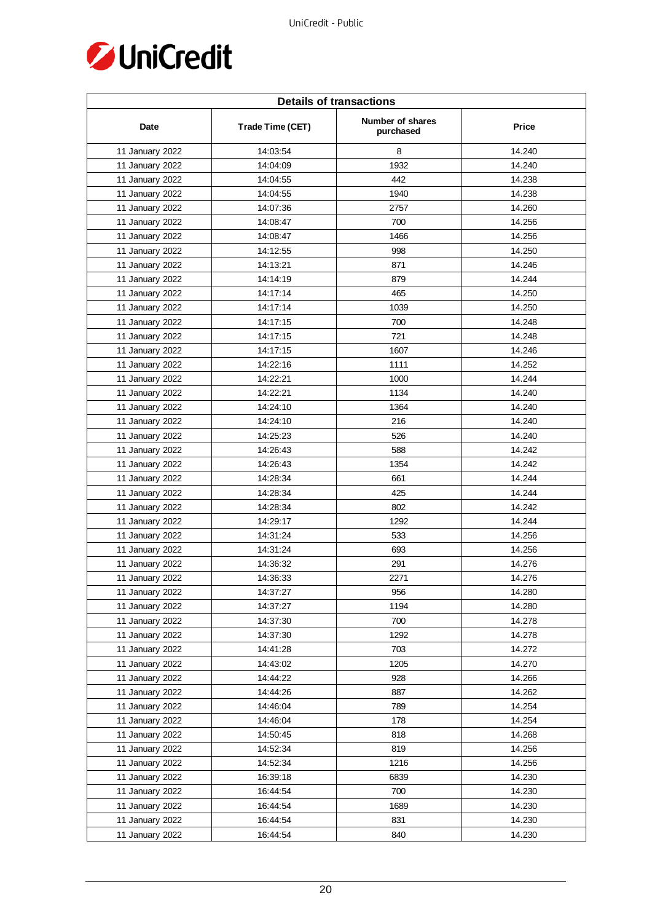| Details of transactions | | | |
|---|---|---|---|
| Date | Trade Time (CET) | Number of shares purchased | Price |
| 11 January 2022 | 14:03:54 | 8 | 14.240 |
| 11 January 2022 | 14:04:09 | 1932 | 14.240 |
| 11 January 2022 | 14:04:55 | 442 | 14.238 |
| 11 January 2022 | 14:04:55 | 1940 | 14.238 |
| 11 January 2022 | 14:07:36 | 2757 | 14.260 |
| 11 January 2022 | 14:08:47 | 700 | 14.256 |
| 11 January 2022 | 14:08:47 | 1466 | 14.256 |
| 11 January 2022 | 14:12:55 | 998 | 14.250 |
| 11 January 2022 | 14:13:21 | 871 | 14.246 |
| 11 January 2022 | 14:14:19 | 879 | 14.244 |
| 11 January 2022 | 14:17:14 | 465 | 14.250 |
| 11 January 2022 | 14:17:14 | 1039 | 14.250 |
| 11 January 2022 | 14:17:15 | 700 | 14.248 |
| 11 January 2022 | 14:17:15 | 721 | 14.248 |
| 11 January 2022 | 14:17:15 | 1607 | 14.246 |
| 11 January 2022 | 14:22:16 | 1111 | 14.252 |
| 11 January 2022 | 14:22:21 | 1000 | 14.244 |
| 11 January 2022 | 14:22:21 | 1134 | 14.240 |
| 11 January 2022 | 14:24:10 | 1364 | 14.240 |
| 11 January 2022 | 14:24:10 | 216 | 14.240 |
| 11 January 2022 | 14:25:23 | 526 | 14.240 |
| 11 January 2022 | 14:26:43 | 588 | 14.242 |
| 11 January 2022 | 14:26:43 | 1354 | 14.242 |
| 11 January 2022 | 14:28:34 | 661 | 14.244 |
| 11 January 2022 | 14:28:34 | 425 | 14.244 |
| 11 January 2022 | 14:28:34 | 802 | 14.242 |
| 11 January 2022 | 14:29:17 | 1292 | 14.244 |
| 11 January 2022 | 14:31:24 | 533 | 14.256 |
| 11 January 2022 | 14:31:24 | 693 | 14.256 |
| 11 January 2022 | 14:36:32 | 291 | 14.276 |
| 11 January 2022 | 14:36:33 | 2271 | 14.276 |
| 11 January 2022 | 14:37:27 | 956 | 14.280 |
| 11 January 2022 | 14:37:27 | 1194 | 14.280 |
| 11 January 2022 | 14:37:30 | 700 | 14.278 |
| 11 January 2022 | 14:37:30 | 1292 | 14.278 |
| 11 January 2022 | 14:41:28 | 703 | 14.272 |
| 11 January 2022 | 14:43:02 | 1205 | 14.270 |
| 11 January 2022 | 14:44:22 | 928 | 14.266 |
| 11 January 2022 | 14:44:26 | 887 | 14.262 |
| 11 January 2022 | 14:46:04 | 789 | 14.254 |
| 11 January 2022 | 14:46:04 | 178 | 14.254 |
| 11 January 2022 | 14:50:45 | 818 | 14.268 |
| 11 January 2022 | 14:52:34 | 819 | 14.256 |
| 11 January 2022 | 14:52:34 | 1216 | 14.256 |
| 11 January 2022 | 16:39:18 | 6839 | 14.230 |
| 11 January 2022 | 16:44:54 | 700 | 14.230 |
| 11 January 2022 | 16:44:54 | 1689 | 14.230 |
| 11 January 2022 | 16:44:54 | 831 | 14.230 |
| 11 January 2022 | 16:44:54 | 840 | 14.230 |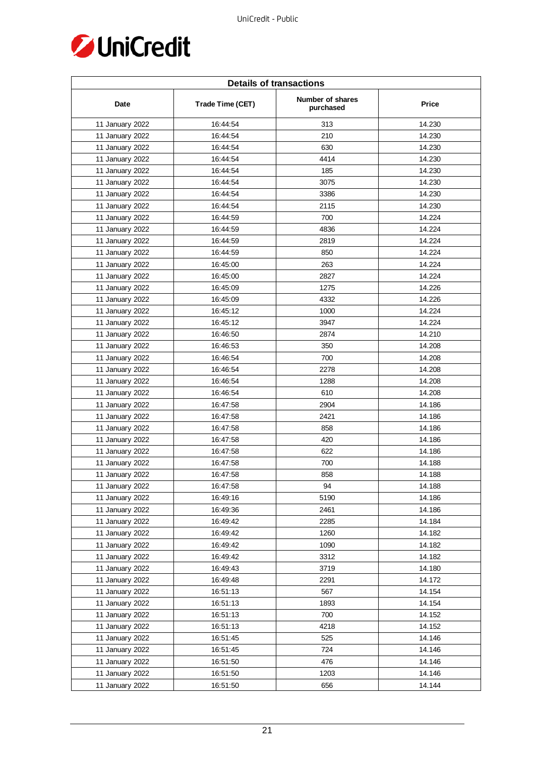| Details of transactions | | | |
|---|---|---|---|
| Date | Trade Time (CET) | Number of shares purchased | Price |
| 11 January 2022 | 16:44:54 | 313 | 14.230 |
| 11 January 2022 | 16:44:54 | 210 | 14.230 |
| 11 January 2022 | 16:44:54 | 630 | 14.230 |
| 11 January 2022 | 16:44:54 | 4414 | 14.230 |
| 11 January 2022 | 16:44:54 | 185 | 14.230 |
| 11 January 2022 | 16:44:54 | 3075 | 14.230 |
| 11 January 2022 | 16:44:54 | 3386 | 14.230 |
| 11 January 2022 | 16:44:54 | 2115 | 14.230 |
| 11 January 2022 | 16:44:59 | 700 | 14.224 |
| 11 January 2022 | 16:44:59 | 4836 | 14.224 |
| 11 January 2022 | 16:44:59 | 2819 | 14.224 |
| 11 January 2022 | 16:44:59 | 850 | 14.224 |
| 11 January 2022 | 16:45:00 | 263 | 14.224 |
| 11 January 2022 | 16:45:00 | 2827 | 14.224 |
| 11 January 2022 | 16:45:09 | 1275 | 14.226 |
| 11 January 2022 | 16:45:09 | 4332 | 14.226 |
| 11 January 2022 | 16:45:12 | 1000 | 14.224 |
| 11 January 2022 | 16:45:12 | 3947 | 14.224 |
| 11 January 2022 | 16:46:50 | 2874 | 14.210 |
| 11 January 2022 | 16:46:53 | 350 | 14.208 |
| 11 January 2022 | 16:46:54 | 700 | 14.208 |
| 11 January 2022 | 16:46:54 | 2278 | 14.208 |
| 11 January 2022 | 16:46:54 | 1288 | 14.208 |
| 11 January 2022 | 16:46:54 | 610 | 14.208 |
| 11 January 2022 | 16:47:58 | 2904 | 14.186 |
| 11 January 2022 | 16:47:58 | 2421 | 14.186 |
| 11 January 2022 | 16:47:58 | 858 | 14.186 |
| 11 January 2022 | 16:47:58 | 420 | 14.186 |
| 11 January 2022 | 16:47:58 | 622 | 14.186 |
| 11 January 2022 | 16:47:58 | 700 | 14.188 |
| 11 January 2022 | 16:47:58 | 858 | 14.188 |
| 11 January 2022 | 16:47:58 | 94 | 14.188 |
| 11 January 2022 | 16:49:16 | 5190 | 14.186 |
| 11 January 2022 | 16:49:36 | 2461 | 14.186 |
| 11 January 2022 | 16:49:42 | 2285 | 14.184 |
| 11 January 2022 | 16:49:42 | 1260 | 14.182 |
| 11 January 2022 | 16:49:42 | 1090 | 14.182 |
| 11 January 2022 | 16:49:42 | 3312 | 14.182 |
| 11 January 2022 | 16:49:43 | 3719 | 14.180 |
| 11 January 2022 | 16:49:48 | 2291 | 14.172 |
| 11 January 2022 | 16:51:13 | 567 | 14.154 |
| 11 January 2022 | 16:51:13 | 1893 | 14.154 |
| 11 January 2022 | 16:51:13 | 700 | 14.152 |
| 11 January 2022 | 16:51:13 | 4218 | 14.152 |
| 11 January 2022 | 16:51:45 | 525 | 14.146 |
| 11 January 2022 | 16:51:45 | 724 | 14.146 |
| 11 January 2022 | 16:51:50 | 476 | 14.146 |
| 11 January 2022 | 16:51:50 | 1203 | 14.146 |
| 11 January 2022 | 16:51:50 | 656 | 14.144 |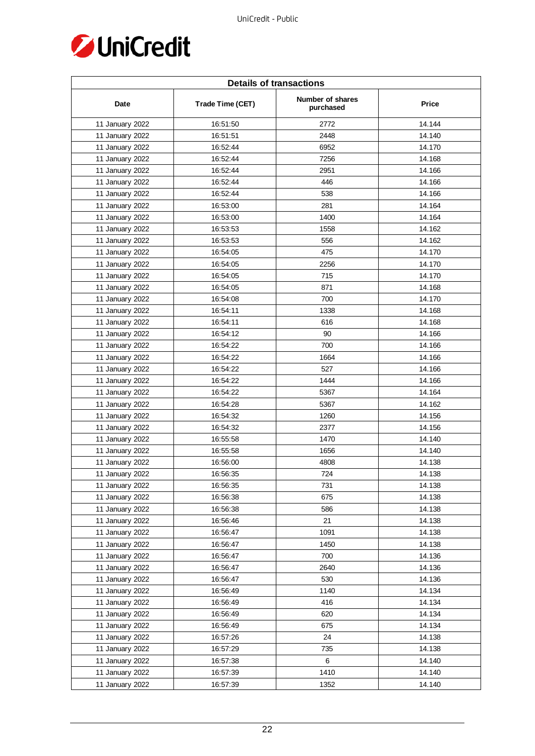| Details of transactions | | | |
|---|---|---|---|
| Date | Trade Time (CET) | Number of shares purchased | Price |
| 11 January 2022 | 16:51:50 | 2772 | 14.144 |
| 11 January 2022 | 16:51:51 | 2448 | 14.140 |
| 11 January 2022 | 16:52:44 | 6952 | 14.170 |
| 11 January 2022 | 16:52:44 | 7256 | 14.168 |
| 11 January 2022 | 16:52:44 | 2951 | 14.166 |
| 11 January 2022 | 16:52:44 | 446 | 14.166 |
| 11 January 2022 | 16:52:44 | 538 | 14.166 |
| 11 January 2022 | 16:53:00 | 281 | 14.164 |
| 11 January 2022 | 16:53:00 | 1400 | 14.164 |
| 11 January 2022 | 16:53:53 | 1558 | 14.162 |
| 11 January 2022 | 16:53:53 | 556 | 14.162 |
| 11 January 2022 | 16:54:05 | 475 | 14.170 |
| 11 January 2022 | 16:54:05 | 2256 | 14.170 |
| 11 January 2022 | 16:54:05 | 715 | 14.170 |
| 11 January 2022 | 16:54:05 | 871 | 14.168 |
| 11 January 2022 | 16:54:08 | 700 | 14.170 |
| 11 January 2022 | 16:54:11 | 1338 | 14.168 |
| 11 January 2022 | 16:54:11 | 616 | 14.168 |
| 11 January 2022 | 16:54:12 | 90 | 14.166 |
| 11 January 2022 | 16:54:22 | 700 | 14.166 |
| 11 January 2022 | 16:54:22 | 1664 | 14.166 |
| 11 January 2022 | 16:54:22 | 527 | 14.166 |
| 11 January 2022 | 16:54:22 | 1444 | 14.166 |
| 11 January 2022 | 16:54:22 | 5367 | 14.164 |
| 11 January 2022 | 16:54:28 | 5367 | 14.162 |
| 11 January 2022 | 16:54:32 | 1260 | 14.156 |
| 11 January 2022 | 16:54:32 | 2377 | 14.156 |
| 11 January 2022 | 16:55:58 | 1470 | 14.140 |
| 11 January 2022 | 16:55:58 | 1656 | 14.140 |
| 11 January 2022 | 16:56:00 | 4808 | 14.138 |
| 11 January 2022 | 16:56:35 | 724 | 14.138 |
| 11 January 2022 | 16:56:35 | 731 | 14.138 |
| 11 January 2022 | 16:56:38 | 675 | 14.138 |
| 11 January 2022 | 16:56:38 | 586 | 14.138 |
| 11 January 2022 | 16:56:46 | 21 | 14.138 |
| 11 January 2022 | 16:56:47 | 1091 | 14.138 |
| 11 January 2022 | 16:56:47 | 1450 | 14.138 |
| 11 January 2022 | 16:56:47 | 700 | 14.136 |
| 11 January 2022 | 16:56:47 | 2640 | 14.136 |
| 11 January 2022 | 16:56:47 | 530 | 14.136 |
| 11 January 2022 | 16:56:49 | 1140 | 14.134 |
| 11 January 2022 | 16:56:49 | 416 | 14.134 |
| 11 January 2022 | 16:56:49 | 620 | 14.134 |
| 11 January 2022 | 16:56:49 | 675 | 14.134 |
| 11 January 2022 | 16:57:26 | 24 | 14.138 |
| 11 January 2022 | 16:57:29 | 735 | 14.138 |
| 11 January 2022 | 16:57:38 | 6 | 14.140 |
| 11 January 2022 | 16:57:39 | 1410 | 14.140 |
| 11 January 2022 | 16:57:39 | 1352 | 14.140 |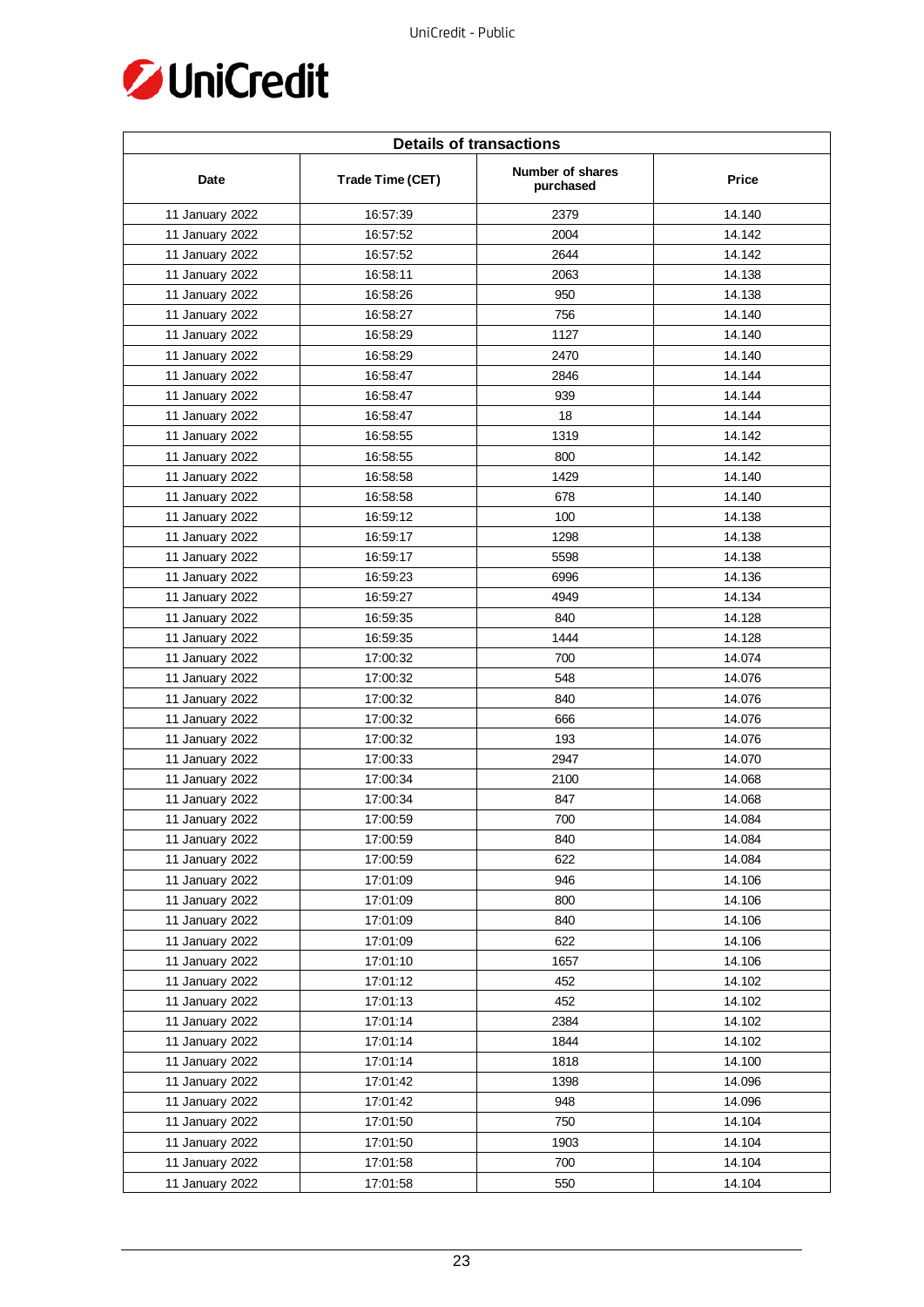| Details of transactions | | | |
|---|---|---|---|
| Date | Trade Time (CET) | Number of shares purchased | Price |
| 11 January 2022 | 16:57:39 | 2379 | 14.140 |
| 11 January 2022 | 16:57:52 | 2004 | 14.142 |
| 11 January 2022 | 16:57:52 | 2644 | 14.142 |
| 11 January 2022 | 16:58:11 | 2063 | 14.138 |
| 11 January 2022 | 16:58:26 | 950 | 14.138 |
| 11 January 2022 | 16:58:27 | 756 | 14.140 |
| 11 January 2022 | 16:58:29 | 1127 | 14.140 |
| 11 January 2022 | 16:58:29 | 2470 | 14.140 |
| 11 January 2022 | 16:58:47 | 2846 | 14.144 |
| 11 January 2022 | 16:58:47 | 939 | 14.144 |
| 11 January 2022 | 16:58:47 | 18 | 14.144 |
| 11 January 2022 | 16:58:55 | 1319 | 14.142 |
| 11 January 2022 | 16:58:55 | 800 | 14.142 |
| 11 January 2022 | 16:58:58 | 1429 | 14.140 |
| 11 January 2022 | 16:58:58 | 678 | 14.140 |
| 11 January 2022 | 16:59:12 | 100 | 14.138 |
| 11 January 2022 | 16:59:17 | 1298 | 14.138 |
| 11 January 2022 | 16:59:17 | 5598 | 14.138 |
| 11 January 2022 | 16:59:23 | 6996 | 14.136 |
| 11 January 2022 | 16:59:27 | 4949 | 14.134 |
| 11 January 2022 | 16:59:35 | 840 | 14.128 |
| 11 January 2022 | 16:59:35 | 1444 | 14.128 |
| 11 January 2022 | 17:00:32 | 700 | 14.074 |
| 11 January 2022 | 17:00:32 | 548 | 14.076 |
| 11 January 2022 | 17:00:32 | 840 | 14.076 |
| 11 January 2022 | 17:00:32 | 666 | 14.076 |
| 11 January 2022 | 17:00:32 | 193 | 14.076 |
| 11 January 2022 | 17:00:33 | 2947 | 14.070 |
| 11 January 2022 | 17:00:34 | 2100 | 14.068 |
| 11 January 2022 | 17:00:34 | 847 | 14.068 |
| 11 January 2022 | 17:00:59 | 700 | 14.084 |
| 11 January 2022 | 17:00:59 | 840 | 14.084 |
| 11 January 2022 | 17:00:59 | 622 | 14.084 |
| 11 January 2022 | 17:01:09 | 946 | 14.106 |
| 11 January 2022 | 17:01:09 | 800 | 14.106 |
| 11 January 2022 | 17:01:09 | 840 | 14.106 |
| 11 January 2022 | 17:01:09 | 622 | 14.106 |
| 11 January 2022 | 17:01:10 | 1657 | 14.106 |
| 11 January 2022 | 17:01:12 | 452 | 14.102 |
| 11 January 2022 | 17:01:13 | 452 | 14.102 |
| 11 January 2022 | 17:01:14 | 2384 | 14.102 |
| 11 January 2022 | 17:01:14 | 1844 | 14.102 |
| 11 January 2022 | 17:01:14 | 1818 | 14.100 |
| 11 January 2022 | 17:01:42 | 1398 | 14.096 |
| 11 January 2022 | 17:01:42 | 948 | 14.096 |
| 11 January 2022 | 17:01:50 | 750 | 14.104 |
| 11 January 2022 | 17:01:50 | 1903 | 14.104 |
| 11 January 2022 | 17:01:58 | 700 | 14.104 |
| 11 January 2022 | 17:01:58 | 550 | 14.104 |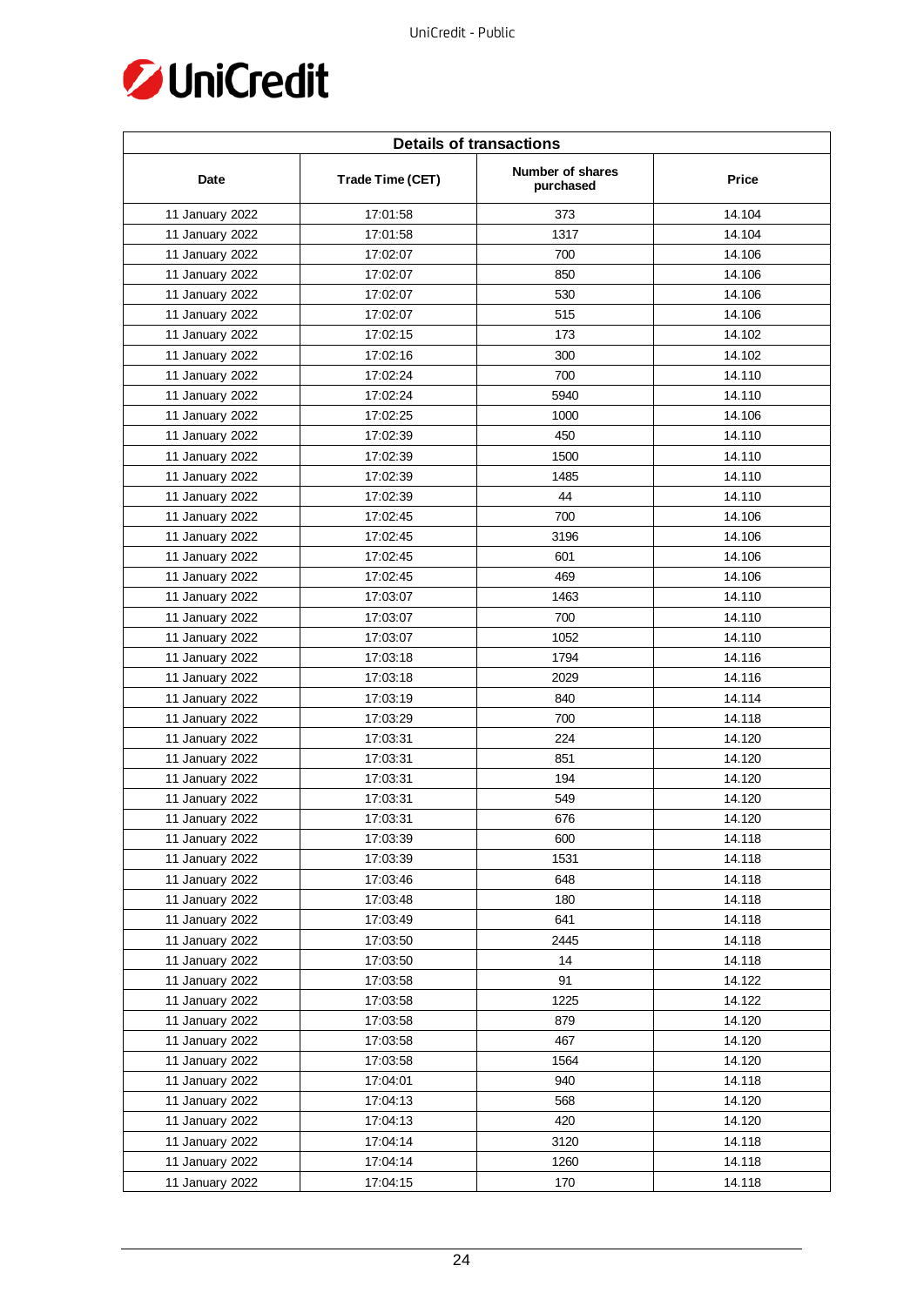| Details of transactions | | | |
|---|---|---|---|
| Date | Trade Time (CET) | Number of shares purchased | Price |
| 11 January 2022 | 17:01:58 | 373 | 14.104 |
| 11 January 2022 | 17:01:58 | 1317 | 14.104 |
| 11 January 2022 | 17:02:07 | 700 | 14.106 |
| 11 January 2022 | 17:02:07 | 850 | 14.106 |
| 11 January 2022 | 17:02:07 | 530 | 14.106 |
| 11 January 2022 | 17:02:07 | 515 | 14.106 |
| 11 January 2022 | 17:02:15 | 173 | 14.102 |
| 11 January 2022 | 17:02:16 | 300 | 14.102 |
| 11 January 2022 | 17:02:24 | 700 | 14.110 |
| 11 January 2022 | 17:02:24 | 5940 | 14.110 |
| 11 January 2022 | 17:02:25 | 1000 | 14.106 |
| 11 January 2022 | 17:02:39 | 450 | 14.110 |
| 11 January 2022 | 17:02:39 | 1500 | 14.110 |
| 11 January 2022 | 17:02:39 | 1485 | 14.110 |
| 11 January 2022 | 17:02:39 | 44 | 14.110 |
| 11 January 2022 | 17:02:45 | 700 | 14.106 |
| 11 January 2022 | 17:02:45 | 3196 | 14.106 |
| 11 January 2022 | 17:02:45 | 601 | 14.106 |
| 11 January 2022 | 17:02:45 | 469 | 14.106 |
| 11 January 2022 | 17:03:07 | 1463 | 14.110 |
| 11 January 2022 | 17:03:07 | 700 | 14.110 |
| 11 January 2022 | 17:03:07 | 1052 | 14.110 |
| 11 January 2022 | 17:03:18 | 1794 | 14.116 |
| 11 January 2022 | 17:03:18 | 2029 | 14.116 |
| 11 January 2022 | 17:03:19 | 840 | 14.114 |
| 11 January 2022 | 17:03:29 | 700 | 14.118 |
| 11 January 2022 | 17:03:31 | 224 | 14.120 |
| 11 January 2022 | 17:03:31 | 851 | 14.120 |
| 11 January 2022 | 17:03:31 | 194 | 14.120 |
| 11 January 2022 | 17:03:31 | 549 | 14.120 |
| 11 January 2022 | 17:03:31 | 676 | 14.120 |
| 11 January 2022 | 17:03:39 | 600 | 14.118 |
| 11 January 2022 | 17:03:39 | 1531 | 14.118 |
| 11 January 2022 | 17:03:46 | 648 | 14.118 |
| 11 January 2022 | 17:03:48 | 180 | 14.118 |
| 11 January 2022 | 17:03:49 | 641 | 14.118 |
| 11 January 2022 | 17:03:50 | 2445 | 14.118 |
| 11 January 2022 | 17:03:50 | 14 | 14.118 |
| 11 January 2022 | 17:03:58 | 91 | 14.122 |
| 11 January 2022 | 17:03:58 | 1225 | 14.122 |
| 11 January 2022 | 17:03:58 | 879 | 14.120 |
| 11 January 2022 | 17:03:58 | 467 | 14.120 |
| 11 January 2022 | 17:03:58 | 1564 | 14.120 |
| 11 January 2022 | 17:04:01 | 940 | 14.118 |
| 11 January 2022 | 17:04:13 | 568 | 14.120 |
| 11 January 2022 | 17:04:13 | 420 | 14.120 |
| 11 January 2022 | 17:04:14 | 3120 | 14.118 |
| 11 January 2022 | 17:04:14 | 1260 | 14.118 |
| 11 January 2022 | 17:04:15 | 170 | 14.118 |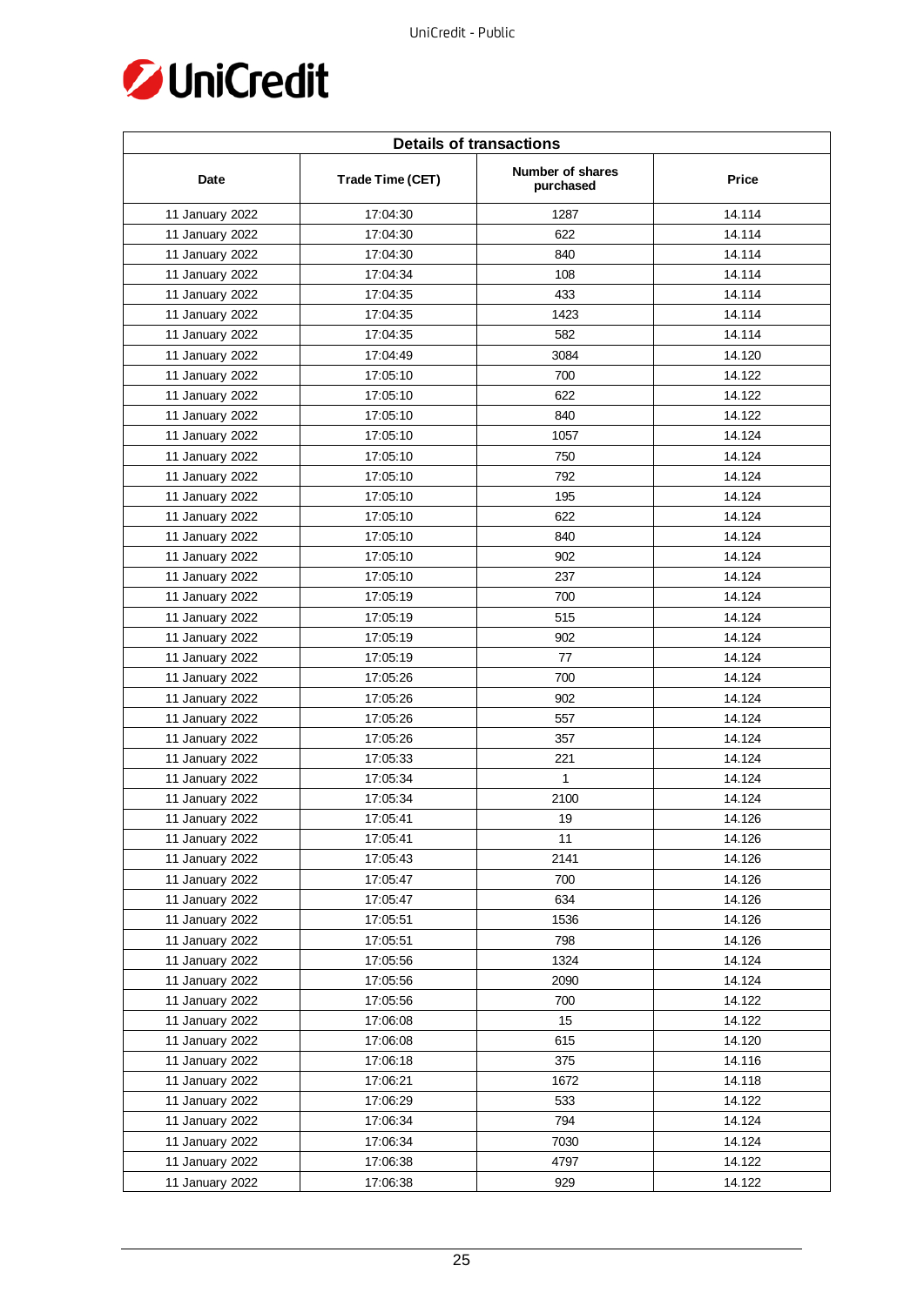| Details of transactions | | | |
|---|---|---|---|
| Date | Trade Time (CET) | Number of shares purchased | Price |
| 11 January 2022 | 17:04:30 | 1287 | 14.114 |
| 11 January 2022 | 17:04:30 | 622 | 14.114 |
| 11 January 2022 | 17:04:30 | 840 | 14.114 |
| 11 January 2022 | 17:04:34 | 108 | 14.114 |
| 11 January 2022 | 17:04:35 | 433 | 14.114 |
| 11 January 2022 | 17:04:35 | 1423 | 14.114 |
| 11 January 2022 | 17:04:35 | 582 | 14.114 |
| 11 January 2022 | 17:04:49 | 3084 | 14.120 |
| 11 January 2022 | 17:05:10 | 700 | 14.122 |
| 11 January 2022 | 17:05:10 | 622 | 14.122 |
| 11 January 2022 | 17:05:10 | 840 | 14.122 |
| 11 January 2022 | 17:05:10 | 1057 | 14.124 |
| 11 January 2022 | 17:05:10 | 750 | 14.124 |
| 11 January 2022 | 17:05:10 | 792 | 14.124 |
| 11 January 2022 | 17:05:10 | 195 | 14.124 |
| 11 January 2022 | 17:05:10 | 622 | 14.124 |
| 11 January 2022 | 17:05:10 | 840 | 14.124 |
| 11 January 2022 | 17:05:10 | 902 | 14.124 |
| 11 January 2022 | 17:05:10 | 237 | 14.124 |
| 11 January 2022 | 17:05:19 | 700 | 14.124 |
| 11 January 2022 | 17:05:19 | 515 | 14.124 |
| 11 January 2022 | 17:05:19 | 902 | 14.124 |
| 11 January 2022 | 17:05:19 | 77 | 14.124 |
| 11 January 2022 | 17:05:26 | 700 | 14.124 |
| 11 January 2022 | 17:05:26 | 902 | 14.124 |
| 11 January 2022 | 17:05:26 | 557 | 14.124 |
| 11 January 2022 | 17:05:26 | 357 | 14.124 |
| 11 January 2022 | 17:05:33 | 221 | 14.124 |
| 11 January 2022 | 17:05:34 | 1 | 14.124 |
| 11 January 2022 | 17:05:34 | 2100 | 14.124 |
| 11 January 2022 | 17:05:41 | 19 | 14.126 |
| 11 January 2022 | 17:05:41 | 11 | 14.126 |
| 11 January 2022 | 17:05:43 | 2141 | 14.126 |
| 11 January 2022 | 17:05:47 | 700 | 14.126 |
| 11 January 2022 | 17:05:47 | 634 | 14.126 |
| 11 January 2022 | 17:05:51 | 1536 | 14.126 |
| 11 January 2022 | 17:05:51 | 798 | 14.126 |
| 11 January 2022 | 17:05:56 | 1324 | 14.124 |
| 11 January 2022 | 17:05:56 | 2090 | 14.124 |
| 11 January 2022 | 17:05:56 | 700 | 14.122 |
| 11 January 2022 | 17:06:08 | 15 | 14.122 |
| 11 January 2022 | 17:06:08 | 615 | 14.120 |
| 11 January 2022 | 17:06:18 | 375 | 14.116 |
| 11 January 2022 | 17:06:21 | 1672 | 14.118 |
| 11 January 2022 | 17:06:29 | 533 | 14.122 |
| 11 January 2022 | 17:06:34 | 794 | 14.124 |
| 11 January 2022 | 17:06:34 | 7030 | 14.124 |
| 11 January 2022 | 17:06:38 | 4797 | 14.122 |
| 11 January 2022 | 17:06:38 | 929 | 14.122 |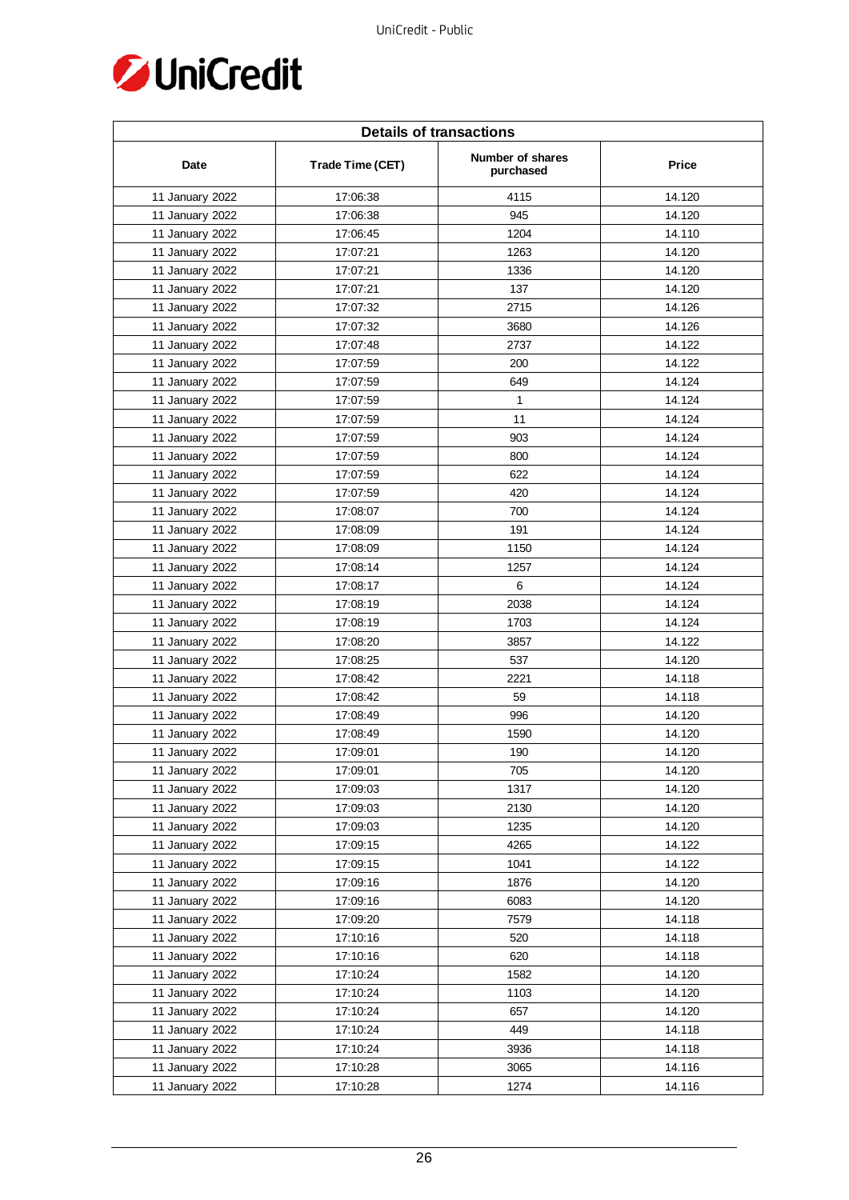| Details of transactions | | | |
|---|---|---|---|
| Date | Trade Time (CET) | Number of shares purchased | Price |
| 11 January 2022 | 17:06:38 | 4115 | 14.120 |
| 11 January 2022 | 17:06:38 | 945 | 14.120 |
| 11 January 2022 | 17:06:45 | 1204 | 14.110 |
| 11 January 2022 | 17:07:21 | 1263 | 14.120 |
| 11 January 2022 | 17:07:21 | 1336 | 14.120 |
| 11 January 2022 | 17:07:21 | 137 | 14.120 |
| 11 January 2022 | 17:07:32 | 2715 | 14.126 |
| 11 January 2022 | 17:07:32 | 3680 | 14.126 |
| 11 January 2022 | 17:07:48 | 2737 | 14.122 |
| 11 January 2022 | 17:07:59 | 200 | 14.122 |
| 11 January 2022 | 17:07:59 | 649 | 14.124 |
| 11 January 2022 | 17:07:59 | 1 | 14.124 |
| 11 January 2022 | 17:07:59 | 11 | 14.124 |
| 11 January 2022 | 17:07:59 | 903 | 14.124 |
| 11 January 2022 | 17:07:59 | 800 | 14.124 |
| 11 January 2022 | 17:07:59 | 622 | 14.124 |
| 11 January 2022 | 17:07:59 | 420 | 14.124 |
| 11 January 2022 | 17:08:07 | 700 | 14.124 |
| 11 January 2022 | 17:08:09 | 191 | 14.124 |
| 11 January 2022 | 17:08:09 | 1150 | 14.124 |
| 11 January 2022 | 17:08:14 | 1257 | 14.124 |
| 11 January 2022 | 17:08:17 | 6 | 14.124 |
| 11 January 2022 | 17:08:19 | 2038 | 14.124 |
| 11 January 2022 | 17:08:19 | 1703 | 14.124 |
| 11 January 2022 | 17:08:20 | 3857 | 14.122 |
| 11 January 2022 | 17:08:25 | 537 | 14.120 |
| 11 January 2022 | 17:08:42 | 2221 | 14.118 |
| 11 January 2022 | 17:08:42 | 59 | 14.118 |
| 11 January 2022 | 17:08:49 | 996 | 14.120 |
| 11 January 2022 | 17:08:49 | 1590 | 14.120 |
| 11 January 2022 | 17:09:01 | 190 | 14.120 |
| 11 January 2022 | 17:09:01 | 705 | 14.120 |
| 11 January 2022 | 17:09:03 | 1317 | 14.120 |
| 11 January 2022 | 17:09:03 | 2130 | 14.120 |
| 11 January 2022 | 17:09:03 | 1235 | 14.120 |
| 11 January 2022 | 17:09:15 | 4265 | 14.122 |
| 11 January 2022 | 17:09:15 | 1041 | 14.122 |
| 11 January 2022 | 17:09:16 | 1876 | 14.120 |
| 11 January 2022 | 17:09:16 | 6083 | 14.120 |
| 11 January 2022 | 17:09:20 | 7579 | 14.118 |
| 11 January 2022 | 17:10:16 | 520 | 14.118 |
| 11 January 2022 | 17:10:16 | 620 | 14.118 |
| 11 January 2022 | 17:10:24 | 1582 | 14.120 |
| 11 January 2022 | 17:10:24 | 1103 | 14.120 |
| 11 January 2022 | 17:10:24 | 657 | 14.120 |
| 11 January 2022 | 17:10:24 | 449 | 14.118 |
| 11 January 2022 | 17:10:24 | 3936 | 14.118 |
| 11 January 2022 | 17:10:28 | 3065 | 14.116 |
| 11 January 2022 | 17:10:28 | 1274 | 14.116 |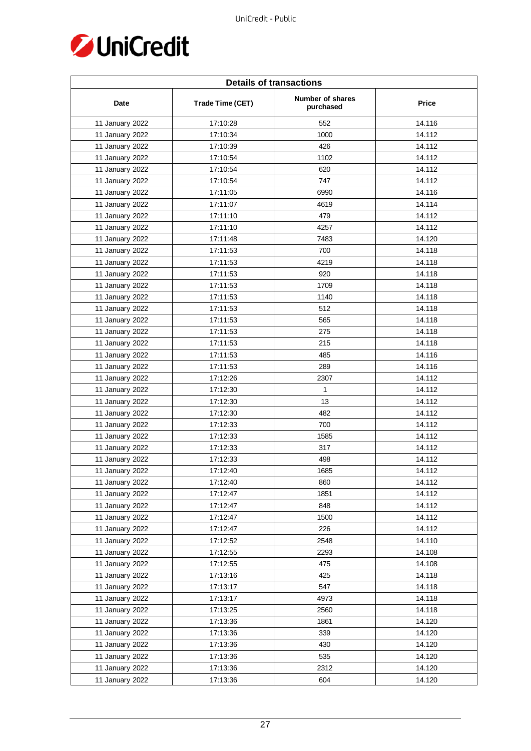| Details of transactions | | | |
|---|---|---|---|
| Date | Trade Time (CET) | Number of shares purchased | Price |
| 11 January 2022 | 17:10:28 | 552 | 14.116 |
| 11 January 2022 | 17:10:34 | 1000 | 14.112 |
| 11 January 2022 | 17:10:39 | 426 | 14.112 |
| 11 January 2022 | 17:10:54 | 1102 | 14.112 |
| 11 January 2022 | 17:10:54 | 620 | 14.112 |
| 11 January 2022 | 17:10:54 | 747 | 14.112 |
| 11 January 2022 | 17:11:05 | 6990 | 14.116 |
| 11 January 2022 | 17:11:07 | 4619 | 14.114 |
| 11 January 2022 | 17:11:10 | 479 | 14.112 |
| 11 January 2022 | 17:11:10 | 4257 | 14.112 |
| 11 January 2022 | 17:11:48 | 7483 | 14.120 |
| 11 January 2022 | 17:11:53 | 700 | 14.118 |
| 11 January 2022 | 17:11:53 | 4219 | 14.118 |
| 11 January 2022 | 17:11:53 | 920 | 14.118 |
| 11 January 2022 | 17:11:53 | 1709 | 14.118 |
| 11 January 2022 | 17:11:53 | 1140 | 14.118 |
| 11 January 2022 | 17:11:53 | 512 | 14.118 |
| 11 January 2022 | 17:11:53 | 565 | 14.118 |
| 11 January 2022 | 17:11:53 | 275 | 14.118 |
| 11 January 2022 | 17:11:53 | 215 | 14.118 |
| 11 January 2022 | 17:11:53 | 485 | 14.116 |
| 11 January 2022 | 17:11:53 | 289 | 14.116 |
| 11 January 2022 | 17:12:26 | 2307 | 14.112 |
| 11 January 2022 | 17:12:30 | 1 | 14.112 |
| 11 January 2022 | 17:12:30 | 13 | 14.112 |
| 11 January 2022 | 17:12:30 | 482 | 14.112 |
| 11 January 2022 | 17:12:33 | 700 | 14.112 |
| 11 January 2022 | 17:12:33 | 1585 | 14.112 |
| 11 January 2022 | 17:12:33 | 317 | 14.112 |
| 11 January 2022 | 17:12:33 | 498 | 14.112 |
| 11 January 2022 | 17:12:40 | 1685 | 14.112 |
| 11 January 2022 | 17:12:40 | 860 | 14.112 |
| 11 January 2022 | 17:12:47 | 1851 | 14.112 |
| 11 January 2022 | 17:12:47 | 848 | 14.112 |
| 11 January 2022 | 17:12:47 | 1500 | 14.112 |
| 11 January 2022 | 17:12:47 | 226 | 14.112 |
| 11 January 2022 | 17:12:52 | 2548 | 14.110 |
| 11 January 2022 | 17:12:55 | 2293 | 14.108 |
| 11 January 2022 | 17:12:55 | 475 | 14.108 |
| 11 January 2022 | 17:13:16 | 425 | 14.118 |
| 11 January 2022 | 17:13:17 | 547 | 14.118 |
| 11 January 2022 | 17:13:17 | 4973 | 14.118 |
| 11 January 2022 | 17:13:25 | 2560 | 14.118 |
| 11 January 2022 | 17:13:36 | 1861 | 14.120 |
| 11 January 2022 | 17:13:36 | 339 | 14.120 |
| 11 January 2022 | 17:13:36 | 430 | 14.120 |
| 11 January 2022 | 17:13:36 | 535 | 14.120 |
| 11 January 2022 | 17:13:36 | 2312 | 14.120 |
| 11 January 2022 | 17:13:36 | 604 | 14.120 |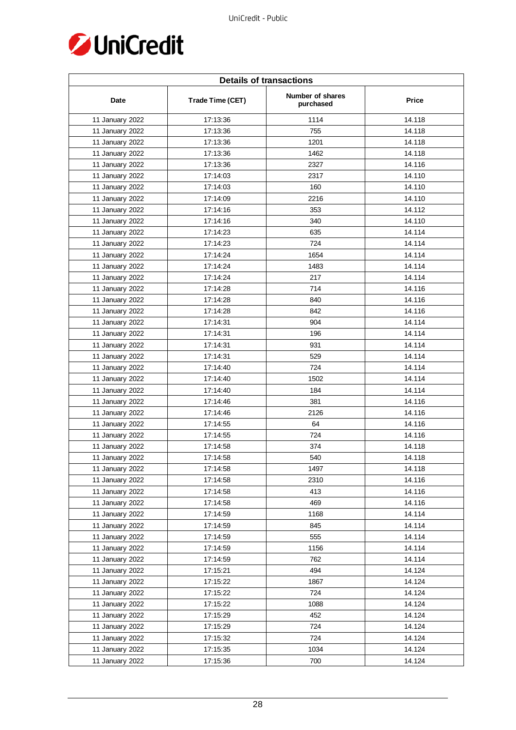| Details of transactions | | | |
|---|---|---|---|
| Date | Trade Time (CET) | Number of shares purchased | Price |
| 11 January 2022 | 17:13:36 | 1114 | 14.118 |
| 11 January 2022 | 17:13:36 | 755 | 14.118 |
| 11 January 2022 | 17:13:36 | 1201 | 14.118 |
| 11 January 2022 | 17:13:36 | 1462 | 14.118 |
| 11 January 2022 | 17:13:36 | 2327 | 14.116 |
| 11 January 2022 | 17:14:03 | 2317 | 14.110 |
| 11 January 2022 | 17:14:03 | 160 | 14.110 |
| 11 January 2022 | 17:14:09 | 2216 | 14.110 |
| 11 January 2022 | 17:14:16 | 353 | 14.112 |
| 11 January 2022 | 17:14:16 | 340 | 14.110 |
| 11 January 2022 | 17:14:23 | 635 | 14.114 |
| 11 January 2022 | 17:14:23 | 724 | 14.114 |
| 11 January 2022 | 17:14:24 | 1654 | 14.114 |
| 11 January 2022 | 17:14:24 | 1483 | 14.114 |
| 11 January 2022 | 17:14:24 | 217 | 14.114 |
| 11 January 2022 | 17:14:28 | 714 | 14.116 |
| 11 January 2022 | 17:14:28 | 840 | 14.116 |
| 11 January 2022 | 17:14:28 | 842 | 14.116 |
| 11 January 2022 | 17:14:31 | 904 | 14.114 |
| 11 January 2022 | 17:14:31 | 196 | 14.114 |
| 11 January 2022 | 17:14:31 | 931 | 14.114 |
| 11 January 2022 | 17:14:31 | 529 | 14.114 |
| 11 January 2022 | 17:14:40 | 724 | 14.114 |
| 11 January 2022 | 17:14:40 | 1502 | 14.114 |
| 11 January 2022 | 17:14:40 | 184 | 14.114 |
| 11 January 2022 | 17:14:46 | 381 | 14.116 |
| 11 January 2022 | 17:14:46 | 2126 | 14.116 |
| 11 January 2022 | 17:14:55 | 64 | 14.116 |
| 11 January 2022 | 17:14:55 | 724 | 14.116 |
| 11 January 2022 | 17:14:58 | 374 | 14.118 |
| 11 January 2022 | 17:14:58 | 540 | 14.118 |
| 11 January 2022 | 17:14:58 | 1497 | 14.118 |
| 11 January 2022 | 17:14:58 | 2310 | 14.116 |
| 11 January 2022 | 17:14:58 | 413 | 14.116 |
| 11 January 2022 | 17:14:58 | 469 | 14.116 |
| 11 January 2022 | 17:14:59 | 1168 | 14.114 |
| 11 January 2022 | 17:14:59 | 845 | 14.114 |
| 11 January 2022 | 17:14:59 | 555 | 14.114 |
| 11 January 2022 | 17:14:59 | 1156 | 14.114 |
| 11 January 2022 | 17:14:59 | 762 | 14.114 |
| 11 January 2022 | 17:15:21 | 494 | 14.124 |
| 11 January 2022 | 17:15:22 | 1867 | 14.124 |
| 11 January 2022 | 17:15:22 | 724 | 14.124 |
| 11 January 2022 | 17:15:22 | 1088 | 14.124 |
| 11 January 2022 | 17:15:29 | 452 | 14.124 |
| 11 January 2022 | 17:15:29 | 724 | 14.124 |
| 11 January 2022 | 17:15:32 | 724 | 14.124 |
| 11 January 2022 | 17:15:35 | 1034 | 14.124 |
| 11 January 2022 | 17:15:36 | 700 | 14.124 |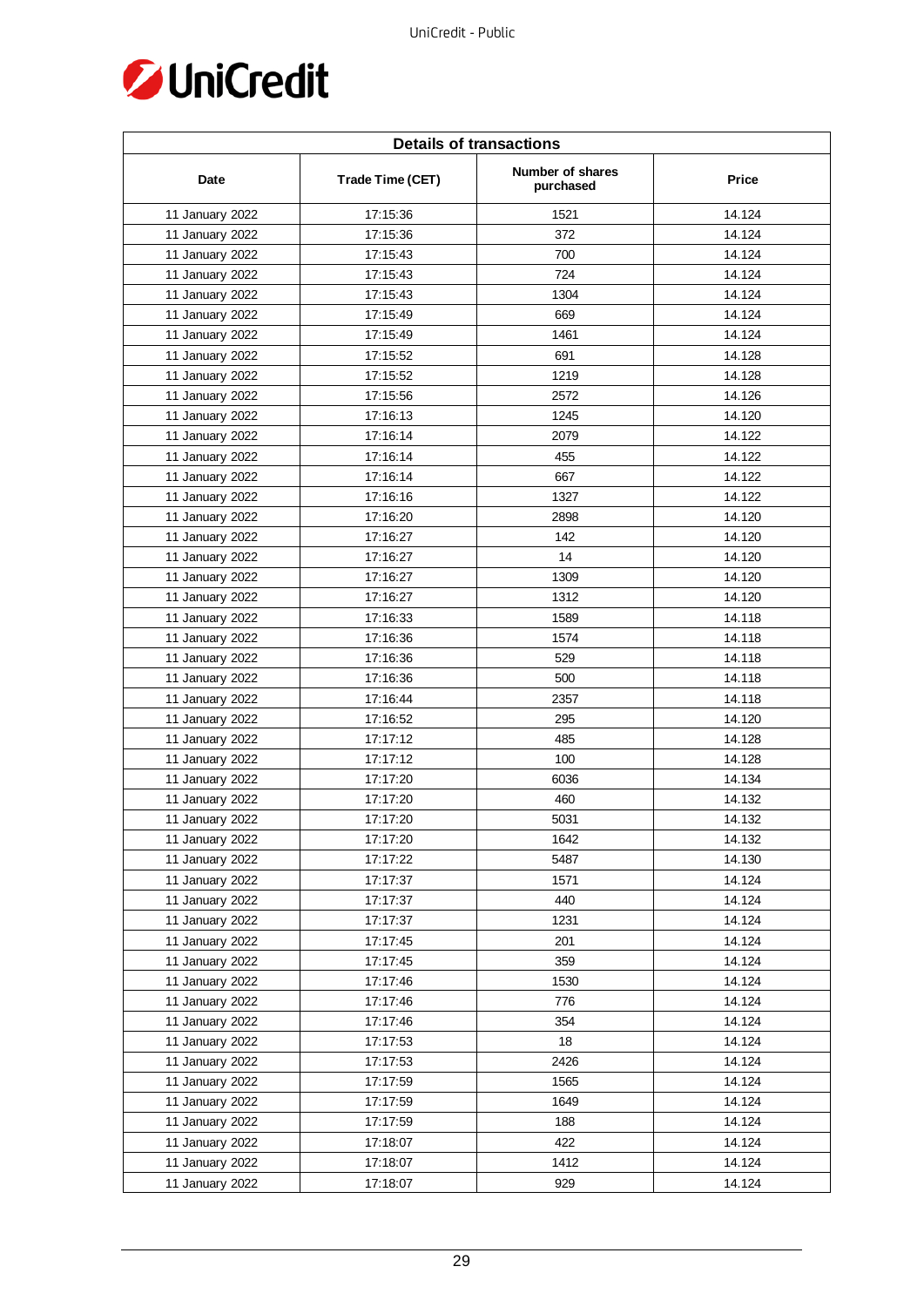| Details of transactions | | | |
|---|---|---|---|
| Date | Trade Time (CET) | Number of shares purchased | Price |
| 11 January 2022 | 17:15:36 | 1521 | 14.124 |
| 11 January 2022 | 17:15:36 | 372 | 14.124 |
| 11 January 2022 | 17:15:43 | 700 | 14.124 |
| 11 January 2022 | 17:15:43 | 724 | 14.124 |
| 11 January 2022 | 17:15:43 | 1304 | 14.124 |
| 11 January 2022 | 17:15:49 | 669 | 14.124 |
| 11 January 2022 | 17:15:49 | 1461 | 14.124 |
| 11 January 2022 | 17:15:52 | 691 | 14.128 |
| 11 January 2022 | 17:15:52 | 1219 | 14.128 |
| 11 January 2022 | 17:15:56 | 2572 | 14.126 |
| 11 January 2022 | 17:16:13 | 1245 | 14.120 |
| 11 January 2022 | 17:16:14 | 2079 | 14.122 |
| 11 January 2022 | 17:16:14 | 455 | 14.122 |
| 11 January 2022 | 17:16:14 | 667 | 14.122 |
| 11 January 2022 | 17:16:16 | 1327 | 14.122 |
| 11 January 2022 | 17:16:20 | 2898 | 14.120 |
| 11 January 2022 | 17:16:27 | 142 | 14.120 |
| 11 January 2022 | 17:16:27 | 14 | 14.120 |
| 11 January 2022 | 17:16:27 | 1309 | 14.120 |
| 11 January 2022 | 17:16:27 | 1312 | 14.120 |
| 11 January 2022 | 17:16:33 | 1589 | 14.118 |
| 11 January 2022 | 17:16:36 | 1574 | 14.118 |
| 11 January 2022 | 17:16:36 | 529 | 14.118 |
| 11 January 2022 | 17:16:36 | 500 | 14.118 |
| 11 January 2022 | 17:16:44 | 2357 | 14.118 |
| 11 January 2022 | 17:16:52 | 295 | 14.120 |
| 11 January 2022 | 17:17:12 | 485 | 14.128 |
| 11 January 2022 | 17:17:12 | 100 | 14.128 |
| 11 January 2022 | 17:17:20 | 6036 | 14.134 |
| 11 January 2022 | 17:17:20 | 460 | 14.132 |
| 11 January 2022 | 17:17:20 | 5031 | 14.132 |
| 11 January 2022 | 17:17:20 | 1642 | 14.132 |
| 11 January 2022 | 17:17:22 | 5487 | 14.130 |
| 11 January 2022 | 17:17:37 | 1571 | 14.124 |
| 11 January 2022 | 17:17:37 | 440 | 14.124 |
| 11 January 2022 | 17:17:37 | 1231 | 14.124 |
| 11 January 2022 | 17:17:45 | 201 | 14.124 |
| 11 January 2022 | 17:17:45 | 359 | 14.124 |
| 11 January 2022 | 17:17:46 | 1530 | 14.124 |
| 11 January 2022 | 17:17:46 | 776 | 14.124 |
| 11 January 2022 | 17:17:46 | 354 | 14.124 |
| 11 January 2022 | 17:17:53 | 18 | 14.124 |
| 11 January 2022 | 17:17:53 | 2426 | 14.124 |
| 11 January 2022 | 17:17:59 | 1565 | 14.124 |
| 11 January 2022 | 17:17:59 | 1649 | 14.124 |
| 11 January 2022 | 17:17:59 | 188 | 14.124 |
| 11 January 2022 | 17:18:07 | 422 | 14.124 |
| 11 January 2022 | 17:18:07 | 1412 | 14.124 |
| 11 January 2022 | 17:18:07 | 929 | 14.124 |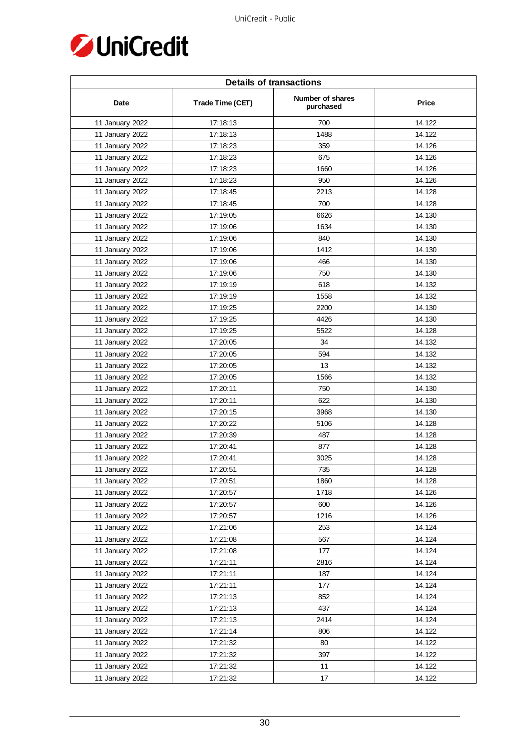| Details of transactions | | | |
|---|---|---|---|
| Date | Trade Time (CET) | Number of shares purchased | Price |
| 11 January 2022 | 17:18:13 | 700 | 14.122 |
| 11 January 2022 | 17:18:13 | 1488 | 14.122 |
| 11 January 2022 | 17:18:23 | 359 | 14.126 |
| 11 January 2022 | 17:18:23 | 675 | 14.126 |
| 11 January 2022 | 17:18:23 | 1660 | 14.126 |
| 11 January 2022 | 17:18:23 | 950 | 14.126 |
| 11 January 2022 | 17:18:45 | 2213 | 14.128 |
| 11 January 2022 | 17:18:45 | 700 | 14.128 |
| 11 January 2022 | 17:19:05 | 6626 | 14.130 |
| 11 January 2022 | 17:19:06 | 1634 | 14.130 |
| 11 January 2022 | 17:19:06 | 840 | 14.130 |
| 11 January 2022 | 17:19:06 | 1412 | 14.130 |
| 11 January 2022 | 17:19:06 | 466 | 14.130 |
| 11 January 2022 | 17:19:06 | 750 | 14.130 |
| 11 January 2022 | 17:19:19 | 618 | 14.132 |
| 11 January 2022 | 17:19:19 | 1558 | 14.132 |
| 11 January 2022 | 17:19:25 | 2200 | 14.130 |
| 11 January 2022 | 17:19:25 | 4426 | 14.130 |
| 11 January 2022 | 17:19:25 | 5522 | 14.128 |
| 11 January 2022 | 17:20:05 | 34 | 14.132 |
| 11 January 2022 | 17:20:05 | 594 | 14.132 |
| 11 January 2022 | 17:20:05 | 13 | 14.132 |
| 11 January 2022 | 17:20:05 | 1566 | 14.132 |
| 11 January 2022 | 17:20:11 | 750 | 14.130 |
| 11 January 2022 | 17:20:11 | 622 | 14.130 |
| 11 January 2022 | 17:20:15 | 3968 | 14.130 |
| 11 January 2022 | 17:20:22 | 5106 | 14.128 |
| 11 January 2022 | 17:20:39 | 487 | 14.128 |
| 11 January 2022 | 17:20:41 | 877 | 14.128 |
| 11 January 2022 | 17:20:41 | 3025 | 14.128 |
| 11 January 2022 | 17:20:51 | 735 | 14.128 |
| 11 January 2022 | 17:20:51 | 1860 | 14.128 |
| 11 January 2022 | 17:20:57 | 1718 | 14.126 |
| 11 January 2022 | 17:20:57 | 600 | 14.126 |
| 11 January 2022 | 17:20:57 | 1216 | 14.126 |
| 11 January 2022 | 17:21:06 | 253 | 14.124 |
| 11 January 2022 | 17:21:08 | 567 | 14.124 |
| 11 January 2022 | 17:21:08 | 177 | 14.124 |
| 11 January 2022 | 17:21:11 | 2816 | 14.124 |
| 11 January 2022 | 17:21:11 | 187 | 14.124 |
| 11 January 2022 | 17:21:11 | 177 | 14.124 |
| 11 January 2022 | 17:21:13 | 852 | 14.124 |
| 11 January 2022 | 17:21:13 | 437 | 14.124 |
| 11 January 2022 | 17:21:13 | 2414 | 14.124 |
| 11 January 2022 | 17:21:14 | 806 | 14.122 |
| 11 January 2022 | 17:21:32 | 80 | 14.122 |
| 11 January 2022 | 17:21:32 | 397 | 14.122 |
| 11 January 2022 | 17:21:32 | 11 | 14.122 |
| 11 January 2022 | 17:21:32 | 17 | 14.122 |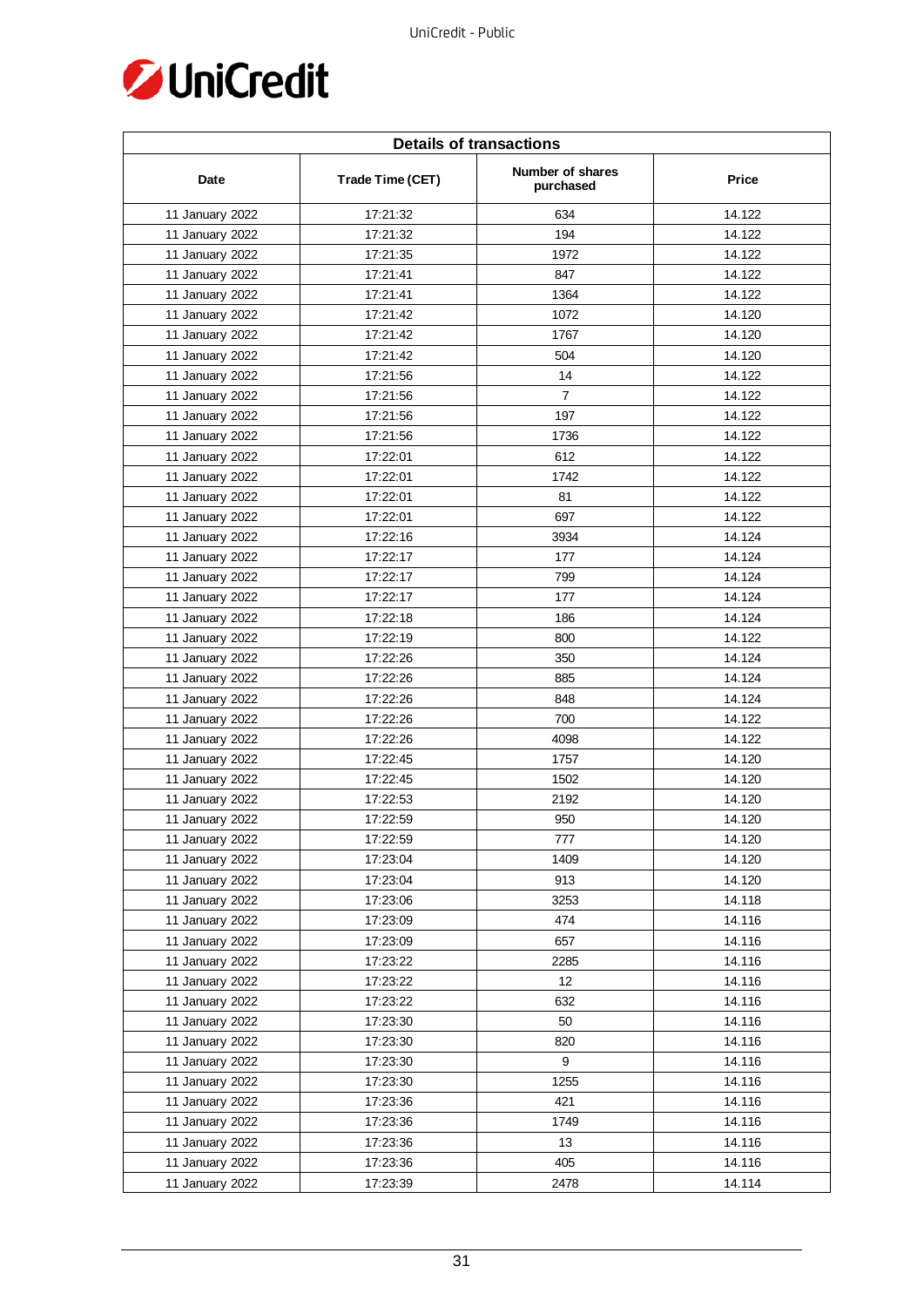| Details of transactions | | | |
|---|---|---|---|
| Date | Trade Time (CET) | Number of shares purchased | Price |
| 11 January 2022 | 17:21:32 | 634 | 14.122 |
| 11 January 2022 | 17:21:32 | 194 | 14.122 |
| 11 January 2022 | 17:21:35 | 1972 | 14.122 |
| 11 January 2022 | 17:21:41 | 847 | 14.122 |
| 11 January 2022 | 17:21:41 | 1364 | 14.122 |
| 11 January 2022 | 17:21:42 | 1072 | 14.120 |
| 11 January 2022 | 17:21:42 | 1767 | 14.120 |
| 11 January 2022 | 17:21:42 | 504 | 14.120 |
| 11 January 2022 | 17:21:56 | 14 | 14.122 |
| 11 January 2022 | 17:21:56 | 7 | 14.122 |
| 11 January 2022 | 17:21:56 | 197 | 14.122 |
| 11 January 2022 | 17:21:56 | 1736 | 14.122 |
| 11 January 2022 | 17:22:01 | 612 | 14.122 |
| 11 January 2022 | 17:22:01 | 1742 | 14.122 |
| 11 January 2022 | 17:22:01 | 81 | 14.122 |
| 11 January 2022 | 17:22:01 | 697 | 14.122 |
| 11 January 2022 | 17:22:16 | 3934 | 14.124 |
| 11 January 2022 | 17:22:17 | 177 | 14.124 |
| 11 January 2022 | 17:22:17 | 799 | 14.124 |
| 11 January 2022 | 17:22:17 | 177 | 14.124 |
| 11 January 2022 | 17:22:18 | 186 | 14.124 |
| 11 January 2022 | 17:22:19 | 800 | 14.122 |
| 11 January 2022 | 17:22:26 | 350 | 14.124 |
| 11 January 2022 | 17:22:26 | 885 | 14.124 |
| 11 January 2022 | 17:22:26 | 848 | 14.124 |
| 11 January 2022 | 17:22:26 | 700 | 14.122 |
| 11 January 2022 | 17:22:26 | 4098 | 14.122 |
| 11 January 2022 | 17:22:45 | 1757 | 14.120 |
| 11 January 2022 | 17:22:45 | 1502 | 14.120 |
| 11 January 2022 | 17:22:53 | 2192 | 14.120 |
| 11 January 2022 | 17:22:59 | 950 | 14.120 |
| 11 January 2022 | 17:22:59 | 777 | 14.120 |
| 11 January 2022 | 17:23:04 | 1409 | 14.120 |
| 11 January 2022 | 17:23:04 | 913 | 14.120 |
| 11 January 2022 | 17:23:06 | 3253 | 14.118 |
| 11 January 2022 | 17:23:09 | 474 | 14.116 |
| 11 January 2022 | 17:23:09 | 657 | 14.116 |
| 11 January 2022 | 17:23:22 | 2285 | 14.116 |
| 11 January 2022 | 17:23:22 | 12 | 14.116 |
| 11 January 2022 | 17:23:22 | 632 | 14.116 |
| 11 January 2022 | 17:23:30 | 50 | 14.116 |
| 11 January 2022 | 17:23:30 | 820 | 14.116 |
| 11 January 2022 | 17:23:30 | 9 | 14.116 |
| 11 January 2022 | 17:23:30 | 1255 | 14.116 |
| 11 January 2022 | 17:23:36 | 421 | 14.116 |
| 11 January 2022 | 17:23:36 | 1749 | 14.116 |
| 11 January 2022 | 17:23:36 | 13 | 14.116 |
| 11 January 2022 | 17:23:36 | 405 | 14.116 |
| 11 January 2022 | 17:23:39 | 2478 | 14.114 |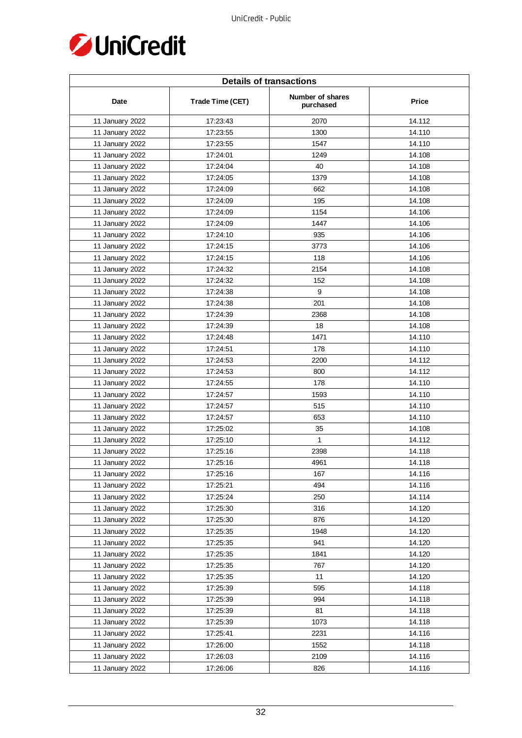| Details of transactions | | | |
|---|---|---|---|
| Date | Trade Time (CET) | Number of shares purchased | Price |
| 11 January 2022 | 17:23:43 | 2070 | 14.112 |
| 11 January 2022 | 17:23:55 | 1300 | 14.110 |
| 11 January 2022 | 17:23:55 | 1547 | 14.110 |
| 11 January 2022 | 17:24:01 | 1249 | 14.108 |
| 11 January 2022 | 17:24:04 | 40 | 14.108 |
| 11 January 2022 | 17:24:05 | 1379 | 14.108 |
| 11 January 2022 | 17:24:09 | 662 | 14.108 |
| 11 January 2022 | 17:24:09 | 195 | 14.108 |
| 11 January 2022 | 17:24:09 | 1154 | 14.106 |
| 11 January 2022 | 17:24:09 | 1447 | 14.106 |
| 11 January 2022 | 17:24:10 | 935 | 14.106 |
| 11 January 2022 | 17:24:15 | 3773 | 14.106 |
| 11 January 2022 | 17:24:15 | 118 | 14.106 |
| 11 January 2022 | 17:24:32 | 2154 | 14.108 |
| 11 January 2022 | 17:24:32 | 152 | 14.108 |
| 11 January 2022 | 17:24:38 | 9 | 14.108 |
| 11 January 2022 | 17:24:38 | 201 | 14.108 |
| 11 January 2022 | 17:24:39 | 2368 | 14.108 |
| 11 January 2022 | 17:24:39 | 18 | 14.108 |
| 11 January 2022 | 17:24:48 | 1471 | 14.110 |
| 11 January 2022 | 17:24:51 | 178 | 14.110 |
| 11 January 2022 | 17:24:53 | 2200 | 14.112 |
| 11 January 2022 | 17:24:53 | 800 | 14.112 |
| 11 January 2022 | 17:24:55 | 178 | 14.110 |
| 11 January 2022 | 17:24:57 | 1593 | 14.110 |
| 11 January 2022 | 17:24:57 | 515 | 14.110 |
| 11 January 2022 | 17:24:57 | 653 | 14.110 |
| 11 January 2022 | 17:25:02 | 35 | 14.108 |
| 11 January 2022 | 17:25:10 | 1 | 14.112 |
| 11 January 2022 | 17:25:16 | 2398 | 14.118 |
| 11 January 2022 | 17:25:16 | 4961 | 14.118 |
| 11 January 2022 | 17:25:16 | 167 | 14.116 |
| 11 January 2022 | 17:25:21 | 494 | 14.116 |
| 11 January 2022 | 17:25:24 | 250 | 14.114 |
| 11 January 2022 | 17:25:30 | 316 | 14.120 |
| 11 January 2022 | 17:25:30 | 876 | 14.120 |
| 11 January 2022 | 17:25:35 | 1948 | 14.120 |
| 11 January 2022 | 17:25:35 | 941 | 14.120 |
| 11 January 2022 | 17:25:35 | 1841 | 14.120 |
| 11 January 2022 | 17:25:35 | 767 | 14.120 |
| 11 January 2022 | 17:25:35 | 11 | 14.120 |
| 11 January 2022 | 17:25:39 | 595 | 14.118 |
| 11 January 2022 | 17:25:39 | 994 | 14.118 |
| 11 January 2022 | 17:25:39 | 81 | 14.118 |
| 11 January 2022 | 17:25:39 | 1073 | 14.118 |
| 11 January 2022 | 17:25:41 | 2231 | 14.116 |
| 11 January 2022 | 17:26:00 | 1552 | 14.118 |
| 11 January 2022 | 17:26:03 | 2109 | 14.116 |
| 11 January 2022 | 17:26:06 | 826 | 14.116 |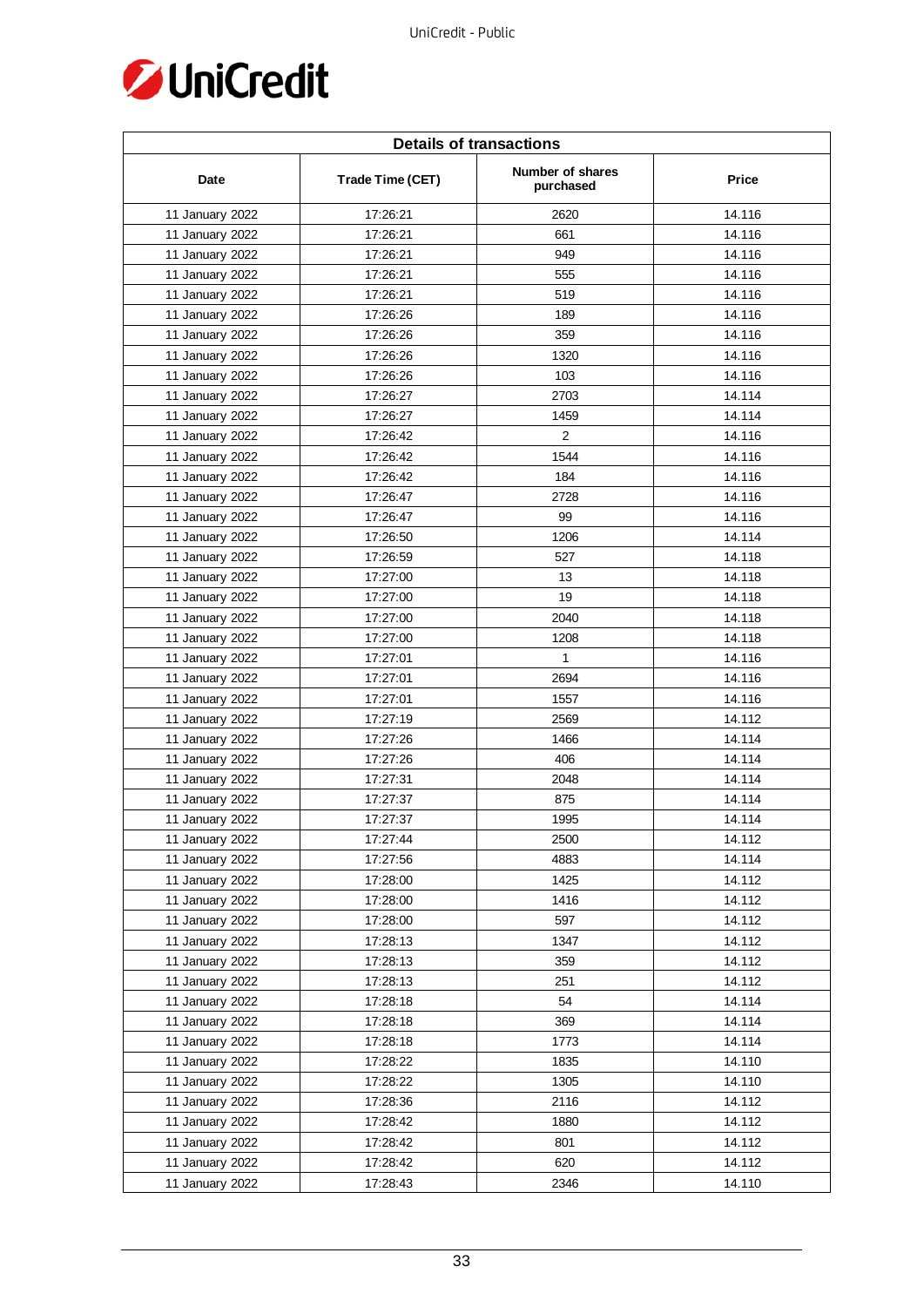| Details of transactions | | | |
|---|---|---|---|
| Date | Trade Time (CET) | Number of shares purchased | Price |
| 11 January 2022 | 17:26:21 | 2620 | 14.116 |
| 11 January 2022 | 17:26:21 | 661 | 14.116 |
| 11 January 2022 | 17:26:21 | 949 | 14.116 |
| 11 January 2022 | 17:26:21 | 555 | 14.116 |
| 11 January 2022 | 17:26:21 | 519 | 14.116 |
| 11 January 2022 | 17:26:26 | 189 | 14.116 |
| 11 January 2022 | 17:26:26 | 359 | 14.116 |
| 11 January 2022 | 17:26:26 | 1320 | 14.116 |
| 11 January 2022 | 17:26:26 | 103 | 14.116 |
| 11 January 2022 | 17:26:27 | 2703 | 14.114 |
| 11 January 2022 | 17:26:27 | 1459 | 14.114 |
| 11 January 2022 | 17:26:42 | 2 | 14.116 |
| 11 January 2022 | 17:26:42 | 1544 | 14.116 |
| 11 January 2022 | 17:26:42 | 184 | 14.116 |
| 11 January 2022 | 17:26:47 | 2728 | 14.116 |
| 11 January 2022 | 17:26:47 | 99 | 14.116 |
| 11 January 2022 | 17:26:50 | 1206 | 14.114 |
| 11 January 2022 | 17:26:59 | 527 | 14.118 |
| 11 January 2022 | 17:27:00 | 13 | 14.118 |
| 11 January 2022 | 17:27:00 | 19 | 14.118 |
| 11 January 2022 | 17:27:00 | 2040 | 14.118 |
| 11 January 2022 | 17:27:00 | 1208 | 14.118 |
| 11 January 2022 | 17:27:01 | 1 | 14.116 |
| 11 January 2022 | 17:27:01 | 2694 | 14.116 |
| 11 January 2022 | 17:27:01 | 1557 | 14.116 |
| 11 January 2022 | 17:27:19 | 2569 | 14.112 |
| 11 January 2022 | 17:27:26 | 1466 | 14.114 |
| 11 January 2022 | 17:27:26 | 406 | 14.114 |
| 11 January 2022 | 17:27:31 | 2048 | 14.114 |
| 11 January 2022 | 17:27:37 | 875 | 14.114 |
| 11 January 2022 | 17:27:37 | 1995 | 14.114 |
| 11 January 2022 | 17:27:44 | 2500 | 14.112 |
| 11 January 2022 | 17:27:56 | 4883 | 14.114 |
| 11 January 2022 | 17:28:00 | 1425 | 14.112 |
| 11 January 2022 | 17:28:00 | 1416 | 14.112 |
| 11 January 2022 | 17:28:00 | 597 | 14.112 |
| 11 January 2022 | 17:28:13 | 1347 | 14.112 |
| 11 January 2022 | 17:28:13 | 359 | 14.112 |
| 11 January 2022 | 17:28:13 | 251 | 14.112 |
| 11 January 2022 | 17:28:18 | 54 | 14.114 |
| 11 January 2022 | 17:28:18 | 369 | 14.114 |
| 11 January 2022 | 17:28:18 | 1773 | 14.114 |
| 11 January 2022 | 17:28:22 | 1835 | 14.110 |
| 11 January 2022 | 17:28:22 | 1305 | 14.110 |
| 11 January 2022 | 17:28:36 | 2116 | 14.112 |
| 11 January 2022 | 17:28:42 | 1880 | 14.112 |
| 11 January 2022 | 17:28:42 | 801 | 14.112 |
| 11 January 2022 | 17:28:42 | 620 | 14.112 |
| 11 January 2022 | 17:28:43 | 2346 | 14.110 |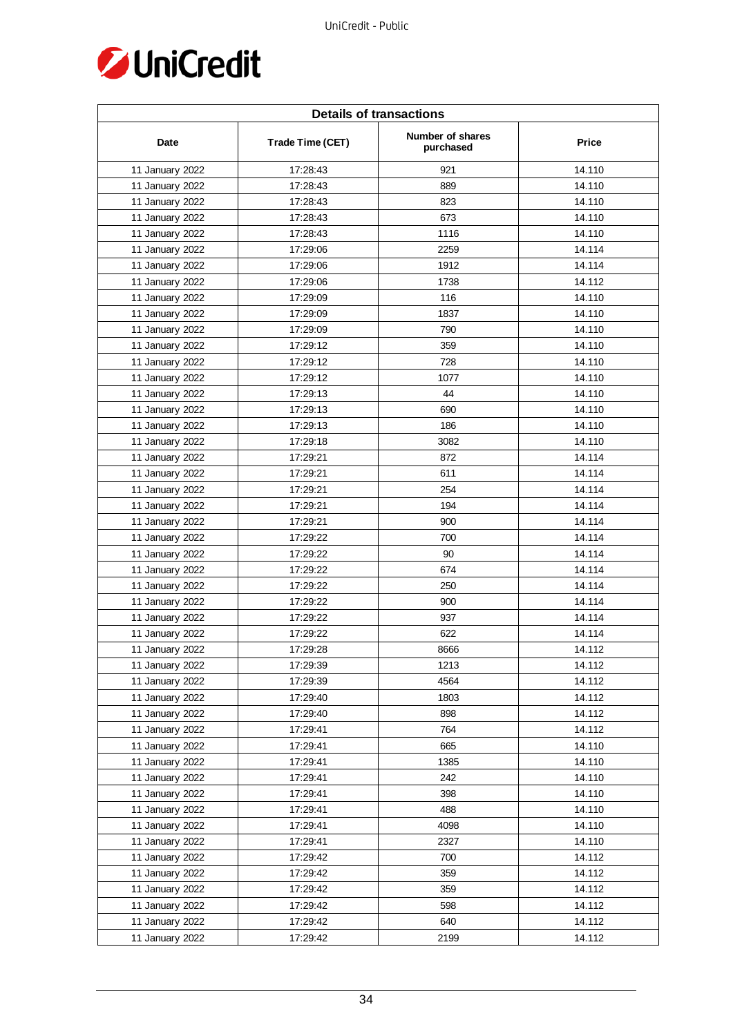| Details of transactions | | | |
|---|---|---|---|
| Date | Trade Time (CET) | Number of shares purchased | Price |
| 11 January 2022 | 17:28:43 | 921 | 14.110 |
| 11 January 2022 | 17:28:43 | 889 | 14.110 |
| 11 January 2022 | 17:28:43 | 823 | 14.110 |
| 11 January 2022 | 17:28:43 | 673 | 14.110 |
| 11 January 2022 | 17:28:43 | 1116 | 14.110 |
| 11 January 2022 | 17:29:06 | 2259 | 14.114 |
| 11 January 2022 | 17:29:06 | 1912 | 14.114 |
| 11 January 2022 | 17:29:06 | 1738 | 14.112 |
| 11 January 2022 | 17:29:09 | 116 | 14.110 |
| 11 January 2022 | 17:29:09 | 1837 | 14.110 |
| 11 January 2022 | 17:29:09 | 790 | 14.110 |
| 11 January 2022 | 17:29:12 | 359 | 14.110 |
| 11 January 2022 | 17:29:12 | 728 | 14.110 |
| 11 January 2022 | 17:29:12 | 1077 | 14.110 |
| 11 January 2022 | 17:29:13 | 44 | 14.110 |
| 11 January 2022 | 17:29:13 | 690 | 14.110 |
| 11 January 2022 | 17:29:13 | 186 | 14.110 |
| 11 January 2022 | 17:29:18 | 3082 | 14.110 |
| 11 January 2022 | 17:29:21 | 872 | 14.114 |
| 11 January 2022 | 17:29:21 | 611 | 14.114 |
| 11 January 2022 | 17:29:21 | 254 | 14.114 |
| 11 January 2022 | 17:29:21 | 194 | 14.114 |
| 11 January 2022 | 17:29:21 | 900 | 14.114 |
| 11 January 2022 | 17:29:22 | 700 | 14.114 |
| 11 January 2022 | 17:29:22 | 90 | 14.114 |
| 11 January 2022 | 17:29:22 | 674 | 14.114 |
| 11 January 2022 | 17:29:22 | 250 | 14.114 |
| 11 January 2022 | 17:29:22 | 900 | 14.114 |
| 11 January 2022 | 17:29:22 | 937 | 14.114 |
| 11 January 2022 | 17:29:22 | 622 | 14.114 |
| 11 January 2022 | 17:29:28 | 8666 | 14.112 |
| 11 January 2022 | 17:29:39 | 1213 | 14.112 |
| 11 January 2022 | 17:29:39 | 4564 | 14.112 |
| 11 January 2022 | 17:29:40 | 1803 | 14.112 |
| 11 January 2022 | 17:29:40 | 898 | 14.112 |
| 11 January 2022 | 17:29:41 | 764 | 14.112 |
| 11 January 2022 | 17:29:41 | 665 | 14.110 |
| 11 January 2022 | 17:29:41 | 1385 | 14.110 |
| 11 January 2022 | 17:29:41 | 242 | 14.110 |
| 11 January 2022 | 17:29:41 | 398 | 14.110 |
| 11 January 2022 | 17:29:41 | 488 | 14.110 |
| 11 January 2022 | 17:29:41 | 4098 | 14.110 |
| 11 January 2022 | 17:29:41 | 2327 | 14.110 |
| 11 January 2022 | 17:29:42 | 700 | 14.112 |
| 11 January 2022 | 17:29:42 | 359 | 14.112 |
| 11 January 2022 | 17:29:42 | 359 | 14.112 |
| 11 January 2022 | 17:29:42 | 598 | 14.112 |
| 11 January 2022 | 17:29:42 | 640 | 14.112 |
| 11 January 2022 | 17:29:42 | 2199 | 14.112 |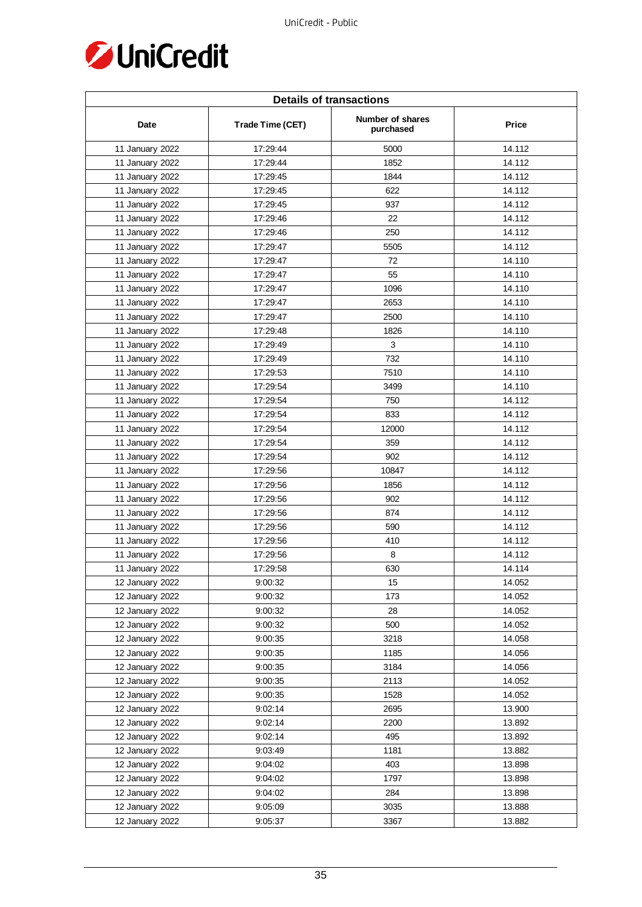| Details of transactions | | | |
|---|---|---|---|
| Date | Trade Time (CET) | Number of shares purchased | Price |
| 11 January 2022 | 17:29:44 | 5000 | 14.112 |
| 11 January 2022 | 17:29:44 | 1852 | 14.112 |
| 11 January 2022 | 17:29:45 | 1844 | 14.112 |
| 11 January 2022 | 17:29:45 | 622 | 14.112 |
| 11 January 2022 | 17:29:45 | 937 | 14.112 |
| 11 January 2022 | 17:29:46 | 22 | 14.112 |
| 11 January 2022 | 17:29:46 | 250 | 14.112 |
| 11 January 2022 | 17:29:47 | 5505 | 14.112 |
| 11 January 2022 | 17:29:47 | 72 | 14.110 |
| 11 January 2022 | 17:29:47 | 55 | 14.110 |
| 11 January 2022 | 17:29:47 | 1096 | 14.110 |
| 11 January 2022 | 17:29:47 | 2653 | 14.110 |
| 11 January 2022 | 17:29:47 | 2500 | 14.110 |
| 11 January 2022 | 17:29:48 | 1826 | 14.110 |
| 11 January 2022 | 17:29:49 | 3 | 14.110 |
| 11 January 2022 | 17:29:49 | 732 | 14.110 |
| 11 January 2022 | 17:29:53 | 7510 | 14.110 |
| 11 January 2022 | 17:29:54 | 3499 | 14.110 |
| 11 January 2022 | 17:29:54 | 750 | 14.112 |
| 11 January 2022 | 17:29:54 | 833 | 14.112 |
| 11 January 2022 | 17:29:54 | 12000 | 14.112 |
| 11 January 2022 | 17:29:54 | 359 | 14.112 |
| 11 January 2022 | 17:29:54 | 902 | 14.112 |
| 11 January 2022 | 17:29:56 | 10847 | 14.112 |
| 11 January 2022 | 17:29:56 | 1856 | 14.112 |
| 11 January 2022 | 17:29:56 | 902 | 14.112 |
| 11 January 2022 | 17:29:56 | 874 | 14.112 |
| 11 January 2022 | 17:29:56 | 590 | 14.112 |
| 11 January 2022 | 17:29:56 | 410 | 14.112 |
| 11 January 2022 | 17:29:56 | 8 | 14.112 |
| 11 January 2022 | 17:29:58 | 630 | 14.114 |
| 12 January 2022 | 9:00:32 | 15 | 14.052 |
| 12 January 2022 | 9:00:32 | 173 | 14.052 |
| 12 January 2022 | 9:00:32 | 28 | 14.052 |
| 12 January 2022 | 9:00:32 | 500 | 14.052 |
| 12 January 2022 | 9:00:35 | 3218 | 14.058 |
| 12 January 2022 | 9:00:35 | 1185 | 14.056 |
| 12 January 2022 | 9:00:35 | 3184 | 14.056 |
| 12 January 2022 | 9:00:35 | 2113 | 14.052 |
| 12 January 2022 | 9:00:35 | 1528 | 14.052 |
| 12 January 2022 | 9:02:14 | 2695 | 13.900 |
| 12 January 2022 | 9:02:14 | 2200 | 13.892 |
| 12 January 2022 | 9:02:14 | 495 | 13.892 |
| 12 January 2022 | 9:03:49 | 1181 | 13.882 |
| 12 January 2022 | 9:04:02 | 403 | 13.898 |
| 12 January 2022 | 9:04:02 | 1797 | 13.898 |
| 12 January 2022 | 9:04:02 | 284 | 13.898 |
| 12 January 2022 | 9:05:09 | 3035 | 13.888 |
| 12 January 2022 | 9:05:37 | 3367 | 13.882 |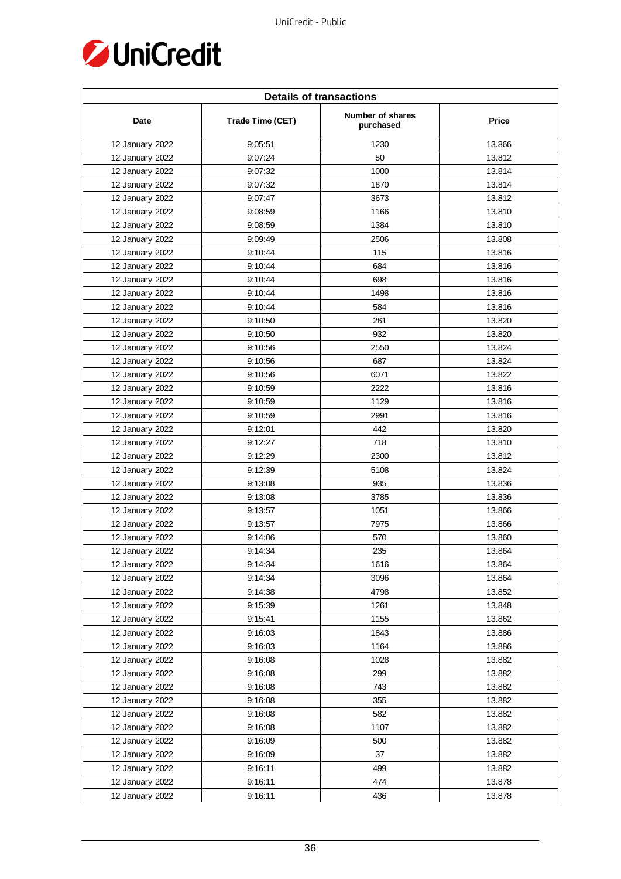| Details of transactions | | | |
|---|---|---|---|
| Date | Trade Time (CET) | Number of shares purchased | Price |
| 12 January 2022 | 9:05:51 | 1230 | 13.866 |
| 12 January 2022 | 9:07:24 | 50 | 13.812 |
| 12 January 2022 | 9:07:32 | 1000 | 13.814 |
| 12 January 2022 | 9:07:32 | 1870 | 13.814 |
| 12 January 2022 | 9:07:47 | 3673 | 13.812 |
| 12 January 2022 | 9:08:59 | 1166 | 13.810 |
| 12 January 2022 | 9:08:59 | 1384 | 13.810 |
| 12 January 2022 | 9:09:49 | 2506 | 13.808 |
| 12 January 2022 | 9:10:44 | 115 | 13.816 |
| 12 January 2022 | 9:10:44 | 684 | 13.816 |
| 12 January 2022 | 9:10:44 | 698 | 13.816 |
| 12 January 2022 | 9:10:44 | 1498 | 13.816 |
| 12 January 2022 | 9:10:44 | 584 | 13.816 |
| 12 January 2022 | 9:10:50 | 261 | 13.820 |
| 12 January 2022 | 9:10:50 | 932 | 13.820 |
| 12 January 2022 | 9:10:56 | 2550 | 13.824 |
| 12 January 2022 | 9:10:56 | 687 | 13.824 |
| 12 January 2022 | 9:10:56 | 6071 | 13.822 |
| 12 January 2022 | 9:10:59 | 2222 | 13.816 |
| 12 January 2022 | 9:10:59 | 1129 | 13.816 |
| 12 January 2022 | 9:10:59 | 2991 | 13.816 |
| 12 January 2022 | 9:12:01 | 442 | 13.820 |
| 12 January 2022 | 9:12:27 | 718 | 13.810 |
| 12 January 2022 | 9:12:29 | 2300 | 13.812 |
| 12 January 2022 | 9:12:39 | 5108 | 13.824 |
| 12 January 2022 | 9:13:08 | 935 | 13.836 |
| 12 January 2022 | 9:13:08 | 3785 | 13.836 |
| 12 January 2022 | 9:13:57 | 1051 | 13.866 |
| 12 January 2022 | 9:13:57 | 7975 | 13.866 |
| 12 January 2022 | 9:14:06 | 570 | 13.860 |
| 12 January 2022 | 9:14:34 | 235 | 13.864 |
| 12 January 2022 | 9:14:34 | 1616 | 13.864 |
| 12 January 2022 | 9:14:34 | 3096 | 13.864 |
| 12 January 2022 | 9:14:38 | 4798 | 13.852 |
| 12 January 2022 | 9:15:39 | 1261 | 13.848 |
| 12 January 2022 | 9:15:41 | 1155 | 13.862 |
| 12 January 2022 | 9:16:03 | 1843 | 13.886 |
| 12 January 2022 | 9:16:03 | 1164 | 13.886 |
| 12 January 2022 | 9:16:08 | 1028 | 13.882 |
| 12 January 2022 | 9:16:08 | 299 | 13.882 |
| 12 January 2022 | 9:16:08 | 743 | 13.882 |
| 12 January 2022 | 9:16:08 | 355 | 13.882 |
| 12 January 2022 | 9:16:08 | 582 | 13.882 |
| 12 January 2022 | 9:16:08 | 1107 | 13.882 |
| 12 January 2022 | 9:16:09 | 500 | 13.882 |
| 12 January 2022 | 9:16:09 | 37 | 13.882 |
| 12 January 2022 | 9:16:11 | 499 | 13.882 |
| 12 January 2022 | 9:16:11 | 474 | 13.878 |
| 12 January 2022 | 9:16:11 | 436 | 13.878 |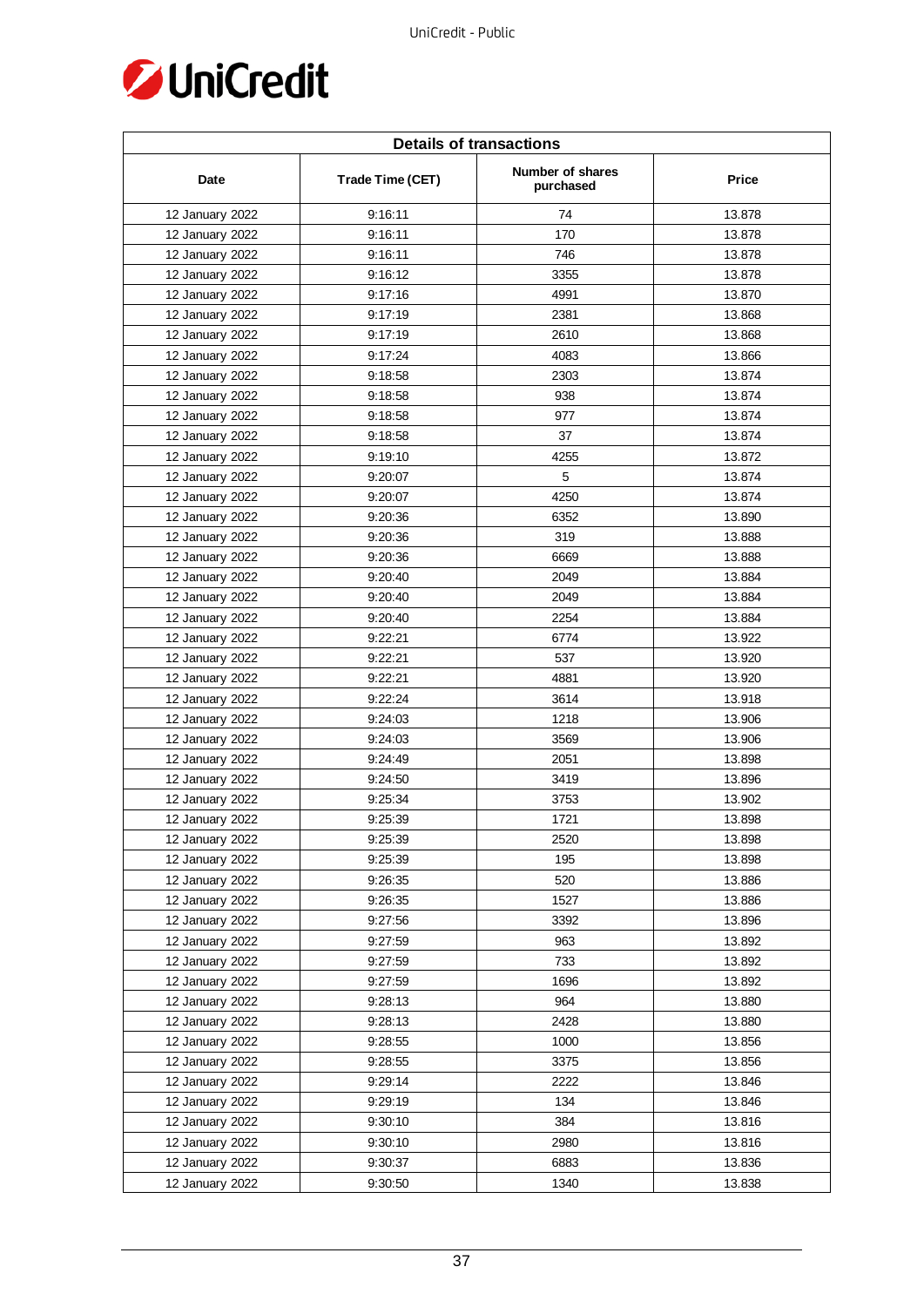| Details of transactions | | | |
|---|---|---|---|
| Date | Trade Time (CET) | Number of shares purchased | Price |
| 12 January 2022 | 9:16:11 | 74 | 13.878 |
| 12 January 2022 | 9:16:11 | 170 | 13.878 |
| 12 January 2022 | 9:16:11 | 746 | 13.878 |
| 12 January 2022 | 9:16:12 | 3355 | 13.878 |
| 12 January 2022 | 9:17:16 | 4991 | 13.870 |
| 12 January 2022 | 9:17:19 | 2381 | 13.868 |
| 12 January 2022 | 9:17:19 | 2610 | 13.868 |
| 12 January 2022 | 9:17:24 | 4083 | 13.866 |
| 12 January 2022 | 9:18:58 | 2303 | 13.874 |
| 12 January 2022 | 9:18:58 | 938 | 13.874 |
| 12 January 2022 | 9:18:58 | 977 | 13.874 |
| 12 January 2022 | 9:18:58 | 37 | 13.874 |
| 12 January 2022 | 9:19:10 | 4255 | 13.872 |
| 12 January 2022 | 9:20:07 | 5 | 13.874 |
| 12 January 2022 | 9:20:07 | 4250 | 13.874 |
| 12 January 2022 | 9:20:36 | 6352 | 13.890 |
| 12 January 2022 | 9:20:36 | 319 | 13.888 |
| 12 January 2022 | 9:20:36 | 6669 | 13.888 |
| 12 January 2022 | 9:20:40 | 2049 | 13.884 |
| 12 January 2022 | 9:20:40 | 2049 | 13.884 |
| 12 January 2022 | 9:20:40 | 2254 | 13.884 |
| 12 January 2022 | 9:22:21 | 6774 | 13.922 |
| 12 January 2022 | 9:22:21 | 537 | 13.920 |
| 12 January 2022 | 9:22:21 | 4881 | 13.920 |
| 12 January 2022 | 9:22:24 | 3614 | 13.918 |
| 12 January 2022 | 9:24:03 | 1218 | 13.906 |
| 12 January 2022 | 9:24:03 | 3569 | 13.906 |
| 12 January 2022 | 9:24:49 | 2051 | 13.898 |
| 12 January 2022 | 9:24:50 | 3419 | 13.896 |
| 12 January 2022 | 9:25:34 | 3753 | 13.902 |
| 12 January 2022 | 9:25:39 | 1721 | 13.898 |
| 12 January 2022 | 9:25:39 | 2520 | 13.898 |
| 12 January 2022 | 9:25:39 | 195 | 13.898 |
| 12 January 2022 | 9:26:35 | 520 | 13.886 |
| 12 January 2022 | 9:26:35 | 1527 | 13.886 |
| 12 January 2022 | 9:27:56 | 3392 | 13.896 |
| 12 January 2022 | 9:27:59 | 963 | 13.892 |
| 12 January 2022 | 9:27:59 | 733 | 13.892 |
| 12 January 2022 | 9:27:59 | 1696 | 13.892 |
| 12 January 2022 | 9:28:13 | 964 | 13.880 |
| 12 January 2022 | 9:28:13 | 2428 | 13.880 |
| 12 January 2022 | 9:28:55 | 1000 | 13.856 |
| 12 January 2022 | 9:28:55 | 3375 | 13.856 |
| 12 January 2022 | 9:29:14 | 2222 | 13.846 |
| 12 January 2022 | 9:29:19 | 134 | 13.846 |
| 12 January 2022 | 9:30:10 | 384 | 13.816 |
| 12 January 2022 | 9:30:10 | 2980 | 13.816 |
| 12 January 2022 | 9:30:37 | 6883 | 13.836 |
| 12 January 2022 | 9:30:50 | 1340 | 13.838 |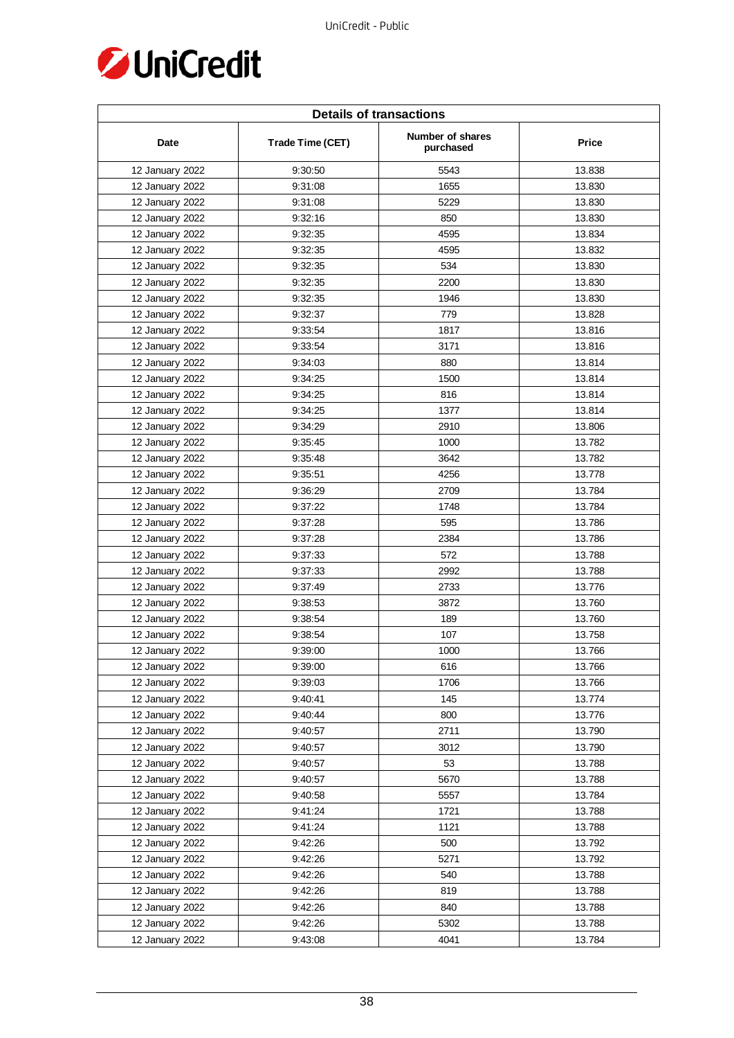| Details of transactions | | | |
|---|---|---|---|
| Date | Trade Time (CET) | Number of shares purchased | Price |
| 12 January 2022 | 9:30:50 | 5543 | 13.838 |
| 12 January 2022 | 9:31:08 | 1655 | 13.830 |
| 12 January 2022 | 9:31:08 | 5229 | 13.830 |
| 12 January 2022 | 9:32:16 | 850 | 13.830 |
| 12 January 2022 | 9:32:35 | 4595 | 13.834 |
| 12 January 2022 | 9:32:35 | 4595 | 13.832 |
| 12 January 2022 | 9:32:35 | 534 | 13.830 |
| 12 January 2022 | 9:32:35 | 2200 | 13.830 |
| 12 January 2022 | 9:32:35 | 1946 | 13.830 |
| 12 January 2022 | 9:32:37 | 779 | 13.828 |
| 12 January 2022 | 9:33:54 | 1817 | 13.816 |
| 12 January 2022 | 9:33:54 | 3171 | 13.816 |
| 12 January 2022 | 9:34:03 | 880 | 13.814 |
| 12 January 2022 | 9:34:25 | 1500 | 13.814 |
| 12 January 2022 | 9:34:25 | 816 | 13.814 |
| 12 January 2022 | 9:34:25 | 1377 | 13.814 |
| 12 January 2022 | 9:34:29 | 2910 | 13.806 |
| 12 January 2022 | 9:35:45 | 1000 | 13.782 |
| 12 January 2022 | 9:35:48 | 3642 | 13.782 |
| 12 January 2022 | 9:35:51 | 4256 | 13.778 |
| 12 January 2022 | 9:36:29 | 2709 | 13.784 |
| 12 January 2022 | 9:37:22 | 1748 | 13.784 |
| 12 January 2022 | 9:37:28 | 595 | 13.786 |
| 12 January 2022 | 9:37:28 | 2384 | 13.786 |
| 12 January 2022 | 9:37:33 | 572 | 13.788 |
| 12 January 2022 | 9:37:33 | 2992 | 13.788 |
| 12 January 2022 | 9:37:49 | 2733 | 13.776 |
| 12 January 2022 | 9:38:53 | 3872 | 13.760 |
| 12 January 2022 | 9:38:54 | 189 | 13.760 |
| 12 January 2022 | 9:38:54 | 107 | 13.758 |
| 12 January 2022 | 9:39:00 | 1000 | 13.766 |
| 12 January 2022 | 9:39:00 | 616 | 13.766 |
| 12 January 2022 | 9:39:03 | 1706 | 13.766 |
| 12 January 2022 | 9:40:41 | 145 | 13.774 |
| 12 January 2022 | 9:40:44 | 800 | 13.776 |
| 12 January 2022 | 9:40:57 | 2711 | 13.790 |
| 12 January 2022 | 9:40:57 | 3012 | 13.790 |
| 12 January 2022 | 9:40:57 | 53 | 13.788 |
| 12 January 2022 | 9:40:57 | 5670 | 13.788 |
| 12 January 2022 | 9:40:58 | 5557 | 13.784 |
| 12 January 2022 | 9:41:24 | 1721 | 13.788 |
| 12 January 2022 | 9:41:24 | 1121 | 13.788 |
| 12 January 2022 | 9:42:26 | 500 | 13.792 |
| 12 January 2022 | 9:42:26 | 5271 | 13.792 |
| 12 January 2022 | 9:42:26 | 540 | 13.788 |
| 12 January 2022 | 9:42:26 | 819 | 13.788 |
| 12 January 2022 | 9:42:26 | 840 | 13.788 |
| 12 January 2022 | 9:42:26 | 5302 | 13.788 |
| 12 January 2022 | 9:43:08 | 4041 | 13.784 |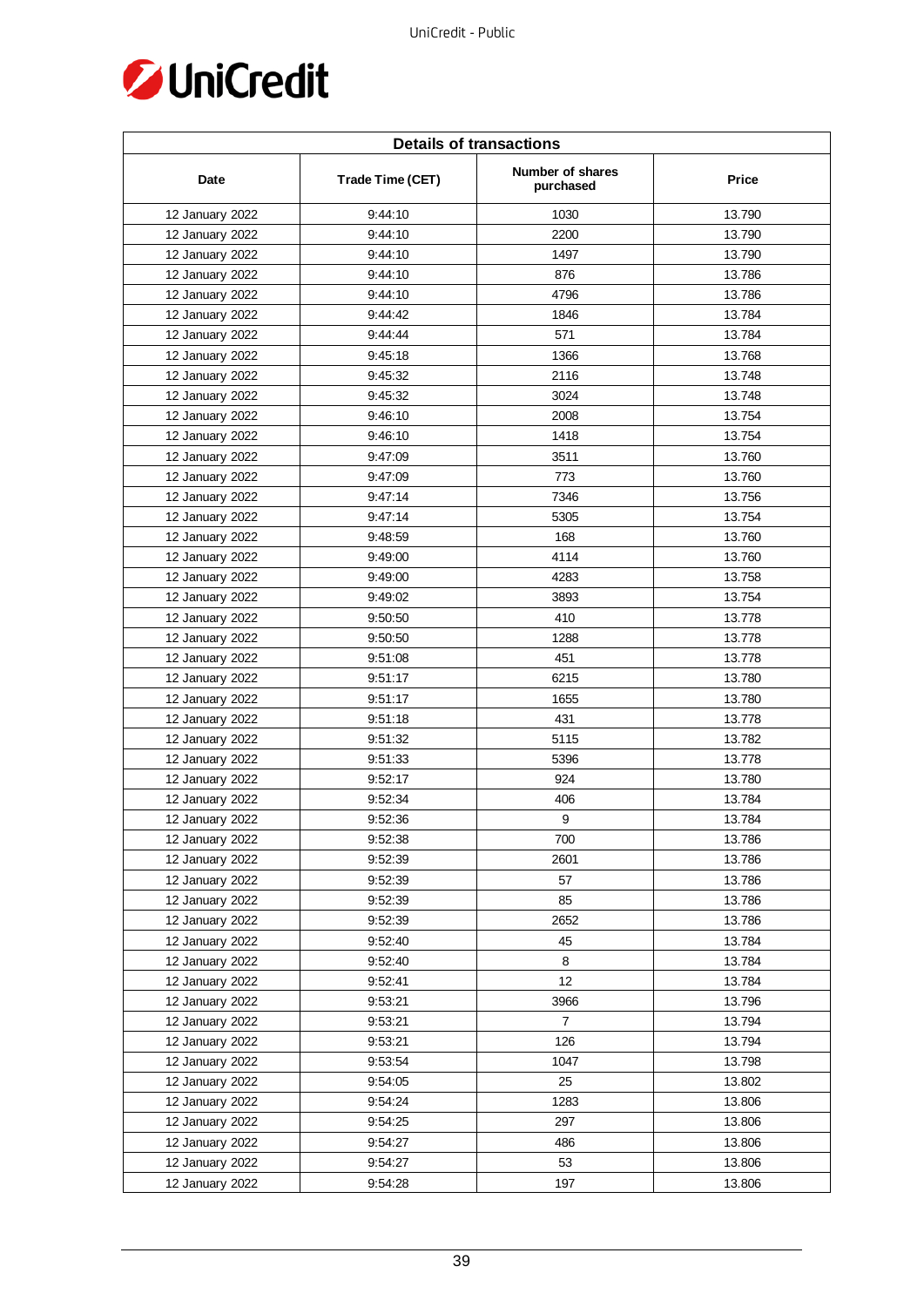| Details of transactions | | | |
|---|---|---|---|
| Date | Trade Time (CET) | Number of shares purchased | Price |
| 12 January 2022 | 9:44:10 | 1030 | 13.790 |
| 12 January 2022 | 9:44:10 | 2200 | 13.790 |
| 12 January 2022 | 9:44:10 | 1497 | 13.790 |
| 12 January 2022 | 9:44:10 | 876 | 13.786 |
| 12 January 2022 | 9:44:10 | 4796 | 13.786 |
| 12 January 2022 | 9:44:42 | 1846 | 13.784 |
| 12 January 2022 | 9:44:44 | 571 | 13.784 |
| 12 January 2022 | 9:45:18 | 1366 | 13.768 |
| 12 January 2022 | 9:45:32 | 2116 | 13.748 |
| 12 January 2022 | 9:45:32 | 3024 | 13.748 |
| 12 January 2022 | 9:46:10 | 2008 | 13.754 |
| 12 January 2022 | 9:46:10 | 1418 | 13.754 |
| 12 January 2022 | 9:47:09 | 3511 | 13.760 |
| 12 January 2022 | 9:47:09 | 773 | 13.760 |
| 12 January 2022 | 9:47:14 | 7346 | 13.756 |
| 12 January 2022 | 9:47:14 | 5305 | 13.754 |
| 12 January 2022 | 9:48:59 | 168 | 13.760 |
| 12 January 2022 | 9:49:00 | 4114 | 13.760 |
| 12 January 2022 | 9:49:00 | 4283 | 13.758 |
| 12 January 2022 | 9:49:02 | 3893 | 13.754 |
| 12 January 2022 | 9:50:50 | 410 | 13.778 |
| 12 January 2022 | 9:50:50 | 1288 | 13.778 |
| 12 January 2022 | 9:51:08 | 451 | 13.778 |
| 12 January 2022 | 9:51:17 | 6215 | 13.780 |
| 12 January 2022 | 9:51:17 | 1655 | 13.780 |
| 12 January 2022 | 9:51:18 | 431 | 13.778 |
| 12 January 2022 | 9:51:32 | 5115 | 13.782 |
| 12 January 2022 | 9:51:33 | 5396 | 13.778 |
| 12 January 2022 | 9:52:17 | 924 | 13.780 |
| 12 January 2022 | 9:52:34 | 406 | 13.784 |
| 12 January 2022 | 9:52:36 | 9 | 13.784 |
| 12 January 2022 | 9:52:38 | 700 | 13.786 |
| 12 January 2022 | 9:52:39 | 2601 | 13.786 |
| 12 January 2022 | 9:52:39 | 57 | 13.786 |
| 12 January 2022 | 9:52:39 | 85 | 13.786 |
| 12 January 2022 | 9:52:39 | 2652 | 13.786 |
| 12 January 2022 | 9:52:40 | 45 | 13.784 |
| 12 January 2022 | 9:52:40 | 8 | 13.784 |
| 12 January 2022 | 9:52:41 | 12 | 13.784 |
| 12 January 2022 | 9:53:21 | 3966 | 13.796 |
| 12 January 2022 | 9:53:21 | 7 | 13.794 |
| 12 January 2022 | 9:53:21 | 126 | 13.794 |
| 12 January 2022 | 9:53:54 | 1047 | 13.798 |
| 12 January 2022 | 9:54:05 | 25 | 13.802 |
| 12 January 2022 | 9:54:24 | 1283 | 13.806 |
| 12 January 2022 | 9:54:25 | 297 | 13.806 |
| 12 January 2022 | 9:54:27 | 486 | 13.806 |
| 12 January 2022 | 9:54:27 | 53 | 13.806 |
| 12 January 2022 | 9:54:28 | 197 | 13.806 |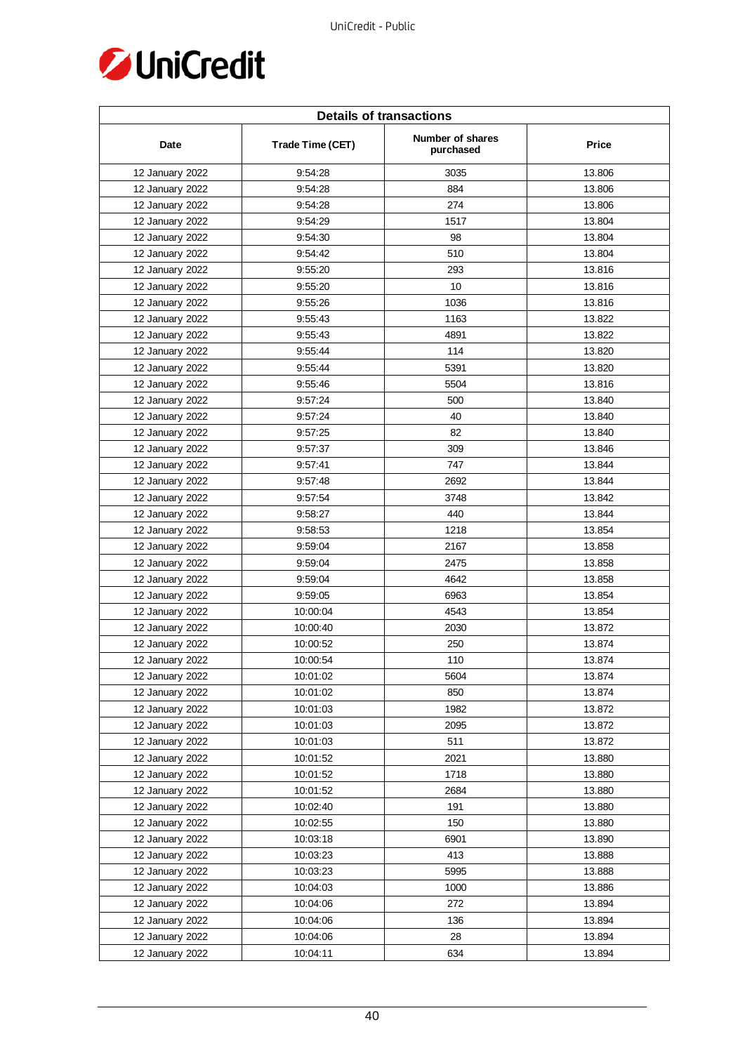| Details of transactions | | | |
|---|---|---|---|
| Date | Trade Time (CET) | Number of shares purchased | Price |
| 12 January 2022 | 9:54:28 | 3035 | 13.806 |
| 12 January 2022 | 9:54:28 | 884 | 13.806 |
| 12 January 2022 | 9:54:28 | 274 | 13.806 |
| 12 January 2022 | 9:54:29 | 1517 | 13.804 |
| 12 January 2022 | 9:54:30 | 98 | 13.804 |
| 12 January 2022 | 9:54:42 | 510 | 13.804 |
| 12 January 2022 | 9:55:20 | 293 | 13.816 |
| 12 January 2022 | 9:55:20 | 10 | 13.816 |
| 12 January 2022 | 9:55:26 | 1036 | 13.816 |
| 12 January 2022 | 9:55:43 | 1163 | 13.822 |
| 12 January 2022 | 9:55:43 | 4891 | 13.822 |
| 12 January 2022 | 9:55:44 | 114 | 13.820 |
| 12 January 2022 | 9:55:44 | 5391 | 13.820 |
| 12 January 2022 | 9:55:46 | 5504 | 13.816 |
| 12 January 2022 | 9:57:24 | 500 | 13.840 |
| 12 January 2022 | 9:57:24 | 40 | 13.840 |
| 12 January 2022 | 9:57:25 | 82 | 13.840 |
| 12 January 2022 | 9:57:37 | 309 | 13.846 |
| 12 January 2022 | 9:57:41 | 747 | 13.844 |
| 12 January 2022 | 9:57:48 | 2692 | 13.844 |
| 12 January 2022 | 9:57:54 | 3748 | 13.842 |
| 12 January 2022 | 9:58:27 | 440 | 13.844 |
| 12 January 2022 | 9:58:53 | 1218 | 13.854 |
| 12 January 2022 | 9:59:04 | 2167 | 13.858 |
| 12 January 2022 | 9:59:04 | 2475 | 13.858 |
| 12 January 2022 | 9:59:04 | 4642 | 13.858 |
| 12 January 2022 | 9:59:05 | 6963 | 13.854 |
| 12 January 2022 | 10:00:04 | 4543 | 13.854 |
| 12 January 2022 | 10:00:40 | 2030 | 13.872 |
| 12 January 2022 | 10:00:52 | 250 | 13.874 |
| 12 January 2022 | 10:00:54 | 110 | 13.874 |
| 12 January 2022 | 10:01:02 | 5604 | 13.874 |
| 12 January 2022 | 10:01:02 | 850 | 13.874 |
| 12 January 2022 | 10:01:03 | 1982 | 13.872 |
| 12 January 2022 | 10:01:03 | 2095 | 13.872 |
| 12 January 2022 | 10:01:03 | 511 | 13.872 |
| 12 January 2022 | 10:01:52 | 2021 | 13.880 |
| 12 January 2022 | 10:01:52 | 1718 | 13.880 |
| 12 January 2022 | 10:01:52 | 2684 | 13.880 |
| 12 January 2022 | 10:02:40 | 191 | 13.880 |
| 12 January 2022 | 10:02:55 | 150 | 13.880 |
| 12 January 2022 | 10:03:18 | 6901 | 13.890 |
| 12 January 2022 | 10:03:23 | 413 | 13.888 |
| 12 January 2022 | 10:03:23 | 5995 | 13.888 |
| 12 January 2022 | 10:04:03 | 1000 | 13.886 |
| 12 January 2022 | 10:04:06 | 272 | 13.894 |
| 12 January 2022 | 10:04:06 | 136 | 13.894 |
| 12 January 2022 | 10:04:06 | 28 | 13.894 |
| 12 January 2022 | 10:04:11 | 634 | 13.894 |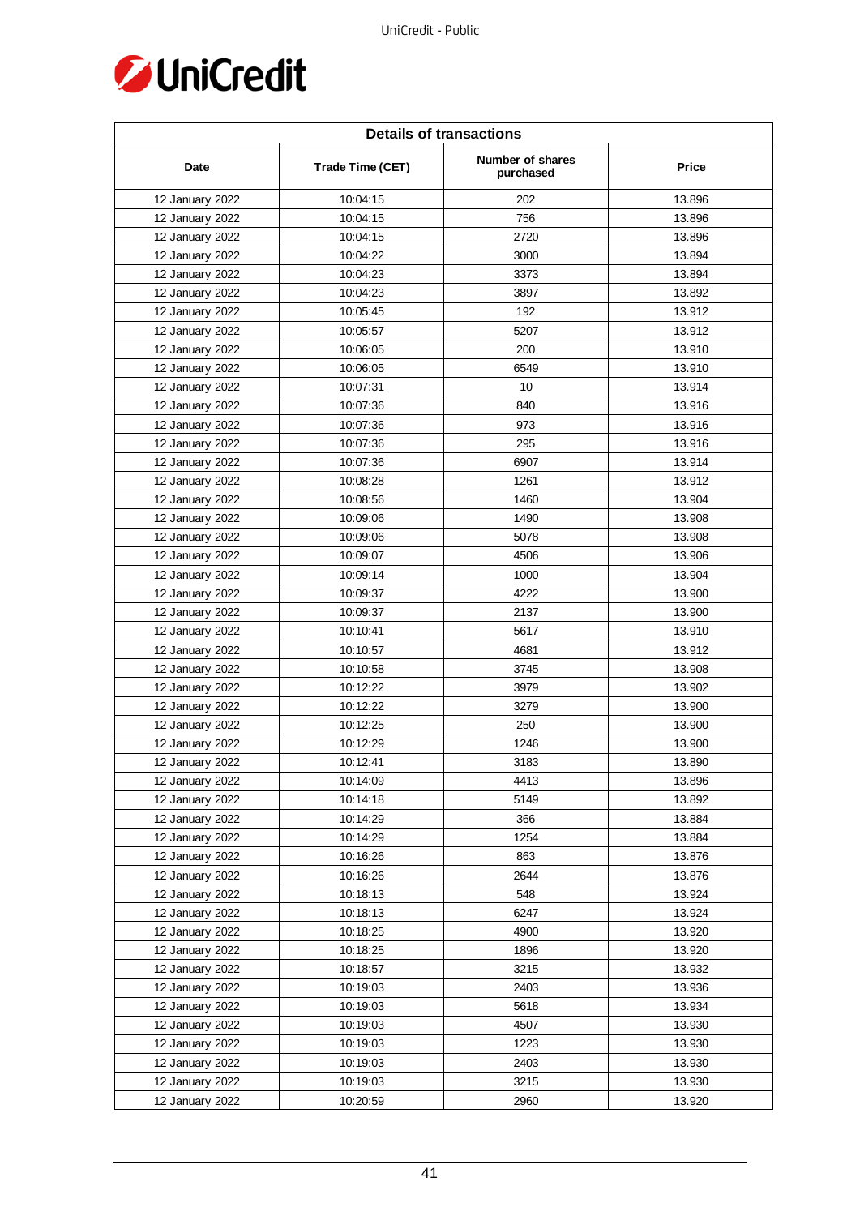| Details of transactions | | | |
|---|---|---|---|
| Date | Trade Time (CET) | Number of shares purchased | Price |
| 12 January 2022 | 10:04:15 | 202 | 13.896 |
| 12 January 2022 | 10:04:15 | 756 | 13.896 |
| 12 January 2022 | 10:04:15 | 2720 | 13.896 |
| 12 January 2022 | 10:04:22 | 3000 | 13.894 |
| 12 January 2022 | 10:04:23 | 3373 | 13.894 |
| 12 January 2022 | 10:04:23 | 3897 | 13.892 |
| 12 January 2022 | 10:05:45 | 192 | 13.912 |
| 12 January 2022 | 10:05:57 | 5207 | 13.912 |
| 12 January 2022 | 10:06:05 | 200 | 13.910 |
| 12 January 2022 | 10:06:05 | 6549 | 13.910 |
| 12 January 2022 | 10:07:31 | 10 | 13.914 |
| 12 January 2022 | 10:07:36 | 840 | 13.916 |
| 12 January 2022 | 10:07:36 | 973 | 13.916 |
| 12 January 2022 | 10:07:36 | 295 | 13.916 |
| 12 January 2022 | 10:07:36 | 6907 | 13.914 |
| 12 January 2022 | 10:08:28 | 1261 | 13.912 |
| 12 January 2022 | 10:08:56 | 1460 | 13.904 |
| 12 January 2022 | 10:09:06 | 1490 | 13.908 |
| 12 January 2022 | 10:09:06 | 5078 | 13.908 |
| 12 January 2022 | 10:09:07 | 4506 | 13.906 |
| 12 January 2022 | 10:09:14 | 1000 | 13.904 |
| 12 January 2022 | 10:09:37 | 4222 | 13.900 |
| 12 January 2022 | 10:09:37 | 2137 | 13.900 |
| 12 January 2022 | 10:10:41 | 5617 | 13.910 |
| 12 January 2022 | 10:10:57 | 4681 | 13.912 |
| 12 January 2022 | 10:10:58 | 3745 | 13.908 |
| 12 January 2022 | 10:12:22 | 3979 | 13.902 |
| 12 January 2022 | 10:12:22 | 3279 | 13.900 |
| 12 January 2022 | 10:12:25 | 250 | 13.900 |
| 12 January 2022 | 10:12:29 | 1246 | 13.900 |
| 12 January 2022 | 10:12:41 | 3183 | 13.890 |
| 12 January 2022 | 10:14:09 | 4413 | 13.896 |
| 12 January 2022 | 10:14:18 | 5149 | 13.892 |
| 12 January 2022 | 10:14:29 | 366 | 13.884 |
| 12 January 2022 | 10:14:29 | 1254 | 13.884 |
| 12 January 2022 | 10:16:26 | 863 | 13.876 |
| 12 January 2022 | 10:16:26 | 2644 | 13.876 |
| 12 January 2022 | 10:18:13 | 548 | 13.924 |
| 12 January 2022 | 10:18:13 | 6247 | 13.924 |
| 12 January 2022 | 10:18:25 | 4900 | 13.920 |
| 12 January 2022 | 10:18:25 | 1896 | 13.920 |
| 12 January 2022 | 10:18:57 | 3215 | 13.932 |
| 12 January 2022 | 10:19:03 | 2403 | 13.936 |
| 12 January 2022 | 10:19:03 | 5618 | 13.934 |
| 12 January 2022 | 10:19:03 | 4507 | 13.930 |
| 12 January 2022 | 10:19:03 | 1223 | 13.930 |
| 12 January 2022 | 10:19:03 | 2403 | 13.930 |
| 12 January 2022 | 10:19:03 | 3215 | 13.930 |
| 12 January 2022 | 10:20:59 | 2960 | 13.920 |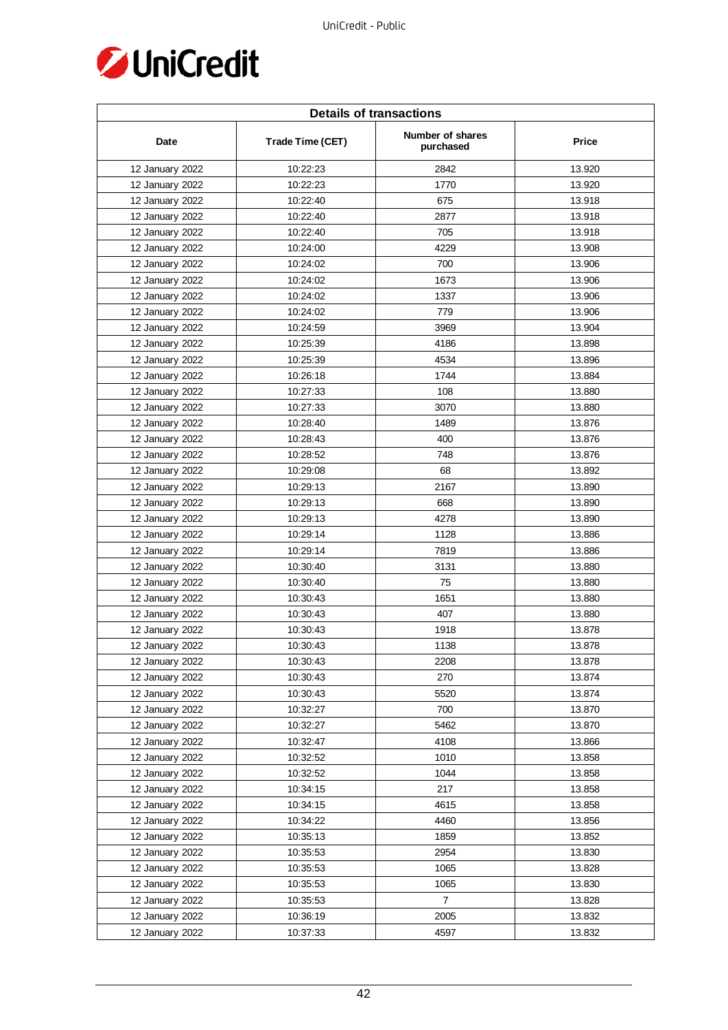| Details of transactions | | | |
|---|---|---|---|
| Date | Trade Time (CET) | Number of shares purchased | Price |
| 12 January 2022 | 10:22:23 | 2842 | 13.920 |
| 12 January 2022 | 10:22:23 | 1770 | 13.920 |
| 12 January 2022 | 10:22:40 | 675 | 13.918 |
| 12 January 2022 | 10:22:40 | 2877 | 13.918 |
| 12 January 2022 | 10:22:40 | 705 | 13.918 |
| 12 January 2022 | 10:24:00 | 4229 | 13.908 |
| 12 January 2022 | 10:24:02 | 700 | 13.906 |
| 12 January 2022 | 10:24:02 | 1673 | 13.906 |
| 12 January 2022 | 10:24:02 | 1337 | 13.906 |
| 12 January 2022 | 10:24:02 | 779 | 13.906 |
| 12 January 2022 | 10:24:59 | 3969 | 13.904 |
| 12 January 2022 | 10:25:39 | 4186 | 13.898 |
| 12 January 2022 | 10:25:39 | 4534 | 13.896 |
| 12 January 2022 | 10:26:18 | 1744 | 13.884 |
| 12 January 2022 | 10:27:33 | 108 | 13.880 |
| 12 January 2022 | 10:27:33 | 3070 | 13.880 |
| 12 January 2022 | 10:28:40 | 1489 | 13.876 |
| 12 January 2022 | 10:28:43 | 400 | 13.876 |
| 12 January 2022 | 10:28:52 | 748 | 13.876 |
| 12 January 2022 | 10:29:08 | 68 | 13.892 |
| 12 January 2022 | 10:29:13 | 2167 | 13.890 |
| 12 January 2022 | 10:29:13 | 668 | 13.890 |
| 12 January 2022 | 10:29:13 | 4278 | 13.890 |
| 12 January 2022 | 10:29:14 | 1128 | 13.886 |
| 12 January 2022 | 10:29:14 | 7819 | 13.886 |
| 12 January 2022 | 10:30:40 | 3131 | 13.880 |
| 12 January 2022 | 10:30:40 | 75 | 13.880 |
| 12 January 2022 | 10:30:43 | 1651 | 13.880 |
| 12 January 2022 | 10:30:43 | 407 | 13.880 |
| 12 January 2022 | 10:30:43 | 1918 | 13.878 |
| 12 January 2022 | 10:30:43 | 1138 | 13.878 |
| 12 January 2022 | 10:30:43 | 2208 | 13.878 |
| 12 January 2022 | 10:30:43 | 270 | 13.874 |
| 12 January 2022 | 10:30:43 | 5520 | 13.874 |
| 12 January 2022 | 10:32:27 | 700 | 13.870 |
| 12 January 2022 | 10:32:27 | 5462 | 13.870 |
| 12 January 2022 | 10:32:47 | 4108 | 13.866 |
| 12 January 2022 | 10:32:52 | 1010 | 13.858 |
| 12 January 2022 | 10:32:52 | 1044 | 13.858 |
| 12 January 2022 | 10:34:15 | 217 | 13.858 |
| 12 January 2022 | 10:34:15 | 4615 | 13.858 |
| 12 January 2022 | 10:34:22 | 4460 | 13.856 |
| 12 January 2022 | 10:35:13 | 1859 | 13.852 |
| 12 January 2022 | 10:35:53 | 2954 | 13.830 |
| 12 January 2022 | 10:35:53 | 1065 | 13.828 |
| 12 January 2022 | 10:35:53 | 1065 | 13.830 |
| 12 January 2022 | 10:35:53 | 7 | 13.828 |
| 12 January 2022 | 10:36:19 | 2005 | 13.832 |
| 12 January 2022 | 10:37:33 | 4597 | 13.832 |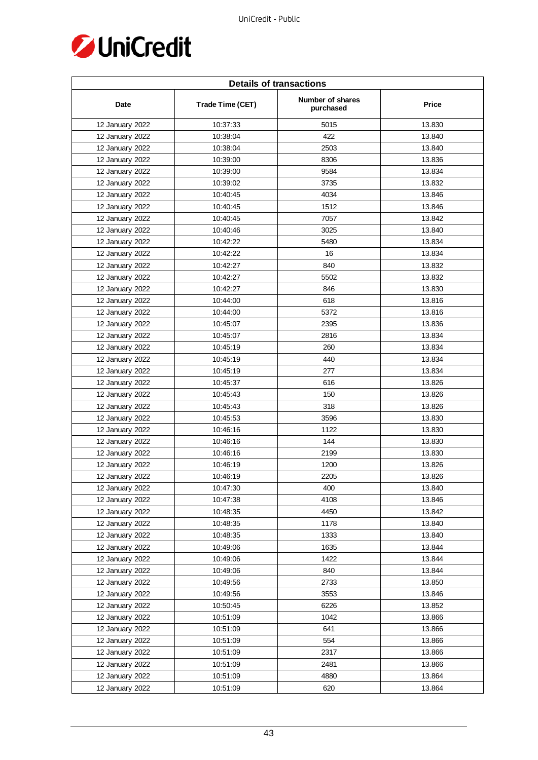| Details of transactions | | | |
|---|---|---|---|
| Date | Trade Time (CET) | Number of shares purchased | Price |
| 12 January 2022 | 10:37:33 | 5015 | 13.830 |
| 12 January 2022 | 10:38:04 | 422 | 13.840 |
| 12 January 2022 | 10:38:04 | 2503 | 13.840 |
| 12 January 2022 | 10:39:00 | 8306 | 13.836 |
| 12 January 2022 | 10:39:00 | 9584 | 13.834 |
| 12 January 2022 | 10:39:02 | 3735 | 13.832 |
| 12 January 2022 | 10:40:45 | 4034 | 13.846 |
| 12 January 2022 | 10:40:45 | 1512 | 13.846 |
| 12 January 2022 | 10:40:45 | 7057 | 13.842 |
| 12 January 2022 | 10:40:46 | 3025 | 13.840 |
| 12 January 2022 | 10:42:22 | 5480 | 13.834 |
| 12 January 2022 | 10:42:22 | 16 | 13.834 |
| 12 January 2022 | 10:42:27 | 840 | 13.832 |
| 12 January 2022 | 10:42:27 | 5502 | 13.832 |
| 12 January 2022 | 10:42:27 | 846 | 13.830 |
| 12 January 2022 | 10:44:00 | 618 | 13.816 |
| 12 January 2022 | 10:44:00 | 5372 | 13.816 |
| 12 January 2022 | 10:45:07 | 2395 | 13.836 |
| 12 January 2022 | 10:45:07 | 2816 | 13.834 |
| 12 January 2022 | 10:45:19 | 260 | 13.834 |
| 12 January 2022 | 10:45:19 | 440 | 13.834 |
| 12 January 2022 | 10:45:19 | 277 | 13.834 |
| 12 January 2022 | 10:45:37 | 616 | 13.826 |
| 12 January 2022 | 10:45:43 | 150 | 13.826 |
| 12 January 2022 | 10:45:43 | 318 | 13.826 |
| 12 January 2022 | 10:45:53 | 3596 | 13.830 |
| 12 January 2022 | 10:46:16 | 1122 | 13.830 |
| 12 January 2022 | 10:46:16 | 144 | 13.830 |
| 12 January 2022 | 10:46:16 | 2199 | 13.830 |
| 12 January 2022 | 10:46:19 | 1200 | 13.826 |
| 12 January 2022 | 10:46:19 | 2205 | 13.826 |
| 12 January 2022 | 10:47:30 | 400 | 13.840 |
| 12 January 2022 | 10:47:38 | 4108 | 13.846 |
| 12 January 2022 | 10:48:35 | 4450 | 13.842 |
| 12 January 2022 | 10:48:35 | 1178 | 13.840 |
| 12 January 2022 | 10:48:35 | 1333 | 13.840 |
| 12 January 2022 | 10:49:06 | 1635 | 13.844 |
| 12 January 2022 | 10:49:06 | 1422 | 13.844 |
| 12 January 2022 | 10:49:06 | 840 | 13.844 |
| 12 January 2022 | 10:49:56 | 2733 | 13.850 |
| 12 January 2022 | 10:49:56 | 3553 | 13.846 |
| 12 January 2022 | 10:50:45 | 6226 | 13.852 |
| 12 January 2022 | 10:51:09 | 1042 | 13.866 |
| 12 January 2022 | 10:51:09 | 641 | 13.866 |
| 12 January 2022 | 10:51:09 | 554 | 13.866 |
| 12 January 2022 | 10:51:09 | 2317 | 13.866 |
| 12 January 2022 | 10:51:09 | 2481 | 13.866 |
| 12 January 2022 | 10:51:09 | 4880 | 13.864 |
| 12 January 2022 | 10:51:09 | 620 | 13.864 |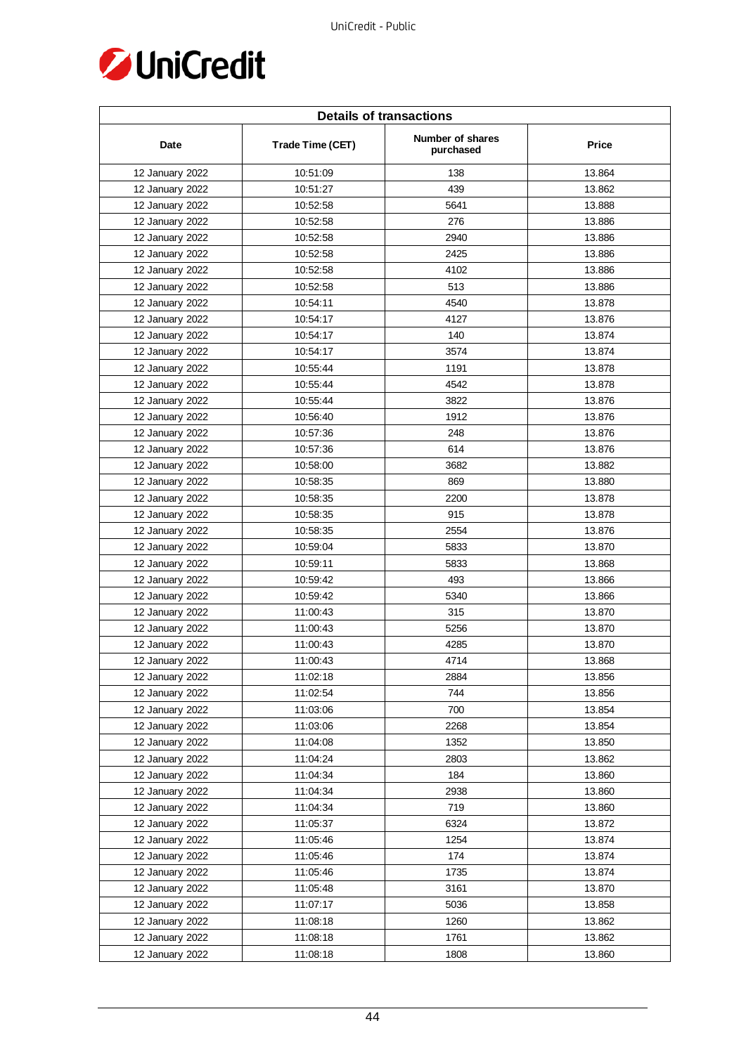| Details of transactions | | | |
|---|---|---|---|
| Date | Trade Time (CET) | Number of shares purchased | Price |
| 12 January 2022 | 10:51:09 | 138 | 13.864 |
| 12 January 2022 | 10:51:27 | 439 | 13.862 |
| 12 January 2022 | 10:52:58 | 5641 | 13.888 |
| 12 January 2022 | 10:52:58 | 276 | 13.886 |
| 12 January 2022 | 10:52:58 | 2940 | 13.886 |
| 12 January 2022 | 10:52:58 | 2425 | 13.886 |
| 12 January 2022 | 10:52:58 | 4102 | 13.886 |
| 12 January 2022 | 10:52:58 | 513 | 13.886 |
| 12 January 2022 | 10:54:11 | 4540 | 13.878 |
| 12 January 2022 | 10:54:17 | 4127 | 13.876 |
| 12 January 2022 | 10:54:17 | 140 | 13.874 |
| 12 January 2022 | 10:54:17 | 3574 | 13.874 |
| 12 January 2022 | 10:55:44 | 1191 | 13.878 |
| 12 January 2022 | 10:55:44 | 4542 | 13.878 |
| 12 January 2022 | 10:55:44 | 3822 | 13.876 |
| 12 January 2022 | 10:56:40 | 1912 | 13.876 |
| 12 January 2022 | 10:57:36 | 248 | 13.876 |
| 12 January 2022 | 10:57:36 | 614 | 13.876 |
| 12 January 2022 | 10:58:00 | 3682 | 13.882 |
| 12 January 2022 | 10:58:35 | 869 | 13.880 |
| 12 January 2022 | 10:58:35 | 2200 | 13.878 |
| 12 January 2022 | 10:58:35 | 915 | 13.878 |
| 12 January 2022 | 10:58:35 | 2554 | 13.876 |
| 12 January 2022 | 10:59:04 | 5833 | 13.870 |
| 12 January 2022 | 10:59:11 | 5833 | 13.868 |
| 12 January 2022 | 10:59:42 | 493 | 13.866 |
| 12 January 2022 | 10:59:42 | 5340 | 13.866 |
| 12 January 2022 | 11:00:43 | 315 | 13.870 |
| 12 January 2022 | 11:00:43 | 5256 | 13.870 |
| 12 January 2022 | 11:00:43 | 4285 | 13.870 |
| 12 January 2022 | 11:00:43 | 4714 | 13.868 |
| 12 January 2022 | 11:02:18 | 2884 | 13.856 |
| 12 January 2022 | 11:02:54 | 744 | 13.856 |
| 12 January 2022 | 11:03:06 | 700 | 13.854 |
| 12 January 2022 | 11:03:06 | 2268 | 13.854 |
| 12 January 2022 | 11:04:08 | 1352 | 13.850 |
| 12 January 2022 | 11:04:24 | 2803 | 13.862 |
| 12 January 2022 | 11:04:34 | 184 | 13.860 |
| 12 January 2022 | 11:04:34 | 2938 | 13.860 |
| 12 January 2022 | 11:04:34 | 719 | 13.860 |
| 12 January 2022 | 11:05:37 | 6324 | 13.872 |
| 12 January 2022 | 11:05:46 | 1254 | 13.874 |
| 12 January 2022 | 11:05:46 | 174 | 13.874 |
| 12 January 2022 | 11:05:46 | 1735 | 13.874 |
| 12 January 2022 | 11:05:48 | 3161 | 13.870 |
| 12 January 2022 | 11:07:17 | 5036 | 13.858 |
| 12 January 2022 | 11:08:18 | 1260 | 13.862 |
| 12 January 2022 | 11:08:18 | 1761 | 13.862 |
| 12 January 2022 | 11:08:18 | 1808 | 13.860 |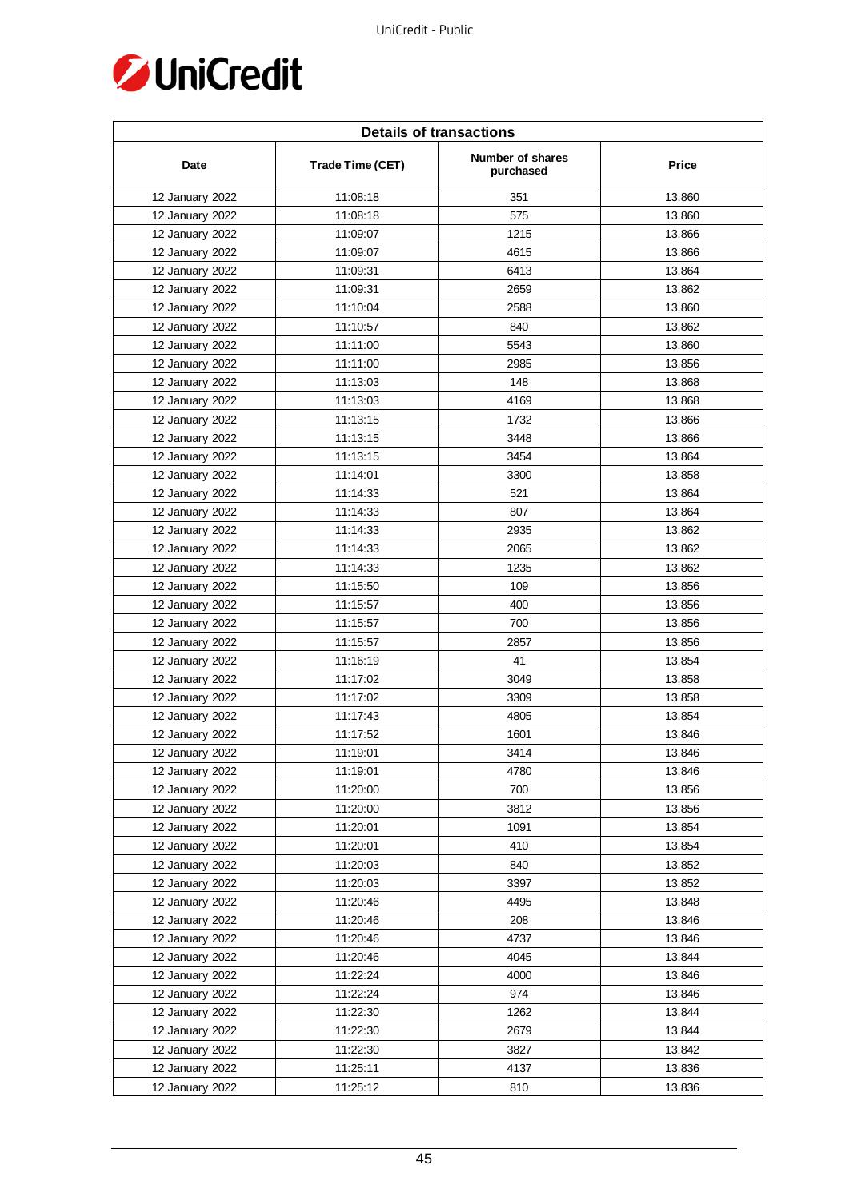| Details of transactions | | | |
|---|---|---|---|
| Date | Trade Time (CET) | Number of shares purchased | Price |
| 12 January 2022 | 11:08:18 | 351 | 13.860 |
| 12 January 2022 | 11:08:18 | 575 | 13.860 |
| 12 January 2022 | 11:09:07 | 1215 | 13.866 |
| 12 January 2022 | 11:09:07 | 4615 | 13.866 |
| 12 January 2022 | 11:09:31 | 6413 | 13.864 |
| 12 January 2022 | 11:09:31 | 2659 | 13.862 |
| 12 January 2022 | 11:10:04 | 2588 | 13.860 |
| 12 January 2022 | 11:10:57 | 840 | 13.862 |
| 12 January 2022 | 11:11:00 | 5543 | 13.860 |
| 12 January 2022 | 11:11:00 | 2985 | 13.856 |
| 12 January 2022 | 11:13:03 | 148 | 13.868 |
| 12 January 2022 | 11:13:03 | 4169 | 13.868 |
| 12 January 2022 | 11:13:15 | 1732 | 13.866 |
| 12 January 2022 | 11:13:15 | 3448 | 13.866 |
| 12 January 2022 | 11:13:15 | 3454 | 13.864 |
| 12 January 2022 | 11:14:01 | 3300 | 13.858 |
| 12 January 2022 | 11:14:33 | 521 | 13.864 |
| 12 January 2022 | 11:14:33 | 807 | 13.864 |
| 12 January 2022 | 11:14:33 | 2935 | 13.862 |
| 12 January 2022 | 11:14:33 | 2065 | 13.862 |
| 12 January 2022 | 11:14:33 | 1235 | 13.862 |
| 12 January 2022 | 11:15:50 | 109 | 13.856 |
| 12 January 2022 | 11:15:57 | 400 | 13.856 |
| 12 January 2022 | 11:15:57 | 700 | 13.856 |
| 12 January 2022 | 11:15:57 | 2857 | 13.856 |
| 12 January 2022 | 11:16:19 | 41 | 13.854 |
| 12 January 2022 | 11:17:02 | 3049 | 13.858 |
| 12 January 2022 | 11:17:02 | 3309 | 13.858 |
| 12 January 2022 | 11:17:43 | 4805 | 13.854 |
| 12 January 2022 | 11:17:52 | 1601 | 13.846 |
| 12 January 2022 | 11:19:01 | 3414 | 13.846 |
| 12 January 2022 | 11:19:01 | 4780 | 13.846 |
| 12 January 2022 | 11:20:00 | 700 | 13.856 |
| 12 January 2022 | 11:20:00 | 3812 | 13.856 |
| 12 January 2022 | 11:20:01 | 1091 | 13.854 |
| 12 January 2022 | 11:20:01 | 410 | 13.854 |
| 12 January 2022 | 11:20:03 | 840 | 13.852 |
| 12 January 2022 | 11:20:03 | 3397 | 13.852 |
| 12 January 2022 | 11:20:46 | 4495 | 13.848 |
| 12 January 2022 | 11:20:46 | 208 | 13.846 |
| 12 January 2022 | 11:20:46 | 4737 | 13.846 |
| 12 January 2022 | 11:20:46 | 4045 | 13.844 |
| 12 January 2022 | 11:22:24 | 4000 | 13.846 |
| 12 January 2022 | 11:22:24 | 974 | 13.846 |
| 12 January 2022 | 11:22:30 | 1262 | 13.844 |
| 12 January 2022 | 11:22:30 | 2679 | 13.844 |
| 12 January 2022 | 11:22:30 | 3827 | 13.842 |
| 12 January 2022 | 11:25:11 | 4137 | 13.836 |
| 12 January 2022 | 11:25:12 | 810 | 13.836 |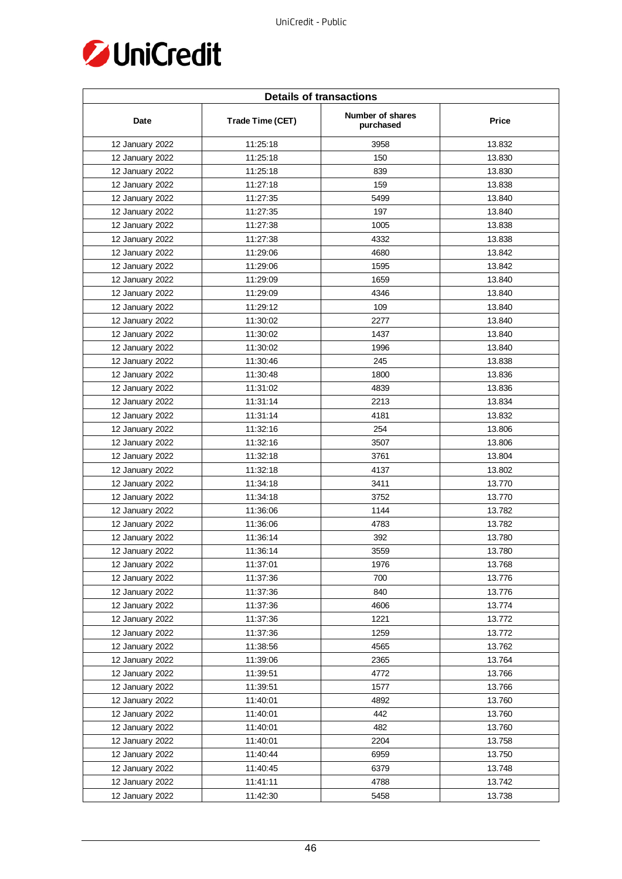| Details of transactions | | | |
|---|---|---|---|
| Date | Trade Time (CET) | Number of shares purchased | Price |
| 12 January 2022 | 11:25:18 | 3958 | 13.832 |
| 12 January 2022 | 11:25:18 | 150 | 13.830 |
| 12 January 2022 | 11:25:18 | 839 | 13.830 |
| 12 January 2022 | 11:27:18 | 159 | 13.838 |
| 12 January 2022 | 11:27:35 | 5499 | 13.840 |
| 12 January 2022 | 11:27:35 | 197 | 13.840 |
| 12 January 2022 | 11:27:38 | 1005 | 13.838 |
| 12 January 2022 | 11:27:38 | 4332 | 13.838 |
| 12 January 2022 | 11:29:06 | 4680 | 13.842 |
| 12 January 2022 | 11:29:06 | 1595 | 13.842 |
| 12 January 2022 | 11:29:09 | 1659 | 13.840 |
| 12 January 2022 | 11:29:09 | 4346 | 13.840 |
| 12 January 2022 | 11:29:12 | 109 | 13.840 |
| 12 January 2022 | 11:30:02 | 2277 | 13.840 |
| 12 January 2022 | 11:30:02 | 1437 | 13.840 |
| 12 January 2022 | 11:30:02 | 1996 | 13.840 |
| 12 January 2022 | 11:30:46 | 245 | 13.838 |
| 12 January 2022 | 11:30:48 | 1800 | 13.836 |
| 12 January 2022 | 11:31:02 | 4839 | 13.836 |
| 12 January 2022 | 11:31:14 | 2213 | 13.834 |
| 12 January 2022 | 11:31:14 | 4181 | 13.832 |
| 12 January 2022 | 11:32:16 | 254 | 13.806 |
| 12 January 2022 | 11:32:16 | 3507 | 13.806 |
| 12 January 2022 | 11:32:18 | 3761 | 13.804 |
| 12 January 2022 | 11:32:18 | 4137 | 13.802 |
| 12 January 2022 | 11:34:18 | 3411 | 13.770 |
| 12 January 2022 | 11:34:18 | 3752 | 13.770 |
| 12 January 2022 | 11:36:06 | 1144 | 13.782 |
| 12 January 2022 | 11:36:06 | 4783 | 13.782 |
| 12 January 2022 | 11:36:14 | 392 | 13.780 |
| 12 January 2022 | 11:36:14 | 3559 | 13.780 |
| 12 January 2022 | 11:37:01 | 1976 | 13.768 |
| 12 January 2022 | 11:37:36 | 700 | 13.776 |
| 12 January 2022 | 11:37:36 | 840 | 13.776 |
| 12 January 2022 | 11:37:36 | 4606 | 13.774 |
| 12 January 2022 | 11:37:36 | 1221 | 13.772 |
| 12 January 2022 | 11:37:36 | 1259 | 13.772 |
| 12 January 2022 | 11:38:56 | 4565 | 13.762 |
| 12 January 2022 | 11:39:06 | 2365 | 13.764 |
| 12 January 2022 | 11:39:51 | 4772 | 13.766 |
| 12 January 2022 | 11:39:51 | 1577 | 13.766 |
| 12 January 2022 | 11:40:01 | 4892 | 13.760 |
| 12 January 2022 | 11:40:01 | 442 | 13.760 |
| 12 January 2022 | 11:40:01 | 482 | 13.760 |
| 12 January 2022 | 11:40:01 | 2204 | 13.758 |
| 12 January 2022 | 11:40:44 | 6959 | 13.750 |
| 12 January 2022 | 11:40:45 | 6379 | 13.748 |
| 12 January 2022 | 11:41:11 | 4788 | 13.742 |
| 12 January 2022 | 11:42:30 | 5458 | 13.738 |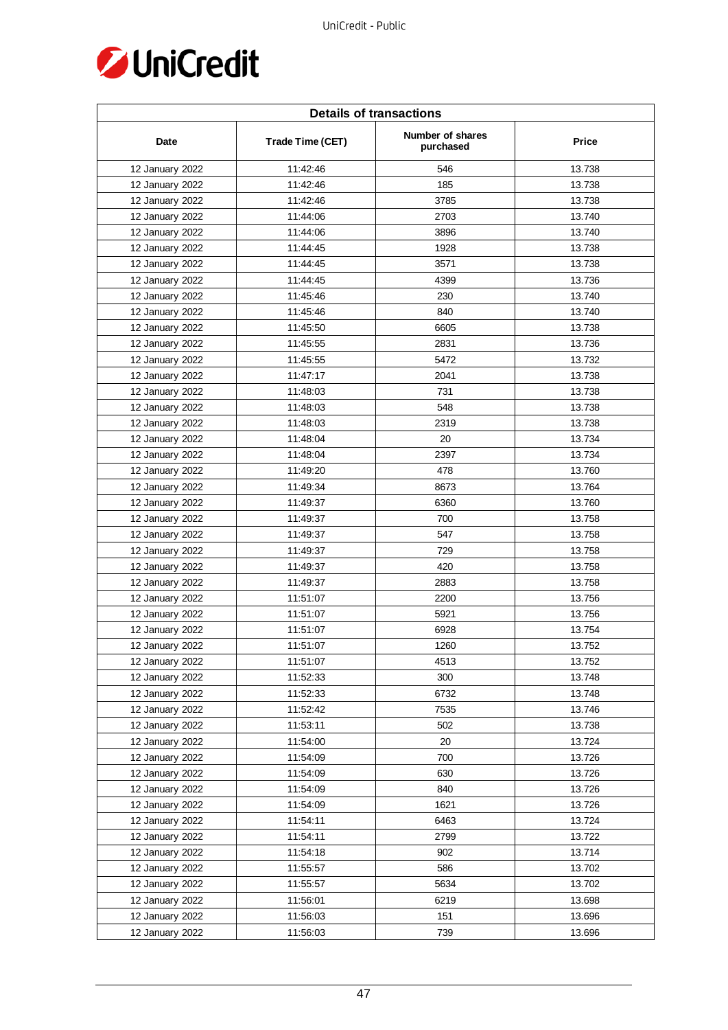| Details of transactions | | | |
|---|---|---|---|
| Date | Trade Time (CET) | Number of shares purchased | Price |
| 12 January 2022 | 11:42:46 | 546 | 13.738 |
| 12 January 2022 | 11:42:46 | 185 | 13.738 |
| 12 January 2022 | 11:42:46 | 3785 | 13.738 |
| 12 January 2022 | 11:44:06 | 2703 | 13.740 |
| 12 January 2022 | 11:44:06 | 3896 | 13.740 |
| 12 January 2022 | 11:44:45 | 1928 | 13.738 |
| 12 January 2022 | 11:44:45 | 3571 | 13.738 |
| 12 January 2022 | 11:44:45 | 4399 | 13.736 |
| 12 January 2022 | 11:45:46 | 230 | 13.740 |
| 12 January 2022 | 11:45:46 | 840 | 13.740 |
| 12 January 2022 | 11:45:50 | 6605 | 13.738 |
| 12 January 2022 | 11:45:55 | 2831 | 13.736 |
| 12 January 2022 | 11:45:55 | 5472 | 13.732 |
| 12 January 2022 | 11:47:17 | 2041 | 13.738 |
| 12 January 2022 | 11:48:03 | 731 | 13.738 |
| 12 January 2022 | 11:48:03 | 548 | 13.738 |
| 12 January 2022 | 11:48:03 | 2319 | 13.738 |
| 12 January 2022 | 11:48:04 | 20 | 13.734 |
| 12 January 2022 | 11:48:04 | 2397 | 13.734 |
| 12 January 2022 | 11:49:20 | 478 | 13.760 |
| 12 January 2022 | 11:49:34 | 8673 | 13.764 |
| 12 January 2022 | 11:49:37 | 6360 | 13.760 |
| 12 January 2022 | 11:49:37 | 700 | 13.758 |
| 12 January 2022 | 11:49:37 | 547 | 13.758 |
| 12 January 2022 | 11:49:37 | 729 | 13.758 |
| 12 January 2022 | 11:49:37 | 420 | 13.758 |
| 12 January 2022 | 11:49:37 | 2883 | 13.758 |
| 12 January 2022 | 11:51:07 | 2200 | 13.756 |
| 12 January 2022 | 11:51:07 | 5921 | 13.756 |
| 12 January 2022 | 11:51:07 | 6928 | 13.754 |
| 12 January 2022 | 11:51:07 | 1260 | 13.752 |
| 12 January 2022 | 11:51:07 | 4513 | 13.752 |
| 12 January 2022 | 11:52:33 | 300 | 13.748 |
| 12 January 2022 | 11:52:33 | 6732 | 13.748 |
| 12 January 2022 | 11:52:42 | 7535 | 13.746 |
| 12 January 2022 | 11:53:11 | 502 | 13.738 |
| 12 January 2022 | 11:54:00 | 20 | 13.724 |
| 12 January 2022 | 11:54:09 | 700 | 13.726 |
| 12 January 2022 | 11:54:09 | 630 | 13.726 |
| 12 January 2022 | 11:54:09 | 840 | 13.726 |
| 12 January 2022 | 11:54:09 | 1621 | 13.726 |
| 12 January 2022 | 11:54:11 | 6463 | 13.724 |
| 12 January 2022 | 11:54:11 | 2799 | 13.722 |
| 12 January 2022 | 11:54:18 | 902 | 13.714 |
| 12 January 2022 | 11:55:57 | 586 | 13.702 |
| 12 January 2022 | 11:55:57 | 5634 | 13.702 |
| 12 January 2022 | 11:56:01 | 6219 | 13.698 |
| 12 January 2022 | 11:56:03 | 151 | 13.696 |
| 12 January 2022 | 11:56:03 | 739 | 13.696 |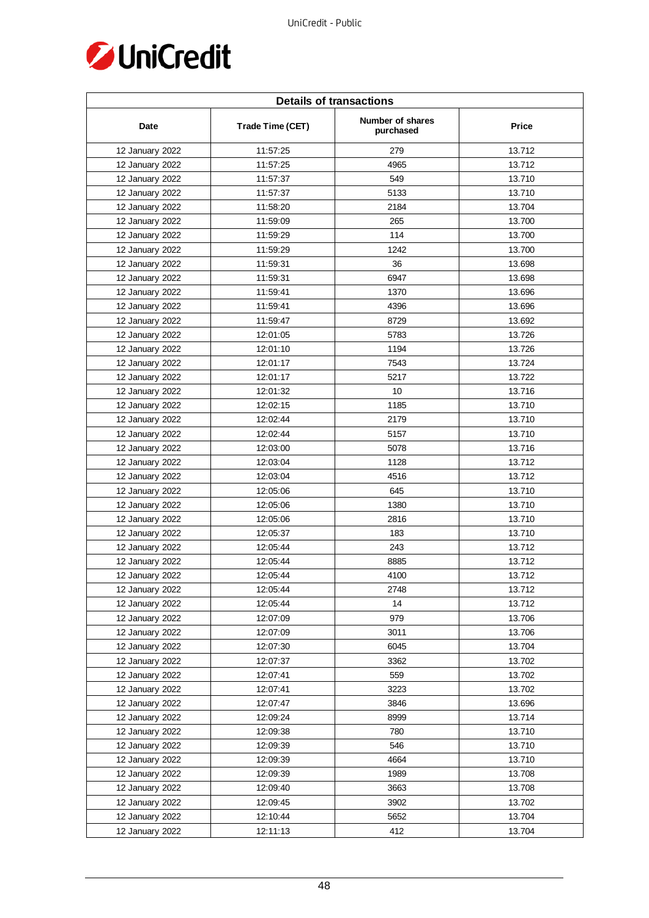| Details of transactions | | | |
|---|---|---|---|
| Date | Trade Time (CET) | Number of shares purchased | Price |
| 12 January 2022 | 11:57:25 | 279 | 13.712 |
| 12 January 2022 | 11:57:25 | 4965 | 13.712 |
| 12 January 2022 | 11:57:37 | 549 | 13.710 |
| 12 January 2022 | 11:57:37 | 5133 | 13.710 |
| 12 January 2022 | 11:58:20 | 2184 | 13.704 |
| 12 January 2022 | 11:59:09 | 265 | 13.700 |
| 12 January 2022 | 11:59:29 | 114 | 13.700 |
| 12 January 2022 | 11:59:29 | 1242 | 13.700 |
| 12 January 2022 | 11:59:31 | 36 | 13.698 |
| 12 January 2022 | 11:59:31 | 6947 | 13.698 |
| 12 January 2022 | 11:59:41 | 1370 | 13.696 |
| 12 January 2022 | 11:59:41 | 4396 | 13.696 |
| 12 January 2022 | 11:59:47 | 8729 | 13.692 |
| 12 January 2022 | 12:01:05 | 5783 | 13.726 |
| 12 January 2022 | 12:01:10 | 1194 | 13.726 |
| 12 January 2022 | 12:01:17 | 7543 | 13.724 |
| 12 January 2022 | 12:01:17 | 5217 | 13.722 |
| 12 January 2022 | 12:01:32 | 10 | 13.716 |
| 12 January 2022 | 12:02:15 | 1185 | 13.710 |
| 12 January 2022 | 12:02:44 | 2179 | 13.710 |
| 12 January 2022 | 12:02:44 | 5157 | 13.710 |
| 12 January 2022 | 12:03:00 | 5078 | 13.716 |
| 12 January 2022 | 12:03:04 | 1128 | 13.712 |
| 12 January 2022 | 12:03:04 | 4516 | 13.712 |
| 12 January 2022 | 12:05:06 | 645 | 13.710 |
| 12 January 2022 | 12:05:06 | 1380 | 13.710 |
| 12 January 2022 | 12:05:06 | 2816 | 13.710 |
| 12 January 2022 | 12:05:37 | 183 | 13.710 |
| 12 January 2022 | 12:05:44 | 243 | 13.712 |
| 12 January 2022 | 12:05:44 | 8885 | 13.712 |
| 12 January 2022 | 12:05:44 | 4100 | 13.712 |
| 12 January 2022 | 12:05:44 | 2748 | 13.712 |
| 12 January 2022 | 12:05:44 | 14 | 13.712 |
| 12 January 2022 | 12:07:09 | 979 | 13.706 |
| 12 January 2022 | 12:07:09 | 3011 | 13.706 |
| 12 January 2022 | 12:07:30 | 6045 | 13.704 |
| 12 January 2022 | 12:07:37 | 3362 | 13.702 |
| 12 January 2022 | 12:07:41 | 559 | 13.702 |
| 12 January 2022 | 12:07:41 | 3223 | 13.702 |
| 12 January 2022 | 12:07:47 | 3846 | 13.696 |
| 12 January 2022 | 12:09:24 | 8999 | 13.714 |
| 12 January 2022 | 12:09:38 | 780 | 13.710 |
| 12 January 2022 | 12:09:39 | 546 | 13.710 |
| 12 January 2022 | 12:09:39 | 4664 | 13.710 |
| 12 January 2022 | 12:09:39 | 1989 | 13.708 |
| 12 January 2022 | 12:09:40 | 3663 | 13.708 |
| 12 January 2022 | 12:09:45 | 3902 | 13.702 |
| 12 January 2022 | 12:10:44 | 5652 | 13.704 |
| 12 January 2022 | 12:11:13 | 412 | 13.704 |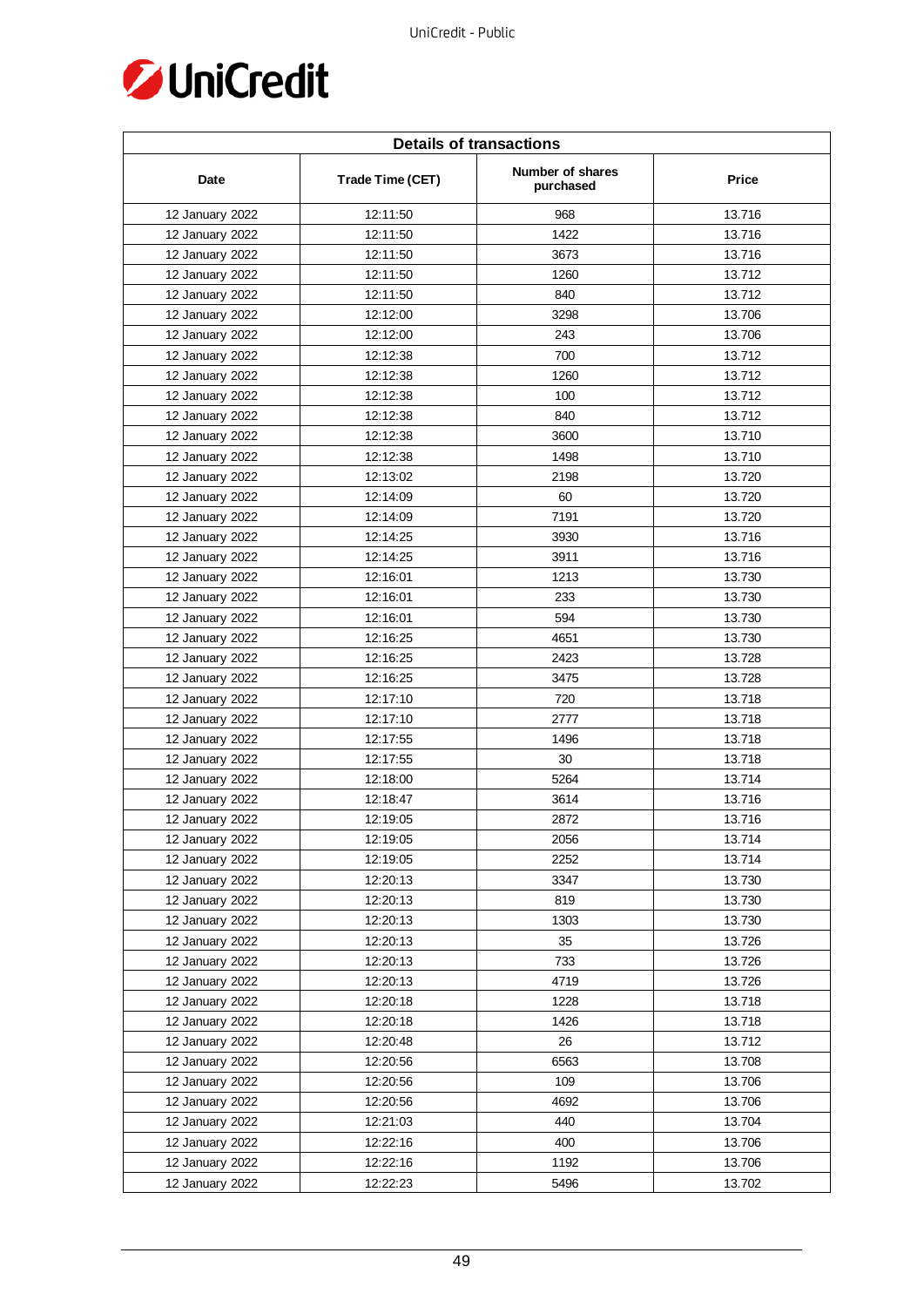| Details of transactions | | | |
|---|---|---|---|
| Date | Trade Time (CET) | Number of shares purchased | Price |
| 12 January 2022 | 12:11:50 | 968 | 13.716 |
| 12 January 2022 | 12:11:50 | 1422 | 13.716 |
| 12 January 2022 | 12:11:50 | 3673 | 13.716 |
| 12 January 2022 | 12:11:50 | 1260 | 13.712 |
| 12 January 2022 | 12:11:50 | 840 | 13.712 |
| 12 January 2022 | 12:12:00 | 3298 | 13.706 |
| 12 January 2022 | 12:12:00 | 243 | 13.706 |
| 12 January 2022 | 12:12:38 | 700 | 13.712 |
| 12 January 2022 | 12:12:38 | 1260 | 13.712 |
| 12 January 2022 | 12:12:38 | 100 | 13.712 |
| 12 January 2022 | 12:12:38 | 840 | 13.712 |
| 12 January 2022 | 12:12:38 | 3600 | 13.710 |
| 12 January 2022 | 12:12:38 | 1498 | 13.710 |
| 12 January 2022 | 12:13:02 | 2198 | 13.720 |
| 12 January 2022 | 12:14:09 | 60 | 13.720 |
| 12 January 2022 | 12:14:09 | 7191 | 13.720 |
| 12 January 2022 | 12:14:25 | 3930 | 13.716 |
| 12 January 2022 | 12:14:25 | 3911 | 13.716 |
| 12 January 2022 | 12:16:01 | 1213 | 13.730 |
| 12 January 2022 | 12:16:01 | 233 | 13.730 |
| 12 January 2022 | 12:16:01 | 594 | 13.730 |
| 12 January 2022 | 12:16:25 | 4651 | 13.730 |
| 12 January 2022 | 12:16:25 | 2423 | 13.728 |
| 12 January 2022 | 12:16:25 | 3475 | 13.728 |
| 12 January 2022 | 12:17:10 | 720 | 13.718 |
| 12 January 2022 | 12:17:10 | 2777 | 13.718 |
| 12 January 2022 | 12:17:55 | 1496 | 13.718 |
| 12 January 2022 | 12:17:55 | 30 | 13.718 |
| 12 January 2022 | 12:18:00 | 5264 | 13.714 |
| 12 January 2022 | 12:18:47 | 3614 | 13.716 |
| 12 January 2022 | 12:19:05 | 2872 | 13.716 |
| 12 January 2022 | 12:19:05 | 2056 | 13.714 |
| 12 January 2022 | 12:19:05 | 2252 | 13.714 |
| 12 January 2022 | 12:20:13 | 3347 | 13.730 |
| 12 January 2022 | 12:20:13 | 819 | 13.730 |
| 12 January 2022 | 12:20:13 | 1303 | 13.730 |
| 12 January 2022 | 12:20:13 | 35 | 13.726 |
| 12 January 2022 | 12:20:13 | 733 | 13.726 |
| 12 January 2022 | 12:20:13 | 4719 | 13.726 |
| 12 January 2022 | 12:20:18 | 1228 | 13.718 |
| 12 January 2022 | 12:20:18 | 1426 | 13.718 |
| 12 January 2022 | 12:20:48 | 26 | 13.712 |
| 12 January 2022 | 12:20:56 | 6563 | 13.708 |
| 12 January 2022 | 12:20:56 | 109 | 13.706 |
| 12 January 2022 | 12:20:56 | 4692 | 13.706 |
| 12 January 2022 | 12:21:03 | 440 | 13.704 |
| 12 January 2022 | 12:22:16 | 400 | 13.706 |
| 12 January 2022 | 12:22:16 | 1192 | 13.706 |
| 12 January 2022 | 12:22:23 | 5496 | 13.702 |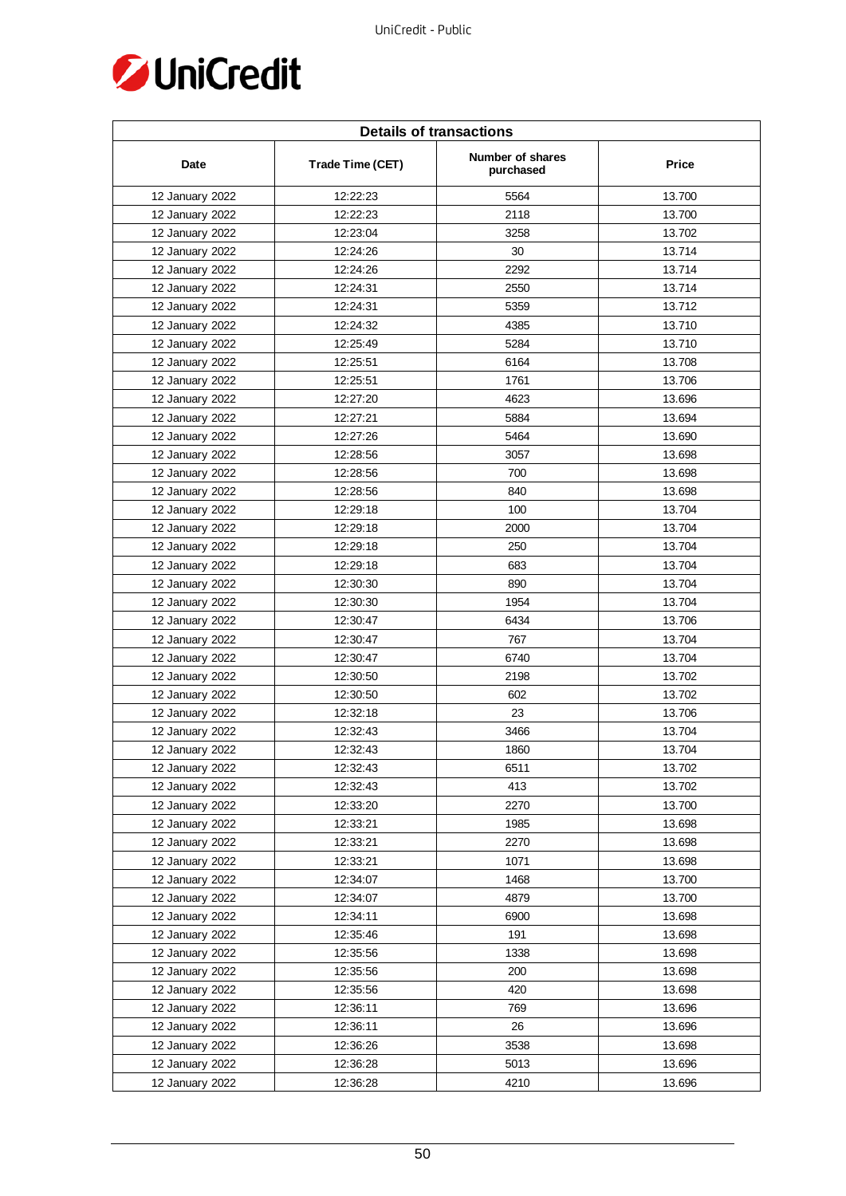| Details of transactions | | | |
|---|---|---|---|
| Date | Trade Time (CET) | Number of shares purchased | Price |
| 12 January 2022 | 12:22:23 | 5564 | 13.700 |
| 12 January 2022 | 12:22:23 | 2118 | 13.700 |
| 12 January 2022 | 12:23:04 | 3258 | 13.702 |
| 12 January 2022 | 12:24:26 | 30 | 13.714 |
| 12 January 2022 | 12:24:26 | 2292 | 13.714 |
| 12 January 2022 | 12:24:31 | 2550 | 13.714 |
| 12 January 2022 | 12:24:31 | 5359 | 13.712 |
| 12 January 2022 | 12:24:32 | 4385 | 13.710 |
| 12 January 2022 | 12:25:49 | 5284 | 13.710 |
| 12 January 2022 | 12:25:51 | 6164 | 13.708 |
| 12 January 2022 | 12:25:51 | 1761 | 13.706 |
| 12 January 2022 | 12:27:20 | 4623 | 13.696 |
| 12 January 2022 | 12:27:21 | 5884 | 13.694 |
| 12 January 2022 | 12:27:26 | 5464 | 13.690 |
| 12 January 2022 | 12:28:56 | 3057 | 13.698 |
| 12 January 2022 | 12:28:56 | 700 | 13.698 |
| 12 January 2022 | 12:28:56 | 840 | 13.698 |
| 12 January 2022 | 12:29:18 | 100 | 13.704 |
| 12 January 2022 | 12:29:18 | 2000 | 13.704 |
| 12 January 2022 | 12:29:18 | 250 | 13.704 |
| 12 January 2022 | 12:29:18 | 683 | 13.704 |
| 12 January 2022 | 12:30:30 | 890 | 13.704 |
| 12 January 2022 | 12:30:30 | 1954 | 13.704 |
| 12 January 2022 | 12:30:47 | 6434 | 13.706 |
| 12 January 2022 | 12:30:47 | 767 | 13.704 |
| 12 January 2022 | 12:30:47 | 6740 | 13.704 |
| 12 January 2022 | 12:30:50 | 2198 | 13.702 |
| 12 January 2022 | 12:30:50 | 602 | 13.702 |
| 12 January 2022 | 12:32:18 | 23 | 13.706 |
| 12 January 2022 | 12:32:43 | 3466 | 13.704 |
| 12 January 2022 | 12:32:43 | 1860 | 13.704 |
| 12 January 2022 | 12:32:43 | 6511 | 13.702 |
| 12 January 2022 | 12:32:43 | 413 | 13.702 |
| 12 January 2022 | 12:33:20 | 2270 | 13.700 |
| 12 January 2022 | 12:33:21 | 1985 | 13.698 |
| 12 January 2022 | 12:33:21 | 2270 | 13.698 |
| 12 January 2022 | 12:33:21 | 1071 | 13.698 |
| 12 January 2022 | 12:34:07 | 1468 | 13.700 |
| 12 January 2022 | 12:34:07 | 4879 | 13.700 |
| 12 January 2022 | 12:34:11 | 6900 | 13.698 |
| 12 January 2022 | 12:35:46 | 191 | 13.698 |
| 12 January 2022 | 12:35:56 | 1338 | 13.698 |
| 12 January 2022 | 12:35:56 | 200 | 13.698 |
| 12 January 2022 | 12:35:56 | 420 | 13.698 |
| 12 January 2022 | 12:36:11 | 769 | 13.696 |
| 12 January 2022 | 12:36:11 | 26 | 13.696 |
| 12 January 2022 | 12:36:26 | 3538 | 13.698 |
| 12 January 2022 | 12:36:28 | 5013 | 13.696 |
| 12 January 2022 | 12:36:28 | 4210 | 13.696 |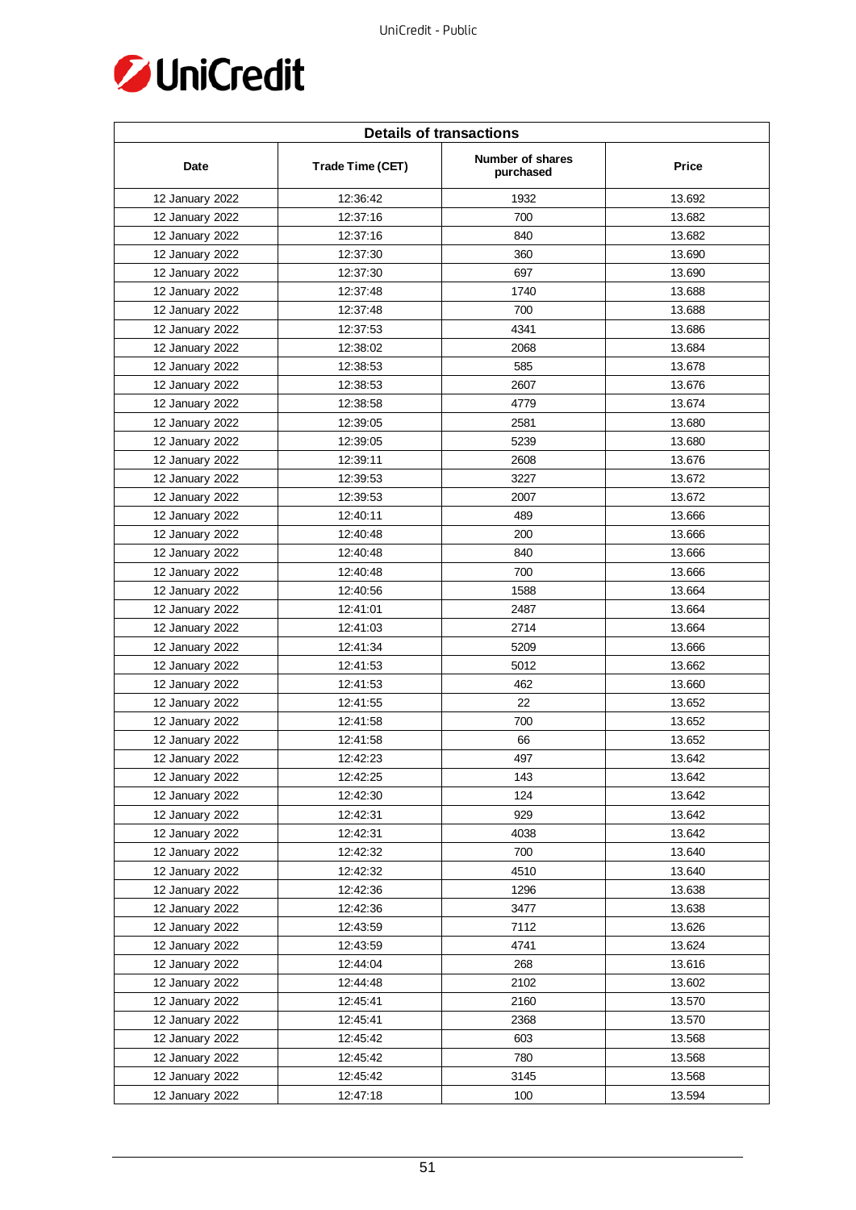| Details of transactions | | | |
|---|---|---|---|
| Date | Trade Time (CET) | Number of shares purchased | Price |
| 12 January 2022 | 12:36:42 | 1932 | 13.692 |
| 12 January 2022 | 12:37:16 | 700 | 13.682 |
| 12 January 2022 | 12:37:16 | 840 | 13.682 |
| 12 January 2022 | 12:37:30 | 360 | 13.690 |
| 12 January 2022 | 12:37:30 | 697 | 13.690 |
| 12 January 2022 | 12:37:48 | 1740 | 13.688 |
| 12 January 2022 | 12:37:48 | 700 | 13.688 |
| 12 January 2022 | 12:37:53 | 4341 | 13.686 |
| 12 January 2022 | 12:38:02 | 2068 | 13.684 |
| 12 January 2022 | 12:38:53 | 585 | 13.678 |
| 12 January 2022 | 12:38:53 | 2607 | 13.676 |
| 12 January 2022 | 12:38:58 | 4779 | 13.674 |
| 12 January 2022 | 12:39:05 | 2581 | 13.680 |
| 12 January 2022 | 12:39:05 | 5239 | 13.680 |
| 12 January 2022 | 12:39:11 | 2608 | 13.676 |
| 12 January 2022 | 12:39:53 | 3227 | 13.672 |
| 12 January 2022 | 12:39:53 | 2007 | 13.672 |
| 12 January 2022 | 12:40:11 | 489 | 13.666 |
| 12 January 2022 | 12:40:48 | 200 | 13.666 |
| 12 January 2022 | 12:40:48 | 840 | 13.666 |
| 12 January 2022 | 12:40:48 | 700 | 13.666 |
| 12 January 2022 | 12:40:56 | 1588 | 13.664 |
| 12 January 2022 | 12:41:01 | 2487 | 13.664 |
| 12 January 2022 | 12:41:03 | 2714 | 13.664 |
| 12 January 2022 | 12:41:34 | 5209 | 13.666 |
| 12 January 2022 | 12:41:53 | 5012 | 13.662 |
| 12 January 2022 | 12:41:53 | 462 | 13.660 |
| 12 January 2022 | 12:41:55 | 22 | 13.652 |
| 12 January 2022 | 12:41:58 | 700 | 13.652 |
| 12 January 2022 | 12:41:58 | 66 | 13.652 |
| 12 January 2022 | 12:42:23 | 497 | 13.642 |
| 12 January 2022 | 12:42:25 | 143 | 13.642 |
| 12 January 2022 | 12:42:30 | 124 | 13.642 |
| 12 January 2022 | 12:42:31 | 929 | 13.642 |
| 12 January 2022 | 12:42:31 | 4038 | 13.642 |
| 12 January 2022 | 12:42:32 | 700 | 13.640 |
| 12 January 2022 | 12:42:32 | 4510 | 13.640 |
| 12 January 2022 | 12:42:36 | 1296 | 13.638 |
| 12 January 2022 | 12:42:36 | 3477 | 13.638 |
| 12 January 2022 | 12:43:59 | 7112 | 13.626 |
| 12 January 2022 | 12:43:59 | 4741 | 13.624 |
| 12 January 2022 | 12:44:04 | 268 | 13.616 |
| 12 January 2022 | 12:44:48 | 2102 | 13.602 |
| 12 January 2022 | 12:45:41 | 2160 | 13.570 |
| 12 January 2022 | 12:45:41 | 2368 | 13.570 |
| 12 January 2022 | 12:45:42 | 603 | 13.568 |
| 12 January 2022 | 12:45:42 | 780 | 13.568 |
| 12 January 2022 | 12:45:42 | 3145 | 13.568 |
| 12 January 2022 | 12:47:18 | 100 | 13.594 |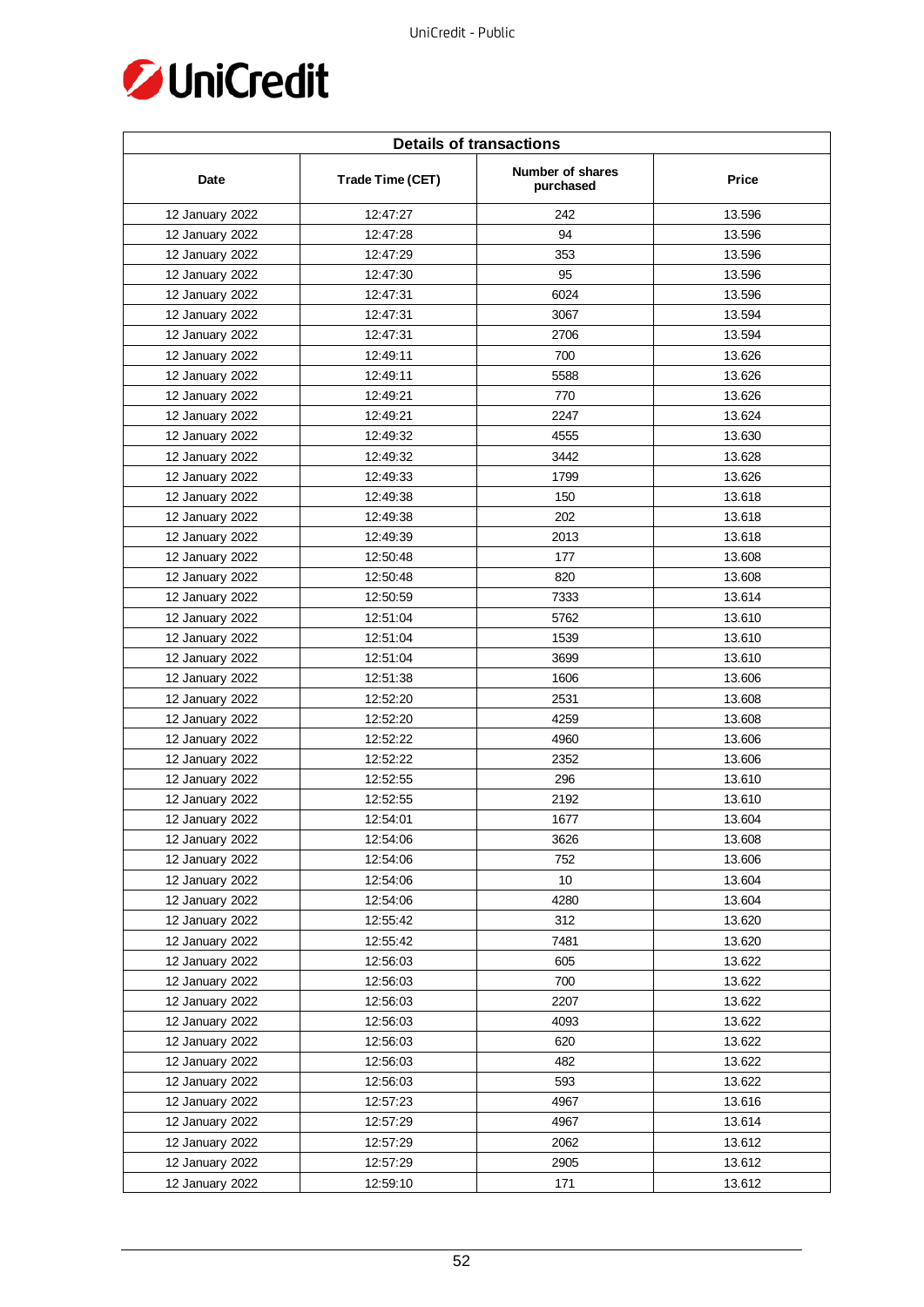| Details of transactions | | | |
|---|---|---|---|
| Date | Trade Time (CET) | Number of shares purchased | Price |
| 12 January 2022 | 12:47:27 | 242 | 13.596 |
| 12 January 2022 | 12:47:28 | 94 | 13.596 |
| 12 January 2022 | 12:47:29 | 353 | 13.596 |
| 12 January 2022 | 12:47:30 | 95 | 13.596 |
| 12 January 2022 | 12:47:31 | 6024 | 13.596 |
| 12 January 2022 | 12:47:31 | 3067 | 13.594 |
| 12 January 2022 | 12:47:31 | 2706 | 13.594 |
| 12 January 2022 | 12:49:11 | 700 | 13.626 |
| 12 January 2022 | 12:49:11 | 5588 | 13.626 |
| 12 January 2022 | 12:49:21 | 770 | 13.626 |
| 12 January 2022 | 12:49:21 | 2247 | 13.624 |
| 12 January 2022 | 12:49:32 | 4555 | 13.630 |
| 12 January 2022 | 12:49:32 | 3442 | 13.628 |
| 12 January 2022 | 12:49:33 | 1799 | 13.626 |
| 12 January 2022 | 12:49:38 | 150 | 13.618 |
| 12 January 2022 | 12:49:38 | 202 | 13.618 |
| 12 January 2022 | 12:49:39 | 2013 | 13.618 |
| 12 January 2022 | 12:50:48 | 177 | 13.608 |
| 12 January 2022 | 12:50:48 | 820 | 13.608 |
| 12 January 2022 | 12:50:59 | 7333 | 13.614 |
| 12 January 2022 | 12:51:04 | 5762 | 13.610 |
| 12 January 2022 | 12:51:04 | 1539 | 13.610 |
| 12 January 2022 | 12:51:04 | 3699 | 13.610 |
| 12 January 2022 | 12:51:38 | 1606 | 13.606 |
| 12 January 2022 | 12:52:20 | 2531 | 13.608 |
| 12 January 2022 | 12:52:20 | 4259 | 13.608 |
| 12 January 2022 | 12:52:22 | 4960 | 13.606 |
| 12 January 2022 | 12:52:22 | 2352 | 13.606 |
| 12 January 2022 | 12:52:55 | 296 | 13.610 |
| 12 January 2022 | 12:52:55 | 2192 | 13.610 |
| 12 January 2022 | 12:54:01 | 1677 | 13.604 |
| 12 January 2022 | 12:54:06 | 3626 | 13.608 |
| 12 January 2022 | 12:54:06 | 752 | 13.606 |
| 12 January 2022 | 12:54:06 | 10 | 13.604 |
| 12 January 2022 | 12:54:06 | 4280 | 13.604 |
| 12 January 2022 | 12:55:42 | 312 | 13.620 |
| 12 January 2022 | 12:55:42 | 7481 | 13.620 |
| 12 January 2022 | 12:56:03 | 605 | 13.622 |
| 12 January 2022 | 12:56:03 | 700 | 13.622 |
| 12 January 2022 | 12:56:03 | 2207 | 13.622 |
| 12 January 2022 | 12:56:03 | 4093 | 13.622 |
| 12 January 2022 | 12:56:03 | 620 | 13.622 |
| 12 January 2022 | 12:56:03 | 482 | 13.622 |
| 12 January 2022 | 12:56:03 | 593 | 13.622 |
| 12 January 2022 | 12:57:23 | 4967 | 13.616 |
| 12 January 2022 | 12:57:29 | 4967 | 13.614 |
| 12 January 2022 | 12:57:29 | 2062 | 13.612 |
| 12 January 2022 | 12:57:29 | 2905 | 13.612 |
| 12 January 2022 | 12:59:10 | 171 | 13.612 |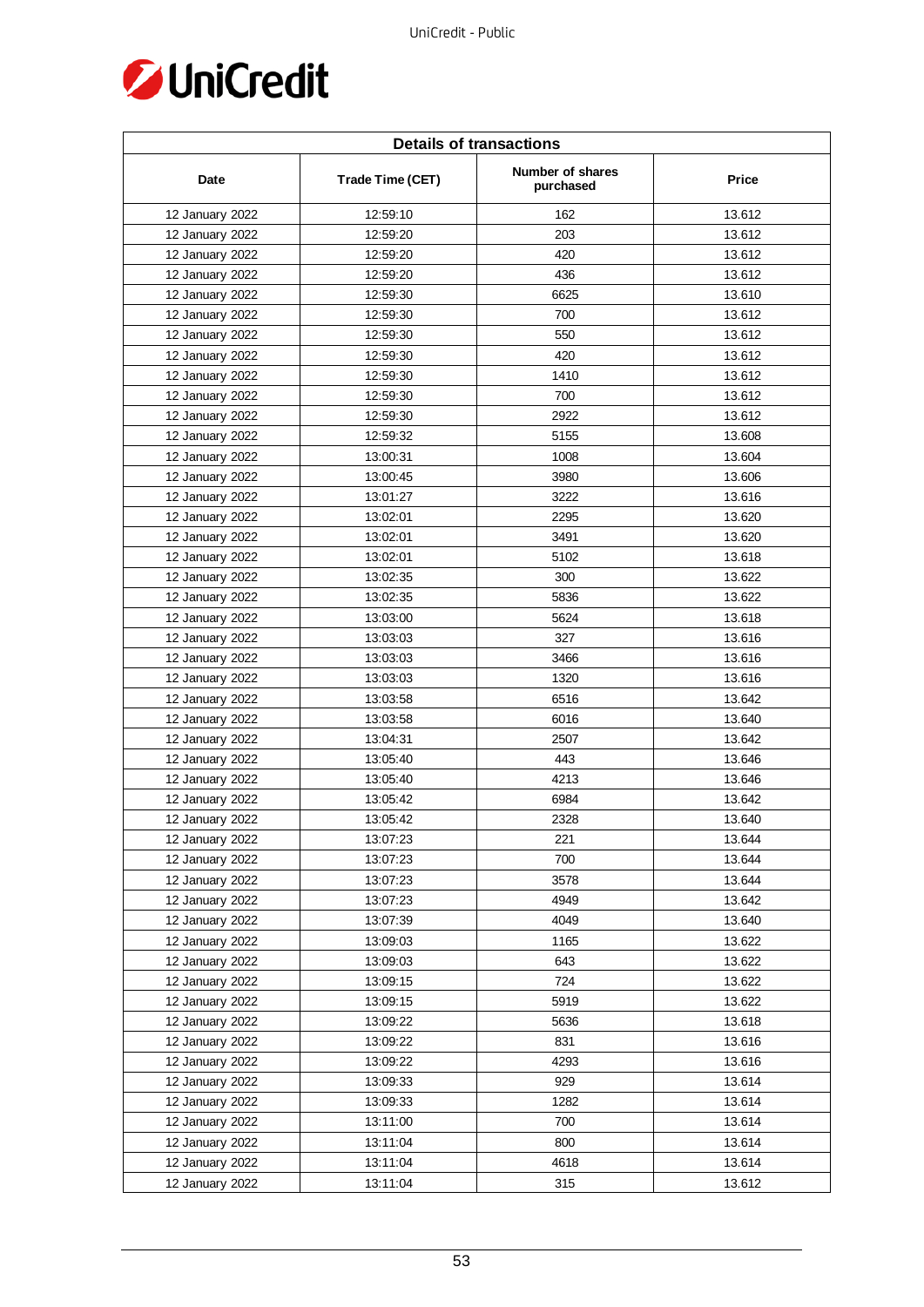| Details of transactions | | | |
|---|---|---|---|
| Date | Trade Time (CET) | Number of shares purchased | Price |
| 12 January 2022 | 12:59:10 | 162 | 13.612 |
| 12 January 2022 | 12:59:20 | 203 | 13.612 |
| 12 January 2022 | 12:59:20 | 420 | 13.612 |
| 12 January 2022 | 12:59:20 | 436 | 13.612 |
| 12 January 2022 | 12:59:30 | 6625 | 13.610 |
| 12 January 2022 | 12:59:30 | 700 | 13.612 |
| 12 January 2022 | 12:59:30 | 550 | 13.612 |
| 12 January 2022 | 12:59:30 | 420 | 13.612 |
| 12 January 2022 | 12:59:30 | 1410 | 13.612 |
| 12 January 2022 | 12:59:30 | 700 | 13.612 |
| 12 January 2022 | 12:59:30 | 2922 | 13.612 |
| 12 January 2022 | 12:59:32 | 5155 | 13.608 |
| 12 January 2022 | 13:00:31 | 1008 | 13.604 |
| 12 January 2022 | 13:00:45 | 3980 | 13.606 |
| 12 January 2022 | 13:01:27 | 3222 | 13.616 |
| 12 January 2022 | 13:02:01 | 2295 | 13.620 |
| 12 January 2022 | 13:02:01 | 3491 | 13.620 |
| 12 January 2022 | 13:02:01 | 5102 | 13.618 |
| 12 January 2022 | 13:02:35 | 300 | 13.622 |
| 12 January 2022 | 13:02:35 | 5836 | 13.622 |
| 12 January 2022 | 13:03:00 | 5624 | 13.618 |
| 12 January 2022 | 13:03:03 | 327 | 13.616 |
| 12 January 2022 | 13:03:03 | 3466 | 13.616 |
| 12 January 2022 | 13:03:03 | 1320 | 13.616 |
| 12 January 2022 | 13:03:58 | 6516 | 13.642 |
| 12 January 2022 | 13:03:58 | 6016 | 13.640 |
| 12 January 2022 | 13:04:31 | 2507 | 13.642 |
| 12 January 2022 | 13:05:40 | 443 | 13.646 |
| 12 January 2022 | 13:05:40 | 4213 | 13.646 |
| 12 January 2022 | 13:05:42 | 6984 | 13.642 |
| 12 January 2022 | 13:05:42 | 2328 | 13.640 |
| 12 January 2022 | 13:07:23 | 221 | 13.644 |
| 12 January 2022 | 13:07:23 | 700 | 13.644 |
| 12 January 2022 | 13:07:23 | 3578 | 13.644 |
| 12 January 2022 | 13:07:23 | 4949 | 13.642 |
| 12 January 2022 | 13:07:39 | 4049 | 13.640 |
| 12 January 2022 | 13:09:03 | 1165 | 13.622 |
| 12 January 2022 | 13:09:03 | 643 | 13.622 |
| 12 January 2022 | 13:09:15 | 724 | 13.622 |
| 12 January 2022 | 13:09:15 | 5919 | 13.622 |
| 12 January 2022 | 13:09:22 | 5636 | 13.618 |
| 12 January 2022 | 13:09:22 | 831 | 13.616 |
| 12 January 2022 | 13:09:22 | 4293 | 13.616 |
| 12 January 2022 | 13:09:33 | 929 | 13.614 |
| 12 January 2022 | 13:09:33 | 1282 | 13.614 |
| 12 January 2022 | 13:11:00 | 700 | 13.614 |
| 12 January 2022 | 13:11:04 | 800 | 13.614 |
| 12 January 2022 | 13:11:04 | 4618 | 13.614 |
| 12 January 2022 | 13:11:04 | 315 | 13.612 |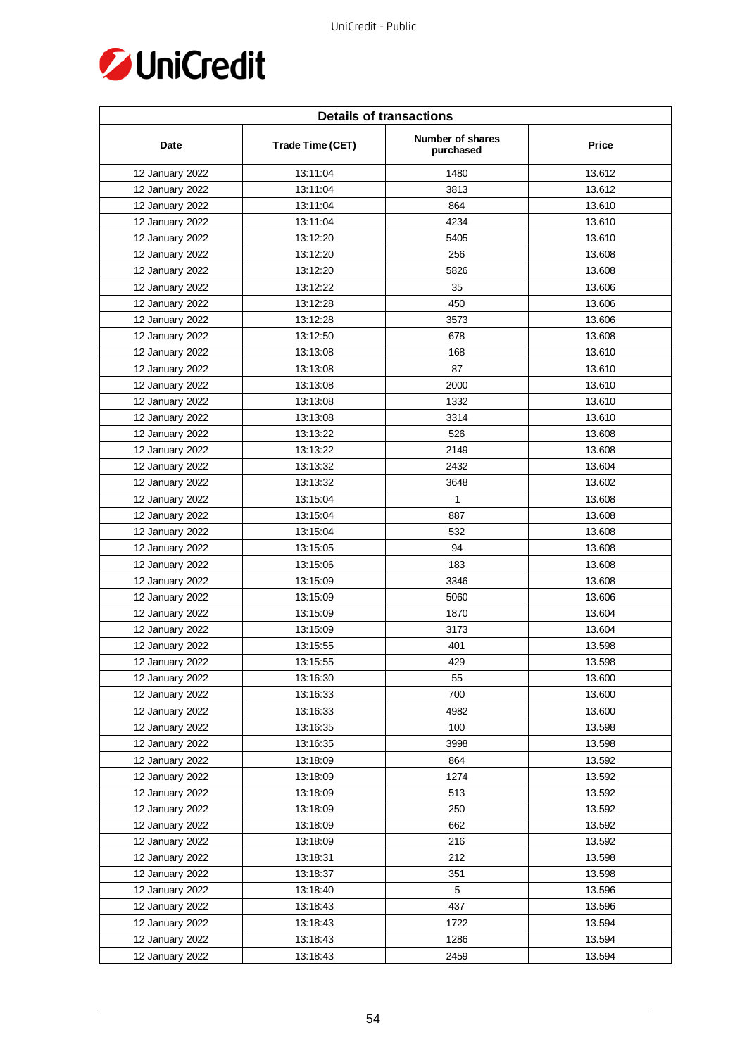| Details of transactions | | | |
|---|---|---|---|
| Date | Trade Time (CET) | Number of shares purchased | Price |
| 12 January 2022 | 13:11:04 | 1480 | 13.612 |
| 12 January 2022 | 13:11:04 | 3813 | 13.612 |
| 12 January 2022 | 13:11:04 | 864 | 13.610 |
| 12 January 2022 | 13:11:04 | 4234 | 13.610 |
| 12 January 2022 | 13:12:20 | 5405 | 13.610 |
| 12 January 2022 | 13:12:20 | 256 | 13.608 |
| 12 January 2022 | 13:12:20 | 5826 | 13.608 |
| 12 January 2022 | 13:12:22 | 35 | 13.606 |
| 12 January 2022 | 13:12:28 | 450 | 13.606 |
| 12 January 2022 | 13:12:28 | 3573 | 13.606 |
| 12 January 2022 | 13:12:50 | 678 | 13.608 |
| 12 January 2022 | 13:13:08 | 168 | 13.610 |
| 12 January 2022 | 13:13:08 | 87 | 13.610 |
| 12 January 2022 | 13:13:08 | 2000 | 13.610 |
| 12 January 2022 | 13:13:08 | 1332 | 13.610 |
| 12 January 2022 | 13:13:08 | 3314 | 13.610 |
| 12 January 2022 | 13:13:22 | 526 | 13.608 |
| 12 January 2022 | 13:13:22 | 2149 | 13.608 |
| 12 January 2022 | 13:13:32 | 2432 | 13.604 |
| 12 January 2022 | 13:13:32 | 3648 | 13.602 |
| 12 January 2022 | 13:15:04 | 1 | 13.608 |
| 12 January 2022 | 13:15:04 | 887 | 13.608 |
| 12 January 2022 | 13:15:04 | 532 | 13.608 |
| 12 January 2022 | 13:15:05 | 94 | 13.608 |
| 12 January 2022 | 13:15:06 | 183 | 13.608 |
| 12 January 2022 | 13:15:09 | 3346 | 13.608 |
| 12 January 2022 | 13:15:09 | 5060 | 13.606 |
| 12 January 2022 | 13:15:09 | 1870 | 13.604 |
| 12 January 2022 | 13:15:09 | 3173 | 13.604 |
| 12 January 2022 | 13:15:55 | 401 | 13.598 |
| 12 January 2022 | 13:15:55 | 429 | 13.598 |
| 12 January 2022 | 13:16:30 | 55 | 13.600 |
| 12 January 2022 | 13:16:33 | 700 | 13.600 |
| 12 January 2022 | 13:16:33 | 4982 | 13.600 |
| 12 January 2022 | 13:16:35 | 100 | 13.598 |
| 12 January 2022 | 13:16:35 | 3998 | 13.598 |
| 12 January 2022 | 13:18:09 | 864 | 13.592 |
| 12 January 2022 | 13:18:09 | 1274 | 13.592 |
| 12 January 2022 | 13:18:09 | 513 | 13.592 |
| 12 January 2022 | 13:18:09 | 250 | 13.592 |
| 12 January 2022 | 13:18:09 | 662 | 13.592 |
| 12 January 2022 | 13:18:09 | 216 | 13.592 |
| 12 January 2022 | 13:18:31 | 212 | 13.598 |
| 12 January 2022 | 13:18:37 | 351 | 13.598 |
| 12 January 2022 | 13:18:40 | 5 | 13.596 |
| 12 January 2022 | 13:18:43 | 437 | 13.596 |
| 12 January 2022 | 13:18:43 | 1722 | 13.594 |
| 12 January 2022 | 13:18:43 | 1286 | 13.594 |
| 12 January 2022 | 13:18:43 | 2459 | 13.594 |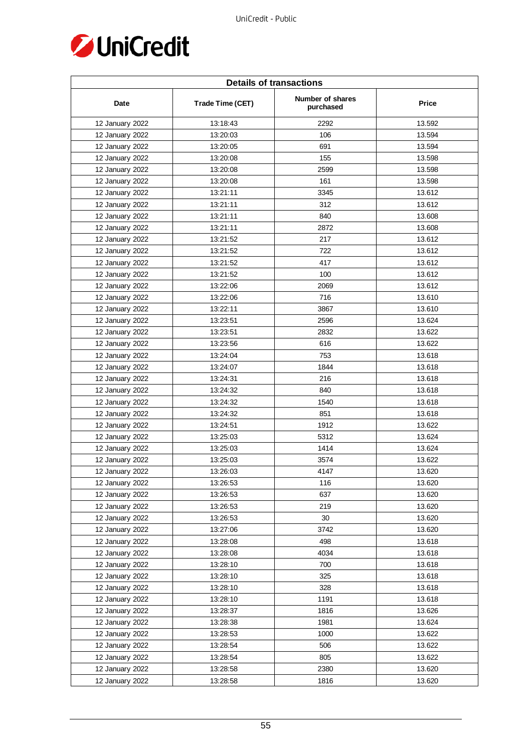| Details of transactions | | | |
|---|---|---|---|
| Date | Trade Time (CET) | Number of shares purchased | Price |
| 12 January 2022 | 13:18:43 | 2292 | 13.592 |
| 12 January 2022 | 13:20:03 | 106 | 13.594 |
| 12 January 2022 | 13:20:05 | 691 | 13.594 |
| 12 January 2022 | 13:20:08 | 155 | 13.598 |
| 12 January 2022 | 13:20:08 | 2599 | 13.598 |
| 12 January 2022 | 13:20:08 | 161 | 13.598 |
| 12 January 2022 | 13:21:11 | 3345 | 13.612 |
| 12 January 2022 | 13:21:11 | 312 | 13.612 |
| 12 January 2022 | 13:21:11 | 840 | 13.608 |
| 12 January 2022 | 13:21:11 | 2872 | 13.608 |
| 12 January 2022 | 13:21:52 | 217 | 13.612 |
| 12 January 2022 | 13:21:52 | 722 | 13.612 |
| 12 January 2022 | 13:21:52 | 417 | 13.612 |
| 12 January 2022 | 13:21:52 | 100 | 13.612 |
| 12 January 2022 | 13:22:06 | 2069 | 13.612 |
| 12 January 2022 | 13:22:06 | 716 | 13.610 |
| 12 January 2022 | 13:22:11 | 3867 | 13.610 |
| 12 January 2022 | 13:23:51 | 2596 | 13.624 |
| 12 January 2022 | 13:23:51 | 2832 | 13.622 |
| 12 January 2022 | 13:23:56 | 616 | 13.622 |
| 12 January 2022 | 13:24:04 | 753 | 13.618 |
| 12 January 2022 | 13:24:07 | 1844 | 13.618 |
| 12 January 2022 | 13:24:31 | 216 | 13.618 |
| 12 January 2022 | 13:24:32 | 840 | 13.618 |
| 12 January 2022 | 13:24:32 | 1540 | 13.618 |
| 12 January 2022 | 13:24:32 | 851 | 13.618 |
| 12 January 2022 | 13:24:51 | 1912 | 13.622 |
| 12 January 2022 | 13:25:03 | 5312 | 13.624 |
| 12 January 2022 | 13:25:03 | 1414 | 13.624 |
| 12 January 2022 | 13:25:03 | 3574 | 13.622 |
| 12 January 2022 | 13:26:03 | 4147 | 13.620 |
| 12 January 2022 | 13:26:53 | 116 | 13.620 |
| 12 January 2022 | 13:26:53 | 637 | 13.620 |
| 12 January 2022 | 13:26:53 | 219 | 13.620 |
| 12 January 2022 | 13:26:53 | 30 | 13.620 |
| 12 January 2022 | 13:27:06 | 3742 | 13.620 |
| 12 January 2022 | 13:28:08 | 498 | 13.618 |
| 12 January 2022 | 13:28:08 | 4034 | 13.618 |
| 12 January 2022 | 13:28:10 | 700 | 13.618 |
| 12 January 2022 | 13:28:10 | 325 | 13.618 |
| 12 January 2022 | 13:28:10 | 328 | 13.618 |
| 12 January 2022 | 13:28:10 | 1191 | 13.618 |
| 12 January 2022 | 13:28:37 | 1816 | 13.626 |
| 12 January 2022 | 13:28:38 | 1981 | 13.624 |
| 12 January 2022 | 13:28:53 | 1000 | 13.622 |
| 12 January 2022 | 13:28:54 | 506 | 13.622 |
| 12 January 2022 | 13:28:54 | 805 | 13.622 |
| 12 January 2022 | 13:28:58 | 2380 | 13.620 |
| 12 January 2022 | 13:28:58 | 1816 | 13.620 |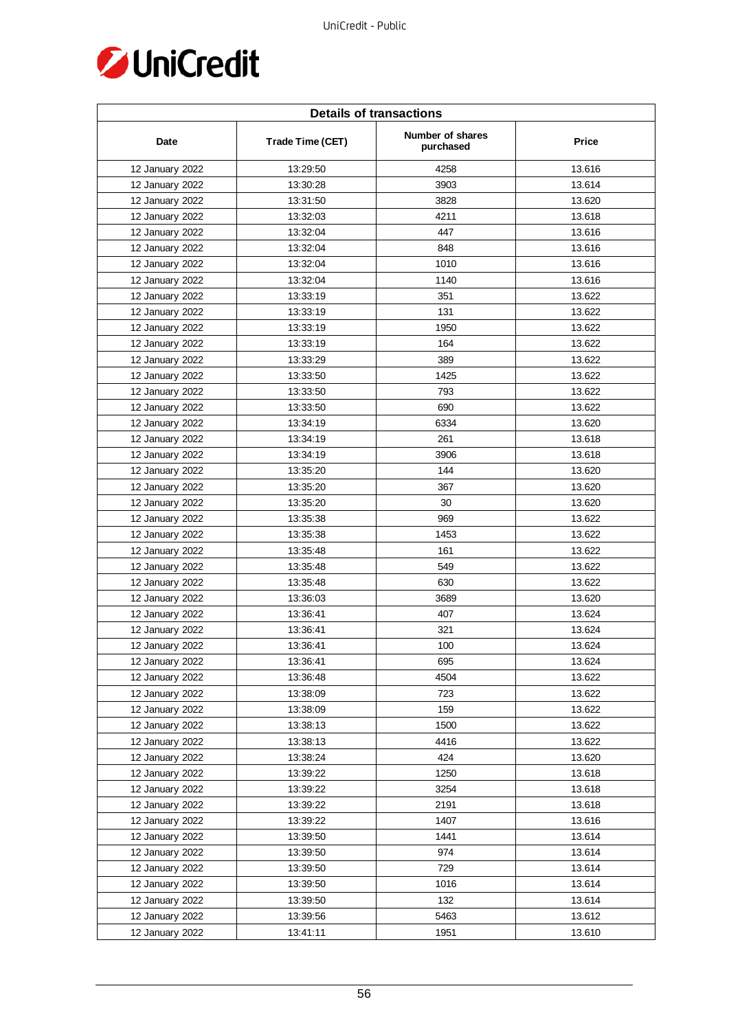| Details of transactions | | | |
|---|---|---|---|
| Date | Trade Time (CET) | Number of shares purchased | Price |
| 12 January 2022 | 13:29:50 | 4258 | 13.616 |
| 12 January 2022 | 13:30:28 | 3903 | 13.614 |
| 12 January 2022 | 13:31:50 | 3828 | 13.620 |
| 12 January 2022 | 13:32:03 | 4211 | 13.618 |
| 12 January 2022 | 13:32:04 | 447 | 13.616 |
| 12 January 2022 | 13:32:04 | 848 | 13.616 |
| 12 January 2022 | 13:32:04 | 1010 | 13.616 |
| 12 January 2022 | 13:32:04 | 1140 | 13.616 |
| 12 January 2022 | 13:33:19 | 351 | 13.622 |
| 12 January 2022 | 13:33:19 | 131 | 13.622 |
| 12 January 2022 | 13:33:19 | 1950 | 13.622 |
| 12 January 2022 | 13:33:19 | 164 | 13.622 |
| 12 January 2022 | 13:33:29 | 389 | 13.622 |
| 12 January 2022 | 13:33:50 | 1425 | 13.622 |
| 12 January 2022 | 13:33:50 | 793 | 13.622 |
| 12 January 2022 | 13:33:50 | 690 | 13.622 |
| 12 January 2022 | 13:34:19 | 6334 | 13.620 |
| 12 January 2022 | 13:34:19 | 261 | 13.618 |
| 12 January 2022 | 13:34:19 | 3906 | 13.618 |
| 12 January 2022 | 13:35:20 | 144 | 13.620 |
| 12 January 2022 | 13:35:20 | 367 | 13.620 |
| 12 January 2022 | 13:35:20 | 30 | 13.620 |
| 12 January 2022 | 13:35:38 | 969 | 13.622 |
| 12 January 2022 | 13:35:38 | 1453 | 13.622 |
| 12 January 2022 | 13:35:48 | 161 | 13.622 |
| 12 January 2022 | 13:35:48 | 549 | 13.622 |
| 12 January 2022 | 13:35:48 | 630 | 13.622 |
| 12 January 2022 | 13:36:03 | 3689 | 13.620 |
| 12 January 2022 | 13:36:41 | 407 | 13.624 |
| 12 January 2022 | 13:36:41 | 321 | 13.624 |
| 12 January 2022 | 13:36:41 | 100 | 13.624 |
| 12 January 2022 | 13:36:41 | 695 | 13.624 |
| 12 January 2022 | 13:36:48 | 4504 | 13.622 |
| 12 January 2022 | 13:38:09 | 723 | 13.622 |
| 12 January 2022 | 13:38:09 | 159 | 13.622 |
| 12 January 2022 | 13:38:13 | 1500 | 13.622 |
| 12 January 2022 | 13:38:13 | 4416 | 13.622 |
| 12 January 2022 | 13:38:24 | 424 | 13.620 |
| 12 January 2022 | 13:39:22 | 1250 | 13.618 |
| 12 January 2022 | 13:39:22 | 3254 | 13.618 |
| 12 January 2022 | 13:39:22 | 2191 | 13.618 |
| 12 January 2022 | 13:39:22 | 1407 | 13.616 |
| 12 January 2022 | 13:39:50 | 1441 | 13.614 |
| 12 January 2022 | 13:39:50 | 974 | 13.614 |
| 12 January 2022 | 13:39:50 | 729 | 13.614 |
| 12 January 2022 | 13:39:50 | 1016 | 13.614 |
| 12 January 2022 | 13:39:50 | 132 | 13.614 |
| 12 January 2022 | 13:39:56 | 5463 | 13.612 |
| 12 January 2022 | 13:41:11 | 1951 | 13.610 |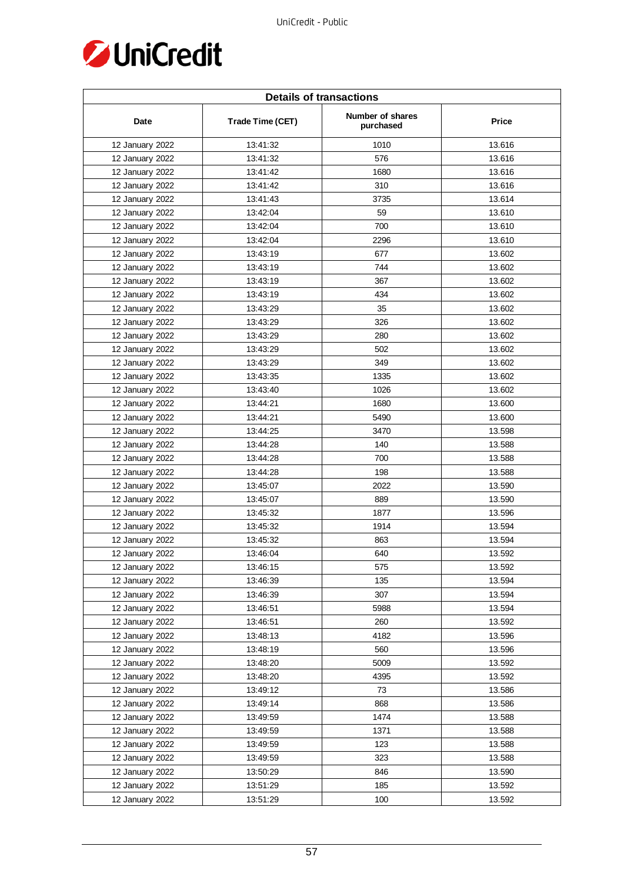| Details of transactions | | | |
|---|---|---|---|
| Date | Trade Time (CET) | Number of shares purchased | Price |
| 12 January 2022 | 13:41:32 | 1010 | 13.616 |
| 12 January 2022 | 13:41:32 | 576 | 13.616 |
| 12 January 2022 | 13:41:42 | 1680 | 13.616 |
| 12 January 2022 | 13:41:42 | 310 | 13.616 |
| 12 January 2022 | 13:41:43 | 3735 | 13.614 |
| 12 January 2022 | 13:42:04 | 59 | 13.610 |
| 12 January 2022 | 13:42:04 | 700 | 13.610 |
| 12 January 2022 | 13:42:04 | 2296 | 13.610 |
| 12 January 2022 | 13:43:19 | 677 | 13.602 |
| 12 January 2022 | 13:43:19 | 744 | 13.602 |
| 12 January 2022 | 13:43:19 | 367 | 13.602 |
| 12 January 2022 | 13:43:19 | 434 | 13.602 |
| 12 January 2022 | 13:43:29 | 35 | 13.602 |
| 12 January 2022 | 13:43:29 | 326 | 13.602 |
| 12 January 2022 | 13:43:29 | 280 | 13.602 |
| 12 January 2022 | 13:43:29 | 502 | 13.602 |
| 12 January 2022 | 13:43:29 | 349 | 13.602 |
| 12 January 2022 | 13:43:35 | 1335 | 13.602 |
| 12 January 2022 | 13:43:40 | 1026 | 13.602 |
| 12 January 2022 | 13:44:21 | 1680 | 13.600 |
| 12 January 2022 | 13:44:21 | 5490 | 13.600 |
| 12 January 2022 | 13:44:25 | 3470 | 13.598 |
| 12 January 2022 | 13:44:28 | 140 | 13.588 |
| 12 January 2022 | 13:44:28 | 700 | 13.588 |
| 12 January 2022 | 13:44:28 | 198 | 13.588 |
| 12 January 2022 | 13:45:07 | 2022 | 13.590 |
| 12 January 2022 | 13:45:07 | 889 | 13.590 |
| 12 January 2022 | 13:45:32 | 1877 | 13.596 |
| 12 January 2022 | 13:45:32 | 1914 | 13.594 |
| 12 January 2022 | 13:45:32 | 863 | 13.594 |
| 12 January 2022 | 13:46:04 | 640 | 13.592 |
| 12 January 2022 | 13:46:15 | 575 | 13.592 |
| 12 January 2022 | 13:46:39 | 135 | 13.594 |
| 12 January 2022 | 13:46:39 | 307 | 13.594 |
| 12 January 2022 | 13:46:51 | 5988 | 13.594 |
| 12 January 2022 | 13:46:51 | 260 | 13.592 |
| 12 January 2022 | 13:48:13 | 4182 | 13.596 |
| 12 January 2022 | 13:48:19 | 560 | 13.596 |
| 12 January 2022 | 13:48:20 | 5009 | 13.592 |
| 12 January 2022 | 13:48:20 | 4395 | 13.592 |
| 12 January 2022 | 13:49:12 | 73 | 13.586 |
| 12 January 2022 | 13:49:14 | 868 | 13.586 |
| 12 January 2022 | 13:49:59 | 1474 | 13.588 |
| 12 January 2022 | 13:49:59 | 1371 | 13.588 |
| 12 January 2022 | 13:49:59 | 123 | 13.588 |
| 12 January 2022 | 13:49:59 | 323 | 13.588 |
| 12 January 2022 | 13:50:29 | 846 | 13.590 |
| 12 January 2022 | 13:51:29 | 185 | 13.592 |
| 12 January 2022 | 13:51:29 | 100 | 13.592 |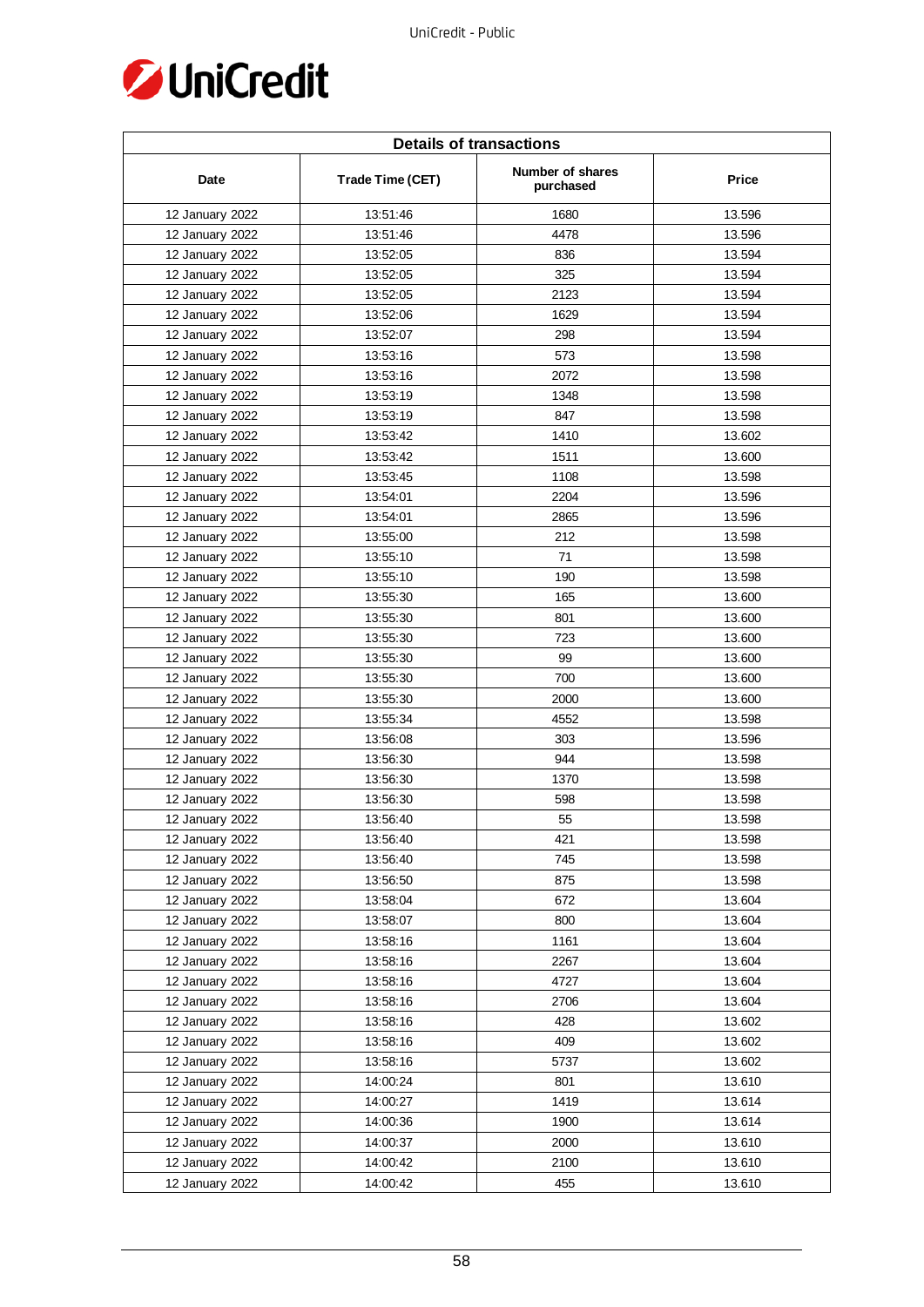| Details of transactions | | | |
|---|---|---|---|
| Date | Trade Time (CET) | Number of shares purchased | Price |
| 12 January 2022 | 13:51:46 | 1680 | 13.596 |
| 12 January 2022 | 13:51:46 | 4478 | 13.596 |
| 12 January 2022 | 13:52:05 | 836 | 13.594 |
| 12 January 2022 | 13:52:05 | 325 | 13.594 |
| 12 January 2022 | 13:52:05 | 2123 | 13.594 |
| 12 January 2022 | 13:52:06 | 1629 | 13.594 |
| 12 January 2022 | 13:52:07 | 298 | 13.594 |
| 12 January 2022 | 13:53:16 | 573 | 13.598 |
| 12 January 2022 | 13:53:16 | 2072 | 13.598 |
| 12 January 2022 | 13:53:19 | 1348 | 13.598 |
| 12 January 2022 | 13:53:19 | 847 | 13.598 |
| 12 January 2022 | 13:53:42 | 1410 | 13.602 |
| 12 January 2022 | 13:53:42 | 1511 | 13.600 |
| 12 January 2022 | 13:53:45 | 1108 | 13.598 |
| 12 January 2022 | 13:54:01 | 2204 | 13.596 |
| 12 January 2022 | 13:54:01 | 2865 | 13.596 |
| 12 January 2022 | 13:55:00 | 212 | 13.598 |
| 12 January 2022 | 13:55:10 | 71 | 13.598 |
| 12 January 2022 | 13:55:10 | 190 | 13.598 |
| 12 January 2022 | 13:55:30 | 165 | 13.600 |
| 12 January 2022 | 13:55:30 | 801 | 13.600 |
| 12 January 2022 | 13:55:30 | 723 | 13.600 |
| 12 January 2022 | 13:55:30 | 99 | 13.600 |
| 12 January 2022 | 13:55:30 | 700 | 13.600 |
| 12 January 2022 | 13:55:30 | 2000 | 13.600 |
| 12 January 2022 | 13:55:34 | 4552 | 13.598 |
| 12 January 2022 | 13:56:08 | 303 | 13.596 |
| 12 January 2022 | 13:56:30 | 944 | 13.598 |
| 12 January 2022 | 13:56:30 | 1370 | 13.598 |
| 12 January 2022 | 13:56:30 | 598 | 13.598 |
| 12 January 2022 | 13:56:40 | 55 | 13.598 |
| 12 January 2022 | 13:56:40 | 421 | 13.598 |
| 12 January 2022 | 13:56:40 | 745 | 13.598 |
| 12 January 2022 | 13:56:50 | 875 | 13.598 |
| 12 January 2022 | 13:58:04 | 672 | 13.604 |
| 12 January 2022 | 13:58:07 | 800 | 13.604 |
| 12 January 2022 | 13:58:16 | 1161 | 13.604 |
| 12 January 2022 | 13:58:16 | 2267 | 13.604 |
| 12 January 2022 | 13:58:16 | 4727 | 13.604 |
| 12 January 2022 | 13:58:16 | 2706 | 13.604 |
| 12 January 2022 | 13:58:16 | 428 | 13.602 |
| 12 January 2022 | 13:58:16 | 409 | 13.602 |
| 12 January 2022 | 13:58:16 | 5737 | 13.602 |
| 12 January 2022 | 14:00:24 | 801 | 13.610 |
| 12 January 2022 | 14:00:27 | 1419 | 13.614 |
| 12 January 2022 | 14:00:36 | 1900 | 13.614 |
| 12 January 2022 | 14:00:37 | 2000 | 13.610 |
| 12 January 2022 | 14:00:42 | 2100 | 13.610 |
| 12 January 2022 | 14:00:42 | 455 | 13.610 |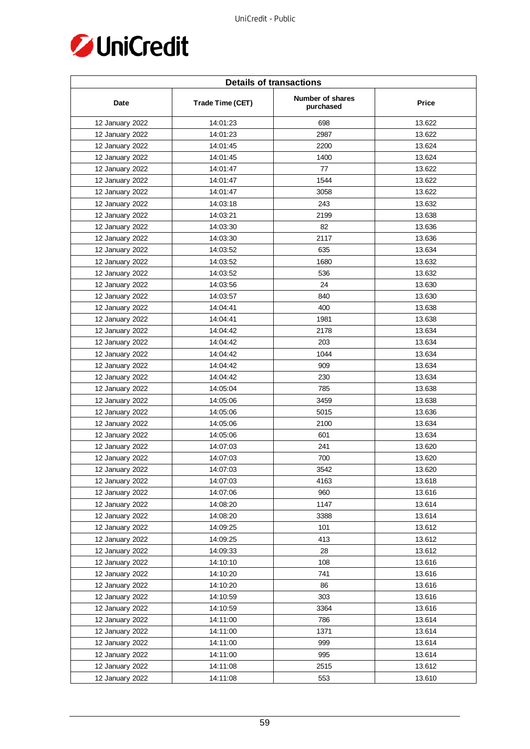| Details of transactions | | | |
|---|---|---|---|
| Date | Trade Time (CET) | Number of shares purchased | Price |
| 12 January 2022 | 14:01:23 | 698 | 13.622 |
| 12 January 2022 | 14:01:23 | 2987 | 13.622 |
| 12 January 2022 | 14:01:45 | 2200 | 13.624 |
| 12 January 2022 | 14:01:45 | 1400 | 13.624 |
| 12 January 2022 | 14:01:47 | 77 | 13.622 |
| 12 January 2022 | 14:01:47 | 1544 | 13.622 |
| 12 January 2022 | 14:01:47 | 3058 | 13.622 |
| 12 January 2022 | 14:03:18 | 243 | 13.632 |
| 12 January 2022 | 14:03:21 | 2199 | 13.638 |
| 12 January 2022 | 14:03:30 | 82 | 13.636 |
| 12 January 2022 | 14:03:30 | 2117 | 13.636 |
| 12 January 2022 | 14:03:52 | 635 | 13.634 |
| 12 January 2022 | 14:03:52 | 1680 | 13.632 |
| 12 January 2022 | 14:03:52 | 536 | 13.632 |
| 12 January 2022 | 14:03:56 | 24 | 13.630 |
| 12 January 2022 | 14:03:57 | 840 | 13.630 |
| 12 January 2022 | 14:04:41 | 400 | 13.638 |
| 12 January 2022 | 14:04:41 | 1981 | 13.638 |
| 12 January 2022 | 14:04:42 | 2178 | 13.634 |
| 12 January 2022 | 14:04:42 | 203 | 13.634 |
| 12 January 2022 | 14:04:42 | 1044 | 13.634 |
| 12 January 2022 | 14:04:42 | 909 | 13.634 |
| 12 January 2022 | 14:04:42 | 230 | 13.634 |
| 12 January 2022 | 14:05:04 | 785 | 13.638 |
| 12 January 2022 | 14:05:06 | 3459 | 13.638 |
| 12 January 2022 | 14:05:06 | 5015 | 13.636 |
| 12 January 2022 | 14:05:06 | 2100 | 13.634 |
| 12 January 2022 | 14:05:06 | 601 | 13.634 |
| 12 January 2022 | 14:07:03 | 241 | 13.620 |
| 12 January 2022 | 14:07:03 | 700 | 13.620 |
| 12 January 2022 | 14:07:03 | 3542 | 13.620 |
| 12 January 2022 | 14:07:03 | 4163 | 13.618 |
| 12 January 2022 | 14:07:06 | 960 | 13.616 |
| 12 January 2022 | 14:08:20 | 1147 | 13.614 |
| 12 January 2022 | 14:08:20 | 3388 | 13.614 |
| 12 January 2022 | 14:09:25 | 101 | 13.612 |
| 12 January 2022 | 14:09:25 | 413 | 13.612 |
| 12 January 2022 | 14:09:33 | 28 | 13.612 |
| 12 January 2022 | 14:10:10 | 108 | 13.616 |
| 12 January 2022 | 14:10:20 | 741 | 13.616 |
| 12 January 2022 | 14:10:20 | 86 | 13.616 |
| 12 January 2022 | 14:10:59 | 303 | 13.616 |
| 12 January 2022 | 14:10:59 | 3364 | 13.616 |
| 12 January 2022 | 14:11:00 | 786 | 13.614 |
| 12 January 2022 | 14:11:00 | 1371 | 13.614 |
| 12 January 2022 | 14:11:00 | 999 | 13.614 |
| 12 January 2022 | 14:11:00 | 995 | 13.614 |
| 12 January 2022 | 14:11:08 | 2515 | 13.612 |
| 12 January 2022 | 14:11:08 | 553 | 13.610 |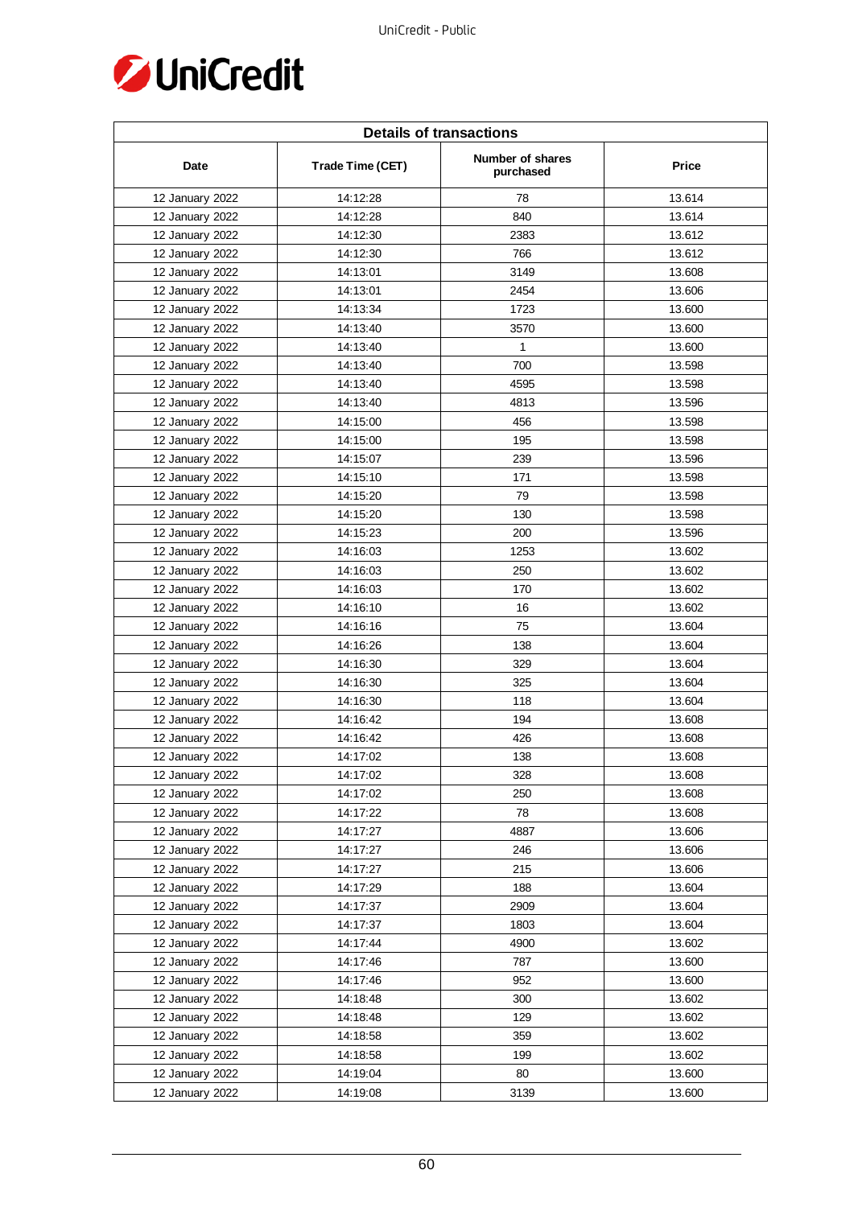| Details of transactions | | | |
|---|---|---|---|
| Date | Trade Time (CET) | Number of shares purchased | Price |
| 12 January 2022 | 14:12:28 | 78 | 13.614 |
| 12 January 2022 | 14:12:28 | 840 | 13.614 |
| 12 January 2022 | 14:12:30 | 2383 | 13.612 |
| 12 January 2022 | 14:12:30 | 766 | 13.612 |
| 12 January 2022 | 14:13:01 | 3149 | 13.608 |
| 12 January 2022 | 14:13:01 | 2454 | 13.606 |
| 12 January 2022 | 14:13:34 | 1723 | 13.600 |
| 12 January 2022 | 14:13:40 | 3570 | 13.600 |
| 12 January 2022 | 14:13:40 | 1 | 13.600 |
| 12 January 2022 | 14:13:40 | 700 | 13.598 |
| 12 January 2022 | 14:13:40 | 4595 | 13.598 |
| 12 January 2022 | 14:13:40 | 4813 | 13.596 |
| 12 January 2022 | 14:15:00 | 456 | 13.598 |
| 12 January 2022 | 14:15:00 | 195 | 13.598 |
| 12 January 2022 | 14:15:07 | 239 | 13.596 |
| 12 January 2022 | 14:15:10 | 171 | 13.598 |
| 12 January 2022 | 14:15:20 | 79 | 13.598 |
| 12 January 2022 | 14:15:20 | 130 | 13.598 |
| 12 January 2022 | 14:15:23 | 200 | 13.596 |
| 12 January 2022 | 14:16:03 | 1253 | 13.602 |
| 12 January 2022 | 14:16:03 | 250 | 13.602 |
| 12 January 2022 | 14:16:03 | 170 | 13.602 |
| 12 January 2022 | 14:16:10 | 16 | 13.602 |
| 12 January 2022 | 14:16:16 | 75 | 13.604 |
| 12 January 2022 | 14:16:26 | 138 | 13.604 |
| 12 January 2022 | 14:16:30 | 329 | 13.604 |
| 12 January 2022 | 14:16:30 | 325 | 13.604 |
| 12 January 2022 | 14:16:30 | 118 | 13.604 |
| 12 January 2022 | 14:16:42 | 194 | 13.608 |
| 12 January 2022 | 14:16:42 | 426 | 13.608 |
| 12 January 2022 | 14:17:02 | 138 | 13.608 |
| 12 January 2022 | 14:17:02 | 328 | 13.608 |
| 12 January 2022 | 14:17:02 | 250 | 13.608 |
| 12 January 2022 | 14:17:22 | 78 | 13.608 |
| 12 January 2022 | 14:17:27 | 4887 | 13.606 |
| 12 January 2022 | 14:17:27 | 246 | 13.606 |
| 12 January 2022 | 14:17:27 | 215 | 13.606 |
| 12 January 2022 | 14:17:29 | 188 | 13.604 |
| 12 January 2022 | 14:17:37 | 2909 | 13.604 |
| 12 January 2022 | 14:17:37 | 1803 | 13.604 |
| 12 January 2022 | 14:17:44 | 4900 | 13.602 |
| 12 January 2022 | 14:17:46 | 787 | 13.600 |
| 12 January 2022 | 14:17:46 | 952 | 13.600 |
| 12 January 2022 | 14:18:48 | 300 | 13.602 |
| 12 January 2022 | 14:18:48 | 129 | 13.602 |
| 12 January 2022 | 14:18:58 | 359 | 13.602 |
| 12 January 2022 | 14:18:58 | 199 | 13.602 |
| 12 January 2022 | 14:19:04 | 80 | 13.600 |
| 12 January 2022 | 14:19:08 | 3139 | 13.600 |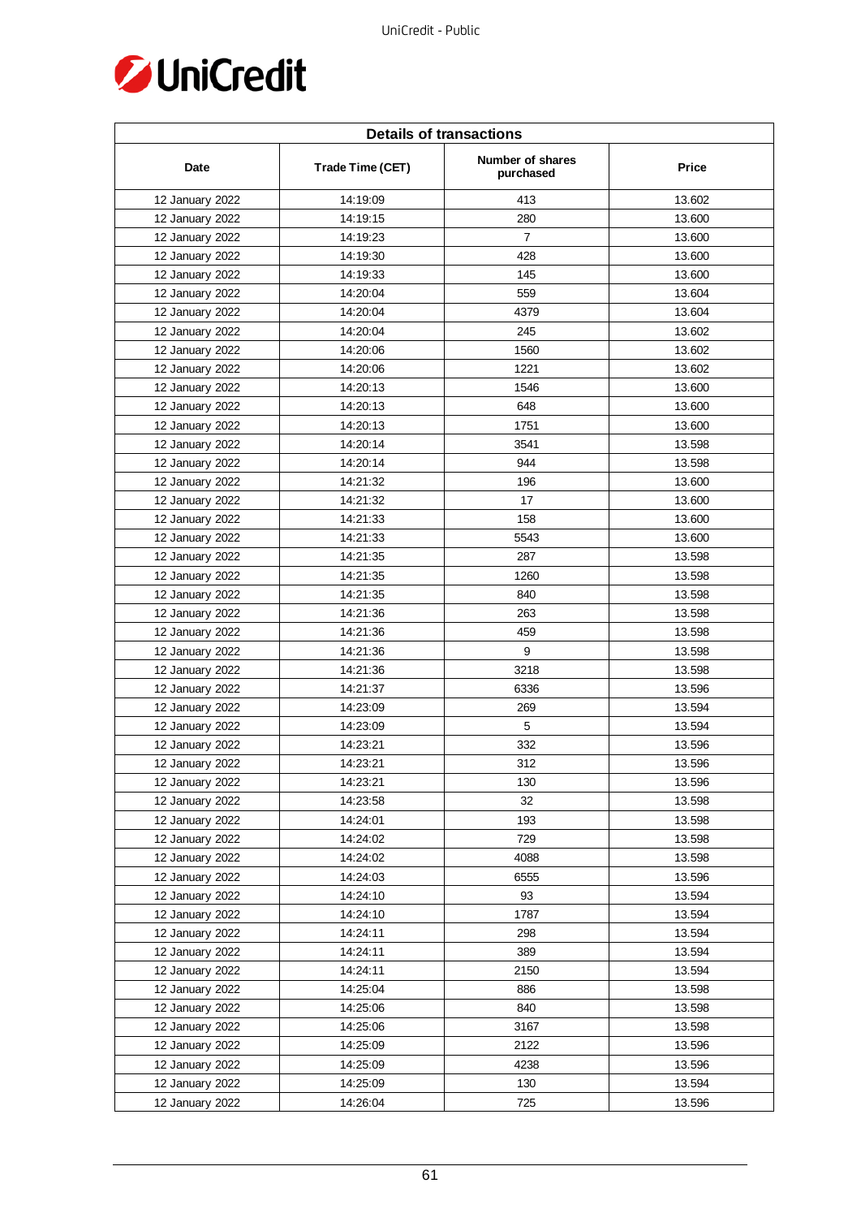| Details of transactions | | | |
|---|---|---|---|
| Date | Trade Time (CET) | Number of shares purchased | Price |
| 12 January 2022 | 14:19:09 | 413 | 13.602 |
| 12 January 2022 | 14:19:15 | 280 | 13.600 |
| 12 January 2022 | 14:19:23 | 7 | 13.600 |
| 12 January 2022 | 14:19:30 | 428 | 13.600 |
| 12 January 2022 | 14:19:33 | 145 | 13.600 |
| 12 January 2022 | 14:20:04 | 559 | 13.604 |
| 12 January 2022 | 14:20:04 | 4379 | 13.604 |
| 12 January 2022 | 14:20:04 | 245 | 13.602 |
| 12 January 2022 | 14:20:06 | 1560 | 13.602 |
| 12 January 2022 | 14:20:06 | 1221 | 13.602 |
| 12 January 2022 | 14:20:13 | 1546 | 13.600 |
| 12 January 2022 | 14:20:13 | 648 | 13.600 |
| 12 January 2022 | 14:20:13 | 1751 | 13.600 |
| 12 January 2022 | 14:20:14 | 3541 | 13.598 |
| 12 January 2022 | 14:20:14 | 944 | 13.598 |
| 12 January 2022 | 14:21:32 | 196 | 13.600 |
| 12 January 2022 | 14:21:32 | 17 | 13.600 |
| 12 January 2022 | 14:21:33 | 158 | 13.600 |
| 12 January 2022 | 14:21:33 | 5543 | 13.600 |
| 12 January 2022 | 14:21:35 | 287 | 13.598 |
| 12 January 2022 | 14:21:35 | 1260 | 13.598 |
| 12 January 2022 | 14:21:35 | 840 | 13.598 |
| 12 January 2022 | 14:21:36 | 263 | 13.598 |
| 12 January 2022 | 14:21:36 | 459 | 13.598 |
| 12 January 2022 | 14:21:36 | 9 | 13.598 |
| 12 January 2022 | 14:21:36 | 3218 | 13.598 |
| 12 January 2022 | 14:21:37 | 6336 | 13.596 |
| 12 January 2022 | 14:23:09 | 269 | 13.594 |
| 12 January 2022 | 14:23:09 | 5 | 13.594 |
| 12 January 2022 | 14:23:21 | 332 | 13.596 |
| 12 January 2022 | 14:23:21 | 312 | 13.596 |
| 12 January 2022 | 14:23:21 | 130 | 13.596 |
| 12 January 2022 | 14:23:58 | 32 | 13.598 |
| 12 January 2022 | 14:24:01 | 193 | 13.598 |
| 12 January 2022 | 14:24:02 | 729 | 13.598 |
| 12 January 2022 | 14:24:02 | 4088 | 13.598 |
| 12 January 2022 | 14:24:03 | 6555 | 13.596 |
| 12 January 2022 | 14:24:10 | 93 | 13.594 |
| 12 January 2022 | 14:24:10 | 1787 | 13.594 |
| 12 January 2022 | 14:24:11 | 298 | 13.594 |
| 12 January 2022 | 14:24:11 | 389 | 13.594 |
| 12 January 2022 | 14:24:11 | 2150 | 13.594 |
| 12 January 2022 | 14:25:04 | 886 | 13.598 |
| 12 January 2022 | 14:25:06 | 840 | 13.598 |
| 12 January 2022 | 14:25:06 | 3167 | 13.598 |
| 12 January 2022 | 14:25:09 | 2122 | 13.596 |
| 12 January 2022 | 14:25:09 | 4238 | 13.596 |
| 12 January 2022 | 14:25:09 | 130 | 13.594 |
| 12 January 2022 | 14:26:04 | 725 | 13.596 |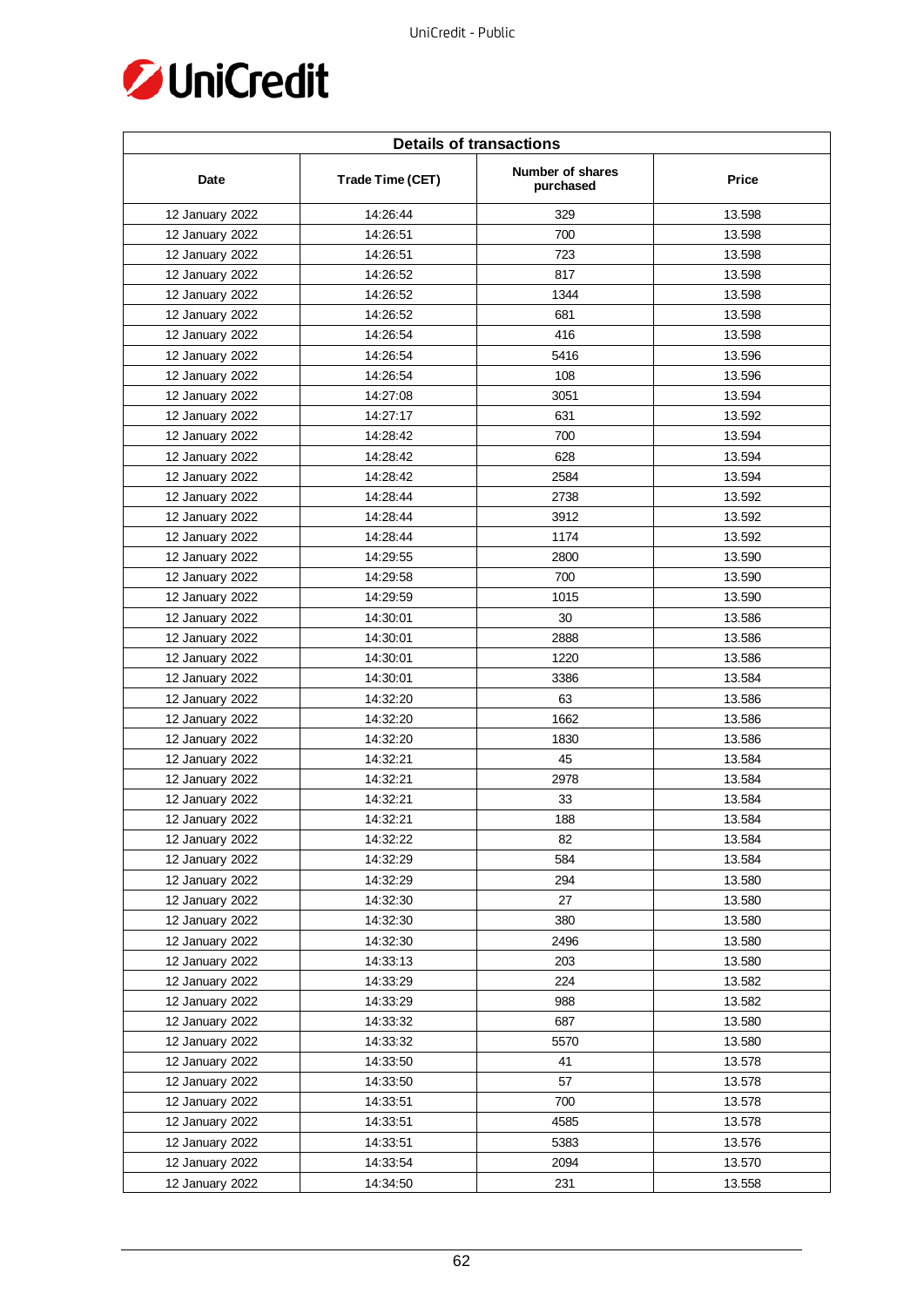| Details of transactions | | | |
|---|---|---|---|
| Date | Trade Time (CET) | Number of shares purchased | Price |
| 12 January 2022 | 14:26:44 | 329 | 13.598 |
| 12 January 2022 | 14:26:51 | 700 | 13.598 |
| 12 January 2022 | 14:26:51 | 723 | 13.598 |
| 12 January 2022 | 14:26:52 | 817 | 13.598 |
| 12 January 2022 | 14:26:52 | 1344 | 13.598 |
| 12 January 2022 | 14:26:52 | 681 | 13.598 |
| 12 January 2022 | 14:26:54 | 416 | 13.598 |
| 12 January 2022 | 14:26:54 | 5416 | 13.596 |
| 12 January 2022 | 14:26:54 | 108 | 13.596 |
| 12 January 2022 | 14:27:08 | 3051 | 13.594 |
| 12 January 2022 | 14:27:17 | 631 | 13.592 |
| 12 January 2022 | 14:28:42 | 700 | 13.594 |
| 12 January 2022 | 14:28:42 | 628 | 13.594 |
| 12 January 2022 | 14:28:42 | 2584 | 13.594 |
| 12 January 2022 | 14:28:44 | 2738 | 13.592 |
| 12 January 2022 | 14:28:44 | 3912 | 13.592 |
| 12 January 2022 | 14:28:44 | 1174 | 13.592 |
| 12 January 2022 | 14:29:55 | 2800 | 13.590 |
| 12 January 2022 | 14:29:58 | 700 | 13.590 |
| 12 January 2022 | 14:29:59 | 1015 | 13.590 |
| 12 January 2022 | 14:30:01 | 30 | 13.586 |
| 12 January 2022 | 14:30:01 | 2888 | 13.586 |
| 12 January 2022 | 14:30:01 | 1220 | 13.586 |
| 12 January 2022 | 14:30:01 | 3386 | 13.584 |
| 12 January 2022 | 14:32:20 | 63 | 13.586 |
| 12 January 2022 | 14:32:20 | 1662 | 13.586 |
| 12 January 2022 | 14:32:20 | 1830 | 13.586 |
| 12 January 2022 | 14:32:21 | 45 | 13.584 |
| 12 January 2022 | 14:32:21 | 2978 | 13.584 |
| 12 January 2022 | 14:32:21 | 33 | 13.584 |
| 12 January 2022 | 14:32:21 | 188 | 13.584 |
| 12 January 2022 | 14:32:22 | 82 | 13.584 |
| 12 January 2022 | 14:32:29 | 584 | 13.584 |
| 12 January 2022 | 14:32:29 | 294 | 13.580 |
| 12 January 2022 | 14:32:30 | 27 | 13.580 |
| 12 January 2022 | 14:32:30 | 380 | 13.580 |
| 12 January 2022 | 14:32:30 | 2496 | 13.580 |
| 12 January 2022 | 14:33:13 | 203 | 13.580 |
| 12 January 2022 | 14:33:29 | 224 | 13.582 |
| 12 January 2022 | 14:33:29 | 988 | 13.582 |
| 12 January 2022 | 14:33:32 | 687 | 13.580 |
| 12 January 2022 | 14:33:32 | 5570 | 13.580 |
| 12 January 2022 | 14:33:50 | 41 | 13.578 |
| 12 January 2022 | 14:33:50 | 57 | 13.578 |
| 12 January 2022 | 14:33:51 | 700 | 13.578 |
| 12 January 2022 | 14:33:51 | 4585 | 13.578 |
| 12 January 2022 | 14:33:51 | 5383 | 13.576 |
| 12 January 2022 | 14:33:54 | 2094 | 13.570 |
| 12 January 2022 | 14:34:50 | 231 | 13.558 |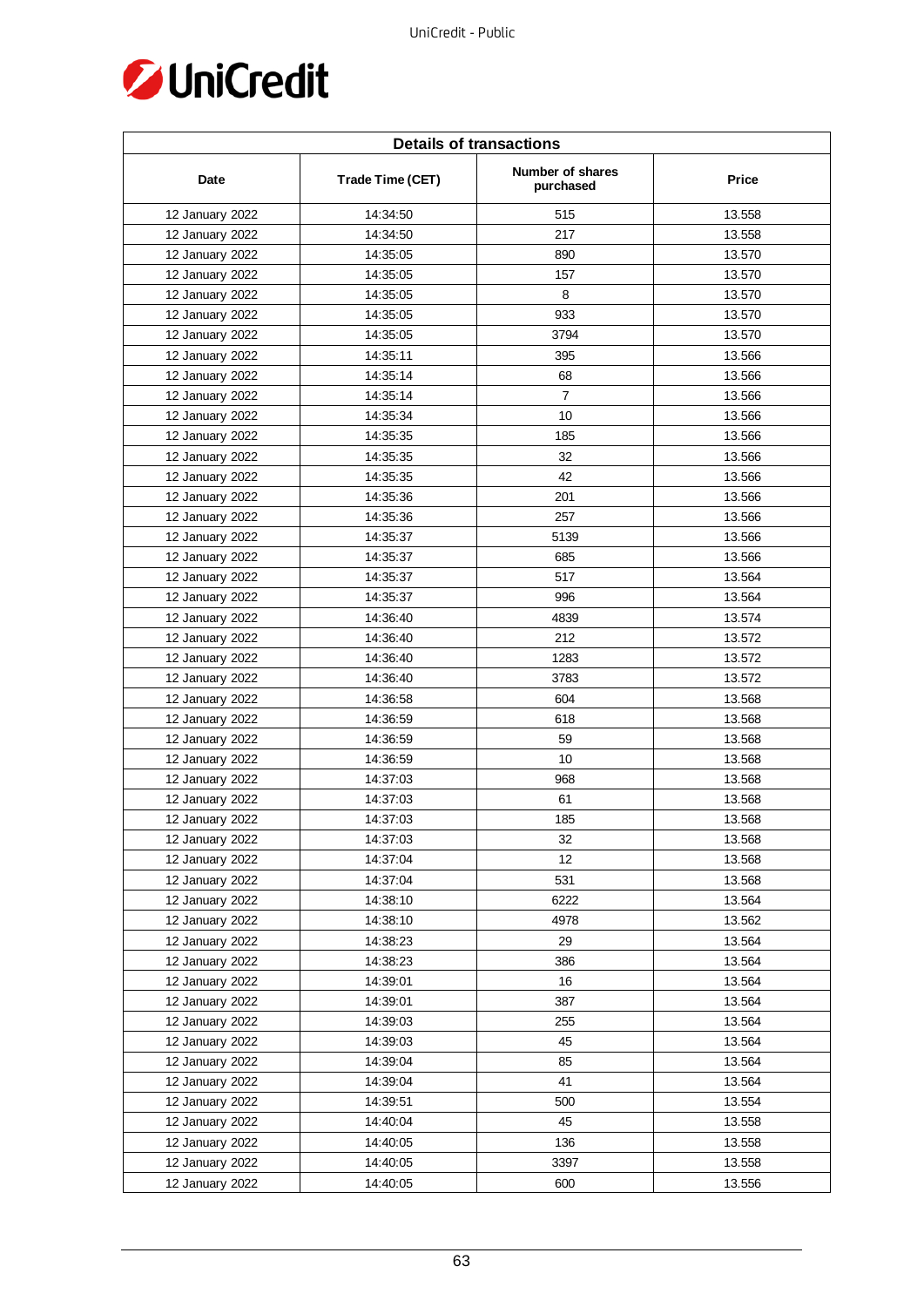| Details of transactions | | | |
|---|---|---|---|
| Date | Trade Time (CET) | Number of shares purchased | Price |
| 12 January 2022 | 14:34:50 | 515 | 13.558 |
| 12 January 2022 | 14:34:50 | 217 | 13.558 |
| 12 January 2022 | 14:35:05 | 890 | 13.570 |
| 12 January 2022 | 14:35:05 | 157 | 13.570 |
| 12 January 2022 | 14:35:05 | 8 | 13.570 |
| 12 January 2022 | 14:35:05 | 933 | 13.570 |
| 12 January 2022 | 14:35:05 | 3794 | 13.570 |
| 12 January 2022 | 14:35:11 | 395 | 13.566 |
| 12 January 2022 | 14:35:14 | 68 | 13.566 |
| 12 January 2022 | 14:35:14 | 7 | 13.566 |
| 12 January 2022 | 14:35:34 | 10 | 13.566 |
| 12 January 2022 | 14:35:35 | 185 | 13.566 |
| 12 January 2022 | 14:35:35 | 32 | 13.566 |
| 12 January 2022 | 14:35:35 | 42 | 13.566 |
| 12 January 2022 | 14:35:36 | 201 | 13.566 |
| 12 January 2022 | 14:35:36 | 257 | 13.566 |
| 12 January 2022 | 14:35:37 | 5139 | 13.566 |
| 12 January 2022 | 14:35:37 | 685 | 13.566 |
| 12 January 2022 | 14:35:37 | 517 | 13.564 |
| 12 January 2022 | 14:35:37 | 996 | 13.564 |
| 12 January 2022 | 14:36:40 | 4839 | 13.574 |
| 12 January 2022 | 14:36:40 | 212 | 13.572 |
| 12 January 2022 | 14:36:40 | 1283 | 13.572 |
| 12 January 2022 | 14:36:40 | 3783 | 13.572 |
| 12 January 2022 | 14:36:58 | 604 | 13.568 |
| 12 January 2022 | 14:36:59 | 618 | 13.568 |
| 12 January 2022 | 14:36:59 | 59 | 13.568 |
| 12 January 2022 | 14:36:59 | 10 | 13.568 |
| 12 January 2022 | 14:37:03 | 968 | 13.568 |
| 12 January 2022 | 14:37:03 | 61 | 13.568 |
| 12 January 2022 | 14:37:03 | 185 | 13.568 |
| 12 January 2022 | 14:37:03 | 32 | 13.568 |
| 12 January 2022 | 14:37:04 | 12 | 13.568 |
| 12 January 2022 | 14:37:04 | 531 | 13.568 |
| 12 January 2022 | 14:38:10 | 6222 | 13.564 |
| 12 January 2022 | 14:38:10 | 4978 | 13.562 |
| 12 January 2022 | 14:38:23 | 29 | 13.564 |
| 12 January 2022 | 14:38:23 | 386 | 13.564 |
| 12 January 2022 | 14:39:01 | 16 | 13.564 |
| 12 January 2022 | 14:39:01 | 387 | 13.564 |
| 12 January 2022 | 14:39:03 | 255 | 13.564 |
| 12 January 2022 | 14:39:03 | 45 | 13.564 |
| 12 January 2022 | 14:39:04 | 85 | 13.564 |
| 12 January 2022 | 14:39:04 | 41 | 13.564 |
| 12 January 2022 | 14:39:51 | 500 | 13.554 |
| 12 January 2022 | 14:40:04 | 45 | 13.558 |
| 12 January 2022 | 14:40:05 | 136 | 13.558 |
| 12 January 2022 | 14:40:05 | 3397 | 13.558 |
| 12 January 2022 | 14:40:05 | 600 | 13.556 |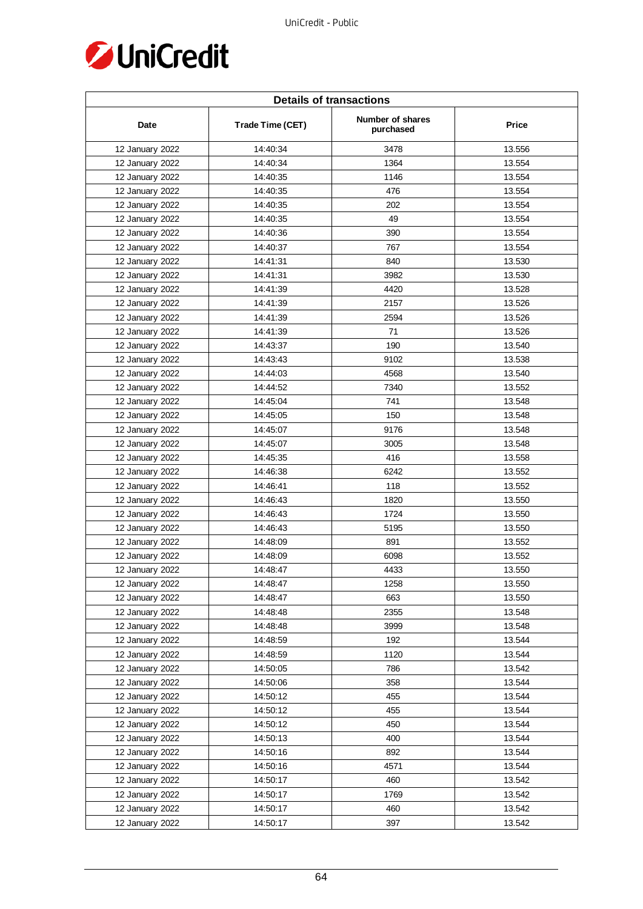| Details of transactions | | | |
|---|---|---|---|
| Date | Trade Time (CET) | Number of shares purchased | Price |
| 12 January 2022 | 14:40:34 | 3478 | 13.556 |
| 12 January 2022 | 14:40:34 | 1364 | 13.554 |
| 12 January 2022 | 14:40:35 | 1146 | 13.554 |
| 12 January 2022 | 14:40:35 | 476 | 13.554 |
| 12 January 2022 | 14:40:35 | 202 | 13.554 |
| 12 January 2022 | 14:40:35 | 49 | 13.554 |
| 12 January 2022 | 14:40:36 | 390 | 13.554 |
| 12 January 2022 | 14:40:37 | 767 | 13.554 |
| 12 January 2022 | 14:41:31 | 840 | 13.530 |
| 12 January 2022 | 14:41:31 | 3982 | 13.530 |
| 12 January 2022 | 14:41:39 | 4420 | 13.528 |
| 12 January 2022 | 14:41:39 | 2157 | 13.526 |
| 12 January 2022 | 14:41:39 | 2594 | 13.526 |
| 12 January 2022 | 14:41:39 | 71 | 13.526 |
| 12 January 2022 | 14:43:37 | 190 | 13.540 |
| 12 January 2022 | 14:43:43 | 9102 | 13.538 |
| 12 January 2022 | 14:44:03 | 4568 | 13.540 |
| 12 January 2022 | 14:44:52 | 7340 | 13.552 |
| 12 January 2022 | 14:45:04 | 741 | 13.548 |
| 12 January 2022 | 14:45:05 | 150 | 13.548 |
| 12 January 2022 | 14:45:07 | 9176 | 13.548 |
| 12 January 2022 | 14:45:07 | 3005 | 13.548 |
| 12 January 2022 | 14:45:35 | 416 | 13.558 |
| 12 January 2022 | 14:46:38 | 6242 | 13.552 |
| 12 January 2022 | 14:46:41 | 118 | 13.552 |
| 12 January 2022 | 14:46:43 | 1820 | 13.550 |
| 12 January 2022 | 14:46:43 | 1724 | 13.550 |
| 12 January 2022 | 14:46:43 | 5195 | 13.550 |
| 12 January 2022 | 14:48:09 | 891 | 13.552 |
| 12 January 2022 | 14:48:09 | 6098 | 13.552 |
| 12 January 2022 | 14:48:47 | 4433 | 13.550 |
| 12 January 2022 | 14:48:47 | 1258 | 13.550 |
| 12 January 2022 | 14:48:47 | 663 | 13.550 |
| 12 January 2022 | 14:48:48 | 2355 | 13.548 |
| 12 January 2022 | 14:48:48 | 3999 | 13.548 |
| 12 January 2022 | 14:48:59 | 192 | 13.544 |
| 12 January 2022 | 14:48:59 | 1120 | 13.544 |
| 12 January 2022 | 14:50:05 | 786 | 13.542 |
| 12 January 2022 | 14:50:06 | 358 | 13.544 |
| 12 January 2022 | 14:50:12 | 455 | 13.544 |
| 12 January 2022 | 14:50:12 | 455 | 13.544 |
| 12 January 2022 | 14:50:12 | 450 | 13.544 |
| 12 January 2022 | 14:50:13 | 400 | 13.544 |
| 12 January 2022 | 14:50:16 | 892 | 13.544 |
| 12 January 2022 | 14:50:16 | 4571 | 13.544 |
| 12 January 2022 | 14:50:17 | 460 | 13.542 |
| 12 January 2022 | 14:50:17 | 1769 | 13.542 |
| 12 January 2022 | 14:50:17 | 460 | 13.542 |
| 12 January 2022 | 14:50:17 | 397 | 13.542 |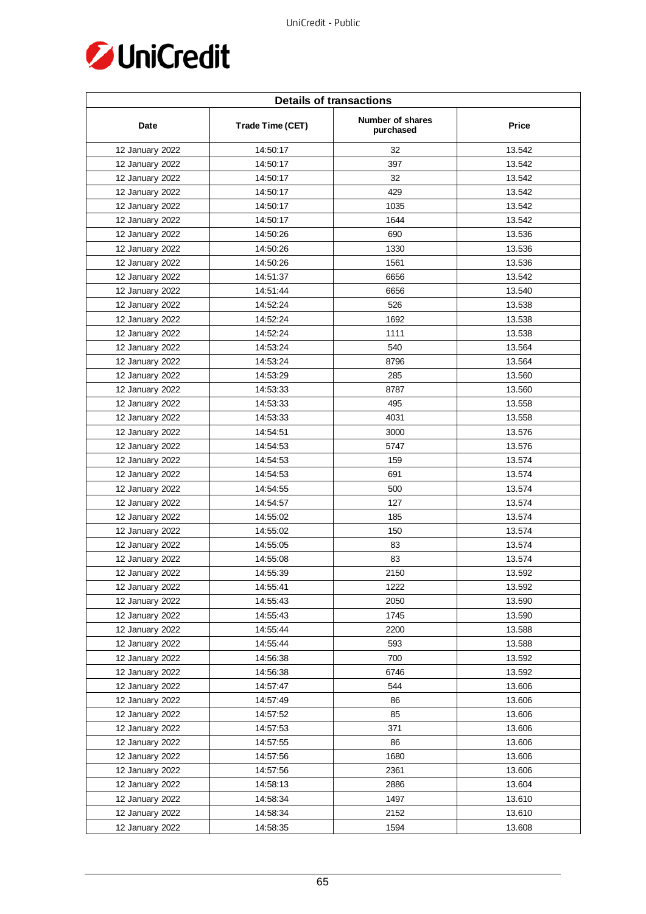| Details of transactions | | | |
|---|---|---|---|
| Date | Trade Time (CET) | Number of shares purchased | Price |
| 12 January 2022 | 14:50:17 | 32 | 13.542 |
| 12 January 2022 | 14:50:17 | 397 | 13.542 |
| 12 January 2022 | 14:50:17 | 32 | 13.542 |
| 12 January 2022 | 14:50:17 | 429 | 13.542 |
| 12 January 2022 | 14:50:17 | 1035 | 13.542 |
| 12 January 2022 | 14:50:17 | 1644 | 13.542 |
| 12 January 2022 | 14:50:26 | 690 | 13.536 |
| 12 January 2022 | 14:50:26 | 1330 | 13.536 |
| 12 January 2022 | 14:50:26 | 1561 | 13.536 |
| 12 January 2022 | 14:51:37 | 6656 | 13.542 |
| 12 January 2022 | 14:51:44 | 6656 | 13.540 |
| 12 January 2022 | 14:52:24 | 526 | 13.538 |
| 12 January 2022 | 14:52:24 | 1692 | 13.538 |
| 12 January 2022 | 14:52:24 | 1111 | 13.538 |
| 12 January 2022 | 14:53:24 | 540 | 13.564 |
| 12 January 2022 | 14:53:24 | 8796 | 13.564 |
| 12 January 2022 | 14:53:29 | 285 | 13.560 |
| 12 January 2022 | 14:53:33 | 8787 | 13.560 |
| 12 January 2022 | 14:53:33 | 495 | 13.558 |
| 12 January 2022 | 14:53:33 | 4031 | 13.558 |
| 12 January 2022 | 14:54:51 | 3000 | 13.576 |
| 12 January 2022 | 14:54:53 | 5747 | 13.576 |
| 12 January 2022 | 14:54:53 | 159 | 13.574 |
| 12 January 2022 | 14:54:53 | 691 | 13.574 |
| 12 January 2022 | 14:54:55 | 500 | 13.574 |
| 12 January 2022 | 14:54:57 | 127 | 13.574 |
| 12 January 2022 | 14:55:02 | 185 | 13.574 |
| 12 January 2022 | 14:55:02 | 150 | 13.574 |
| 12 January 2022 | 14:55:05 | 83 | 13.574 |
| 12 January 2022 | 14:55:08 | 83 | 13.574 |
| 12 January 2022 | 14:55:39 | 2150 | 13.592 |
| 12 January 2022 | 14:55:41 | 1222 | 13.592 |
| 12 January 2022 | 14:55:43 | 2050 | 13.590 |
| 12 January 2022 | 14:55:43 | 1745 | 13.590 |
| 12 January 2022 | 14:55:44 | 2200 | 13.588 |
| 12 January 2022 | 14:55:44 | 593 | 13.588 |
| 12 January 2022 | 14:56:38 | 700 | 13.592 |
| 12 January 2022 | 14:56:38 | 6746 | 13.592 |
| 12 January 2022 | 14:57:47 | 544 | 13.606 |
| 12 January 2022 | 14:57:49 | 86 | 13.606 |
| 12 January 2022 | 14:57:52 | 85 | 13.606 |
| 12 January 2022 | 14:57:53 | 371 | 13.606 |
| 12 January 2022 | 14:57:55 | 86 | 13.606 |
| 12 January 2022 | 14:57:56 | 1680 | 13.606 |
| 12 January 2022 | 14:57:56 | 2361 | 13.606 |
| 12 January 2022 | 14:58:13 | 2886 | 13.604 |
| 12 January 2022 | 14:58:34 | 1497 | 13.610 |
| 12 January 2022 | 14:58:34 | 2152 | 13.610 |
| 12 January 2022 | 14:58:35 | 1594 | 13.608 |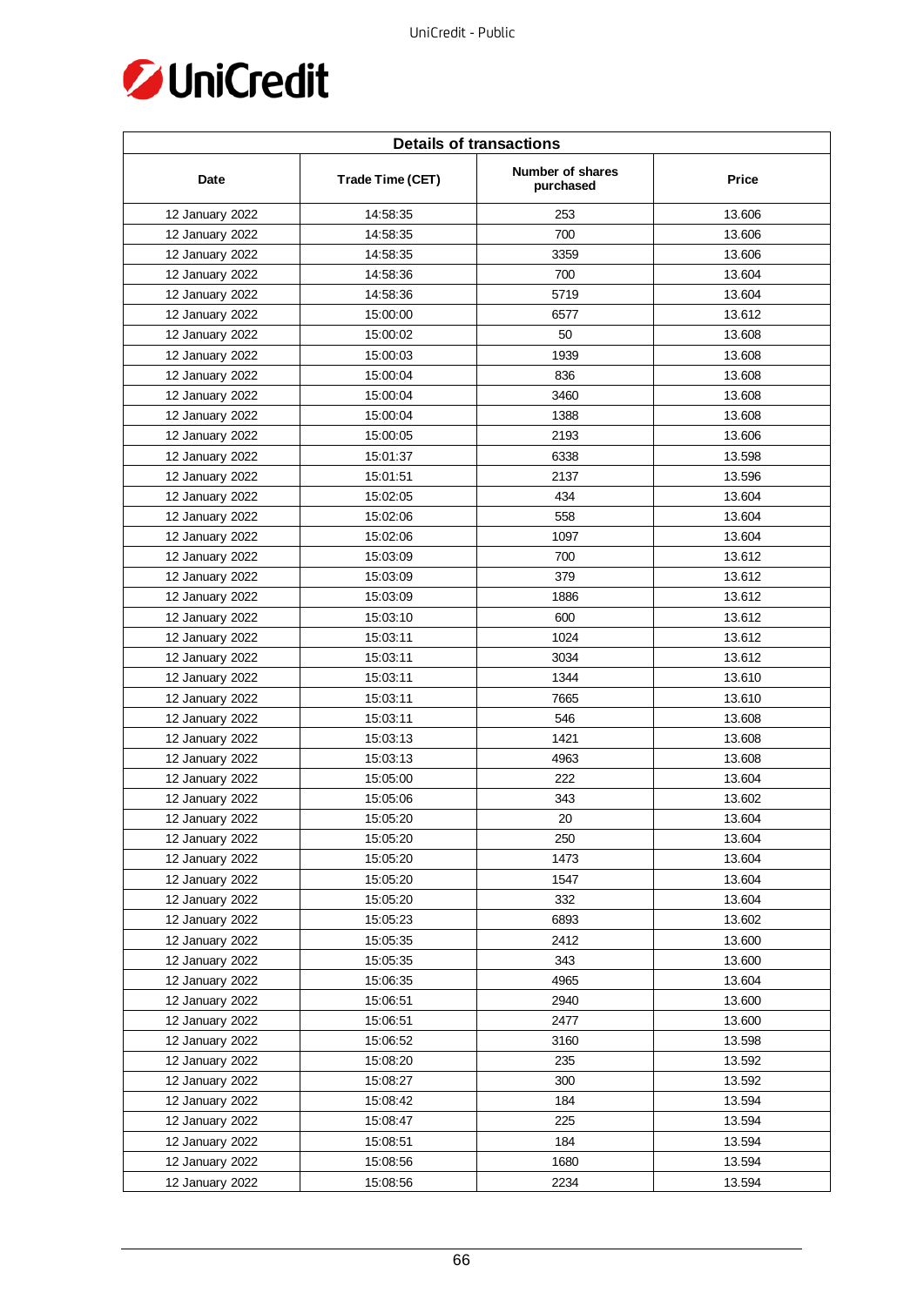| Details of transactions | | | |
|---|---|---|---|
| Date | Trade Time (CET) | Number of shares purchased | Price |
| 12 January 2022 | 14:58:35 | 253 | 13.606 |
| 12 January 2022 | 14:58:35 | 700 | 13.606 |
| 12 January 2022 | 14:58:35 | 3359 | 13.606 |
| 12 January 2022 | 14:58:36 | 700 | 13.604 |
| 12 January 2022 | 14:58:36 | 5719 | 13.604 |
| 12 January 2022 | 15:00:00 | 6577 | 13.612 |
| 12 January 2022 | 15:00:02 | 50 | 13.608 |
| 12 January 2022 | 15:00:03 | 1939 | 13.608 |
| 12 January 2022 | 15:00:04 | 836 | 13.608 |
| 12 January 2022 | 15:00:04 | 3460 | 13.608 |
| 12 January 2022 | 15:00:04 | 1388 | 13.608 |
| 12 January 2022 | 15:00:05 | 2193 | 13.606 |
| 12 January 2022 | 15:01:37 | 6338 | 13.598 |
| 12 January 2022 | 15:01:51 | 2137 | 13.596 |
| 12 January 2022 | 15:02:05 | 434 | 13.604 |
| 12 January 2022 | 15:02:06 | 558 | 13.604 |
| 12 January 2022 | 15:02:06 | 1097 | 13.604 |
| 12 January 2022 | 15:03:09 | 700 | 13.612 |
| 12 January 2022 | 15:03:09 | 379 | 13.612 |
| 12 January 2022 | 15:03:09 | 1886 | 13.612 |
| 12 January 2022 | 15:03:10 | 600 | 13.612 |
| 12 January 2022 | 15:03:11 | 1024 | 13.612 |
| 12 January 2022 | 15:03:11 | 3034 | 13.612 |
| 12 January 2022 | 15:03:11 | 1344 | 13.610 |
| 12 January 2022 | 15:03:11 | 7665 | 13.610 |
| 12 January 2022 | 15:03:11 | 546 | 13.608 |
| 12 January 2022 | 15:03:13 | 1421 | 13.608 |
| 12 January 2022 | 15:03:13 | 4963 | 13.608 |
| 12 January 2022 | 15:05:00 | 222 | 13.604 |
| 12 January 2022 | 15:05:06 | 343 | 13.602 |
| 12 January 2022 | 15:05:20 | 20 | 13.604 |
| 12 January 2022 | 15:05:20 | 250 | 13.604 |
| 12 January 2022 | 15:05:20 | 1473 | 13.604 |
| 12 January 2022 | 15:05:20 | 1547 | 13.604 |
| 12 January 2022 | 15:05:20 | 332 | 13.604 |
| 12 January 2022 | 15:05:23 | 6893 | 13.602 |
| 12 January 2022 | 15:05:35 | 2412 | 13.600 |
| 12 January 2022 | 15:05:35 | 343 | 13.600 |
| 12 January 2022 | 15:06:35 | 4965 | 13.604 |
| 12 January 2022 | 15:06:51 | 2940 | 13.600 |
| 12 January 2022 | 15:06:51 | 2477 | 13.600 |
| 12 January 2022 | 15:06:52 | 3160 | 13.598 |
| 12 January 2022 | 15:08:20 | 235 | 13.592 |
| 12 January 2022 | 15:08:27 | 300 | 13.592 |
| 12 January 2022 | 15:08:42 | 184 | 13.594 |
| 12 January 2022 | 15:08:47 | 225 | 13.594 |
| 12 January 2022 | 15:08:51 | 184 | 13.594 |
| 12 January 2022 | 15:08:56 | 1680 | 13.594 |
| 12 January 2022 | 15:08:56 | 2234 | 13.594 |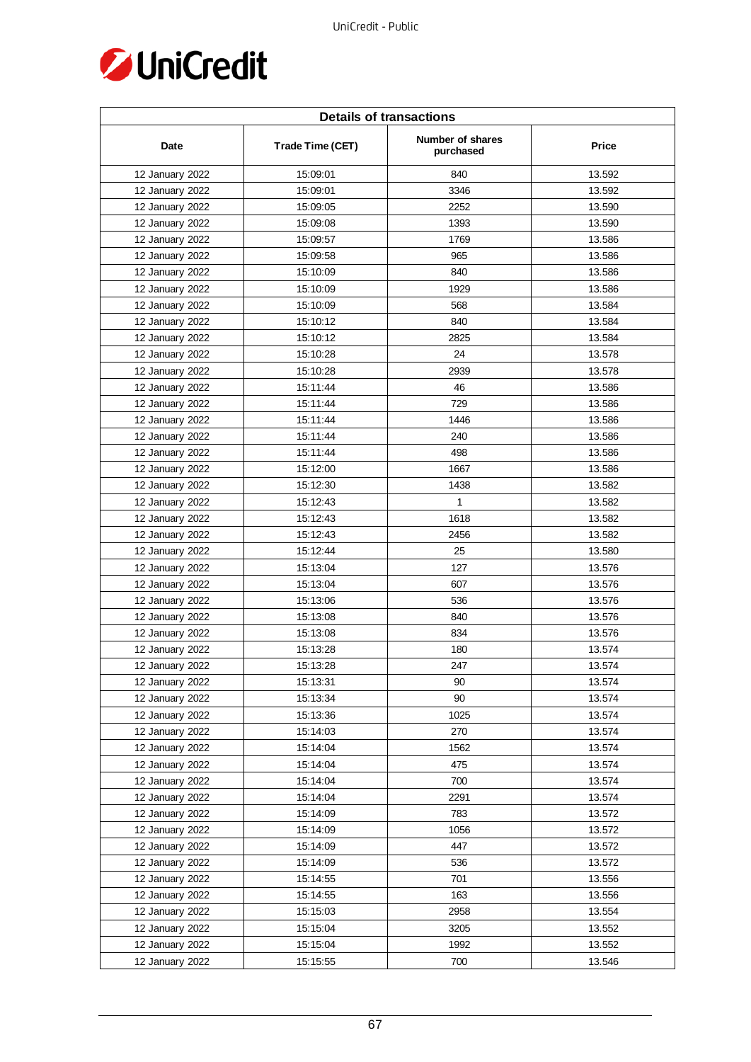| Details of transactions | | | |
|---|---|---|---|
| Date | Trade Time (CET) | Number of shares purchased | Price |
| 12 January 2022 | 15:09:01 | 840 | 13.592 |
| 12 January 2022 | 15:09:01 | 3346 | 13.592 |
| 12 January 2022 | 15:09:05 | 2252 | 13.590 |
| 12 January 2022 | 15:09:08 | 1393 | 13.590 |
| 12 January 2022 | 15:09:57 | 1769 | 13.586 |
| 12 January 2022 | 15:09:58 | 965 | 13.586 |
| 12 January 2022 | 15:10:09 | 840 | 13.586 |
| 12 January 2022 | 15:10:09 | 1929 | 13.586 |
| 12 January 2022 | 15:10:09 | 568 | 13.584 |
| 12 January 2022 | 15:10:12 | 840 | 13.584 |
| 12 January 2022 | 15:10:12 | 2825 | 13.584 |
| 12 January 2022 | 15:10:28 | 24 | 13.578 |
| 12 January 2022 | 15:10:28 | 2939 | 13.578 |
| 12 January 2022 | 15:11:44 | 46 | 13.586 |
| 12 January 2022 | 15:11:44 | 729 | 13.586 |
| 12 January 2022 | 15:11:44 | 1446 | 13.586 |
| 12 January 2022 | 15:11:44 | 240 | 13.586 |
| 12 January 2022 | 15:11:44 | 498 | 13.586 |
| 12 January 2022 | 15:12:00 | 1667 | 13.586 |
| 12 January 2022 | 15:12:30 | 1438 | 13.582 |
| 12 January 2022 | 15:12:43 | 1 | 13.582 |
| 12 January 2022 | 15:12:43 | 1618 | 13.582 |
| 12 January 2022 | 15:12:43 | 2456 | 13.582 |
| 12 January 2022 | 15:12:44 | 25 | 13.580 |
| 12 January 2022 | 15:13:04 | 127 | 13.576 |
| 12 January 2022 | 15:13:04 | 607 | 13.576 |
| 12 January 2022 | 15:13:06 | 536 | 13.576 |
| 12 January 2022 | 15:13:08 | 840 | 13.576 |
| 12 January 2022 | 15:13:08 | 834 | 13.576 |
| 12 January 2022 | 15:13:28 | 180 | 13.574 |
| 12 January 2022 | 15:13:28 | 247 | 13.574 |
| 12 January 2022 | 15:13:31 | 90 | 13.574 |
| 12 January 2022 | 15:13:34 | 90 | 13.574 |
| 12 January 2022 | 15:13:36 | 1025 | 13.574 |
| 12 January 2022 | 15:14:03 | 270 | 13.574 |
| 12 January 2022 | 15:14:04 | 1562 | 13.574 |
| 12 January 2022 | 15:14:04 | 475 | 13.574 |
| 12 January 2022 | 15:14:04 | 700 | 13.574 |
| 12 January 2022 | 15:14:04 | 2291 | 13.574 |
| 12 January 2022 | 15:14:09 | 783 | 13.572 |
| 12 January 2022 | 15:14:09 | 1056 | 13.572 |
| 12 January 2022 | 15:14:09 | 447 | 13.572 |
| 12 January 2022 | 15:14:09 | 536 | 13.572 |
| 12 January 2022 | 15:14:55 | 701 | 13.556 |
| 12 January 2022 | 15:14:55 | 163 | 13.556 |
| 12 January 2022 | 15:15:03 | 2958 | 13.554 |
| 12 January 2022 | 15:15:04 | 3205 | 13.552 |
| 12 January 2022 | 15:15:04 | 1992 | 13.552 |
| 12 January 2022 | 15:15:55 | 700 | 13.546 |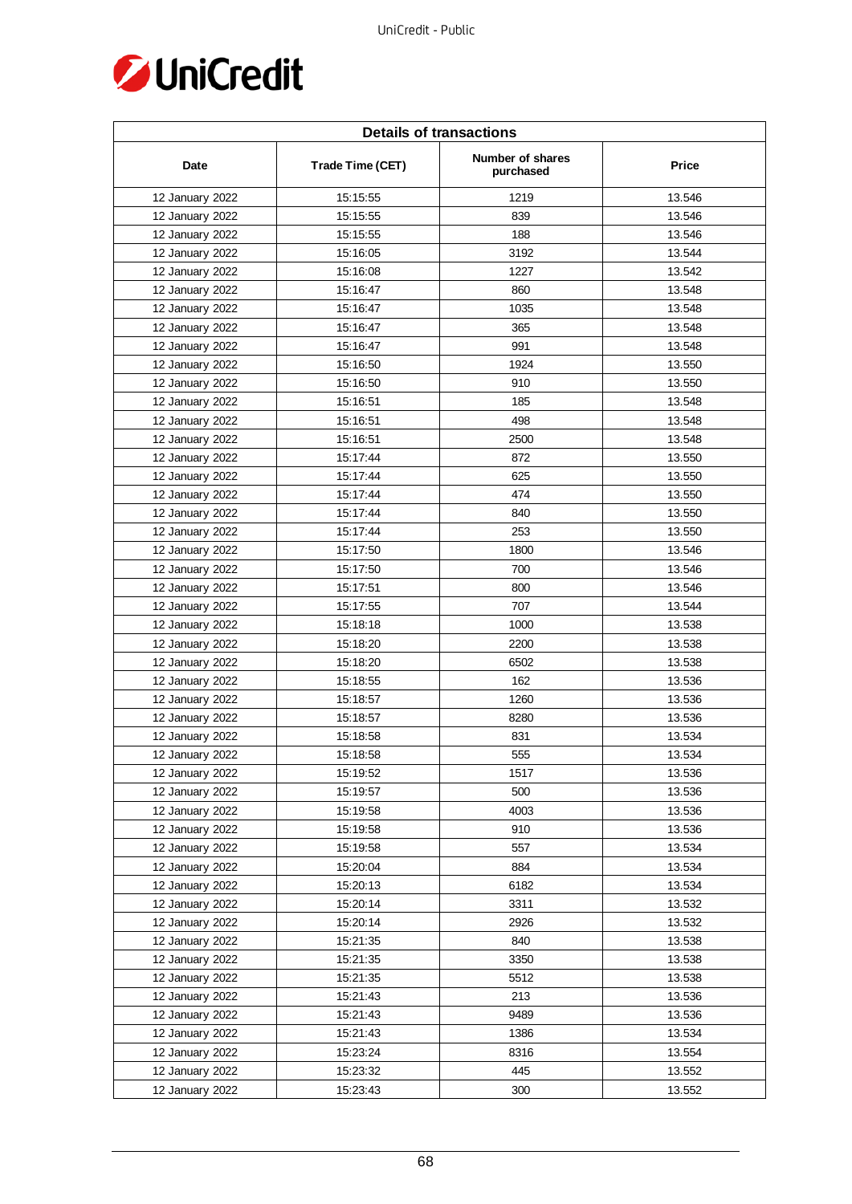| Details of transactions | | | |
|---|---|---|---|
| Date | Trade Time (CET) | Number of shares purchased | Price |
| 12 January 2022 | 15:15:55 | 1219 | 13.546 |
| 12 January 2022 | 15:15:55 | 839 | 13.546 |
| 12 January 2022 | 15:15:55 | 188 | 13.546 |
| 12 January 2022 | 15:16:05 | 3192 | 13.544 |
| 12 January 2022 | 15:16:08 | 1227 | 13.542 |
| 12 January 2022 | 15:16:47 | 860 | 13.548 |
| 12 January 2022 | 15:16:47 | 1035 | 13.548 |
| 12 January 2022 | 15:16:47 | 365 | 13.548 |
| 12 January 2022 | 15:16:47 | 991 | 13.548 |
| 12 January 2022 | 15:16:50 | 1924 | 13.550 |
| 12 January 2022 | 15:16:50 | 910 | 13.550 |
| 12 January 2022 | 15:16:51 | 185 | 13.548 |
| 12 January 2022 | 15:16:51 | 498 | 13.548 |
| 12 January 2022 | 15:16:51 | 2500 | 13.548 |
| 12 January 2022 | 15:17:44 | 872 | 13.550 |
| 12 January 2022 | 15:17:44 | 625 | 13.550 |
| 12 January 2022 | 15:17:44 | 474 | 13.550 |
| 12 January 2022 | 15:17:44 | 840 | 13.550 |
| 12 January 2022 | 15:17:44 | 253 | 13.550 |
| 12 January 2022 | 15:17:50 | 1800 | 13.546 |
| 12 January 2022 | 15:17:50 | 700 | 13.546 |
| 12 January 2022 | 15:17:51 | 800 | 13.546 |
| 12 January 2022 | 15:17:55 | 707 | 13.544 |
| 12 January 2022 | 15:18:18 | 1000 | 13.538 |
| 12 January 2022 | 15:18:20 | 2200 | 13.538 |
| 12 January 2022 | 15:18:20 | 6502 | 13.538 |
| 12 January 2022 | 15:18:55 | 162 | 13.536 |
| 12 January 2022 | 15:18:57 | 1260 | 13.536 |
| 12 January 2022 | 15:18:57 | 8280 | 13.536 |
| 12 January 2022 | 15:18:58 | 831 | 13.534 |
| 12 January 2022 | 15:18:58 | 555 | 13.534 |
| 12 January 2022 | 15:19:52 | 1517 | 13.536 |
| 12 January 2022 | 15:19:57 | 500 | 13.536 |
| 12 January 2022 | 15:19:58 | 4003 | 13.536 |
| 12 January 2022 | 15:19:58 | 910 | 13.536 |
| 12 January 2022 | 15:19:58 | 557 | 13.534 |
| 12 January 2022 | 15:20:04 | 884 | 13.534 |
| 12 January 2022 | 15:20:13 | 6182 | 13.534 |
| 12 January 2022 | 15:20:14 | 3311 | 13.532 |
| 12 January 2022 | 15:20:14 | 2926 | 13.532 |
| 12 January 2022 | 15:21:35 | 840 | 13.538 |
| 12 January 2022 | 15:21:35 | 3350 | 13.538 |
| 12 January 2022 | 15:21:35 | 5512 | 13.538 |
| 12 January 2022 | 15:21:43 | 213 | 13.536 |
| 12 January 2022 | 15:21:43 | 9489 | 13.536 |
| 12 January 2022 | 15:21:43 | 1386 | 13.534 |
| 12 January 2022 | 15:23:24 | 8316 | 13.554 |
| 12 January 2022 | 15:23:32 | 445 | 13.552 |
| 12 January 2022 | 15:23:43 | 300 | 13.552 |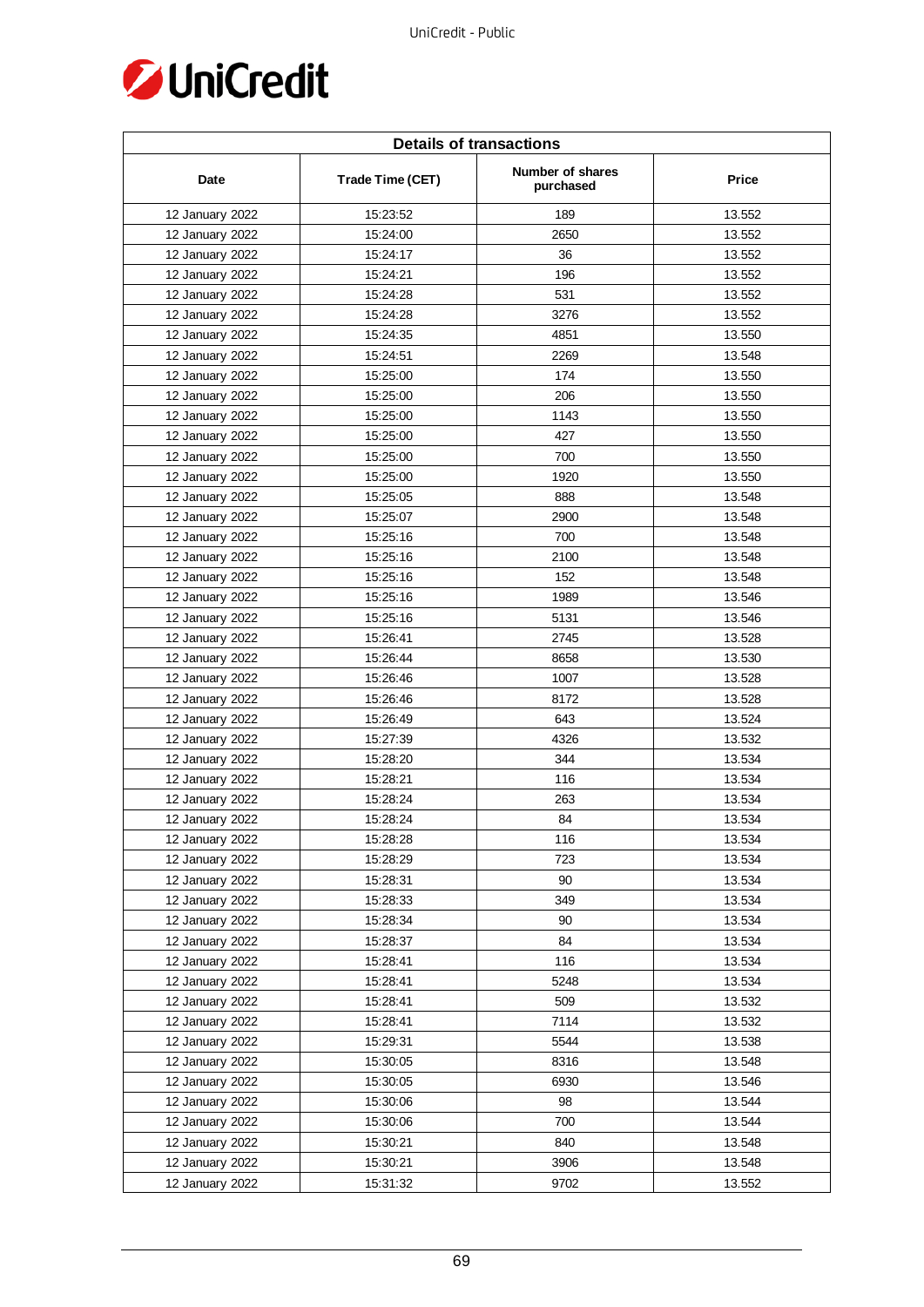| Details of transactions | | | |
|---|---|---|---|
| Date | Trade Time (CET) | Number of shares purchased | Price |
| 12 January 2022 | 15:23:52 | 189 | 13.552 |
| 12 January 2022 | 15:24:00 | 2650 | 13.552 |
| 12 January 2022 | 15:24:17 | 36 | 13.552 |
| 12 January 2022 | 15:24:21 | 196 | 13.552 |
| 12 January 2022 | 15:24:28 | 531 | 13.552 |
| 12 January 2022 | 15:24:28 | 3276 | 13.552 |
| 12 January 2022 | 15:24:35 | 4851 | 13.550 |
| 12 January 2022 | 15:24:51 | 2269 | 13.548 |
| 12 January 2022 | 15:25:00 | 174 | 13.550 |
| 12 January 2022 | 15:25:00 | 206 | 13.550 |
| 12 January 2022 | 15:25:00 | 1143 | 13.550 |
| 12 January 2022 | 15:25:00 | 427 | 13.550 |
| 12 January 2022 | 15:25:00 | 700 | 13.550 |
| 12 January 2022 | 15:25:00 | 1920 | 13.550 |
| 12 January 2022 | 15:25:05 | 888 | 13.548 |
| 12 January 2022 | 15:25:07 | 2900 | 13.548 |
| 12 January 2022 | 15:25:16 | 700 | 13.548 |
| 12 January 2022 | 15:25:16 | 2100 | 13.548 |
| 12 January 2022 | 15:25:16 | 152 | 13.548 |
| 12 January 2022 | 15:25:16 | 1989 | 13.546 |
| 12 January 2022 | 15:25:16 | 5131 | 13.546 |
| 12 January 2022 | 15:26:41 | 2745 | 13.528 |
| 12 January 2022 | 15:26:44 | 8658 | 13.530 |
| 12 January 2022 | 15:26:46 | 1007 | 13.528 |
| 12 January 2022 | 15:26:46 | 8172 | 13.528 |
| 12 January 2022 | 15:26:49 | 643 | 13.524 |
| 12 January 2022 | 15:27:39 | 4326 | 13.532 |
| 12 January 2022 | 15:28:20 | 344 | 13.534 |
| 12 January 2022 | 15:28:21 | 116 | 13.534 |
| 12 January 2022 | 15:28:24 | 263 | 13.534 |
| 12 January 2022 | 15:28:24 | 84 | 13.534 |
| 12 January 2022 | 15:28:28 | 116 | 13.534 |
| 12 January 2022 | 15:28:29 | 723 | 13.534 |
| 12 January 2022 | 15:28:31 | 90 | 13.534 |
| 12 January 2022 | 15:28:33 | 349 | 13.534 |
| 12 January 2022 | 15:28:34 | 90 | 13.534 |
| 12 January 2022 | 15:28:37 | 84 | 13.534 |
| 12 January 2022 | 15:28:41 | 116 | 13.534 |
| 12 January 2022 | 15:28:41 | 5248 | 13.534 |
| 12 January 2022 | 15:28:41 | 509 | 13.532 |
| 12 January 2022 | 15:28:41 | 7114 | 13.532 |
| 12 January 2022 | 15:29:31 | 5544 | 13.538 |
| 12 January 2022 | 15:30:05 | 8316 | 13.548 |
| 12 January 2022 | 15:30:05 | 6930 | 13.546 |
| 12 January 2022 | 15:30:06 | 98 | 13.544 |
| 12 January 2022 | 15:30:06 | 700 | 13.544 |
| 12 January 2022 | 15:30:21 | 840 | 13.548 |
| 12 January 2022 | 15:30:21 | 3906 | 13.548 |
| 12 January 2022 | 15:31:32 | 9702 | 13.552 |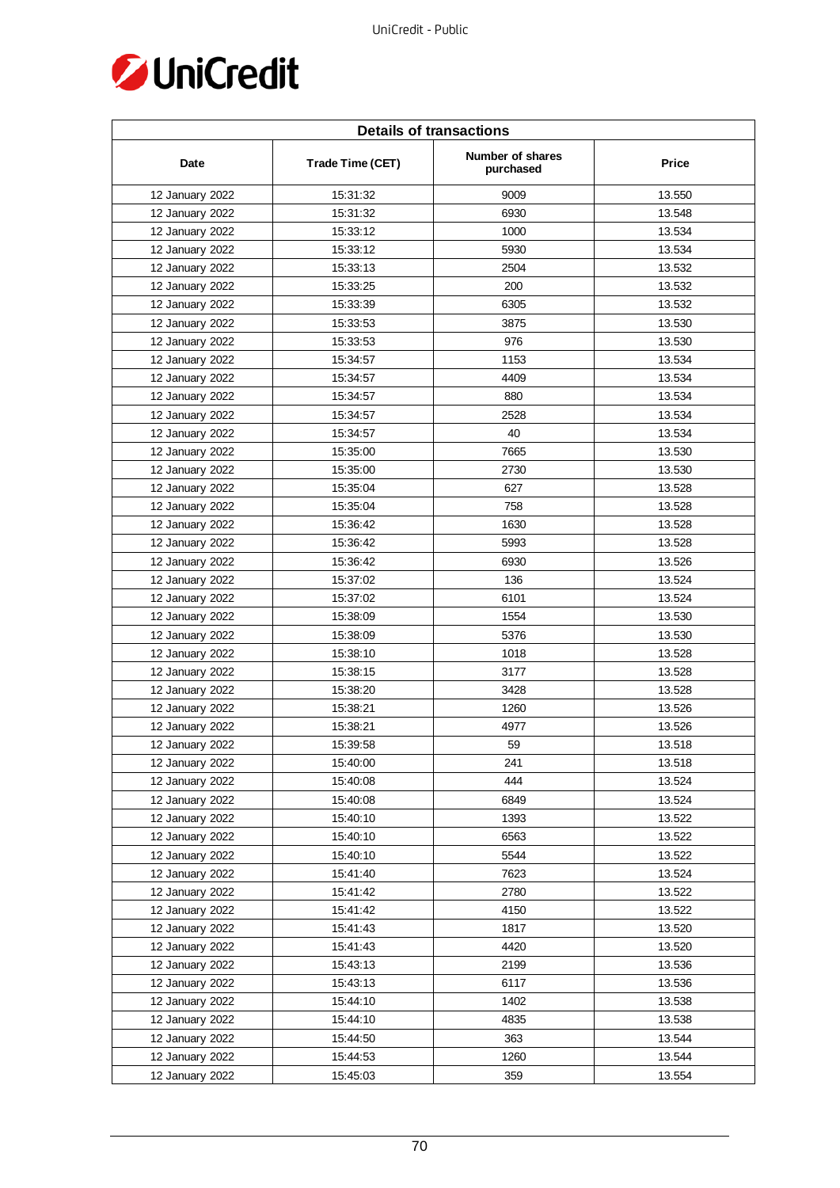| Details of transactions | | | |
|---|---|---|---|
| Date | Trade Time (CET) | Number of shares purchased | Price |
| 12 January 2022 | 15:31:32 | 9009 | 13.550 |
| 12 January 2022 | 15:31:32 | 6930 | 13.548 |
| 12 January 2022 | 15:33:12 | 1000 | 13.534 |
| 12 January 2022 | 15:33:12 | 5930 | 13.534 |
| 12 January 2022 | 15:33:13 | 2504 | 13.532 |
| 12 January 2022 | 15:33:25 | 200 | 13.532 |
| 12 January 2022 | 15:33:39 | 6305 | 13.532 |
| 12 January 2022 | 15:33:53 | 3875 | 13.530 |
| 12 January 2022 | 15:33:53 | 976 | 13.530 |
| 12 January 2022 | 15:34:57 | 1153 | 13.534 |
| 12 January 2022 | 15:34:57 | 4409 | 13.534 |
| 12 January 2022 | 15:34:57 | 880 | 13.534 |
| 12 January 2022 | 15:34:57 | 2528 | 13.534 |
| 12 January 2022 | 15:34:57 | 40 | 13.534 |
| 12 January 2022 | 15:35:00 | 7665 | 13.530 |
| 12 January 2022 | 15:35:00 | 2730 | 13.530 |
| 12 January 2022 | 15:35:04 | 627 | 13.528 |
| 12 January 2022 | 15:35:04 | 758 | 13.528 |
| 12 January 2022 | 15:36:42 | 1630 | 13.528 |
| 12 January 2022 | 15:36:42 | 5993 | 13.528 |
| 12 January 2022 | 15:36:42 | 6930 | 13.526 |
| 12 January 2022 | 15:37:02 | 136 | 13.524 |
| 12 January 2022 | 15:37:02 | 6101 | 13.524 |
| 12 January 2022 | 15:38:09 | 1554 | 13.530 |
| 12 January 2022 | 15:38:09 | 5376 | 13.530 |
| 12 January 2022 | 15:38:10 | 1018 | 13.528 |
| 12 January 2022 | 15:38:15 | 3177 | 13.528 |
| 12 January 2022 | 15:38:20 | 3428 | 13.528 |
| 12 January 2022 | 15:38:21 | 1260 | 13.526 |
| 12 January 2022 | 15:38:21 | 4977 | 13.526 |
| 12 January 2022 | 15:39:58 | 59 | 13.518 |
| 12 January 2022 | 15:40:00 | 241 | 13.518 |
| 12 January 2022 | 15:40:08 | 444 | 13.524 |
| 12 January 2022 | 15:40:08 | 6849 | 13.524 |
| 12 January 2022 | 15:40:10 | 1393 | 13.522 |
| 12 January 2022 | 15:40:10 | 6563 | 13.522 |
| 12 January 2022 | 15:40:10 | 5544 | 13.522 |
| 12 January 2022 | 15:41:40 | 7623 | 13.524 |
| 12 January 2022 | 15:41:42 | 2780 | 13.522 |
| 12 January 2022 | 15:41:42 | 4150 | 13.522 |
| 12 January 2022 | 15:41:43 | 1817 | 13.520 |
| 12 January 2022 | 15:41:43 | 4420 | 13.520 |
| 12 January 2022 | 15:43:13 | 2199 | 13.536 |
| 12 January 2022 | 15:43:13 | 6117 | 13.536 |
| 12 January 2022 | 15:44:10 | 1402 | 13.538 |
| 12 January 2022 | 15:44:10 | 4835 | 13.538 |
| 12 January 2022 | 15:44:50 | 363 | 13.544 |
| 12 January 2022 | 15:44:53 | 1260 | 13.544 |
| 12 January 2022 | 15:45:03 | 359 | 13.554 |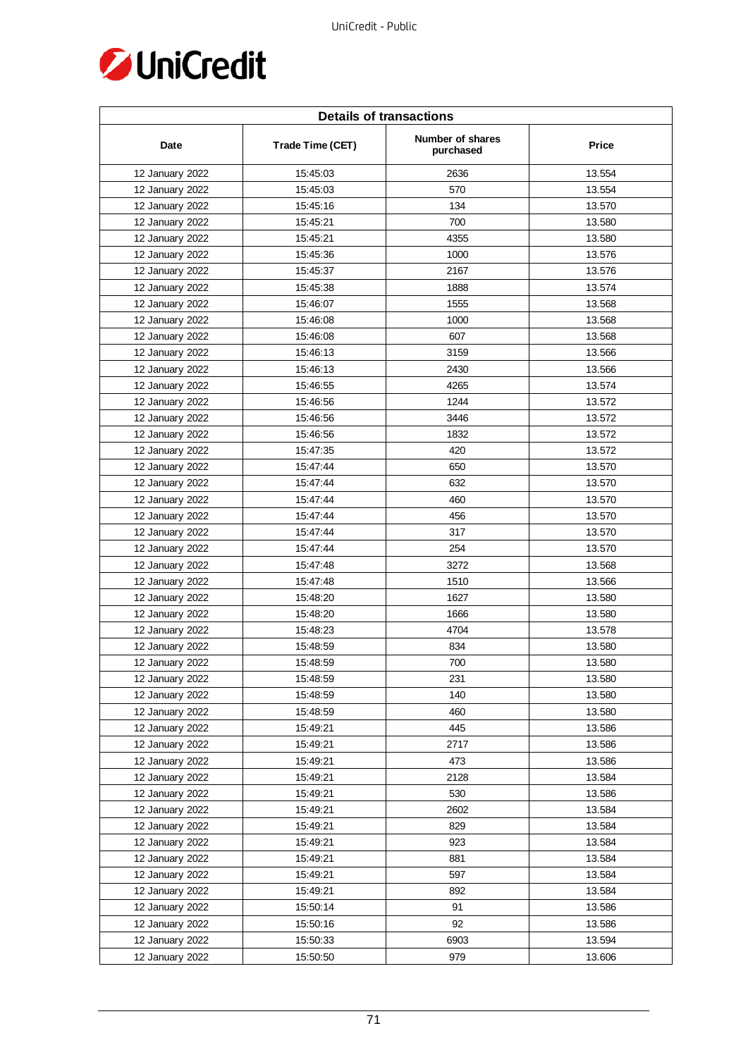| Details of transactions | | | |
|---|---|---|---|
| Date | Trade Time (CET) | Number of shares purchased | Price |
| 12 January 2022 | 15:45:03 | 2636 | 13.554 |
| 12 January 2022 | 15:45:03 | 570 | 13.554 |
| 12 January 2022 | 15:45:16 | 134 | 13.570 |
| 12 January 2022 | 15:45:21 | 700 | 13.580 |
| 12 January 2022 | 15:45:21 | 4355 | 13.580 |
| 12 January 2022 | 15:45:36 | 1000 | 13.576 |
| 12 January 2022 | 15:45:37 | 2167 | 13.576 |
| 12 January 2022 | 15:45:38 | 1888 | 13.574 |
| 12 January 2022 | 15:46:07 | 1555 | 13.568 |
| 12 January 2022 | 15:46:08 | 1000 | 13.568 |
| 12 January 2022 | 15:46:08 | 607 | 13.568 |
| 12 January 2022 | 15:46:13 | 3159 | 13.566 |
| 12 January 2022 | 15:46:13 | 2430 | 13.566 |
| 12 January 2022 | 15:46:55 | 4265 | 13.574 |
| 12 January 2022 | 15:46:56 | 1244 | 13.572 |
| 12 January 2022 | 15:46:56 | 3446 | 13.572 |
| 12 January 2022 | 15:46:56 | 1832 | 13.572 |
| 12 January 2022 | 15:47:35 | 420 | 13.572 |
| 12 January 2022 | 15:47:44 | 650 | 13.570 |
| 12 January 2022 | 15:47:44 | 632 | 13.570 |
| 12 January 2022 | 15:47:44 | 460 | 13.570 |
| 12 January 2022 | 15:47:44 | 456 | 13.570 |
| 12 January 2022 | 15:47:44 | 317 | 13.570 |
| 12 January 2022 | 15:47:44 | 254 | 13.570 |
| 12 January 2022 | 15:47:48 | 3272 | 13.568 |
| 12 January 2022 | 15:47:48 | 1510 | 13.566 |
| 12 January 2022 | 15:48:20 | 1627 | 13.580 |
| 12 January 2022 | 15:48:20 | 1666 | 13.580 |
| 12 January 2022 | 15:48:23 | 4704 | 13.578 |
| 12 January 2022 | 15:48:59 | 834 | 13.580 |
| 12 January 2022 | 15:48:59 | 700 | 13.580 |
| 12 January 2022 | 15:48:59 | 231 | 13.580 |
| 12 January 2022 | 15:48:59 | 140 | 13.580 |
| 12 January 2022 | 15:48:59 | 460 | 13.580 |
| 12 January 2022 | 15:49:21 | 445 | 13.586 |
| 12 January 2022 | 15:49:21 | 2717 | 13.586 |
| 12 January 2022 | 15:49:21 | 473 | 13.586 |
| 12 January 2022 | 15:49:21 | 2128 | 13.584 |
| 12 January 2022 | 15:49:21 | 530 | 13.586 |
| 12 January 2022 | 15:49:21 | 2602 | 13.584 |
| 12 January 2022 | 15:49:21 | 829 | 13.584 |
| 12 January 2022 | 15:49:21 | 923 | 13.584 |
| 12 January 2022 | 15:49:21 | 881 | 13.584 |
| 12 January 2022 | 15:49:21 | 597 | 13.584 |
| 12 January 2022 | 15:49:21 | 892 | 13.584 |
| 12 January 2022 | 15:50:14 | 91 | 13.586 |
| 12 January 2022 | 15:50:16 | 92 | 13.586 |
| 12 January 2022 | 15:50:33 | 6903 | 13.594 |
| 12 January 2022 | 15:50:50 | 979 | 13.606 |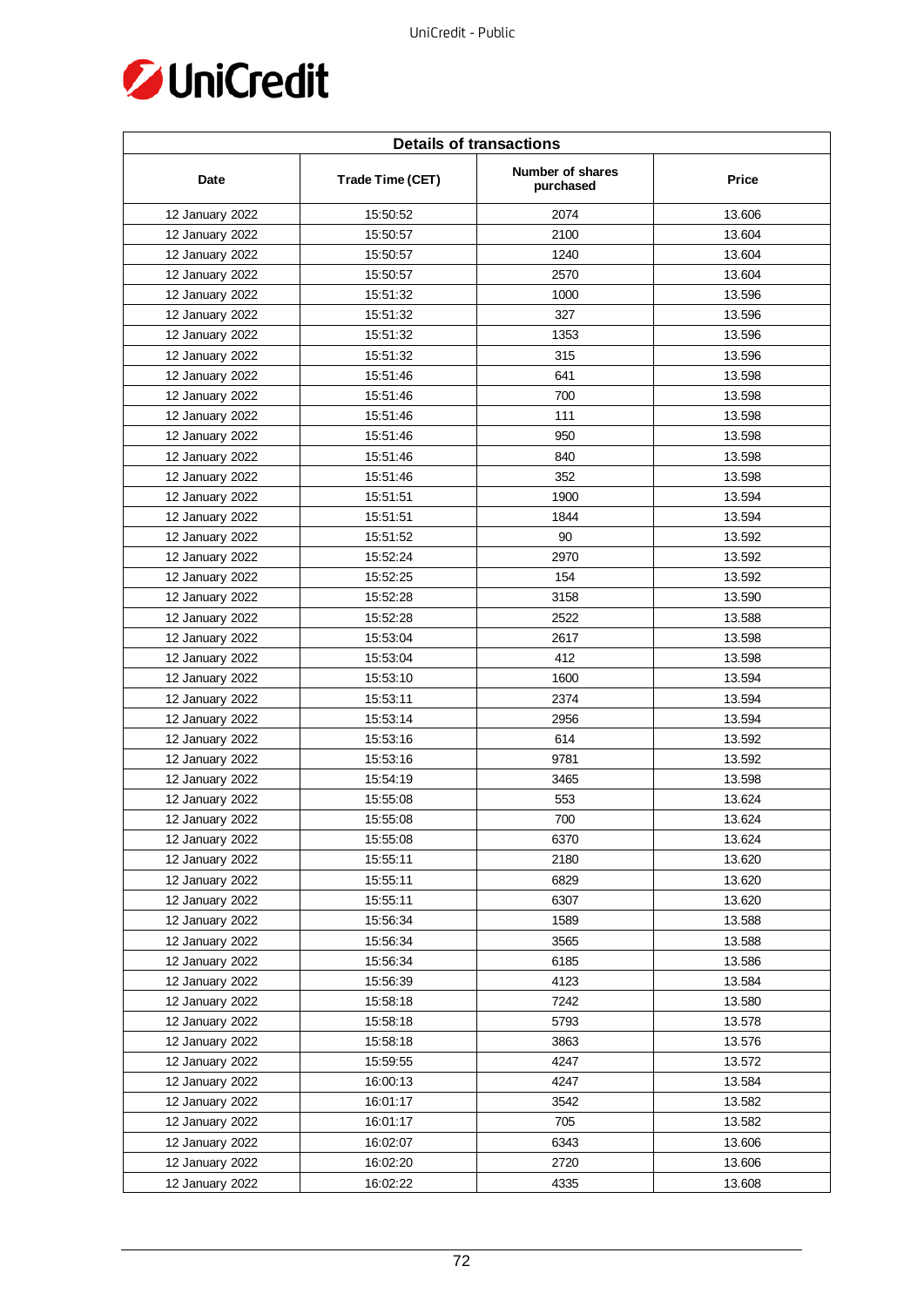| Details of transactions | | | |
|---|---|---|---|
| Date | Trade Time (CET) | Number of shares purchased | Price |
| 12 January 2022 | 15:50:52 | 2074 | 13.606 |
| 12 January 2022 | 15:50:57 | 2100 | 13.604 |
| 12 January 2022 | 15:50:57 | 1240 | 13.604 |
| 12 January 2022 | 15:50:57 | 2570 | 13.604 |
| 12 January 2022 | 15:51:32 | 1000 | 13.596 |
| 12 January 2022 | 15:51:32 | 327 | 13.596 |
| 12 January 2022 | 15:51:32 | 1353 | 13.596 |
| 12 January 2022 | 15:51:32 | 315 | 13.596 |
| 12 January 2022 | 15:51:46 | 641 | 13.598 |
| 12 January 2022 | 15:51:46 | 700 | 13.598 |
| 12 January 2022 | 15:51:46 | 111 | 13.598 |
| 12 January 2022 | 15:51:46 | 950 | 13.598 |
| 12 January 2022 | 15:51:46 | 840 | 13.598 |
| 12 January 2022 | 15:51:46 | 352 | 13.598 |
| 12 January 2022 | 15:51:51 | 1900 | 13.594 |
| 12 January 2022 | 15:51:51 | 1844 | 13.594 |
| 12 January 2022 | 15:51:52 | 90 | 13.592 |
| 12 January 2022 | 15:52:24 | 2970 | 13.592 |
| 12 January 2022 | 15:52:25 | 154 | 13.592 |
| 12 January 2022 | 15:52:28 | 3158 | 13.590 |
| 12 January 2022 | 15:52:28 | 2522 | 13.588 |
| 12 January 2022 | 15:53:04 | 2617 | 13.598 |
| 12 January 2022 | 15:53:04 | 412 | 13.598 |
| 12 January 2022 | 15:53:10 | 1600 | 13.594 |
| 12 January 2022 | 15:53:11 | 2374 | 13.594 |
| 12 January 2022 | 15:53:14 | 2956 | 13.594 |
| 12 January 2022 | 15:53:16 | 614 | 13.592 |
| 12 January 2022 | 15:53:16 | 9781 | 13.592 |
| 12 January 2022 | 15:54:19 | 3465 | 13.598 |
| 12 January 2022 | 15:55:08 | 553 | 13.624 |
| 12 January 2022 | 15:55:08 | 700 | 13.624 |
| 12 January 2022 | 15:55:08 | 6370 | 13.624 |
| 12 January 2022 | 15:55:11 | 2180 | 13.620 |
| 12 January 2022 | 15:55:11 | 6829 | 13.620 |
| 12 January 2022 | 15:55:11 | 6307 | 13.620 |
| 12 January 2022 | 15:56:34 | 1589 | 13.588 |
| 12 January 2022 | 15:56:34 | 3565 | 13.588 |
| 12 January 2022 | 15:56:34 | 6185 | 13.586 |
| 12 January 2022 | 15:56:39 | 4123 | 13.584 |
| 12 January 2022 | 15:58:18 | 7242 | 13.580 |
| 12 January 2022 | 15:58:18 | 5793 | 13.578 |
| 12 January 2022 | 15:58:18 | 3863 | 13.576 |
| 12 January 2022 | 15:59:55 | 4247 | 13.572 |
| 12 January 2022 | 16:00:13 | 4247 | 13.584 |
| 12 January 2022 | 16:01:17 | 3542 | 13.582 |
| 12 January 2022 | 16:01:17 | 705 | 13.582 |
| 12 January 2022 | 16:02:07 | 6343 | 13.606 |
| 12 January 2022 | 16:02:20 | 2720 | 13.606 |
| 12 January 2022 | 16:02:22 | 4335 | 13.608 |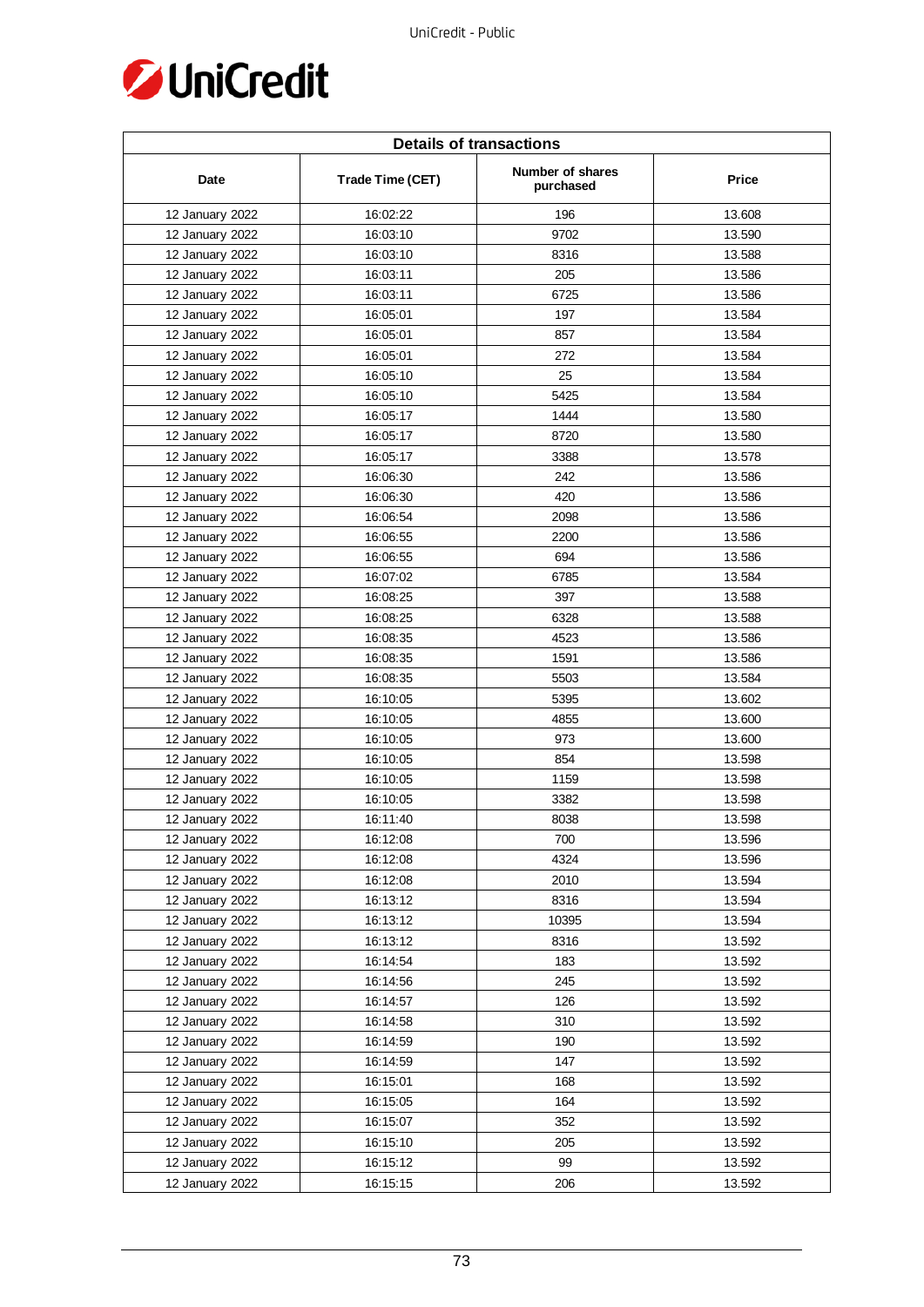| Details of transactions | | | |
|---|---|---|---|
| Date | Trade Time (CET) | Number of shares purchased | Price |
| 12 January 2022 | 16:02:22 | 196 | 13.608 |
| 12 January 2022 | 16:03:10 | 9702 | 13.590 |
| 12 January 2022 | 16:03:10 | 8316 | 13.588 |
| 12 January 2022 | 16:03:11 | 205 | 13.586 |
| 12 January 2022 | 16:03:11 | 6725 | 13.586 |
| 12 January 2022 | 16:05:01 | 197 | 13.584 |
| 12 January 2022 | 16:05:01 | 857 | 13.584 |
| 12 January 2022 | 16:05:01 | 272 | 13.584 |
| 12 January 2022 | 16:05:10 | 25 | 13.584 |
| 12 January 2022 | 16:05:10 | 5425 | 13.584 |
| 12 January 2022 | 16:05:17 | 1444 | 13.580 |
| 12 January 2022 | 16:05:17 | 8720 | 13.580 |
| 12 January 2022 | 16:05:17 | 3388 | 13.578 |
| 12 January 2022 | 16:06:30 | 242 | 13.586 |
| 12 January 2022 | 16:06:30 | 420 | 13.586 |
| 12 January 2022 | 16:06:54 | 2098 | 13.586 |
| 12 January 2022 | 16:06:55 | 2200 | 13.586 |
| 12 January 2022 | 16:06:55 | 694 | 13.586 |
| 12 January 2022 | 16:07:02 | 6785 | 13.584 |
| 12 January 2022 | 16:08:25 | 397 | 13.588 |
| 12 January 2022 | 16:08:25 | 6328 | 13.588 |
| 12 January 2022 | 16:08:35 | 4523 | 13.586 |
| 12 January 2022 | 16:08:35 | 1591 | 13.586 |
| 12 January 2022 | 16:08:35 | 5503 | 13.584 |
| 12 January 2022 | 16:10:05 | 5395 | 13.602 |
| 12 January 2022 | 16:10:05 | 4855 | 13.600 |
| 12 January 2022 | 16:10:05 | 973 | 13.600 |
| 12 January 2022 | 16:10:05 | 854 | 13.598 |
| 12 January 2022 | 16:10:05 | 1159 | 13.598 |
| 12 January 2022 | 16:10:05 | 3382 | 13.598 |
| 12 January 2022 | 16:11:40 | 8038 | 13.598 |
| 12 January 2022 | 16:12:08 | 700 | 13.596 |
| 12 January 2022 | 16:12:08 | 4324 | 13.596 |
| 12 January 2022 | 16:12:08 | 2010 | 13.594 |
| 12 January 2022 | 16:13:12 | 8316 | 13.594 |
| 12 January 2022 | 16:13:12 | 10395 | 13.594 |
| 12 January 2022 | 16:13:12 | 8316 | 13.592 |
| 12 January 2022 | 16:14:54 | 183 | 13.592 |
| 12 January 2022 | 16:14:56 | 245 | 13.592 |
| 12 January 2022 | 16:14:57 | 126 | 13.592 |
| 12 January 2022 | 16:14:58 | 310 | 13.592 |
| 12 January 2022 | 16:14:59 | 190 | 13.592 |
| 12 January 2022 | 16:14:59 | 147 | 13.592 |
| 12 January 2022 | 16:15:01 | 168 | 13.592 |
| 12 January 2022 | 16:15:05 | 164 | 13.592 |
| 12 January 2022 | 16:15:07 | 352 | 13.592 |
| 12 January 2022 | 16:15:10 | 205 | 13.592 |
| 12 January 2022 | 16:15:12 | 99 | 13.592 |
| 12 January 2022 | 16:15:15 | 206 | 13.592 |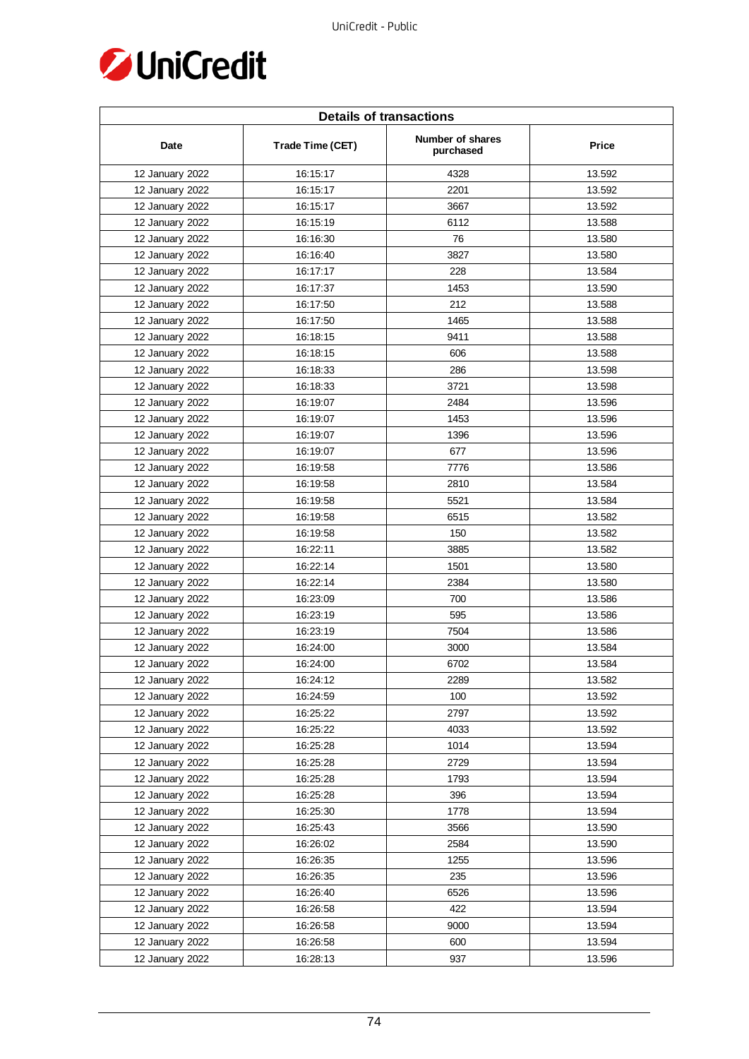| Details of transactions | | | |
|---|---|---|---|
| Date | Trade Time (CET) | Number of shares purchased | Price |
| 12 January 2022 | 16:15:17 | 4328 | 13.592 |
| 12 January 2022 | 16:15:17 | 2201 | 13.592 |
| 12 January 2022 | 16:15:17 | 3667 | 13.592 |
| 12 January 2022 | 16:15:19 | 6112 | 13.588 |
| 12 January 2022 | 16:16:30 | 76 | 13.580 |
| 12 January 2022 | 16:16:40 | 3827 | 13.580 |
| 12 January 2022 | 16:17:17 | 228 | 13.584 |
| 12 January 2022 | 16:17:37 | 1453 | 13.590 |
| 12 January 2022 | 16:17:50 | 212 | 13.588 |
| 12 January 2022 | 16:17:50 | 1465 | 13.588 |
| 12 January 2022 | 16:18:15 | 9411 | 13.588 |
| 12 January 2022 | 16:18:15 | 606 | 13.588 |
| 12 January 2022 | 16:18:33 | 286 | 13.598 |
| 12 January 2022 | 16:18:33 | 3721 | 13.598 |
| 12 January 2022 | 16:19:07 | 2484 | 13.596 |
| 12 January 2022 | 16:19:07 | 1453 | 13.596 |
| 12 January 2022 | 16:19:07 | 1396 | 13.596 |
| 12 January 2022 | 16:19:07 | 677 | 13.596 |
| 12 January 2022 | 16:19:58 | 7776 | 13.586 |
| 12 January 2022 | 16:19:58 | 2810 | 13.584 |
| 12 January 2022 | 16:19:58 | 5521 | 13.584 |
| 12 January 2022 | 16:19:58 | 6515 | 13.582 |
| 12 January 2022 | 16:19:58 | 150 | 13.582 |
| 12 January 2022 | 16:22:11 | 3885 | 13.582 |
| 12 January 2022 | 16:22:14 | 1501 | 13.580 |
| 12 January 2022 | 16:22:14 | 2384 | 13.580 |
| 12 January 2022 | 16:23:09 | 700 | 13.586 |
| 12 January 2022 | 16:23:19 | 595 | 13.586 |
| 12 January 2022 | 16:23:19 | 7504 | 13.586 |
| 12 January 2022 | 16:24:00 | 3000 | 13.584 |
| 12 January 2022 | 16:24:00 | 6702 | 13.584 |
| 12 January 2022 | 16:24:12 | 2289 | 13.582 |
| 12 January 2022 | 16:24:59 | 100 | 13.592 |
| 12 January 2022 | 16:25:22 | 2797 | 13.592 |
| 12 January 2022 | 16:25:22 | 4033 | 13.592 |
| 12 January 2022 | 16:25:28 | 1014 | 13.594 |
| 12 January 2022 | 16:25:28 | 2729 | 13.594 |
| 12 January 2022 | 16:25:28 | 1793 | 13.594 |
| 12 January 2022 | 16:25:28 | 396 | 13.594 |
| 12 January 2022 | 16:25:30 | 1778 | 13.594 |
| 12 January 2022 | 16:25:43 | 3566 | 13.590 |
| 12 January 2022 | 16:26:02 | 2584 | 13.590 |
| 12 January 2022 | 16:26:35 | 1255 | 13.596 |
| 12 January 2022 | 16:26:35 | 235 | 13.596 |
| 12 January 2022 | 16:26:40 | 6526 | 13.596 |
| 12 January 2022 | 16:26:58 | 422 | 13.594 |
| 12 January 2022 | 16:26:58 | 9000 | 13.594 |
| 12 January 2022 | 16:26:58 | 600 | 13.594 |
| 12 January 2022 | 16:28:13 | 937 | 13.596 |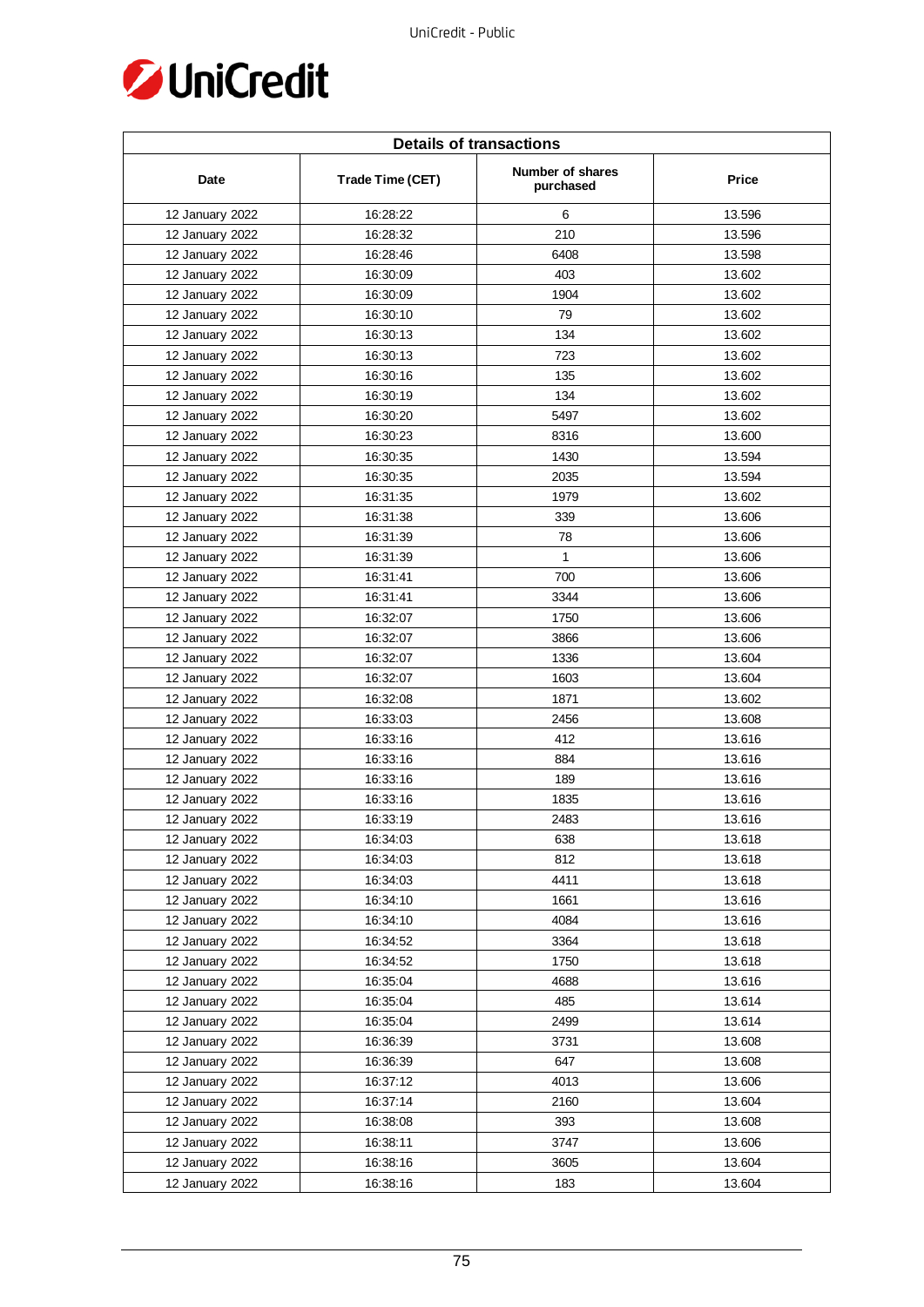| Details of transactions | | | |
|---|---|---|---|
| Date | Trade Time (CET) | Number of shares purchased | Price |
| 12 January 2022 | 16:28:22 | 6 | 13.596 |
| 12 January 2022 | 16:28:32 | 210 | 13.596 |
| 12 January 2022 | 16:28:46 | 6408 | 13.598 |
| 12 January 2022 | 16:30:09 | 403 | 13.602 |
| 12 January 2022 | 16:30:09 | 1904 | 13.602 |
| 12 January 2022 | 16:30:10 | 79 | 13.602 |
| 12 January 2022 | 16:30:13 | 134 | 13.602 |
| 12 January 2022 | 16:30:13 | 723 | 13.602 |
| 12 January 2022 | 16:30:16 | 135 | 13.602 |
| 12 January 2022 | 16:30:19 | 134 | 13.602 |
| 12 January 2022 | 16:30:20 | 5497 | 13.602 |
| 12 January 2022 | 16:30:23 | 8316 | 13.600 |
| 12 January 2022 | 16:30:35 | 1430 | 13.594 |
| 12 January 2022 | 16:30:35 | 2035 | 13.594 |
| 12 January 2022 | 16:31:35 | 1979 | 13.602 |
| 12 January 2022 | 16:31:38 | 339 | 13.606 |
| 12 January 2022 | 16:31:39 | 78 | 13.606 |
| 12 January 2022 | 16:31:39 | 1 | 13.606 |
| 12 January 2022 | 16:31:41 | 700 | 13.606 |
| 12 January 2022 | 16:31:41 | 3344 | 13.606 |
| 12 January 2022 | 16:32:07 | 1750 | 13.606 |
| 12 January 2022 | 16:32:07 | 3866 | 13.606 |
| 12 January 2022 | 16:32:07 | 1336 | 13.604 |
| 12 January 2022 | 16:32:07 | 1603 | 13.604 |
| 12 January 2022 | 16:32:08 | 1871 | 13.602 |
| 12 January 2022 | 16:33:03 | 2456 | 13.608 |
| 12 January 2022 | 16:33:16 | 412 | 13.616 |
| 12 January 2022 | 16:33:16 | 884 | 13.616 |
| 12 January 2022 | 16:33:16 | 189 | 13.616 |
| 12 January 2022 | 16:33:16 | 1835 | 13.616 |
| 12 January 2022 | 16:33:19 | 2483 | 13.616 |
| 12 January 2022 | 16:34:03 | 638 | 13.618 |
| 12 January 2022 | 16:34:03 | 812 | 13.618 |
| 12 January 2022 | 16:34:03 | 4411 | 13.618 |
| 12 January 2022 | 16:34:10 | 1661 | 13.616 |
| 12 January 2022 | 16:34:10 | 4084 | 13.616 |
| 12 January 2022 | 16:34:52 | 3364 | 13.618 |
| 12 January 2022 | 16:34:52 | 1750 | 13.618 |
| 12 January 2022 | 16:35:04 | 4688 | 13.616 |
| 12 January 2022 | 16:35:04 | 485 | 13.614 |
| 12 January 2022 | 16:35:04 | 2499 | 13.614 |
| 12 January 2022 | 16:36:39 | 3731 | 13.608 |
| 12 January 2022 | 16:36:39 | 647 | 13.608 |
| 12 January 2022 | 16:37:12 | 4013 | 13.606 |
| 12 January 2022 | 16:37:14 | 2160 | 13.604 |
| 12 January 2022 | 16:38:08 | 393 | 13.608 |
| 12 January 2022 | 16:38:11 | 3747 | 13.606 |
| 12 January 2022 | 16:38:16 | 3605 | 13.604 |
| 12 January 2022 | 16:38:16 | 183 | 13.604 |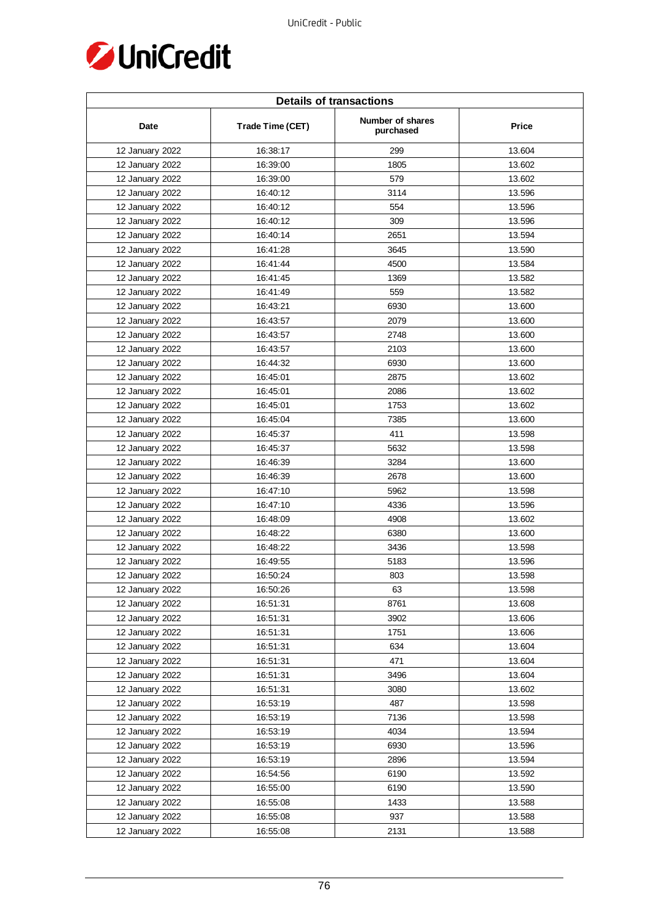| Details of transactions | | | |
|---|---|---|---|
| Date | Trade Time (CET) | Number of shares purchased | Price |
| 12 January 2022 | 16:38:17 | 299 | 13.604 |
| 12 January 2022 | 16:39:00 | 1805 | 13.602 |
| 12 January 2022 | 16:39:00 | 579 | 13.602 |
| 12 January 2022 | 16:40:12 | 3114 | 13.596 |
| 12 January 2022 | 16:40:12 | 554 | 13.596 |
| 12 January 2022 | 16:40:12 | 309 | 13.596 |
| 12 January 2022 | 16:40:14 | 2651 | 13.594 |
| 12 January 2022 | 16:41:28 | 3645 | 13.590 |
| 12 January 2022 | 16:41:44 | 4500 | 13.584 |
| 12 January 2022 | 16:41:45 | 1369 | 13.582 |
| 12 January 2022 | 16:41:49 | 559 | 13.582 |
| 12 January 2022 | 16:43:21 | 6930 | 13.600 |
| 12 January 2022 | 16:43:57 | 2079 | 13.600 |
| 12 January 2022 | 16:43:57 | 2748 | 13.600 |
| 12 January 2022 | 16:43:57 | 2103 | 13.600 |
| 12 January 2022 | 16:44:32 | 6930 | 13.600 |
| 12 January 2022 | 16:45:01 | 2875 | 13.602 |
| 12 January 2022 | 16:45:01 | 2086 | 13.602 |
| 12 January 2022 | 16:45:01 | 1753 | 13.602 |
| 12 January 2022 | 16:45:04 | 7385 | 13.600 |
| 12 January 2022 | 16:45:37 | 411 | 13.598 |
| 12 January 2022 | 16:45:37 | 5632 | 13.598 |
| 12 January 2022 | 16:46:39 | 3284 | 13.600 |
| 12 January 2022 | 16:46:39 | 2678 | 13.600 |
| 12 January 2022 | 16:47:10 | 5962 | 13.598 |
| 12 January 2022 | 16:47:10 | 4336 | 13.596 |
| 12 January 2022 | 16:48:09 | 4908 | 13.602 |
| 12 January 2022 | 16:48:22 | 6380 | 13.600 |
| 12 January 2022 | 16:48:22 | 3436 | 13.598 |
| 12 January 2022 | 16:49:55 | 5183 | 13.596 |
| 12 January 2022 | 16:50:24 | 803 | 13.598 |
| 12 January 2022 | 16:50:26 | 63 | 13.598 |
| 12 January 2022 | 16:51:31 | 8761 | 13.608 |
| 12 January 2022 | 16:51:31 | 3902 | 13.606 |
| 12 January 2022 | 16:51:31 | 1751 | 13.606 |
| 12 January 2022 | 16:51:31 | 634 | 13.604 |
| 12 January 2022 | 16:51:31 | 471 | 13.604 |
| 12 January 2022 | 16:51:31 | 3496 | 13.604 |
| 12 January 2022 | 16:51:31 | 3080 | 13.602 |
| 12 January 2022 | 16:53:19 | 487 | 13.598 |
| 12 January 2022 | 16:53:19 | 7136 | 13.598 |
| 12 January 2022 | 16:53:19 | 4034 | 13.594 |
| 12 January 2022 | 16:53:19 | 6930 | 13.596 |
| 12 January 2022 | 16:53:19 | 2896 | 13.594 |
| 12 January 2022 | 16:54:56 | 6190 | 13.592 |
| 12 January 2022 | 16:55:00 | 6190 | 13.590 |
| 12 January 2022 | 16:55:08 | 1433 | 13.588 |
| 12 January 2022 | 16:55:08 | 937 | 13.588 |
| 12 January 2022 | 16:55:08 | 2131 | 13.588 |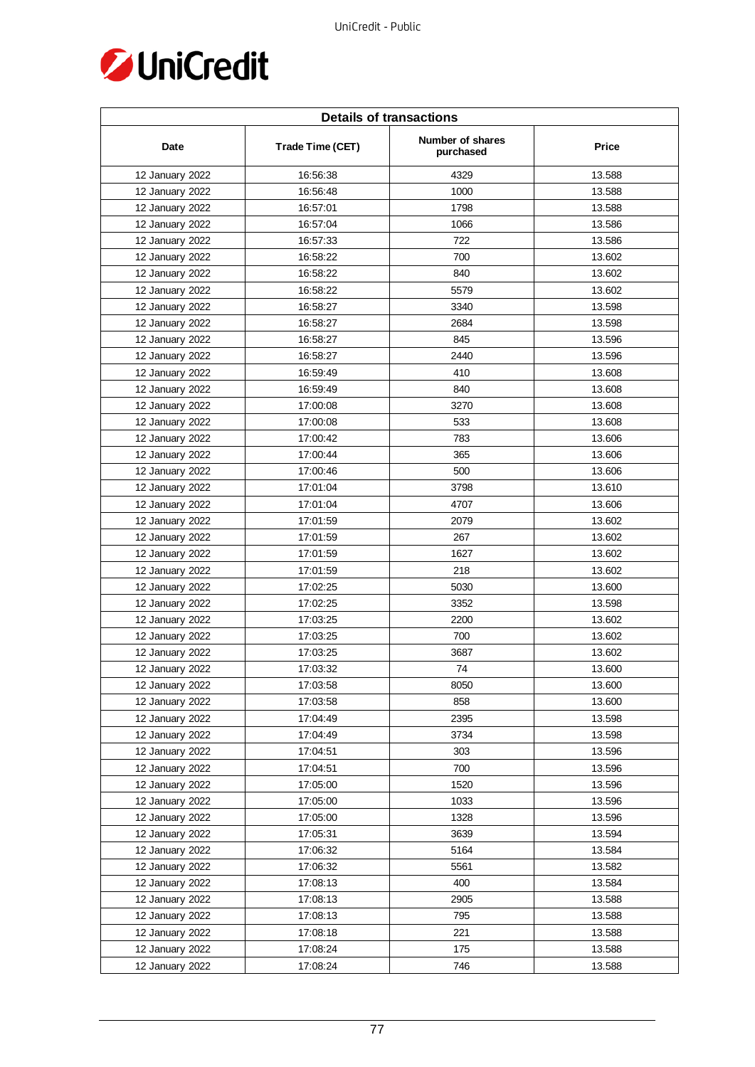| Details of transactions | | | |
|---|---|---|---|
| Date | Trade Time (CET) | Number of shares purchased | Price |
| 12 January 2022 | 16:56:38 | 4329 | 13.588 |
| 12 January 2022 | 16:56:48 | 1000 | 13.588 |
| 12 January 2022 | 16:57:01 | 1798 | 13.588 |
| 12 January 2022 | 16:57:04 | 1066 | 13.586 |
| 12 January 2022 | 16:57:33 | 722 | 13.586 |
| 12 January 2022 | 16:58:22 | 700 | 13.602 |
| 12 January 2022 | 16:58:22 | 840 | 13.602 |
| 12 January 2022 | 16:58:22 | 5579 | 13.602 |
| 12 January 2022 | 16:58:27 | 3340 | 13.598 |
| 12 January 2022 | 16:58:27 | 2684 | 13.598 |
| 12 January 2022 | 16:58:27 | 845 | 13.596 |
| 12 January 2022 | 16:58:27 | 2440 | 13.596 |
| 12 January 2022 | 16:59:49 | 410 | 13.608 |
| 12 January 2022 | 16:59:49 | 840 | 13.608 |
| 12 January 2022 | 17:00:08 | 3270 | 13.608 |
| 12 January 2022 | 17:00:08 | 533 | 13.608 |
| 12 January 2022 | 17:00:42 | 783 | 13.606 |
| 12 January 2022 | 17:00:44 | 365 | 13.606 |
| 12 January 2022 | 17:00:46 | 500 | 13.606 |
| 12 January 2022 | 17:01:04 | 3798 | 13.610 |
| 12 January 2022 | 17:01:04 | 4707 | 13.606 |
| 12 January 2022 | 17:01:59 | 2079 | 13.602 |
| 12 January 2022 | 17:01:59 | 267 | 13.602 |
| 12 January 2022 | 17:01:59 | 1627 | 13.602 |
| 12 January 2022 | 17:01:59 | 218 | 13.602 |
| 12 January 2022 | 17:02:25 | 5030 | 13.600 |
| 12 January 2022 | 17:02:25 | 3352 | 13.598 |
| 12 January 2022 | 17:03:25 | 2200 | 13.602 |
| 12 January 2022 | 17:03:25 | 700 | 13.602 |
| 12 January 2022 | 17:03:25 | 3687 | 13.602 |
| 12 January 2022 | 17:03:32 | 74 | 13.600 |
| 12 January 2022 | 17:03:58 | 8050 | 13.600 |
| 12 January 2022 | 17:03:58 | 858 | 13.600 |
| 12 January 2022 | 17:04:49 | 2395 | 13.598 |
| 12 January 2022 | 17:04:49 | 3734 | 13.598 |
| 12 January 2022 | 17:04:51 | 303 | 13.596 |
| 12 January 2022 | 17:04:51 | 700 | 13.596 |
| 12 January 2022 | 17:05:00 | 1520 | 13.596 |
| 12 January 2022 | 17:05:00 | 1033 | 13.596 |
| 12 January 2022 | 17:05:00 | 1328 | 13.596 |
| 12 January 2022 | 17:05:31 | 3639 | 13.594 |
| 12 January 2022 | 17:06:32 | 5164 | 13.584 |
| 12 January 2022 | 17:06:32 | 5561 | 13.582 |
| 12 January 2022 | 17:08:13 | 400 | 13.584 |
| 12 January 2022 | 17:08:13 | 2905 | 13.588 |
| 12 January 2022 | 17:08:13 | 795 | 13.588 |
| 12 January 2022 | 17:08:18 | 221 | 13.588 |
| 12 January 2022 | 17:08:24 | 175 | 13.588 |
| 12 January 2022 | 17:08:24 | 746 | 13.588 |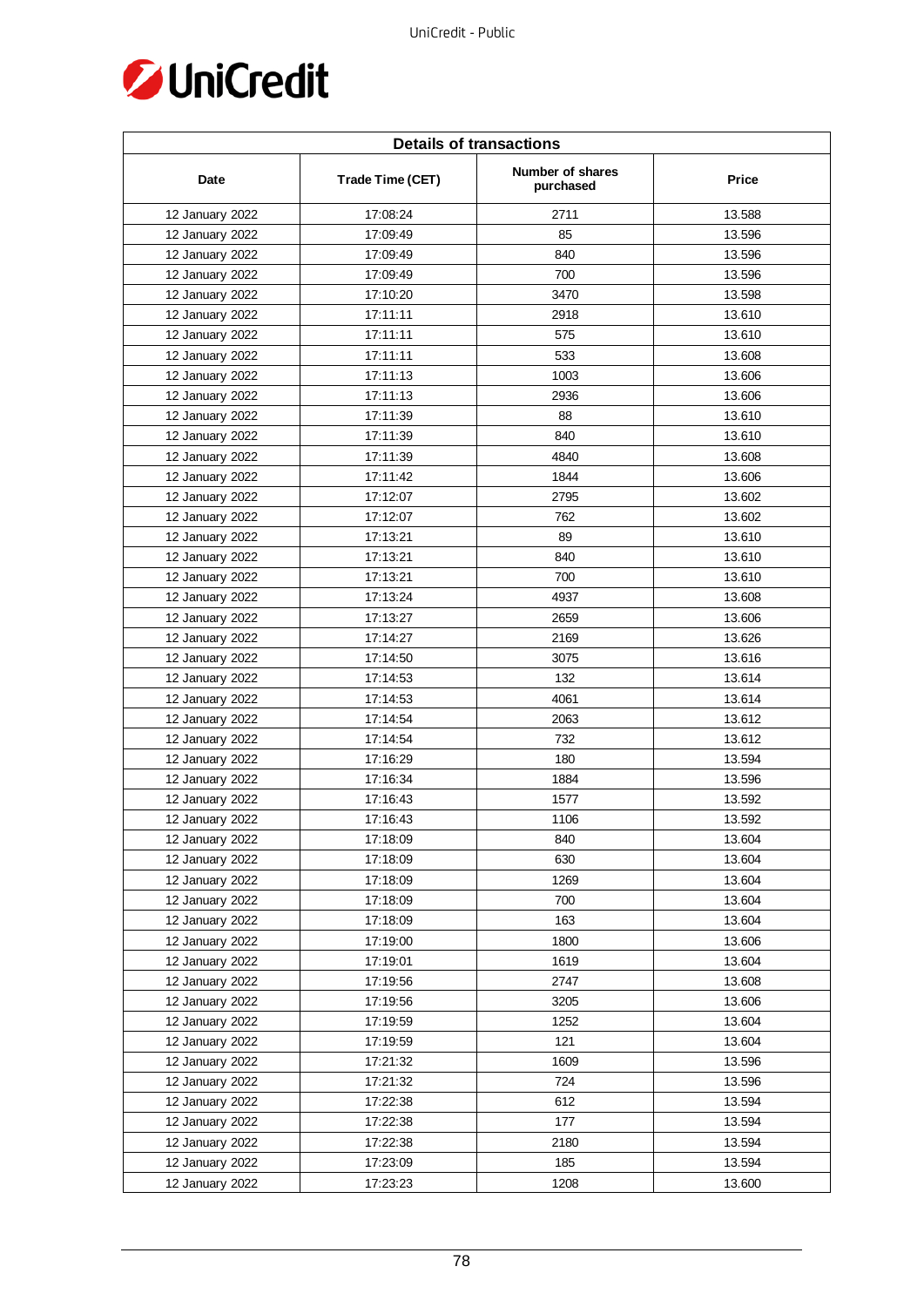| Details of transactions | | | |
|---|---|---|---|
| Date | Trade Time (CET) | Number of shares purchased | Price |
| 12 January 2022 | 17:08:24 | 2711 | 13.588 |
| 12 January 2022 | 17:09:49 | 85 | 13.596 |
| 12 January 2022 | 17:09:49 | 840 | 13.596 |
| 12 January 2022 | 17:09:49 | 700 | 13.596 |
| 12 January 2022 | 17:10:20 | 3470 | 13.598 |
| 12 January 2022 | 17:11:11 | 2918 | 13.610 |
| 12 January 2022 | 17:11:11 | 575 | 13.610 |
| 12 January 2022 | 17:11:11 | 533 | 13.608 |
| 12 January 2022 | 17:11:13 | 1003 | 13.606 |
| 12 January 2022 | 17:11:13 | 2936 | 13.606 |
| 12 January 2022 | 17:11:39 | 88 | 13.610 |
| 12 January 2022 | 17:11:39 | 840 | 13.610 |
| 12 January 2022 | 17:11:39 | 4840 | 13.608 |
| 12 January 2022 | 17:11:42 | 1844 | 13.606 |
| 12 January 2022 | 17:12:07 | 2795 | 13.602 |
| 12 January 2022 | 17:12:07 | 762 | 13.602 |
| 12 January 2022 | 17:13:21 | 89 | 13.610 |
| 12 January 2022 | 17:13:21 | 840 | 13.610 |
| 12 January 2022 | 17:13:21 | 700 | 13.610 |
| 12 January 2022 | 17:13:24 | 4937 | 13.608 |
| 12 January 2022 | 17:13:27 | 2659 | 13.606 |
| 12 January 2022 | 17:14:27 | 2169 | 13.626 |
| 12 January 2022 | 17:14:50 | 3075 | 13.616 |
| 12 January 2022 | 17:14:53 | 132 | 13.614 |
| 12 January 2022 | 17:14:53 | 4061 | 13.614 |
| 12 January 2022 | 17:14:54 | 2063 | 13.612 |
| 12 January 2022 | 17:14:54 | 732 | 13.612 |
| 12 January 2022 | 17:16:29 | 180 | 13.594 |
| 12 January 2022 | 17:16:34 | 1884 | 13.596 |
| 12 January 2022 | 17:16:43 | 1577 | 13.592 |
| 12 January 2022 | 17:16:43 | 1106 | 13.592 |
| 12 January 2022 | 17:18:09 | 840 | 13.604 |
| 12 January 2022 | 17:18:09 | 630 | 13.604 |
| 12 January 2022 | 17:18:09 | 1269 | 13.604 |
| 12 January 2022 | 17:18:09 | 700 | 13.604 |
| 12 January 2022 | 17:18:09 | 163 | 13.604 |
| 12 January 2022 | 17:19:00 | 1800 | 13.606 |
| 12 January 2022 | 17:19:01 | 1619 | 13.604 |
| 12 January 2022 | 17:19:56 | 2747 | 13.608 |
| 12 January 2022 | 17:19:56 | 3205 | 13.606 |
| 12 January 2022 | 17:19:59 | 1252 | 13.604 |
| 12 January 2022 | 17:19:59 | 121 | 13.604 |
| 12 January 2022 | 17:21:32 | 1609 | 13.596 |
| 12 January 2022 | 17:21:32 | 724 | 13.596 |
| 12 January 2022 | 17:22:38 | 612 | 13.594 |
| 12 January 2022 | 17:22:38 | 177 | 13.594 |
| 12 January 2022 | 17:22:38 | 2180 | 13.594 |
| 12 January 2022 | 17:23:09 | 185 | 13.594 |
| 12 January 2022 | 17:23:23 | 1208 | 13.600 |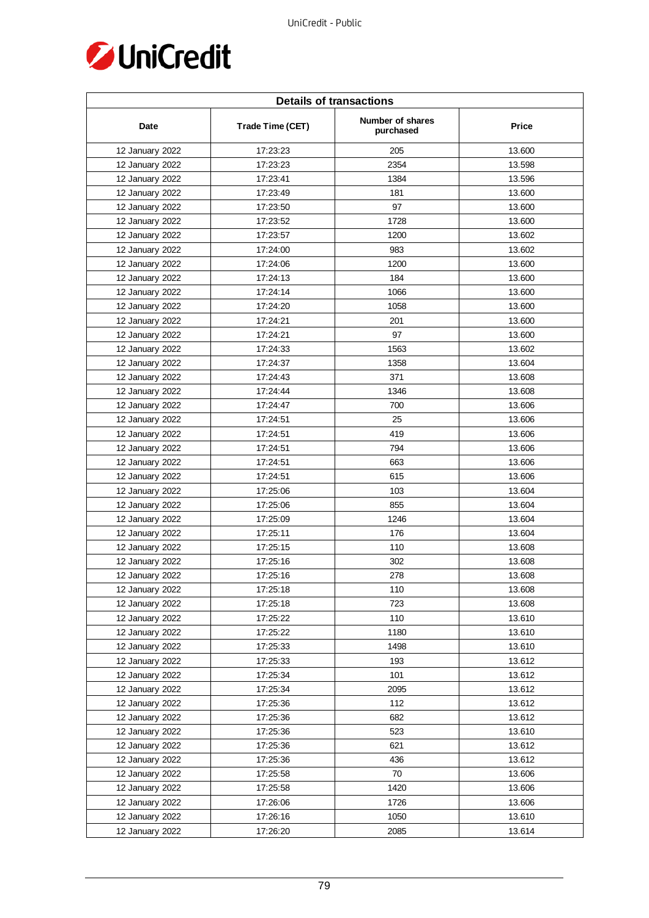| Details of transactions | | | |
|---|---|---|---|
| Date | Trade Time (CET) | Number of shares purchased | Price |
| 12 January 2022 | 17:23:23 | 205 | 13.600 |
| 12 January 2022 | 17:23:23 | 2354 | 13.598 |
| 12 January 2022 | 17:23:41 | 1384 | 13.596 |
| 12 January 2022 | 17:23:49 | 181 | 13.600 |
| 12 January 2022 | 17:23:50 | 97 | 13.600 |
| 12 January 2022 | 17:23:52 | 1728 | 13.600 |
| 12 January 2022 | 17:23:57 | 1200 | 13.602 |
| 12 January 2022 | 17:24:00 | 983 | 13.602 |
| 12 January 2022 | 17:24:06 | 1200 | 13.600 |
| 12 January 2022 | 17:24:13 | 184 | 13.600 |
| 12 January 2022 | 17:24:14 | 1066 | 13.600 |
| 12 January 2022 | 17:24:20 | 1058 | 13.600 |
| 12 January 2022 | 17:24:21 | 201 | 13.600 |
| 12 January 2022 | 17:24:21 | 97 | 13.600 |
| 12 January 2022 | 17:24:33 | 1563 | 13.602 |
| 12 January 2022 | 17:24:37 | 1358 | 13.604 |
| 12 January 2022 | 17:24:43 | 371 | 13.608 |
| 12 January 2022 | 17:24:44 | 1346 | 13.608 |
| 12 January 2022 | 17:24:47 | 700 | 13.606 |
| 12 January 2022 | 17:24:51 | 25 | 13.606 |
| 12 January 2022 | 17:24:51 | 419 | 13.606 |
| 12 January 2022 | 17:24:51 | 794 | 13.606 |
| 12 January 2022 | 17:24:51 | 663 | 13.606 |
| 12 January 2022 | 17:24:51 | 615 | 13.606 |
| 12 January 2022 | 17:25:06 | 103 | 13.604 |
| 12 January 2022 | 17:25:06 | 855 | 13.604 |
| 12 January 2022 | 17:25:09 | 1246 | 13.604 |
| 12 January 2022 | 17:25:11 | 176 | 13.604 |
| 12 January 2022 | 17:25:15 | 110 | 13.608 |
| 12 January 2022 | 17:25:16 | 302 | 13.608 |
| 12 January 2022 | 17:25:16 | 278 | 13.608 |
| 12 January 2022 | 17:25:18 | 110 | 13.608 |
| 12 January 2022 | 17:25:18 | 723 | 13.608 |
| 12 January 2022 | 17:25:22 | 110 | 13.610 |
| 12 January 2022 | 17:25:22 | 1180 | 13.610 |
| 12 January 2022 | 17:25:33 | 1498 | 13.610 |
| 12 January 2022 | 17:25:33 | 193 | 13.612 |
| 12 January 2022 | 17:25:34 | 101 | 13.612 |
| 12 January 2022 | 17:25:34 | 2095 | 13.612 |
| 12 January 2022 | 17:25:36 | 112 | 13.612 |
| 12 January 2022 | 17:25:36 | 682 | 13.612 |
| 12 January 2022 | 17:25:36 | 523 | 13.610 |
| 12 January 2022 | 17:25:36 | 621 | 13.612 |
| 12 January 2022 | 17:25:36 | 436 | 13.612 |
| 12 January 2022 | 17:25:58 | 70 | 13.606 |
| 12 January 2022 | 17:25:58 | 1420 | 13.606 |
| 12 January 2022 | 17:26:06 | 1726 | 13.606 |
| 12 January 2022 | 17:26:16 | 1050 | 13.610 |
| 12 January 2022 | 17:26:20 | 2085 | 13.614 |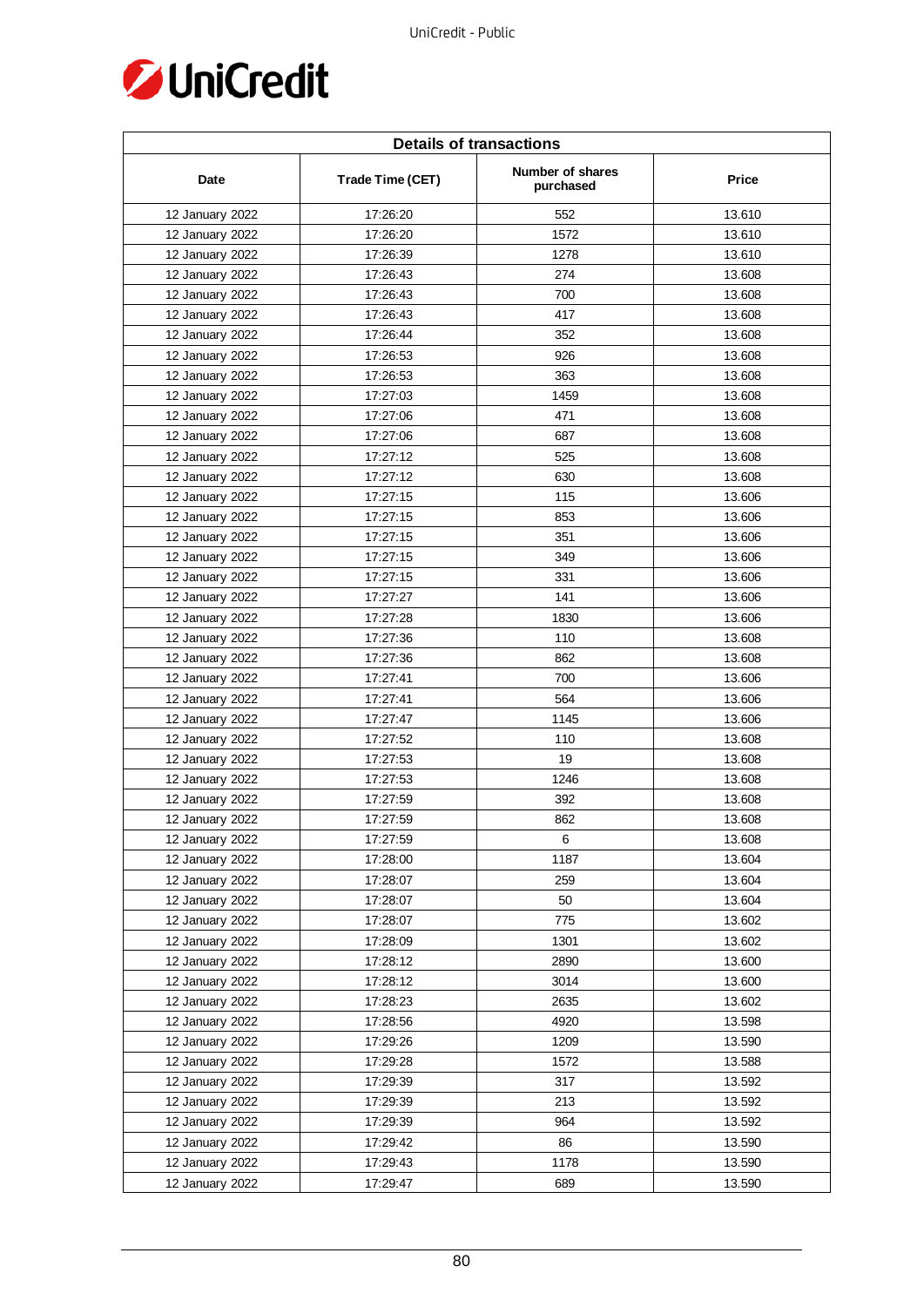| Details of transactions | | | |
|---|---|---|---|
| Date | Trade Time (CET) | Number of shares purchased | Price |
| 12 January 2022 | 17:26:20 | 552 | 13.610 |
| 12 January 2022 | 17:26:20 | 1572 | 13.610 |
| 12 January 2022 | 17:26:39 | 1278 | 13.610 |
| 12 January 2022 | 17:26:43 | 274 | 13.608 |
| 12 January 2022 | 17:26:43 | 700 | 13.608 |
| 12 January 2022 | 17:26:43 | 417 | 13.608 |
| 12 January 2022 | 17:26:44 | 352 | 13.608 |
| 12 January 2022 | 17:26:53 | 926 | 13.608 |
| 12 January 2022 | 17:26:53 | 363 | 13.608 |
| 12 January 2022 | 17:27:03 | 1459 | 13.608 |
| 12 January 2022 | 17:27:06 | 471 | 13.608 |
| 12 January 2022 | 17:27:06 | 687 | 13.608 |
| 12 January 2022 | 17:27:12 | 525 | 13.608 |
| 12 January 2022 | 17:27:12 | 630 | 13.608 |
| 12 January 2022 | 17:27:15 | 115 | 13.606 |
| 12 January 2022 | 17:27:15 | 853 | 13.606 |
| 12 January 2022 | 17:27:15 | 351 | 13.606 |
| 12 January 2022 | 17:27:15 | 349 | 13.606 |
| 12 January 2022 | 17:27:15 | 331 | 13.606 |
| 12 January 2022 | 17:27:27 | 141 | 13.606 |
| 12 January 2022 | 17:27:28 | 1830 | 13.606 |
| 12 January 2022 | 17:27:36 | 110 | 13.608 |
| 12 January 2022 | 17:27:36 | 862 | 13.608 |
| 12 January 2022 | 17:27:41 | 700 | 13.606 |
| 12 January 2022 | 17:27:41 | 564 | 13.606 |
| 12 January 2022 | 17:27:47 | 1145 | 13.606 |
| 12 January 2022 | 17:27:52 | 110 | 13.608 |
| 12 January 2022 | 17:27:53 | 19 | 13.608 |
| 12 January 2022 | 17:27:53 | 1246 | 13.608 |
| 12 January 2022 | 17:27:59 | 392 | 13.608 |
| 12 January 2022 | 17:27:59 | 862 | 13.608 |
| 12 January 2022 | 17:27:59 | 6 | 13.608 |
| 12 January 2022 | 17:28:00 | 1187 | 13.604 |
| 12 January 2022 | 17:28:07 | 259 | 13.604 |
| 12 January 2022 | 17:28:07 | 50 | 13.604 |
| 12 January 2022 | 17:28:07 | 775 | 13.602 |
| 12 January 2022 | 17:28:09 | 1301 | 13.602 |
| 12 January 2022 | 17:28:12 | 2890 | 13.600 |
| 12 January 2022 | 17:28:12 | 3014 | 13.600 |
| 12 January 2022 | 17:28:23 | 2635 | 13.602 |
| 12 January 2022 | 17:28:56 | 4920 | 13.598 |
| 12 January 2022 | 17:29:26 | 1209 | 13.590 |
| 12 January 2022 | 17:29:28 | 1572 | 13.588 |
| 12 January 2022 | 17:29:39 | 317 | 13.592 |
| 12 January 2022 | 17:29:39 | 213 | 13.592 |
| 12 January 2022 | 17:29:39 | 964 | 13.592 |
| 12 January 2022 | 17:29:42 | 86 | 13.590 |
| 12 January 2022 | 17:29:43 | 1178 | 13.590 |
| 12 January 2022 | 17:29:47 | 689 | 13.590 |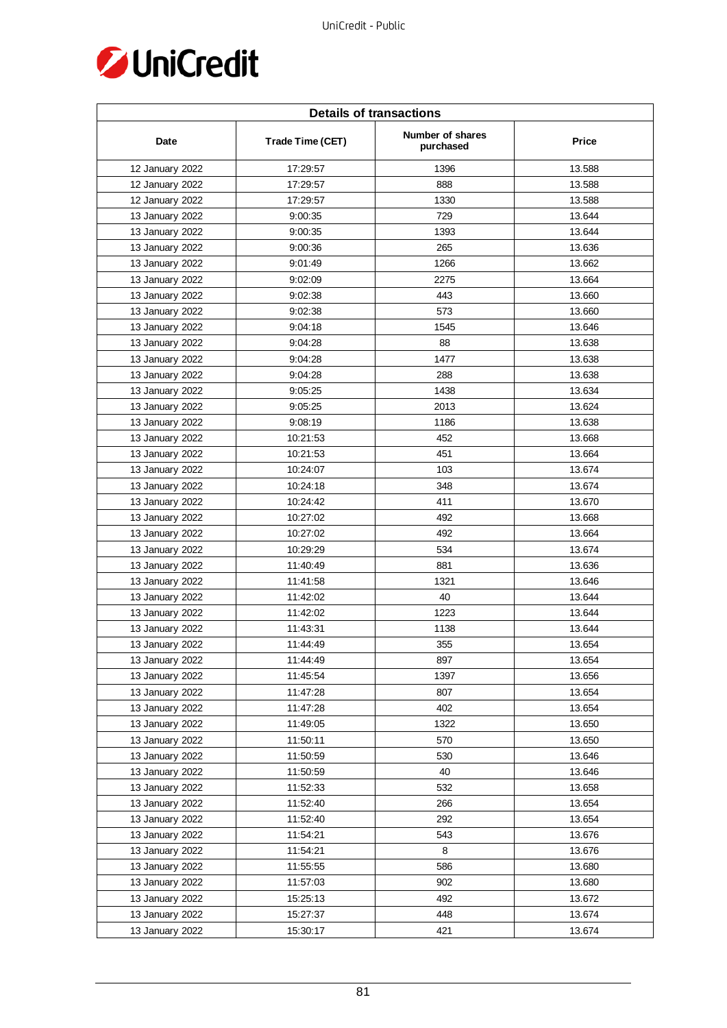| Details of transactions | | | |
|---|---|---|---|
| Date | Trade Time (CET) | Number of shares purchased | Price |
| 12 January 2022 | 17:29:57 | 1396 | 13.588 |
| 12 January 2022 | 17:29:57 | 888 | 13.588 |
| 12 January 2022 | 17:29:57 | 1330 | 13.588 |
| 13 January 2022 | 9:00:35 | 729 | 13.644 |
| 13 January 2022 | 9:00:35 | 1393 | 13.644 |
| 13 January 2022 | 9:00:36 | 265 | 13.636 |
| 13 January 2022 | 9:01:49 | 1266 | 13.662 |
| 13 January 2022 | 9:02:09 | 2275 | 13.664 |
| 13 January 2022 | 9:02:38 | 443 | 13.660 |
| 13 January 2022 | 9:02:38 | 573 | 13.660 |
| 13 January 2022 | 9:04:18 | 1545 | 13.646 |
| 13 January 2022 | 9:04:28 | 88 | 13.638 |
| 13 January 2022 | 9:04:28 | 1477 | 13.638 |
| 13 January 2022 | 9:04:28 | 288 | 13.638 |
| 13 January 2022 | 9:05:25 | 1438 | 13.634 |
| 13 January 2022 | 9:05:25 | 2013 | 13.624 |
| 13 January 2022 | 9:08:19 | 1186 | 13.638 |
| 13 January 2022 | 10:21:53 | 452 | 13.668 |
| 13 January 2022 | 10:21:53 | 451 | 13.664 |
| 13 January 2022 | 10:24:07 | 103 | 13.674 |
| 13 January 2022 | 10:24:18 | 348 | 13.674 |
| 13 January 2022 | 10:24:42 | 411 | 13.670 |
| 13 January 2022 | 10:27:02 | 492 | 13.668 |
| 13 January 2022 | 10:27:02 | 492 | 13.664 |
| 13 January 2022 | 10:29:29 | 534 | 13.674 |
| 13 January 2022 | 11:40:49 | 881 | 13.636 |
| 13 January 2022 | 11:41:58 | 1321 | 13.646 |
| 13 January 2022 | 11:42:02 | 40 | 13.644 |
| 13 January 2022 | 11:42:02 | 1223 | 13.644 |
| 13 January 2022 | 11:43:31 | 1138 | 13.644 |
| 13 January 2022 | 11:44:49 | 355 | 13.654 |
| 13 January 2022 | 11:44:49 | 897 | 13.654 |
| 13 January 2022 | 11:45:54 | 1397 | 13.656 |
| 13 January 2022 | 11:47:28 | 807 | 13.654 |
| 13 January 2022 | 11:47:28 | 402 | 13.654 |
| 13 January 2022 | 11:49:05 | 1322 | 13.650 |
| 13 January 2022 | 11:50:11 | 570 | 13.650 |
| 13 January 2022 | 11:50:59 | 530 | 13.646 |
| 13 January 2022 | 11:50:59 | 40 | 13.646 |
| 13 January 2022 | 11:52:33 | 532 | 13.658 |
| 13 January 2022 | 11:52:40 | 266 | 13.654 |
| 13 January 2022 | 11:52:40 | 292 | 13.654 |
| 13 January 2022 | 11:54:21 | 543 | 13.676 |
| 13 January 2022 | 11:54:21 | 8 | 13.676 |
| 13 January 2022 | 11:55:55 | 586 | 13.680 |
| 13 January 2022 | 11:57:03 | 902 | 13.680 |
| 13 January 2022 | 15:25:13 | 492 | 13.672 |
| 13 January 2022 | 15:27:37 | 448 | 13.674 |
| 13 January 2022 | 15:30:17 | 421 | 13.674 |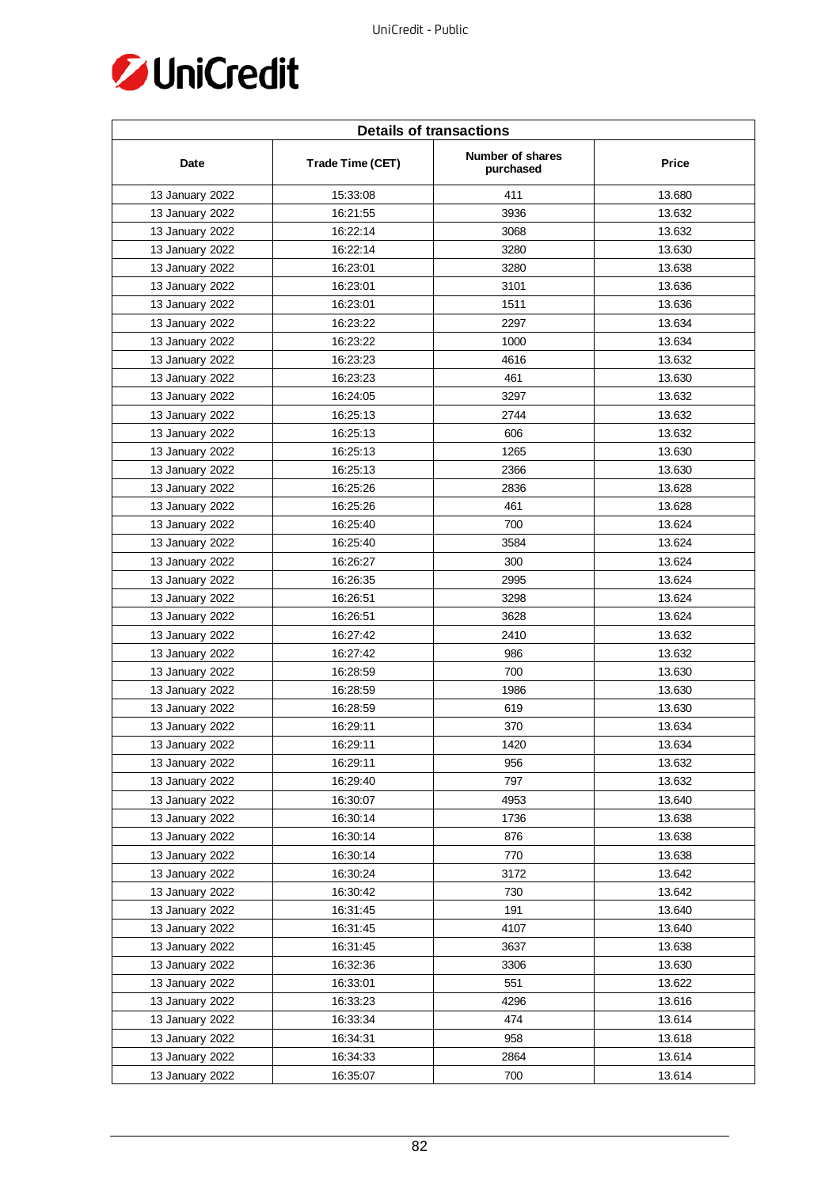| Details of transactions | | | |
|---|---|---|---|
| Date | Trade Time (CET) | Number of shares purchased | Price |
| 13 January 2022 | 15:33:08 | 411 | 13.680 |
| 13 January 2022 | 16:21:55 | 3936 | 13.632 |
| 13 January 2022 | 16:22:14 | 3068 | 13.632 |
| 13 January 2022 | 16:22:14 | 3280 | 13.630 |
| 13 January 2022 | 16:23:01 | 3280 | 13.638 |
| 13 January 2022 | 16:23:01 | 3101 | 13.636 |
| 13 January 2022 | 16:23:01 | 1511 | 13.636 |
| 13 January 2022 | 16:23:22 | 2297 | 13.634 |
| 13 January 2022 | 16:23:22 | 1000 | 13.634 |
| 13 January 2022 | 16:23:23 | 4616 | 13.632 |
| 13 January 2022 | 16:23:23 | 461 | 13.630 |
| 13 January 2022 | 16:24:05 | 3297 | 13.632 |
| 13 January 2022 | 16:25:13 | 2744 | 13.632 |
| 13 January 2022 | 16:25:13 | 606 | 13.632 |
| 13 January 2022 | 16:25:13 | 1265 | 13.630 |
| 13 January 2022 | 16:25:13 | 2366 | 13.630 |
| 13 January 2022 | 16:25:26 | 2836 | 13.628 |
| 13 January 2022 | 16:25:26 | 461 | 13.628 |
| 13 January 2022 | 16:25:40 | 700 | 13.624 |
| 13 January 2022 | 16:25:40 | 3584 | 13.624 |
| 13 January 2022 | 16:26:27 | 300 | 13.624 |
| 13 January 2022 | 16:26:35 | 2995 | 13.624 |
| 13 January 2022 | 16:26:51 | 3298 | 13.624 |
| 13 January 2022 | 16:26:51 | 3628 | 13.624 |
| 13 January 2022 | 16:27:42 | 2410 | 13.632 |
| 13 January 2022 | 16:27:42 | 986 | 13.632 |
| 13 January 2022 | 16:28:59 | 700 | 13.630 |
| 13 January 2022 | 16:28:59 | 1986 | 13.630 |
| 13 January 2022 | 16:28:59 | 619 | 13.630 |
| 13 January 2022 | 16:29:11 | 370 | 13.634 |
| 13 January 2022 | 16:29:11 | 1420 | 13.634 |
| 13 January 2022 | 16:29:11 | 956 | 13.632 |
| 13 January 2022 | 16:29:40 | 797 | 13.632 |
| 13 January 2022 | 16:30:07 | 4953 | 13.640 |
| 13 January 2022 | 16:30:14 | 1736 | 13.638 |
| 13 January 2022 | 16:30:14 | 876 | 13.638 |
| 13 January 2022 | 16:30:14 | 770 | 13.638 |
| 13 January 2022 | 16:30:24 | 3172 | 13.642 |
| 13 January 2022 | 16:30:42 | 730 | 13.642 |
| 13 January 2022 | 16:31:45 | 191 | 13.640 |
| 13 January 2022 | 16:31:45 | 4107 | 13.640 |
| 13 January 2022 | 16:31:45 | 3637 | 13.638 |
| 13 January 2022 | 16:32:36 | 3306 | 13.630 |
| 13 January 2022 | 16:33:01 | 551 | 13.622 |
| 13 January 2022 | 16:33:23 | 4296 | 13.616 |
| 13 January 2022 | 16:33:34 | 474 | 13.614 |
| 13 January 2022 | 16:34:31 | 958 | 13.618 |
| 13 January 2022 | 16:34:33 | 2864 | 13.614 |
| 13 January 2022 | 16:35:07 | 700 | 13.614 |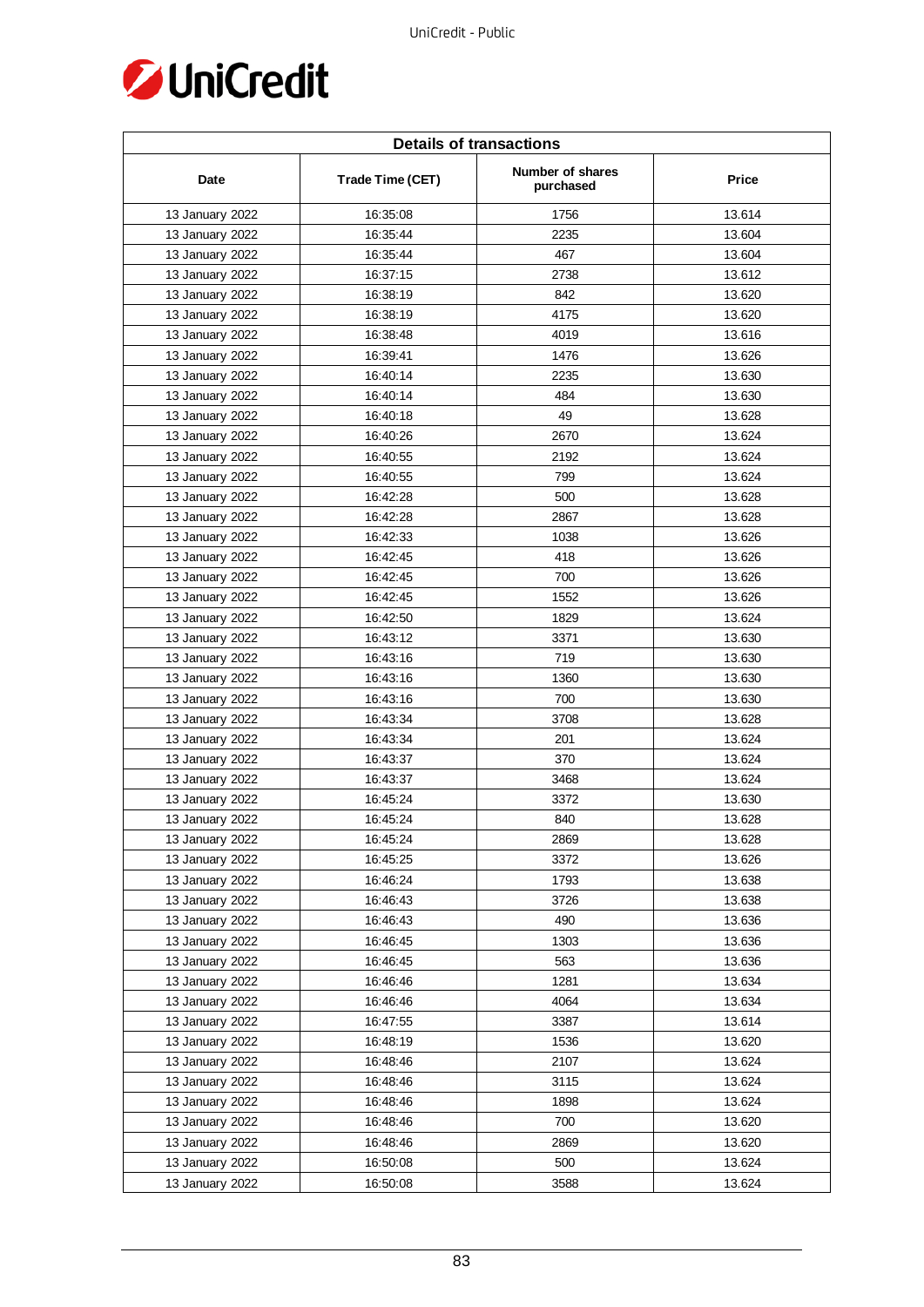| Details of transactions | | | |
|---|---|---|---|
| Date | Trade Time (CET) | Number of shares purchased | Price |
| 13 January 2022 | 16:35:08 | 1756 | 13.614 |
| 13 January 2022 | 16:35:44 | 2235 | 13.604 |
| 13 January 2022 | 16:35:44 | 467 | 13.604 |
| 13 January 2022 | 16:37:15 | 2738 | 13.612 |
| 13 January 2022 | 16:38:19 | 842 | 13.620 |
| 13 January 2022 | 16:38:19 | 4175 | 13.620 |
| 13 January 2022 | 16:38:48 | 4019 | 13.616 |
| 13 January 2022 | 16:39:41 | 1476 | 13.626 |
| 13 January 2022 | 16:40:14 | 2235 | 13.630 |
| 13 January 2022 | 16:40:14 | 484 | 13.630 |
| 13 January 2022 | 16:40:18 | 49 | 13.628 |
| 13 January 2022 | 16:40:26 | 2670 | 13.624 |
| 13 January 2022 | 16:40:55 | 2192 | 13.624 |
| 13 January 2022 | 16:40:55 | 799 | 13.624 |
| 13 January 2022 | 16:42:28 | 500 | 13.628 |
| 13 January 2022 | 16:42:28 | 2867 | 13.628 |
| 13 January 2022 | 16:42:33 | 1038 | 13.626 |
| 13 January 2022 | 16:42:45 | 418 | 13.626 |
| 13 January 2022 | 16:42:45 | 700 | 13.626 |
| 13 January 2022 | 16:42:45 | 1552 | 13.626 |
| 13 January 2022 | 16:42:50 | 1829 | 13.624 |
| 13 January 2022 | 16:43:12 | 3371 | 13.630 |
| 13 January 2022 | 16:43:16 | 719 | 13.630 |
| 13 January 2022 | 16:43:16 | 1360 | 13.630 |
| 13 January 2022 | 16:43:16 | 700 | 13.630 |
| 13 January 2022 | 16:43:34 | 3708 | 13.628 |
| 13 January 2022 | 16:43:34 | 201 | 13.624 |
| 13 January 2022 | 16:43:37 | 370 | 13.624 |
| 13 January 2022 | 16:43:37 | 3468 | 13.624 |
| 13 January 2022 | 16:45:24 | 3372 | 13.630 |
| 13 January 2022 | 16:45:24 | 840 | 13.628 |
| 13 January 2022 | 16:45:24 | 2869 | 13.628 |
| 13 January 2022 | 16:45:25 | 3372 | 13.626 |
| 13 January 2022 | 16:46:24 | 1793 | 13.638 |
| 13 January 2022 | 16:46:43 | 3726 | 13.638 |
| 13 January 2022 | 16:46:43 | 490 | 13.636 |
| 13 January 2022 | 16:46:45 | 1303 | 13.636 |
| 13 January 2022 | 16:46:45 | 563 | 13.636 |
| 13 January 2022 | 16:46:46 | 1281 | 13.634 |
| 13 January 2022 | 16:46:46 | 4064 | 13.634 |
| 13 January 2022 | 16:47:55 | 3387 | 13.614 |
| 13 January 2022 | 16:48:19 | 1536 | 13.620 |
| 13 January 2022 | 16:48:46 | 2107 | 13.624 |
| 13 January 2022 | 16:48:46 | 3115 | 13.624 |
| 13 January 2022 | 16:48:46 | 1898 | 13.624 |
| 13 January 2022 | 16:48:46 | 700 | 13.620 |
| 13 January 2022 | 16:48:46 | 2869 | 13.620 |
| 13 January 2022 | 16:50:08 | 500 | 13.624 |
| 13 January 2022 | 16:50:08 | 3588 | 13.624 |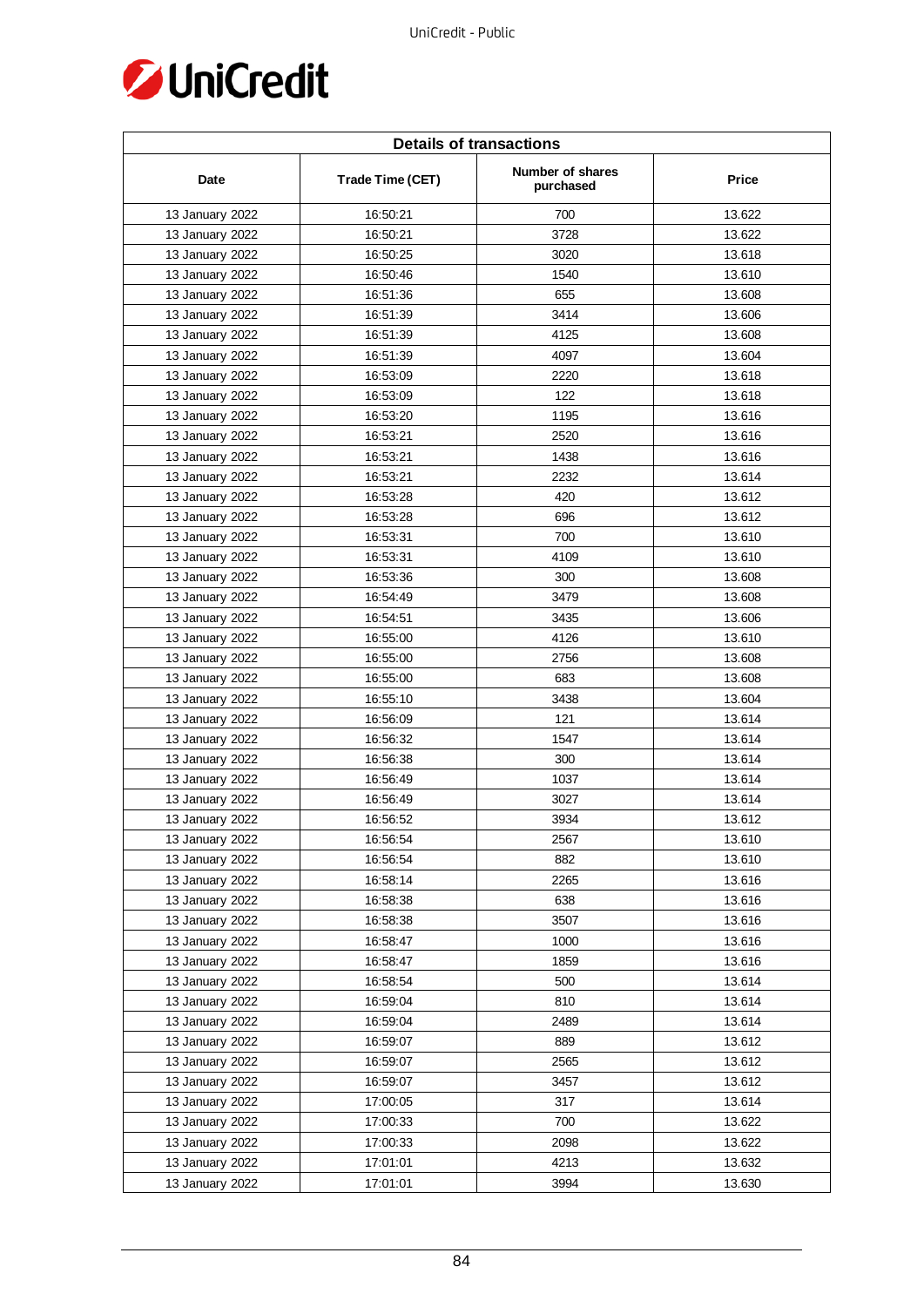| Details of transactions | | | |
|---|---|---|---|
| Date | Trade Time (CET) | Number of shares purchased | Price |
| 13 January 2022 | 16:50:21 | 700 | 13.622 |
| 13 January 2022 | 16:50:21 | 3728 | 13.622 |
| 13 January 2022 | 16:50:25 | 3020 | 13.618 |
| 13 January 2022 | 16:50:46 | 1540 | 13.610 |
| 13 January 2022 | 16:51:36 | 655 | 13.608 |
| 13 January 2022 | 16:51:39 | 3414 | 13.606 |
| 13 January 2022 | 16:51:39 | 4125 | 13.608 |
| 13 January 2022 | 16:51:39 | 4097 | 13.604 |
| 13 January 2022 | 16:53:09 | 2220 | 13.618 |
| 13 January 2022 | 16:53:09 | 122 | 13.618 |
| 13 January 2022 | 16:53:20 | 1195 | 13.616 |
| 13 January 2022 | 16:53:21 | 2520 | 13.616 |
| 13 January 2022 | 16:53:21 | 1438 | 13.616 |
| 13 January 2022 | 16:53:21 | 2232 | 13.614 |
| 13 January 2022 | 16:53:28 | 420 | 13.612 |
| 13 January 2022 | 16:53:28 | 696 | 13.612 |
| 13 January 2022 | 16:53:31 | 700 | 13.610 |
| 13 January 2022 | 16:53:31 | 4109 | 13.610 |
| 13 January 2022 | 16:53:36 | 300 | 13.608 |
| 13 January 2022 | 16:54:49 | 3479 | 13.608 |
| 13 January 2022 | 16:54:51 | 3435 | 13.606 |
| 13 January 2022 | 16:55:00 | 4126 | 13.610 |
| 13 January 2022 | 16:55:00 | 2756 | 13.608 |
| 13 January 2022 | 16:55:00 | 683 | 13.608 |
| 13 January 2022 | 16:55:10 | 3438 | 13.604 |
| 13 January 2022 | 16:56:09 | 121 | 13.614 |
| 13 January 2022 | 16:56:32 | 1547 | 13.614 |
| 13 January 2022 | 16:56:38 | 300 | 13.614 |
| 13 January 2022 | 16:56:49 | 1037 | 13.614 |
| 13 January 2022 | 16:56:49 | 3027 | 13.614 |
| 13 January 2022 | 16:56:52 | 3934 | 13.612 |
| 13 January 2022 | 16:56:54 | 2567 | 13.610 |
| 13 January 2022 | 16:56:54 | 882 | 13.610 |
| 13 January 2022 | 16:58:14 | 2265 | 13.616 |
| 13 January 2022 | 16:58:38 | 638 | 13.616 |
| 13 January 2022 | 16:58:38 | 3507 | 13.616 |
| 13 January 2022 | 16:58:47 | 1000 | 13.616 |
| 13 January 2022 | 16:58:47 | 1859 | 13.616 |
| 13 January 2022 | 16:58:54 | 500 | 13.614 |
| 13 January 2022 | 16:59:04 | 810 | 13.614 |
| 13 January 2022 | 16:59:04 | 2489 | 13.614 |
| 13 January 2022 | 16:59:07 | 889 | 13.612 |
| 13 January 2022 | 16:59:07 | 2565 | 13.612 |
| 13 January 2022 | 16:59:07 | 3457 | 13.612 |
| 13 January 2022 | 17:00:05 | 317 | 13.614 |
| 13 January 2022 | 17:00:33 | 700 | 13.622 |
| 13 January 2022 | 17:00:33 | 2098 | 13.622 |
| 13 January 2022 | 17:01:01 | 4213 | 13.632 |
| 13 January 2022 | 17:01:01 | 3994 | 13.630 |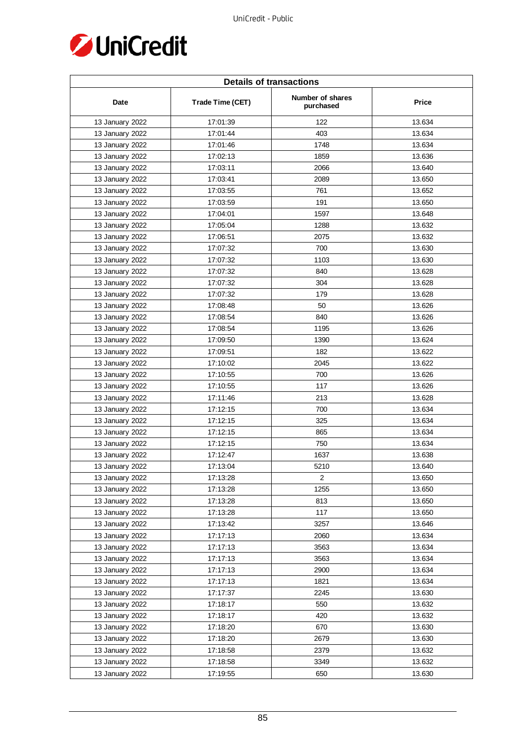| Details of transactions | | | |
|---|---|---|---|
| Date | Trade Time (CET) | Number of shares purchased | Price |
| 13 January 2022 | 17:01:39 | 122 | 13.634 |
| 13 January 2022 | 17:01:44 | 403 | 13.634 |
| 13 January 2022 | 17:01:46 | 1748 | 13.634 |
| 13 January 2022 | 17:02:13 | 1859 | 13.636 |
| 13 January 2022 | 17:03:11 | 2066 | 13.640 |
| 13 January 2022 | 17:03:41 | 2089 | 13.650 |
| 13 January 2022 | 17:03:55 | 761 | 13.652 |
| 13 January 2022 | 17:03:59 | 191 | 13.650 |
| 13 January 2022 | 17:04:01 | 1597 | 13.648 |
| 13 January 2022 | 17:05:04 | 1288 | 13.632 |
| 13 January 2022 | 17:06:51 | 2075 | 13.632 |
| 13 January 2022 | 17:07:32 | 700 | 13.630 |
| 13 January 2022 | 17:07:32 | 1103 | 13.630 |
| 13 January 2022 | 17:07:32 | 840 | 13.628 |
| 13 January 2022 | 17:07:32 | 304 | 13.628 |
| 13 January 2022 | 17:07:32 | 179 | 13.628 |
| 13 January 2022 | 17:08:48 | 50 | 13.626 |
| 13 January 2022 | 17:08:54 | 840 | 13.626 |
| 13 January 2022 | 17:08:54 | 1195 | 13.626 |
| 13 January 2022 | 17:09:50 | 1390 | 13.624 |
| 13 January 2022 | 17:09:51 | 182 | 13.622 |
| 13 January 2022 | 17:10:02 | 2045 | 13.622 |
| 13 January 2022 | 17:10:55 | 700 | 13.626 |
| 13 January 2022 | 17:10:55 | 117 | 13.626 |
| 13 January 2022 | 17:11:46 | 213 | 13.628 |
| 13 January 2022 | 17:12:15 | 700 | 13.634 |
| 13 January 2022 | 17:12:15 | 325 | 13.634 |
| 13 January 2022 | 17:12:15 | 865 | 13.634 |
| 13 January 2022 | 17:12:15 | 750 | 13.634 |
| 13 January 2022 | 17:12:47 | 1637 | 13.638 |
| 13 January 2022 | 17:13:04 | 5210 | 13.640 |
| 13 January 2022 | 17:13:28 | 2 | 13.650 |
| 13 January 2022 | 17:13:28 | 1255 | 13.650 |
| 13 January 2022 | 17:13:28 | 813 | 13.650 |
| 13 January 2022 | 17:13:28 | 117 | 13.650 |
| 13 January 2022 | 17:13:42 | 3257 | 13.646 |
| 13 January 2022 | 17:17:13 | 2060 | 13.634 |
| 13 January 2022 | 17:17:13 | 3563 | 13.634 |
| 13 January 2022 | 17:17:13 | 3563 | 13.634 |
| 13 January 2022 | 17:17:13 | 2900 | 13.634 |
| 13 January 2022 | 17:17:13 | 1821 | 13.634 |
| 13 January 2022 | 17:17:37 | 2245 | 13.630 |
| 13 January 2022 | 17:18:17 | 550 | 13.632 |
| 13 January 2022 | 17:18:17 | 420 | 13.632 |
| 13 January 2022 | 17:18:20 | 670 | 13.630 |
| 13 January 2022 | 17:18:20 | 2679 | 13.630 |
| 13 January 2022 | 17:18:58 | 2379 | 13.632 |
| 13 January 2022 | 17:18:58 | 3349 | 13.632 |
| 13 January 2022 | 17:19:55 | 650 | 13.630 |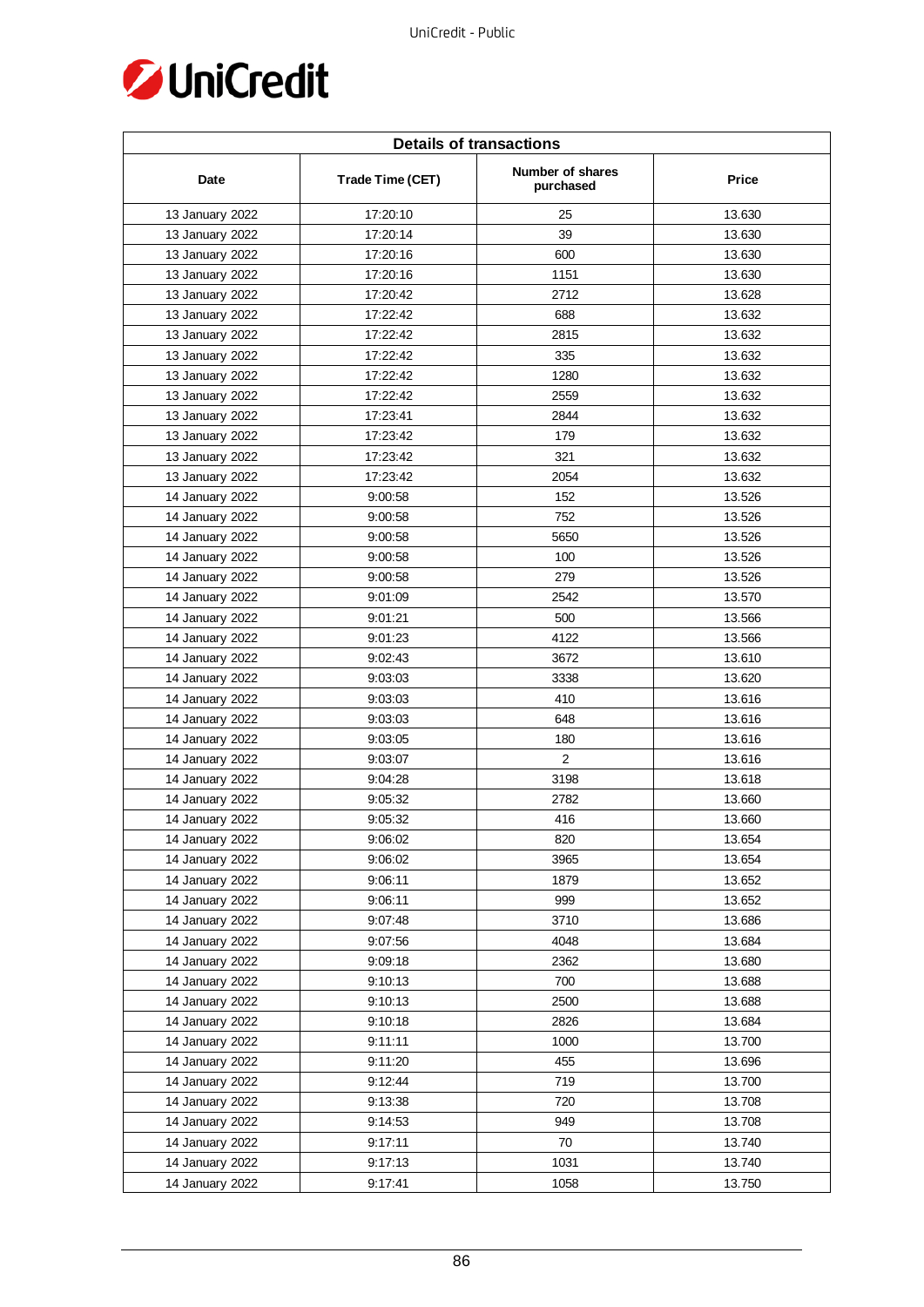| Details of transactions | | | |
|---|---|---|---|
| Date | Trade Time (CET) | Number of shares purchased | Price |
| 13 January 2022 | 17:20:10 | 25 | 13.630 |
| 13 January 2022 | 17:20:14 | 39 | 13.630 |
| 13 January 2022 | 17:20:16 | 600 | 13.630 |
| 13 January 2022 | 17:20:16 | 1151 | 13.630 |
| 13 January 2022 | 17:20:42 | 2712 | 13.628 |
| 13 January 2022 | 17:22:42 | 688 | 13.632 |
| 13 January 2022 | 17:22:42 | 2815 | 13.632 |
| 13 January 2022 | 17:22:42 | 335 | 13.632 |
| 13 January 2022 | 17:22:42 | 1280 | 13.632 |
| 13 January 2022 | 17:22:42 | 2559 | 13.632 |
| 13 January 2022 | 17:23:41 | 2844 | 13.632 |
| 13 January 2022 | 17:23:42 | 179 | 13.632 |
| 13 January 2022 | 17:23:42 | 321 | 13.632 |
| 13 January 2022 | 17:23:42 | 2054 | 13.632 |
| 14 January 2022 | 9:00:58 | 152 | 13.526 |
| 14 January 2022 | 9:00:58 | 752 | 13.526 |
| 14 January 2022 | 9:00:58 | 5650 | 13.526 |
| 14 January 2022 | 9:00:58 | 100 | 13.526 |
| 14 January 2022 | 9:00:58 | 279 | 13.526 |
| 14 January 2022 | 9:01:09 | 2542 | 13.570 |
| 14 January 2022 | 9:01:21 | 500 | 13.566 |
| 14 January 2022 | 9:01:23 | 4122 | 13.566 |
| 14 January 2022 | 9:02:43 | 3672 | 13.610 |
| 14 January 2022 | 9:03:03 | 3338 | 13.620 |
| 14 January 2022 | 9:03:03 | 410 | 13.616 |
| 14 January 2022 | 9:03:03 | 648 | 13.616 |
| 14 January 2022 | 9:03:05 | 180 | 13.616 |
| 14 January 2022 | 9:03:07 | 2 | 13.616 |
| 14 January 2022 | 9:04:28 | 3198 | 13.618 |
| 14 January 2022 | 9:05:32 | 2782 | 13.660 |
| 14 January 2022 | 9:05:32 | 416 | 13.660 |
| 14 January 2022 | 9:06:02 | 820 | 13.654 |
| 14 January 2022 | 9:06:02 | 3965 | 13.654 |
| 14 January 2022 | 9:06:11 | 1879 | 13.652 |
| 14 January 2022 | 9:06:11 | 999 | 13.652 |
| 14 January 2022 | 9:07:48 | 3710 | 13.686 |
| 14 January 2022 | 9:07:56 | 4048 | 13.684 |
| 14 January 2022 | 9:09:18 | 2362 | 13.680 |
| 14 January 2022 | 9:10:13 | 700 | 13.688 |
| 14 January 2022 | 9:10:13 | 2500 | 13.688 |
| 14 January 2022 | 9:10:18 | 2826 | 13.684 |
| 14 January 2022 | 9:11:11 | 1000 | 13.700 |
| 14 January 2022 | 9:11:20 | 455 | 13.696 |
| 14 January 2022 | 9:12:44 | 719 | 13.700 |
| 14 January 2022 | 9:13:38 | 720 | 13.708 |
| 14 January 2022 | 9:14:53 | 949 | 13.708 |
| 14 January 2022 | 9:17:11 | 70 | 13.740 |
| 14 January 2022 | 9:17:13 | 1031 | 13.740 |
| 14 January 2022 | 9:17:41 | 1058 | 13.750 |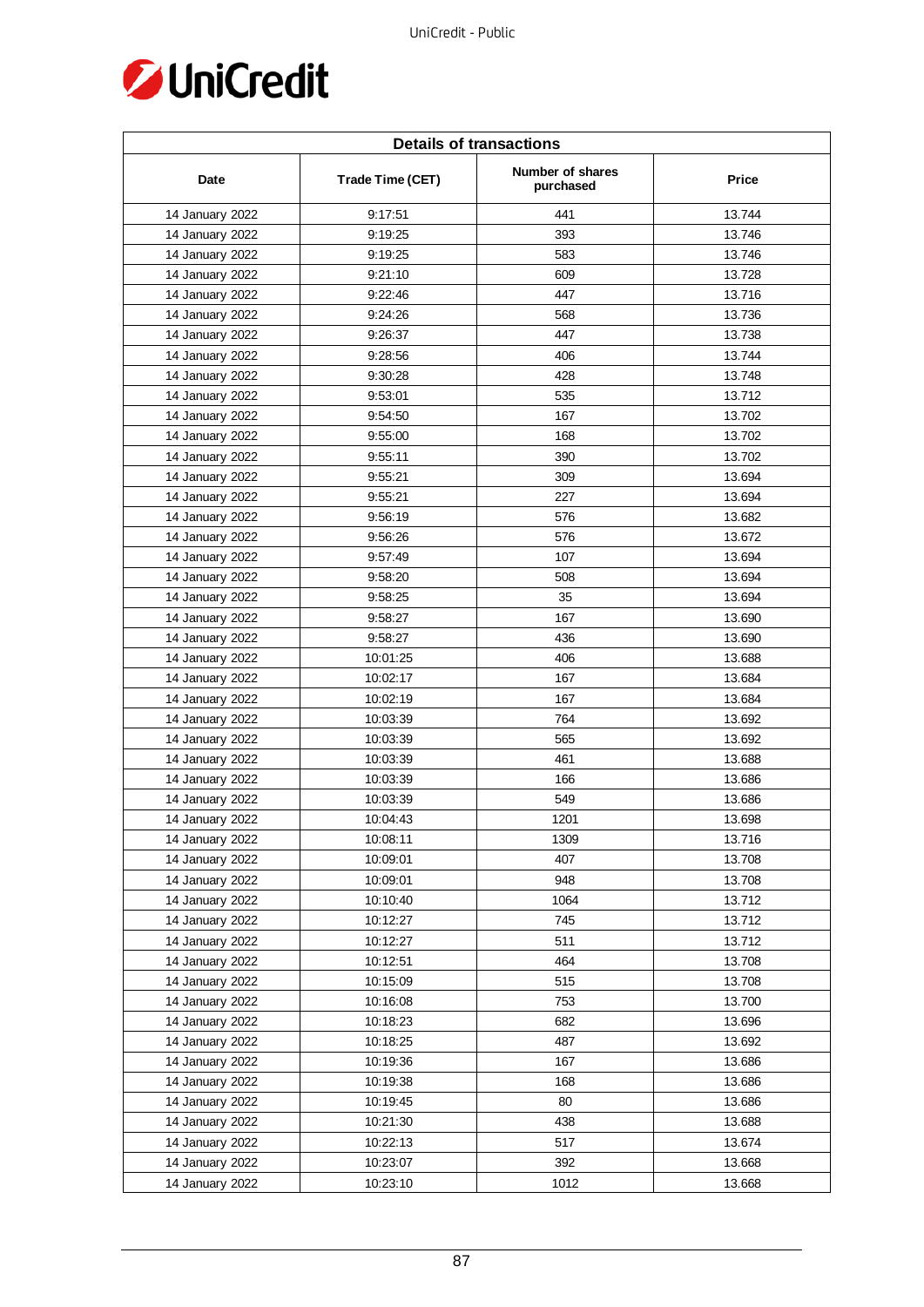| Details of transactions | | | |
|---|---|---|---|
| Date | Trade Time (CET) | Number of shares purchased | Price |
| 14 January 2022 | 9:17:51 | 441 | 13.744 |
| 14 January 2022 | 9:19:25 | 393 | 13.746 |
| 14 January 2022 | 9:19:25 | 583 | 13.746 |
| 14 January 2022 | 9:21:10 | 609 | 13.728 |
| 14 January 2022 | 9:22:46 | 447 | 13.716 |
| 14 January 2022 | 9:24:26 | 568 | 13.736 |
| 14 January 2022 | 9:26:37 | 447 | 13.738 |
| 14 January 2022 | 9:28:56 | 406 | 13.744 |
| 14 January 2022 | 9:30:28 | 428 | 13.748 |
| 14 January 2022 | 9:53:01 | 535 | 13.712 |
| 14 January 2022 | 9:54:50 | 167 | 13.702 |
| 14 January 2022 | 9:55:00 | 168 | 13.702 |
| 14 January 2022 | 9:55:11 | 390 | 13.702 |
| 14 January 2022 | 9:55:21 | 309 | 13.694 |
| 14 January 2022 | 9:55:21 | 227 | 13.694 |
| 14 January 2022 | 9:56:19 | 576 | 13.682 |
| 14 January 2022 | 9:56:26 | 576 | 13.672 |
| 14 January 2022 | 9:57:49 | 107 | 13.694 |
| 14 January 2022 | 9:58:20 | 508 | 13.694 |
| 14 January 2022 | 9:58:25 | 35 | 13.694 |
| 14 January 2022 | 9:58:27 | 167 | 13.690 |
| 14 January 2022 | 9:58:27 | 436 | 13.690 |
| 14 January 2022 | 10:01:25 | 406 | 13.688 |
| 14 January 2022 | 10:02:17 | 167 | 13.684 |
| 14 January 2022 | 10:02:19 | 167 | 13.684 |
| 14 January 2022 | 10:03:39 | 764 | 13.692 |
| 14 January 2022 | 10:03:39 | 565 | 13.692 |
| 14 January 2022 | 10:03:39 | 461 | 13.688 |
| 14 January 2022 | 10:03:39 | 166 | 13.686 |
| 14 January 2022 | 10:03:39 | 549 | 13.686 |
| 14 January 2022 | 10:04:43 | 1201 | 13.698 |
| 14 January 2022 | 10:08:11 | 1309 | 13.716 |
| 14 January 2022 | 10:09:01 | 407 | 13.708 |
| 14 January 2022 | 10:09:01 | 948 | 13.708 |
| 14 January 2022 | 10:10:40 | 1064 | 13.712 |
| 14 January 2022 | 10:12:27 | 745 | 13.712 |
| 14 January 2022 | 10:12:27 | 511 | 13.712 |
| 14 January 2022 | 10:12:51 | 464 | 13.708 |
| 14 January 2022 | 10:15:09 | 515 | 13.708 |
| 14 January 2022 | 10:16:08 | 753 | 13.700 |
| 14 January 2022 | 10:18:23 | 682 | 13.696 |
| 14 January 2022 | 10:18:25 | 487 | 13.692 |
| 14 January 2022 | 10:19:36 | 167 | 13.686 |
| 14 January 2022 | 10:19:38 | 168 | 13.686 |
| 14 January 2022 | 10:19:45 | 80 | 13.686 |
| 14 January 2022 | 10:21:30 | 438 | 13.688 |
| 14 January 2022 | 10:22:13 | 517 | 13.674 |
| 14 January 2022 | 10:23:07 | 392 | 13.668 |
| 14 January 2022 | 10:23:10 | 1012 | 13.668 |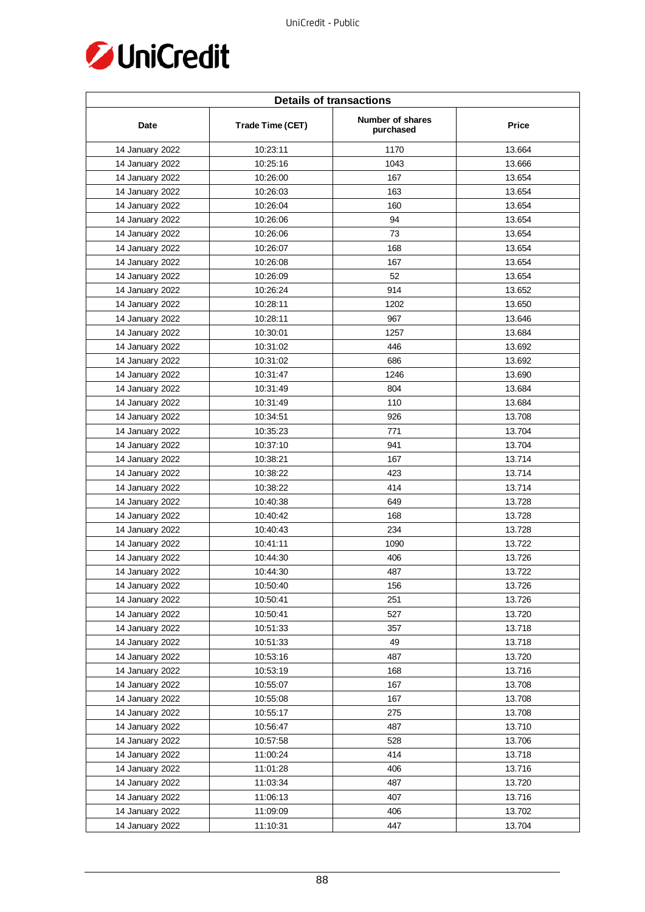| Details of transactions | | | |
|---|---|---|---|
| Date | Trade Time (CET) | Number of shares purchased | Price |
| 14 January 2022 | 10:23:11 | 1170 | 13.664 |
| 14 January 2022 | 10:25:16 | 1043 | 13.666 |
| 14 January 2022 | 10:26:00 | 167 | 13.654 |
| 14 January 2022 | 10:26:03 | 163 | 13.654 |
| 14 January 2022 | 10:26:04 | 160 | 13.654 |
| 14 January 2022 | 10:26:06 | 94 | 13.654 |
| 14 January 2022 | 10:26:06 | 73 | 13.654 |
| 14 January 2022 | 10:26:07 | 168 | 13.654 |
| 14 January 2022 | 10:26:08 | 167 | 13.654 |
| 14 January 2022 | 10:26:09 | 52 | 13.654 |
| 14 January 2022 | 10:26:24 | 914 | 13.652 |
| 14 January 2022 | 10:28:11 | 1202 | 13.650 |
| 14 January 2022 | 10:28:11 | 967 | 13.646 |
| 14 January 2022 | 10:30:01 | 1257 | 13.684 |
| 14 January 2022 | 10:31:02 | 446 | 13.692 |
| 14 January 2022 | 10:31:02 | 686 | 13.692 |
| 14 January 2022 | 10:31:47 | 1246 | 13.690 |
| 14 January 2022 | 10:31:49 | 804 | 13.684 |
| 14 January 2022 | 10:31:49 | 110 | 13.684 |
| 14 January 2022 | 10:34:51 | 926 | 13.708 |
| 14 January 2022 | 10:35:23 | 771 | 13.704 |
| 14 January 2022 | 10:37:10 | 941 | 13.704 |
| 14 January 2022 | 10:38:21 | 167 | 13.714 |
| 14 January 2022 | 10:38:22 | 423 | 13.714 |
| 14 January 2022 | 10:38:22 | 414 | 13.714 |
| 14 January 2022 | 10:40:38 | 649 | 13.728 |
| 14 January 2022 | 10:40:42 | 168 | 13.728 |
| 14 January 2022 | 10:40:43 | 234 | 13.728 |
| 14 January 2022 | 10:41:11 | 1090 | 13.722 |
| 14 January 2022 | 10:44:30 | 406 | 13.726 |
| 14 January 2022 | 10:44:30 | 487 | 13.722 |
| 14 January 2022 | 10:50:40 | 156 | 13.726 |
| 14 January 2022 | 10:50:41 | 251 | 13.726 |
| 14 January 2022 | 10:50:41 | 527 | 13.720 |
| 14 January 2022 | 10:51:33 | 357 | 13.718 |
| 14 January 2022 | 10:51:33 | 49 | 13.718 |
| 14 January 2022 | 10:53:16 | 487 | 13.720 |
| 14 January 2022 | 10:53:19 | 168 | 13.716 |
| 14 January 2022 | 10:55:07 | 167 | 13.708 |
| 14 January 2022 | 10:55:08 | 167 | 13.708 |
| 14 January 2022 | 10:55:17 | 275 | 13.708 |
| 14 January 2022 | 10:56:47 | 487 | 13.710 |
| 14 January 2022 | 10:57:58 | 528 | 13.706 |
| 14 January 2022 | 11:00:24 | 414 | 13.718 |
| 14 January 2022 | 11:01:28 | 406 | 13.716 |
| 14 January 2022 | 11:03:34 | 487 | 13.720 |
| 14 January 2022 | 11:06:13 | 407 | 13.716 |
| 14 January 2022 | 11:09:09 | 406 | 13.702 |
| 14 January 2022 | 11:10:31 | 447 | 13.704 |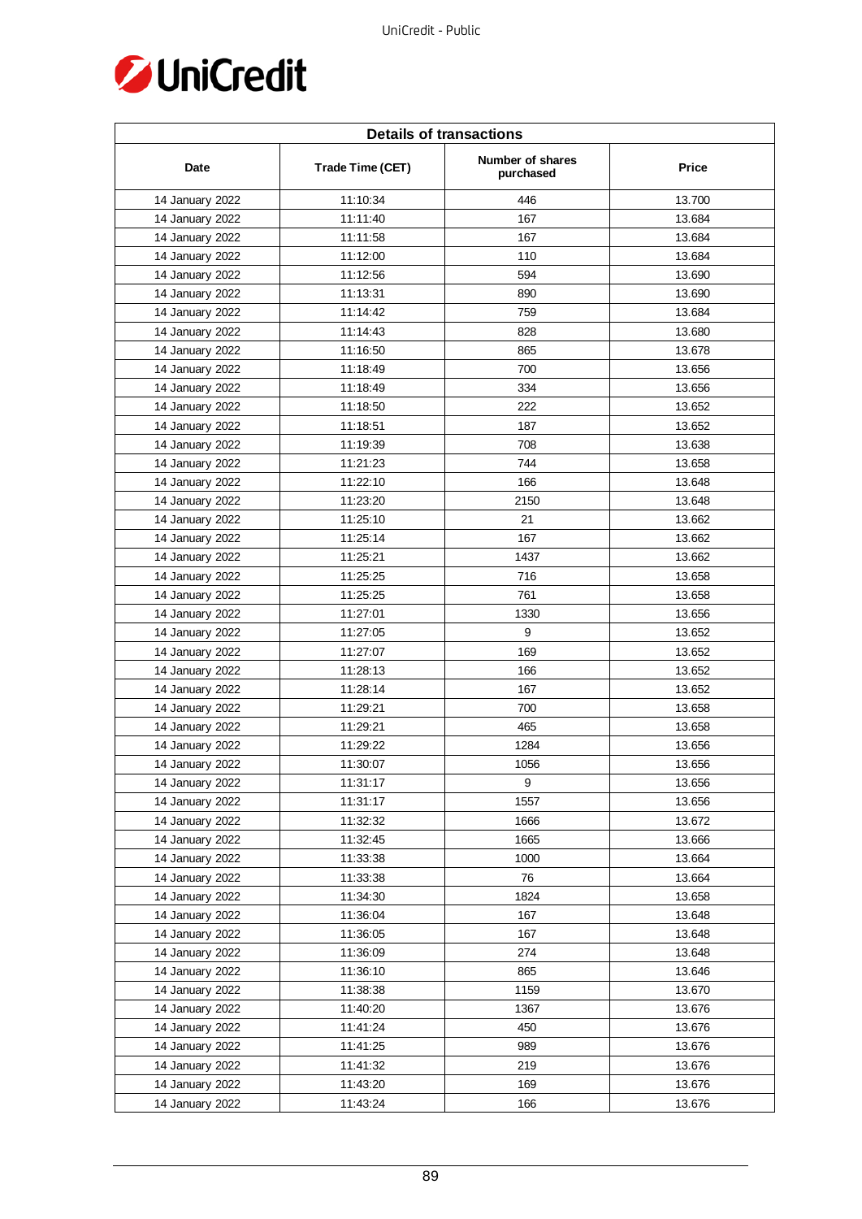| Details of transactions | | | |
|---|---|---|---|
| Date | Trade Time (CET) | Number of shares purchased | Price |
| 14 January 2022 | 11:10:34 | 446 | 13.700 |
| 14 January 2022 | 11:11:40 | 167 | 13.684 |
| 14 January 2022 | 11:11:58 | 167 | 13.684 |
| 14 January 2022 | 11:12:00 | 110 | 13.684 |
| 14 January 2022 | 11:12:56 | 594 | 13.690 |
| 14 January 2022 | 11:13:31 | 890 | 13.690 |
| 14 January 2022 | 11:14:42 | 759 | 13.684 |
| 14 January 2022 | 11:14:43 | 828 | 13.680 |
| 14 January 2022 | 11:16:50 | 865 | 13.678 |
| 14 January 2022 | 11:18:49 | 700 | 13.656 |
| 14 January 2022 | 11:18:49 | 334 | 13.656 |
| 14 January 2022 | 11:18:50 | 222 | 13.652 |
| 14 January 2022 | 11:18:51 | 187 | 13.652 |
| 14 January 2022 | 11:19:39 | 708 | 13.638 |
| 14 January 2022 | 11:21:23 | 744 | 13.658 |
| 14 January 2022 | 11:22:10 | 166 | 13.648 |
| 14 January 2022 | 11:23:20 | 2150 | 13.648 |
| 14 January 2022 | 11:25:10 | 21 | 13.662 |
| 14 January 2022 | 11:25:14 | 167 | 13.662 |
| 14 January 2022 | 11:25:21 | 1437 | 13.662 |
| 14 January 2022 | 11:25:25 | 716 | 13.658 |
| 14 January 2022 | 11:25:25 | 761 | 13.658 |
| 14 January 2022 | 11:27:01 | 1330 | 13.656 |
| 14 January 2022 | 11:27:05 | 9 | 13.652 |
| 14 January 2022 | 11:27:07 | 169 | 13.652 |
| 14 January 2022 | 11:28:13 | 166 | 13.652 |
| 14 January 2022 | 11:28:14 | 167 | 13.652 |
| 14 January 2022 | 11:29:21 | 700 | 13.658 |
| 14 January 2022 | 11:29:21 | 465 | 13.658 |
| 14 January 2022 | 11:29:22 | 1284 | 13.656 |
| 14 January 2022 | 11:30:07 | 1056 | 13.656 |
| 14 January 2022 | 11:31:17 | 9 | 13.656 |
| 14 January 2022 | 11:31:17 | 1557 | 13.656 |
| 14 January 2022 | 11:32:32 | 1666 | 13.672 |
| 14 January 2022 | 11:32:45 | 1665 | 13.666 |
| 14 January 2022 | 11:33:38 | 1000 | 13.664 |
| 14 January 2022 | 11:33:38 | 76 | 13.664 |
| 14 January 2022 | 11:34:30 | 1824 | 13.658 |
| 14 January 2022 | 11:36:04 | 167 | 13.648 |
| 14 January 2022 | 11:36:05 | 167 | 13.648 |
| 14 January 2022 | 11:36:09 | 274 | 13.648 |
| 14 January 2022 | 11:36:10 | 865 | 13.646 |
| 14 January 2022 | 11:38:38 | 1159 | 13.670 |
| 14 January 2022 | 11:40:20 | 1367 | 13.676 |
| 14 January 2022 | 11:41:24 | 450 | 13.676 |
| 14 January 2022 | 11:41:25 | 989 | 13.676 |
| 14 January 2022 | 11:41:32 | 219 | 13.676 |
| 14 January 2022 | 11:43:20 | 169 | 13.676 |
| 14 January 2022 | 11:43:24 | 166 | 13.676 |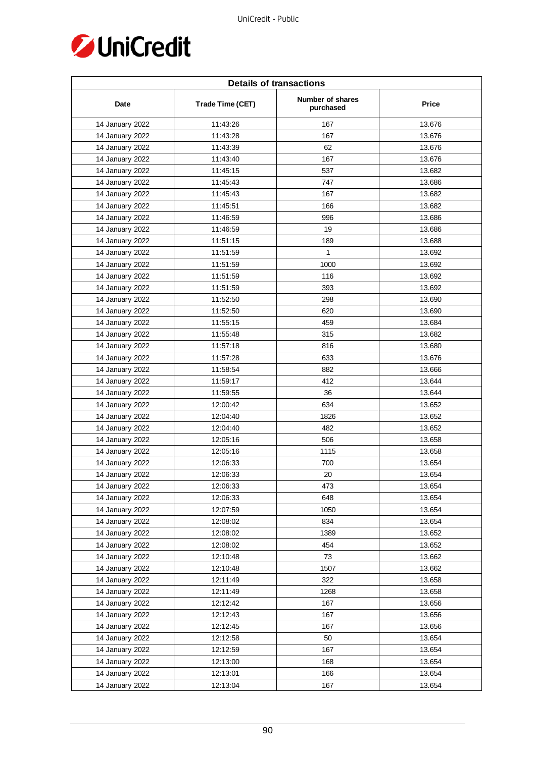| Details of transactions | | | |
|---|---|---|---|
| Date | Trade Time (CET) | Number of shares purchased | Price |
| 14 January 2022 | 11:43:26 | 167 | 13.676 |
| 14 January 2022 | 11:43:28 | 167 | 13.676 |
| 14 January 2022 | 11:43:39 | 62 | 13.676 |
| 14 January 2022 | 11:43:40 | 167 | 13.676 |
| 14 January 2022 | 11:45:15 | 537 | 13.682 |
| 14 January 2022 | 11:45:43 | 747 | 13.686 |
| 14 January 2022 | 11:45:43 | 167 | 13.682 |
| 14 January 2022 | 11:45:51 | 166 | 13.682 |
| 14 January 2022 | 11:46:59 | 996 | 13.686 |
| 14 January 2022 | 11:46:59 | 19 | 13.686 |
| 14 January 2022 | 11:51:15 | 189 | 13.688 |
| 14 January 2022 | 11:51:59 | 1 | 13.692 |
| 14 January 2022 | 11:51:59 | 1000 | 13.692 |
| 14 January 2022 | 11:51:59 | 116 | 13.692 |
| 14 January 2022 | 11:51:59 | 393 | 13.692 |
| 14 January 2022 | 11:52:50 | 298 | 13.690 |
| 14 January 2022 | 11:52:50 | 620 | 13.690 |
| 14 January 2022 | 11:55:15 | 459 | 13.684 |
| 14 January 2022 | 11:55:48 | 315 | 13.682 |
| 14 January 2022 | 11:57:18 | 816 | 13.680 |
| 14 January 2022 | 11:57:28 | 633 | 13.676 |
| 14 January 2022 | 11:58:54 | 882 | 13.666 |
| 14 January 2022 | 11:59:17 | 412 | 13.644 |
| 14 January 2022 | 11:59:55 | 36 | 13.644 |
| 14 January 2022 | 12:00:42 | 634 | 13.652 |
| 14 January 2022 | 12:04:40 | 1826 | 13.652 |
| 14 January 2022 | 12:04:40 | 482 | 13.652 |
| 14 January 2022 | 12:05:16 | 506 | 13.658 |
| 14 January 2022 | 12:05:16 | 1115 | 13.658 |
| 14 January 2022 | 12:06:33 | 700 | 13.654 |
| 14 January 2022 | 12:06:33 | 20 | 13.654 |
| 14 January 2022 | 12:06:33 | 473 | 13.654 |
| 14 January 2022 | 12:06:33 | 648 | 13.654 |
| 14 January 2022 | 12:07:59 | 1050 | 13.654 |
| 14 January 2022 | 12:08:02 | 834 | 13.654 |
| 14 January 2022 | 12:08:02 | 1389 | 13.652 |
| 14 January 2022 | 12:08:02 | 454 | 13.652 |
| 14 January 2022 | 12:10:48 | 73 | 13.662 |
| 14 January 2022 | 12:10:48 | 1507 | 13.662 |
| 14 January 2022 | 12:11:49 | 322 | 13.658 |
| 14 January 2022 | 12:11:49 | 1268 | 13.658 |
| 14 January 2022 | 12:12:42 | 167 | 13.656 |
| 14 January 2022 | 12:12:43 | 167 | 13.656 |
| 14 January 2022 | 12:12:45 | 167 | 13.656 |
| 14 January 2022 | 12:12:58 | 50 | 13.654 |
| 14 January 2022 | 12:12:59 | 167 | 13.654 |
| 14 January 2022 | 12:13:00 | 168 | 13.654 |
| 14 January 2022 | 12:13:01 | 166 | 13.654 |
| 14 January 2022 | 12:13:04 | 167 | 13.654 |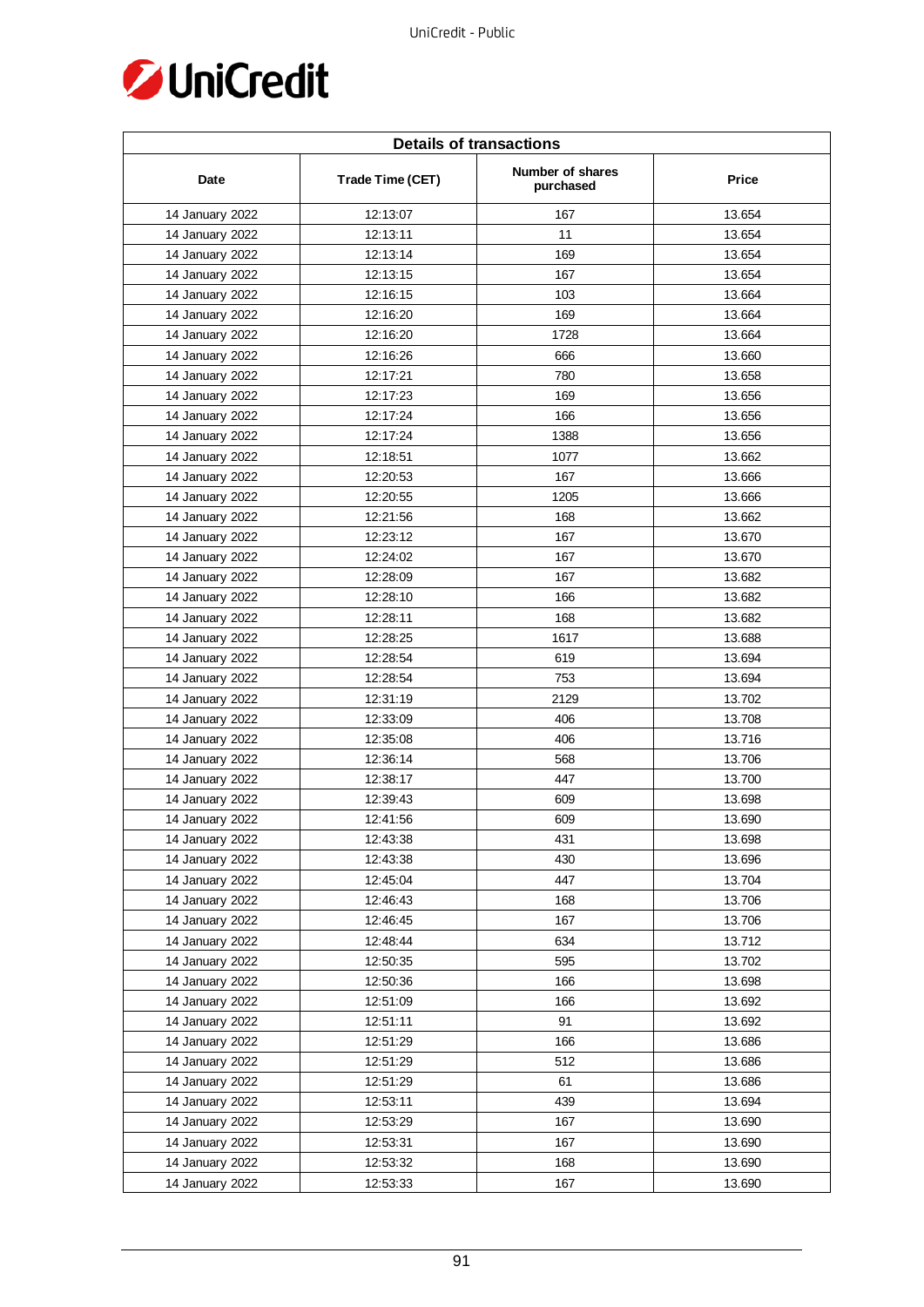| Details of transactions | | | |
|---|---|---|---|
| Date | Trade Time (CET) | Number of shares purchased | Price |
| 14 January 2022 | 12:13:07 | 167 | 13.654 |
| 14 January 2022 | 12:13:11 | 11 | 13.654 |
| 14 January 2022 | 12:13:14 | 169 | 13.654 |
| 14 January 2022 | 12:13:15 | 167 | 13.654 |
| 14 January 2022 | 12:16:15 | 103 | 13.664 |
| 14 January 2022 | 12:16:20 | 169 | 13.664 |
| 14 January 2022 | 12:16:20 | 1728 | 13.664 |
| 14 January 2022 | 12:16:26 | 666 | 13.660 |
| 14 January 2022 | 12:17:21 | 780 | 13.658 |
| 14 January 2022 | 12:17:23 | 169 | 13.656 |
| 14 January 2022 | 12:17:24 | 166 | 13.656 |
| 14 January 2022 | 12:17:24 | 1388 | 13.656 |
| 14 January 2022 | 12:18:51 | 1077 | 13.662 |
| 14 January 2022 | 12:20:53 | 167 | 13.666 |
| 14 January 2022 | 12:20:55 | 1205 | 13.666 |
| 14 January 2022 | 12:21:56 | 168 | 13.662 |
| 14 January 2022 | 12:23:12 | 167 | 13.670 |
| 14 January 2022 | 12:24:02 | 167 | 13.670 |
| 14 January 2022 | 12:28:09 | 167 | 13.682 |
| 14 January 2022 | 12:28:10 | 166 | 13.682 |
| 14 January 2022 | 12:28:11 | 168 | 13.682 |
| 14 January 2022 | 12:28:25 | 1617 | 13.688 |
| 14 January 2022 | 12:28:54 | 619 | 13.694 |
| 14 January 2022 | 12:28:54 | 753 | 13.694 |
| 14 January 2022 | 12:31:19 | 2129 | 13.702 |
| 14 January 2022 | 12:33:09 | 406 | 13.708 |
| 14 January 2022 | 12:35:08 | 406 | 13.716 |
| 14 January 2022 | 12:36:14 | 568 | 13.706 |
| 14 January 2022 | 12:38:17 | 447 | 13.700 |
| 14 January 2022 | 12:39:43 | 609 | 13.698 |
| 14 January 2022 | 12:41:56 | 609 | 13.690 |
| 14 January 2022 | 12:43:38 | 431 | 13.698 |
| 14 January 2022 | 12:43:38 | 430 | 13.696 |
| 14 January 2022 | 12:45:04 | 447 | 13.704 |
| 14 January 2022 | 12:46:43 | 168 | 13.706 |
| 14 January 2022 | 12:46:45 | 167 | 13.706 |
| 14 January 2022 | 12:48:44 | 634 | 13.712 |
| 14 January 2022 | 12:50:35 | 595 | 13.702 |
| 14 January 2022 | 12:50:36 | 166 | 13.698 |
| 14 January 2022 | 12:51:09 | 166 | 13.692 |
| 14 January 2022 | 12:51:11 | 91 | 13.692 |
| 14 January 2022 | 12:51:29 | 166 | 13.686 |
| 14 January 2022 | 12:51:29 | 512 | 13.686 |
| 14 January 2022 | 12:51:29 | 61 | 13.686 |
| 14 January 2022 | 12:53:11 | 439 | 13.694 |
| 14 January 2022 | 12:53:29 | 167 | 13.690 |
| 14 January 2022 | 12:53:31 | 167 | 13.690 |
| 14 January 2022 | 12:53:32 | 168 | 13.690 |
| 14 January 2022 | 12:53:33 | 167 | 13.690 |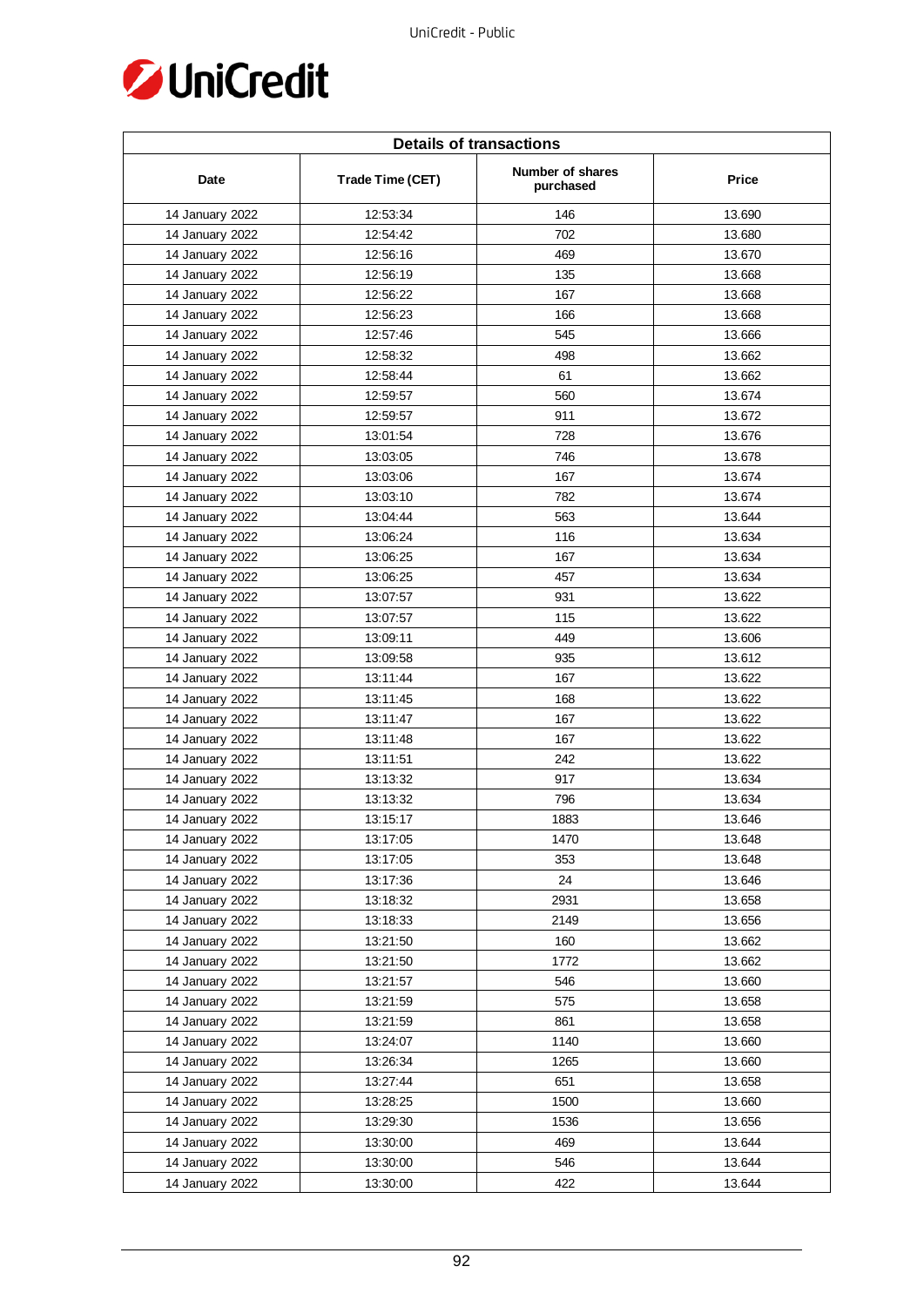| Details of transactions | | | |
|---|---|---|---|
| Date | Trade Time (CET) | Number of shares purchased | Price |
| 14 January 2022 | 12:53:34 | 146 | 13.690 |
| 14 January 2022 | 12:54:42 | 702 | 13.680 |
| 14 January 2022 | 12:56:16 | 469 | 13.670 |
| 14 January 2022 | 12:56:19 | 135 | 13.668 |
| 14 January 2022 | 12:56:22 | 167 | 13.668 |
| 14 January 2022 | 12:56:23 | 166 | 13.668 |
| 14 January 2022 | 12:57:46 | 545 | 13.666 |
| 14 January 2022 | 12:58:32 | 498 | 13.662 |
| 14 January 2022 | 12:58:44 | 61 | 13.662 |
| 14 January 2022 | 12:59:57 | 560 | 13.674 |
| 14 January 2022 | 12:59:57 | 911 | 13.672 |
| 14 January 2022 | 13:01:54 | 728 | 13.676 |
| 14 January 2022 | 13:03:05 | 746 | 13.678 |
| 14 January 2022 | 13:03:06 | 167 | 13.674 |
| 14 January 2022 | 13:03:10 | 782 | 13.674 |
| 14 January 2022 | 13:04:44 | 563 | 13.644 |
| 14 January 2022 | 13:06:24 | 116 | 13.634 |
| 14 January 2022 | 13:06:25 | 167 | 13.634 |
| 14 January 2022 | 13:06:25 | 457 | 13.634 |
| 14 January 2022 | 13:07:57 | 931 | 13.622 |
| 14 January 2022 | 13:07:57 | 115 | 13.622 |
| 14 January 2022 | 13:09:11 | 449 | 13.606 |
| 14 January 2022 | 13:09:58 | 935 | 13.612 |
| 14 January 2022 | 13:11:44 | 167 | 13.622 |
| 14 January 2022 | 13:11:45 | 168 | 13.622 |
| 14 January 2022 | 13:11:47 | 167 | 13.622 |
| 14 January 2022 | 13:11:48 | 167 | 13.622 |
| 14 January 2022 | 13:11:51 | 242 | 13.622 |
| 14 January 2022 | 13:13:32 | 917 | 13.634 |
| 14 January 2022 | 13:13:32 | 796 | 13.634 |
| 14 January 2022 | 13:15:17 | 1883 | 13.646 |
| 14 January 2022 | 13:17:05 | 1470 | 13.648 |
| 14 January 2022 | 13:17:05 | 353 | 13.648 |
| 14 January 2022 | 13:17:36 | 24 | 13.646 |
| 14 January 2022 | 13:18:32 | 2931 | 13.658 |
| 14 January 2022 | 13:18:33 | 2149 | 13.656 |
| 14 January 2022 | 13:21:50 | 160 | 13.662 |
| 14 January 2022 | 13:21:50 | 1772 | 13.662 |
| 14 January 2022 | 13:21:57 | 546 | 13.660 |
| 14 January 2022 | 13:21:59 | 575 | 13.658 |
| 14 January 2022 | 13:21:59 | 861 | 13.658 |
| 14 January 2022 | 13:24:07 | 1140 | 13.660 |
| 14 January 2022 | 13:26:34 | 1265 | 13.660 |
| 14 January 2022 | 13:27:44 | 651 | 13.658 |
| 14 January 2022 | 13:28:25 | 1500 | 13.660 |
| 14 January 2022 | 13:29:30 | 1536 | 13.656 |
| 14 January 2022 | 13:30:00 | 469 | 13.644 |
| 14 January 2022 | 13:30:00 | 546 | 13.644 |
| 14 January 2022 | 13:30:00 | 422 | 13.644 |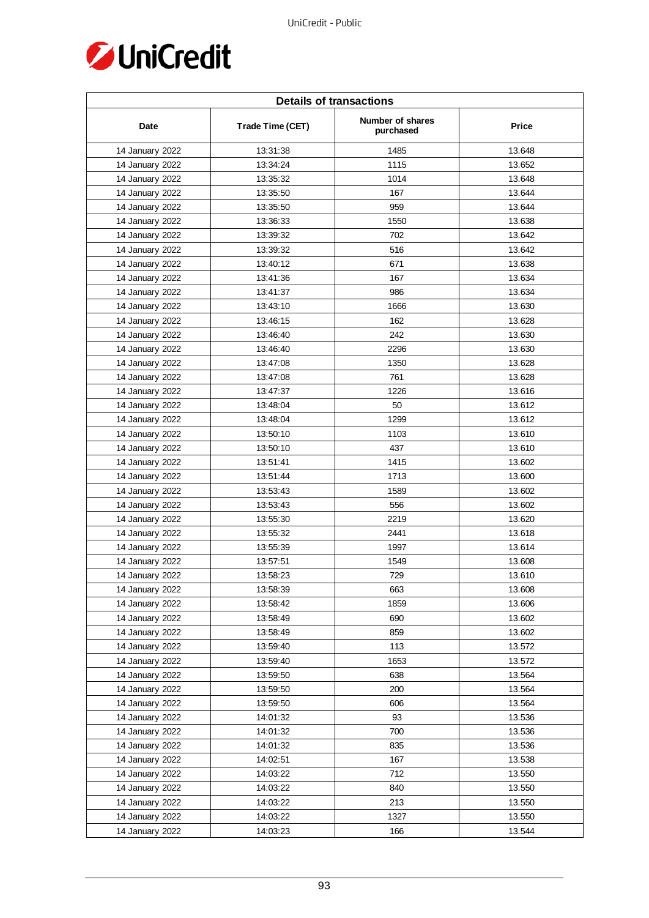| Details of transactions | | | |
|---|---|---|---|
| Date | Trade Time (CET) | Number of shares purchased | Price |
| 14 January 2022 | 13:31:38 | 1485 | 13.648 |
| 14 January 2022 | 13:34:24 | 1115 | 13.652 |
| 14 January 2022 | 13:35:32 | 1014 | 13.648 |
| 14 January 2022 | 13:35:50 | 167 | 13.644 |
| 14 January 2022 | 13:35:50 | 959 | 13.644 |
| 14 January 2022 | 13:36:33 | 1550 | 13.638 |
| 14 January 2022 | 13:39:32 | 702 | 13.642 |
| 14 January 2022 | 13:39:32 | 516 | 13.642 |
| 14 January 2022 | 13:40:12 | 671 | 13.638 |
| 14 January 2022 | 13:41:36 | 167 | 13.634 |
| 14 January 2022 | 13:41:37 | 986 | 13.634 |
| 14 January 2022 | 13:43:10 | 1666 | 13.630 |
| 14 January 2022 | 13:46:15 | 162 | 13.628 |
| 14 January 2022 | 13:46:40 | 242 | 13.630 |
| 14 January 2022 | 13:46:40 | 2296 | 13.630 |
| 14 January 2022 | 13:47:08 | 1350 | 13.628 |
| 14 January 2022 | 13:47:08 | 761 | 13.628 |
| 14 January 2022 | 13:47:37 | 1226 | 13.616 |
| 14 January 2022 | 13:48:04 | 50 | 13.612 |
| 14 January 2022 | 13:48:04 | 1299 | 13.612 |
| 14 January 2022 | 13:50:10 | 1103 | 13.610 |
| 14 January 2022 | 13:50:10 | 437 | 13.610 |
| 14 January 2022 | 13:51:41 | 1415 | 13.602 |
| 14 January 2022 | 13:51:44 | 1713 | 13.600 |
| 14 January 2022 | 13:53:43 | 1589 | 13.602 |
| 14 January 2022 | 13:53:43 | 556 | 13.602 |
| 14 January 2022 | 13:55:30 | 2219 | 13.620 |
| 14 January 2022 | 13:55:32 | 2441 | 13.618 |
| 14 January 2022 | 13:55:39 | 1997 | 13.614 |
| 14 January 2022 | 13:57:51 | 1549 | 13.608 |
| 14 January 2022 | 13:58:23 | 729 | 13.610 |
| 14 January 2022 | 13:58:39 | 663 | 13.608 |
| 14 January 2022 | 13:58:42 | 1859 | 13.606 |
| 14 January 2022 | 13:58:49 | 690 | 13.602 |
| 14 January 2022 | 13:58:49 | 859 | 13.602 |
| 14 January 2022 | 13:59:40 | 113 | 13.572 |
| 14 January 2022 | 13:59:40 | 1653 | 13.572 |
| 14 January 2022 | 13:59:50 | 638 | 13.564 |
| 14 January 2022 | 13:59:50 | 200 | 13.564 |
| 14 January 2022 | 13:59:50 | 606 | 13.564 |
| 14 January 2022 | 14:01:32 | 93 | 13.536 |
| 14 January 2022 | 14:01:32 | 700 | 13.536 |
| 14 January 2022 | 14:01:32 | 835 | 13.536 |
| 14 January 2022 | 14:02:51 | 167 | 13.538 |
| 14 January 2022 | 14:03:22 | 712 | 13.550 |
| 14 January 2022 | 14:03:22 | 840 | 13.550 |
| 14 January 2022 | 14:03:22 | 213 | 13.550 |
| 14 January 2022 | 14:03:22 | 1327 | 13.550 |
| 14 January 2022 | 14:03:23 | 166 | 13.544 |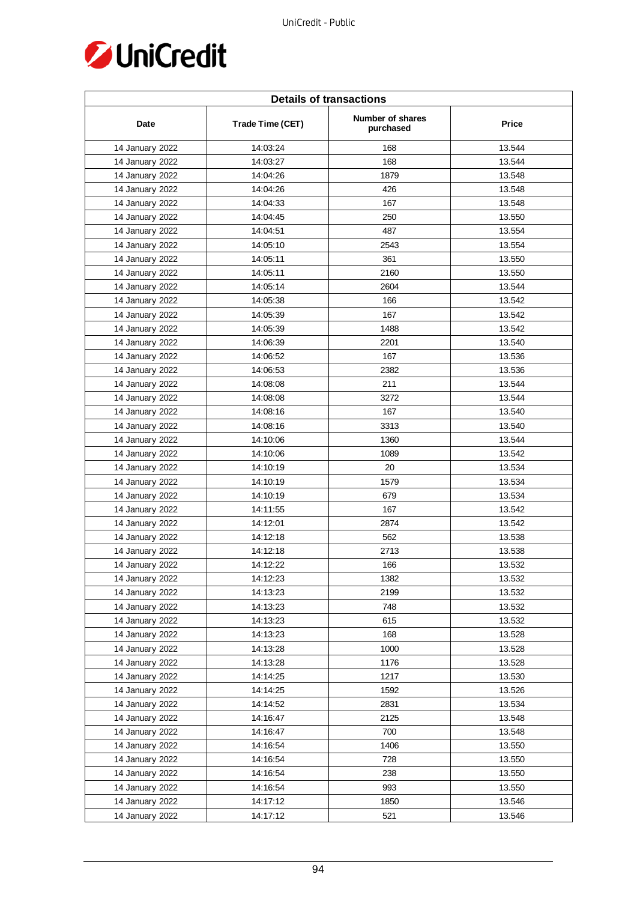| Details of transactions | | | |
|---|---|---|---|
| Date | Trade Time (CET) | Number of shares purchased | Price |
| 14 January 2022 | 14:03:24 | 168 | 13.544 |
| 14 January 2022 | 14:03:27 | 168 | 13.544 |
| 14 January 2022 | 14:04:26 | 1879 | 13.548 |
| 14 January 2022 | 14:04:26 | 426 | 13.548 |
| 14 January 2022 | 14:04:33 | 167 | 13.548 |
| 14 January 2022 | 14:04:45 | 250 | 13.550 |
| 14 January 2022 | 14:04:51 | 487 | 13.554 |
| 14 January 2022 | 14:05:10 | 2543 | 13.554 |
| 14 January 2022 | 14:05:11 | 361 | 13.550 |
| 14 January 2022 | 14:05:11 | 2160 | 13.550 |
| 14 January 2022 | 14:05:14 | 2604 | 13.544 |
| 14 January 2022 | 14:05:38 | 166 | 13.542 |
| 14 January 2022 | 14:05:39 | 167 | 13.542 |
| 14 January 2022 | 14:05:39 | 1488 | 13.542 |
| 14 January 2022 | 14:06:39 | 2201 | 13.540 |
| 14 January 2022 | 14:06:52 | 167 | 13.536 |
| 14 January 2022 | 14:06:53 | 2382 | 13.536 |
| 14 January 2022 | 14:08:08 | 211 | 13.544 |
| 14 January 2022 | 14:08:08 | 3272 | 13.544 |
| 14 January 2022 | 14:08:16 | 167 | 13.540 |
| 14 January 2022 | 14:08:16 | 3313 | 13.540 |
| 14 January 2022 | 14:10:06 | 1360 | 13.544 |
| 14 January 2022 | 14:10:06 | 1089 | 13.542 |
| 14 January 2022 | 14:10:19 | 20 | 13.534 |
| 14 January 2022 | 14:10:19 | 1579 | 13.534 |
| 14 January 2022 | 14:10:19 | 679 | 13.534 |
| 14 January 2022 | 14:11:55 | 167 | 13.542 |
| 14 January 2022 | 14:12:01 | 2874 | 13.542 |
| 14 January 2022 | 14:12:18 | 562 | 13.538 |
| 14 January 2022 | 14:12:18 | 2713 | 13.538 |
| 14 January 2022 | 14:12:22 | 166 | 13.532 |
| 14 January 2022 | 14:12:23 | 1382 | 13.532 |
| 14 January 2022 | 14:13:23 | 2199 | 13.532 |
| 14 January 2022 | 14:13:23 | 748 | 13.532 |
| 14 January 2022 | 14:13:23 | 615 | 13.532 |
| 14 January 2022 | 14:13:23 | 168 | 13.528 |
| 14 January 2022 | 14:13:28 | 1000 | 13.528 |
| 14 January 2022 | 14:13:28 | 1176 | 13.528 |
| 14 January 2022 | 14:14:25 | 1217 | 13.530 |
| 14 January 2022 | 14:14:25 | 1592 | 13.526 |
| 14 January 2022 | 14:14:52 | 2831 | 13.534 |
| 14 January 2022 | 14:16:47 | 2125 | 13.548 |
| 14 January 2022 | 14:16:47 | 700 | 13.548 |
| 14 January 2022 | 14:16:54 | 1406 | 13.550 |
| 14 January 2022 | 14:16:54 | 728 | 13.550 |
| 14 January 2022 | 14:16:54 | 238 | 13.550 |
| 14 January 2022 | 14:16:54 | 993 | 13.550 |
| 14 January 2022 | 14:17:12 | 1850 | 13.546 |
| 14 January 2022 | 14:17:12 | 521 | 13.546 |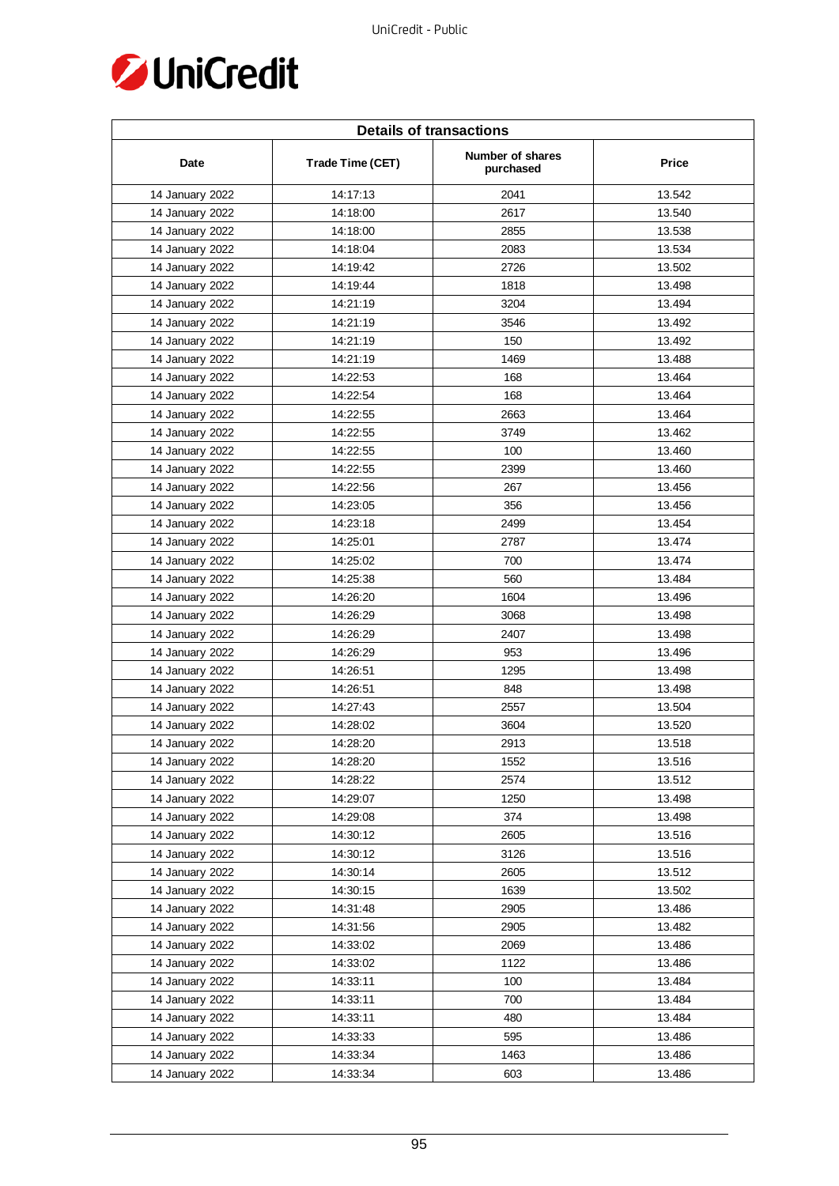| Details of transactions | | | |
|---|---|---|---|
| Date | Trade Time (CET) | Number of shares purchased | Price |
| 14 January 2022 | 14:17:13 | 2041 | 13.542 |
| 14 January 2022 | 14:18:00 | 2617 | 13.540 |
| 14 January 2022 | 14:18:00 | 2855 | 13.538 |
| 14 January 2022 | 14:18:04 | 2083 | 13.534 |
| 14 January 2022 | 14:19:42 | 2726 | 13.502 |
| 14 January 2022 | 14:19:44 | 1818 | 13.498 |
| 14 January 2022 | 14:21:19 | 3204 | 13.494 |
| 14 January 2022 | 14:21:19 | 3546 | 13.492 |
| 14 January 2022 | 14:21:19 | 150 | 13.492 |
| 14 January 2022 | 14:21:19 | 1469 | 13.488 |
| 14 January 2022 | 14:22:53 | 168 | 13.464 |
| 14 January 2022 | 14:22:54 | 168 | 13.464 |
| 14 January 2022 | 14:22:55 | 2663 | 13.464 |
| 14 January 2022 | 14:22:55 | 3749 | 13.462 |
| 14 January 2022 | 14:22:55 | 100 | 13.460 |
| 14 January 2022 | 14:22:55 | 2399 | 13.460 |
| 14 January 2022 | 14:22:56 | 267 | 13.456 |
| 14 January 2022 | 14:23:05 | 356 | 13.456 |
| 14 January 2022 | 14:23:18 | 2499 | 13.454 |
| 14 January 2022 | 14:25:01 | 2787 | 13.474 |
| 14 January 2022 | 14:25:02 | 700 | 13.474 |
| 14 January 2022 | 14:25:38 | 560 | 13.484 |
| 14 January 2022 | 14:26:20 | 1604 | 13.496 |
| 14 January 2022 | 14:26:29 | 3068 | 13.498 |
| 14 January 2022 | 14:26:29 | 2407 | 13.498 |
| 14 January 2022 | 14:26:29 | 953 | 13.496 |
| 14 January 2022 | 14:26:51 | 1295 | 13.498 |
| 14 January 2022 | 14:26:51 | 848 | 13.498 |
| 14 January 2022 | 14:27:43 | 2557 | 13.504 |
| 14 January 2022 | 14:28:02 | 3604 | 13.520 |
| 14 January 2022 | 14:28:20 | 2913 | 13.518 |
| 14 January 2022 | 14:28:20 | 1552 | 13.516 |
| 14 January 2022 | 14:28:22 | 2574 | 13.512 |
| 14 January 2022 | 14:29:07 | 1250 | 13.498 |
| 14 January 2022 | 14:29:08 | 374 | 13.498 |
| 14 January 2022 | 14:30:12 | 2605 | 13.516 |
| 14 January 2022 | 14:30:12 | 3126 | 13.516 |
| 14 January 2022 | 14:30:14 | 2605 | 13.512 |
| 14 January 2022 | 14:30:15 | 1639 | 13.502 |
| 14 January 2022 | 14:31:48 | 2905 | 13.486 |
| 14 January 2022 | 14:31:56 | 2905 | 13.482 |
| 14 January 2022 | 14:33:02 | 2069 | 13.486 |
| 14 January 2022 | 14:33:02 | 1122 | 13.486 |
| 14 January 2022 | 14:33:11 | 100 | 13.484 |
| 14 January 2022 | 14:33:11 | 700 | 13.484 |
| 14 January 2022 | 14:33:11 | 480 | 13.484 |
| 14 January 2022 | 14:33:33 | 595 | 13.486 |
| 14 January 2022 | 14:33:34 | 1463 | 13.486 |
| 14 January 2022 | 14:33:34 | 603 | 13.486 |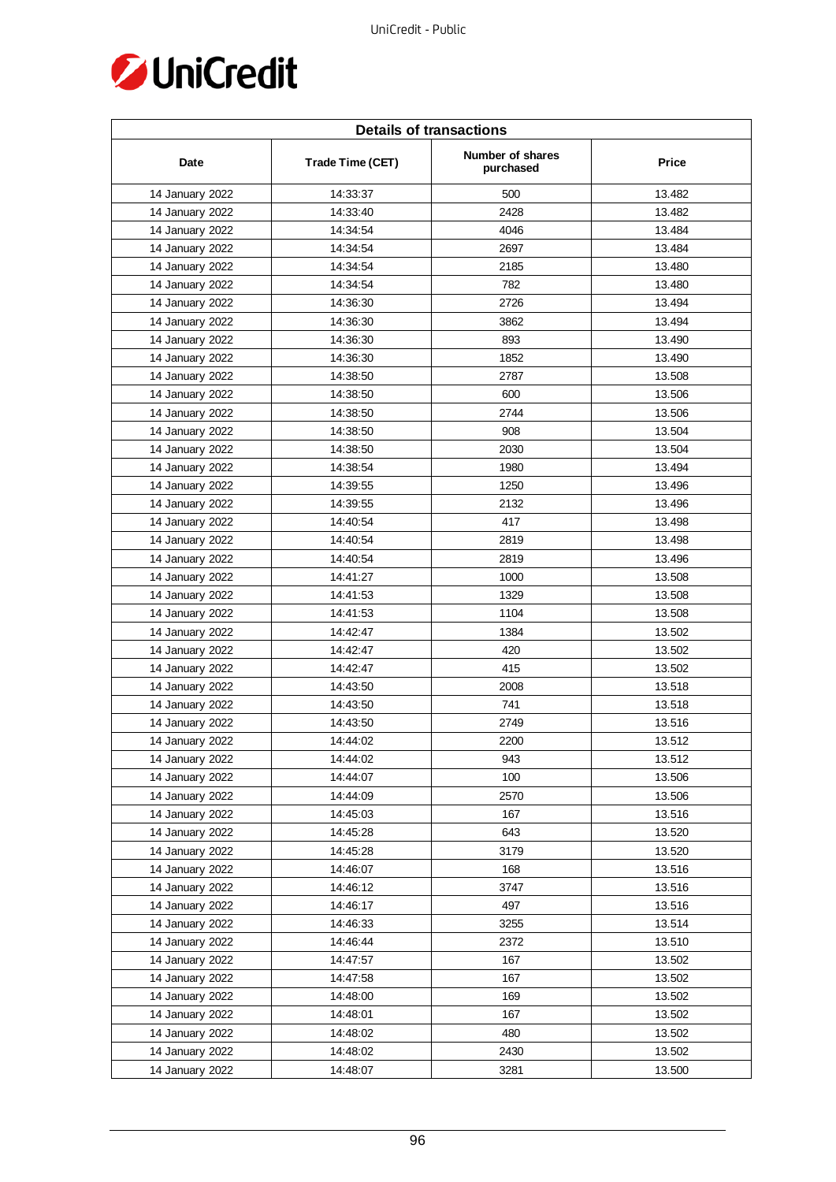| Details of transactions | | | |
|---|---|---|---|
| Date | Trade Time (CET) | Number of shares purchased | Price |
| 14 January 2022 | 14:33:37 | 500 | 13.482 |
| 14 January 2022 | 14:33:40 | 2428 | 13.482 |
| 14 January 2022 | 14:34:54 | 4046 | 13.484 |
| 14 January 2022 | 14:34:54 | 2697 | 13.484 |
| 14 January 2022 | 14:34:54 | 2185 | 13.480 |
| 14 January 2022 | 14:34:54 | 782 | 13.480 |
| 14 January 2022 | 14:36:30 | 2726 | 13.494 |
| 14 January 2022 | 14:36:30 | 3862 | 13.494 |
| 14 January 2022 | 14:36:30 | 893 | 13.490 |
| 14 January 2022 | 14:36:30 | 1852 | 13.490 |
| 14 January 2022 | 14:38:50 | 2787 | 13.508 |
| 14 January 2022 | 14:38:50 | 600 | 13.506 |
| 14 January 2022 | 14:38:50 | 2744 | 13.506 |
| 14 January 2022 | 14:38:50 | 908 | 13.504 |
| 14 January 2022 | 14:38:50 | 2030 | 13.504 |
| 14 January 2022 | 14:38:54 | 1980 | 13.494 |
| 14 January 2022 | 14:39:55 | 1250 | 13.496 |
| 14 January 2022 | 14:39:55 | 2132 | 13.496 |
| 14 January 2022 | 14:40:54 | 417 | 13.498 |
| 14 January 2022 | 14:40:54 | 2819 | 13.498 |
| 14 January 2022 | 14:40:54 | 2819 | 13.496 |
| 14 January 2022 | 14:41:27 | 1000 | 13.508 |
| 14 January 2022 | 14:41:53 | 1329 | 13.508 |
| 14 January 2022 | 14:41:53 | 1104 | 13.508 |
| 14 January 2022 | 14:42:47 | 1384 | 13.502 |
| 14 January 2022 | 14:42:47 | 420 | 13.502 |
| 14 January 2022 | 14:42:47 | 415 | 13.502 |
| 14 January 2022 | 14:43:50 | 2008 | 13.518 |
| 14 January 2022 | 14:43:50 | 741 | 13.518 |
| 14 January 2022 | 14:43:50 | 2749 | 13.516 |
| 14 January 2022 | 14:44:02 | 2200 | 13.512 |
| 14 January 2022 | 14:44:02 | 943 | 13.512 |
| 14 January 2022 | 14:44:07 | 100 | 13.506 |
| 14 January 2022 | 14:44:09 | 2570 | 13.506 |
| 14 January 2022 | 14:45:03 | 167 | 13.516 |
| 14 January 2022 | 14:45:28 | 643 | 13.520 |
| 14 January 2022 | 14:45:28 | 3179 | 13.520 |
| 14 January 2022 | 14:46:07 | 168 | 13.516 |
| 14 January 2022 | 14:46:12 | 3747 | 13.516 |
| 14 January 2022 | 14:46:17 | 497 | 13.516 |
| 14 January 2022 | 14:46:33 | 3255 | 13.514 |
| 14 January 2022 | 14:46:44 | 2372 | 13.510 |
| 14 January 2022 | 14:47:57 | 167 | 13.502 |
| 14 January 2022 | 14:47:58 | 167 | 13.502 |
| 14 January 2022 | 14:48:00 | 169 | 13.502 |
| 14 January 2022 | 14:48:01 | 167 | 13.502 |
| 14 January 2022 | 14:48:02 | 480 | 13.502 |
| 14 January 2022 | 14:48:02 | 2430 | 13.502 |
| 14 January 2022 | 14:48:07 | 3281 | 13.500 |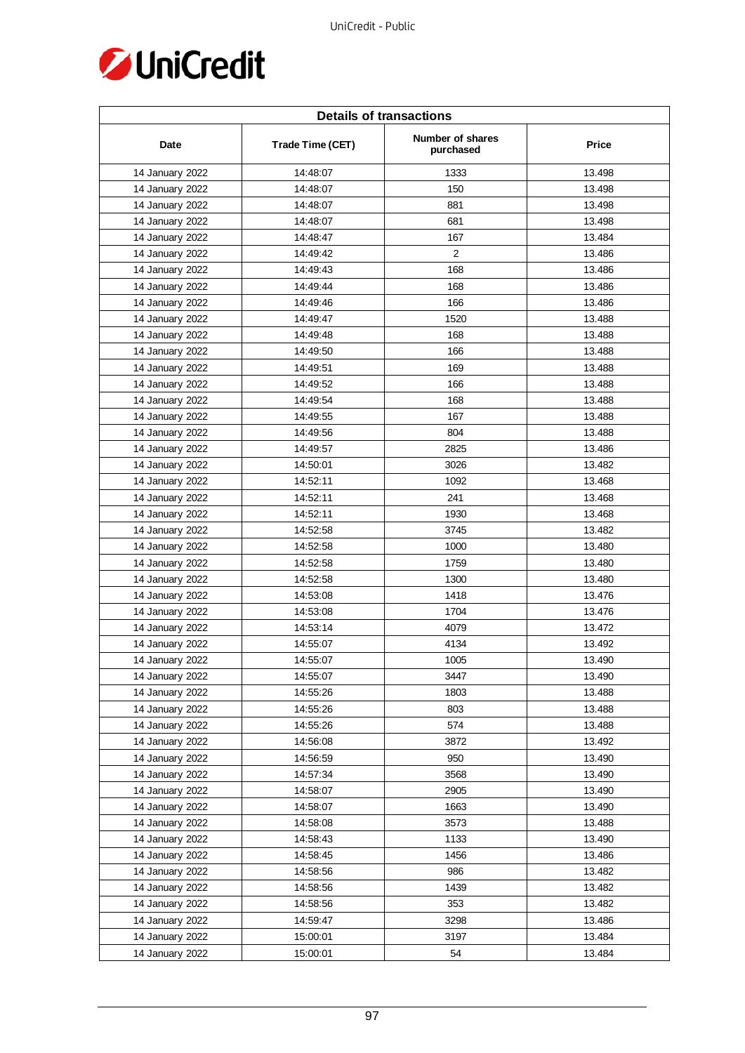| Details of transactions | | | |
|---|---|---|---|
| Date | Trade Time (CET) | Number of shares purchased | Price |
| 14 January 2022 | 14:48:07 | 1333 | 13.498 |
| 14 January 2022 | 14:48:07 | 150 | 13.498 |
| 14 January 2022 | 14:48:07 | 881 | 13.498 |
| 14 January 2022 | 14:48:07 | 681 | 13.498 |
| 14 January 2022 | 14:48:47 | 167 | 13.484 |
| 14 January 2022 | 14:49:42 | 2 | 13.486 |
| 14 January 2022 | 14:49:43 | 168 | 13.486 |
| 14 January 2022 | 14:49:44 | 168 | 13.486 |
| 14 January 2022 | 14:49:46 | 166 | 13.486 |
| 14 January 2022 | 14:49:47 | 1520 | 13.488 |
| 14 January 2022 | 14:49:48 | 168 | 13.488 |
| 14 January 2022 | 14:49:50 | 166 | 13.488 |
| 14 January 2022 | 14:49:51 | 169 | 13.488 |
| 14 January 2022 | 14:49:52 | 166 | 13.488 |
| 14 January 2022 | 14:49:54 | 168 | 13.488 |
| 14 January 2022 | 14:49:55 | 167 | 13.488 |
| 14 January 2022 | 14:49:56 | 804 | 13.488 |
| 14 January 2022 | 14:49:57 | 2825 | 13.486 |
| 14 January 2022 | 14:50:01 | 3026 | 13.482 |
| 14 January 2022 | 14:52:11 | 1092 | 13.468 |
| 14 January 2022 | 14:52:11 | 241 | 13.468 |
| 14 January 2022 | 14:52:11 | 1930 | 13.468 |
| 14 January 2022 | 14:52:58 | 3745 | 13.482 |
| 14 January 2022 | 14:52:58 | 1000 | 13.480 |
| 14 January 2022 | 14:52:58 | 1759 | 13.480 |
| 14 January 2022 | 14:52:58 | 1300 | 13.480 |
| 14 January 2022 | 14:53:08 | 1418 | 13.476 |
| 14 January 2022 | 14:53:08 | 1704 | 13.476 |
| 14 January 2022 | 14:53:14 | 4079 | 13.472 |
| 14 January 2022 | 14:55:07 | 4134 | 13.492 |
| 14 January 2022 | 14:55:07 | 1005 | 13.490 |
| 14 January 2022 | 14:55:07 | 3447 | 13.490 |
| 14 January 2022 | 14:55:26 | 1803 | 13.488 |
| 14 January 2022 | 14:55:26 | 803 | 13.488 |
| 14 January 2022 | 14:55:26 | 574 | 13.488 |
| 14 January 2022 | 14:56:08 | 3872 | 13.492 |
| 14 January 2022 | 14:56:59 | 950 | 13.490 |
| 14 January 2022 | 14:57:34 | 3568 | 13.490 |
| 14 January 2022 | 14:58:07 | 2905 | 13.490 |
| 14 January 2022 | 14:58:07 | 1663 | 13.490 |
| 14 January 2022 | 14:58:08 | 3573 | 13.488 |
| 14 January 2022 | 14:58:43 | 1133 | 13.490 |
| 14 January 2022 | 14:58:45 | 1456 | 13.486 |
| 14 January 2022 | 14:58:56 | 986 | 13.482 |
| 14 January 2022 | 14:58:56 | 1439 | 13.482 |
| 14 January 2022 | 14:58:56 | 353 | 13.482 |
| 14 January 2022 | 14:59:47 | 3298 | 13.486 |
| 14 January 2022 | 15:00:01 | 3197 | 13.484 |
| 14 January 2022 | 15:00:01 | 54 | 13.484 |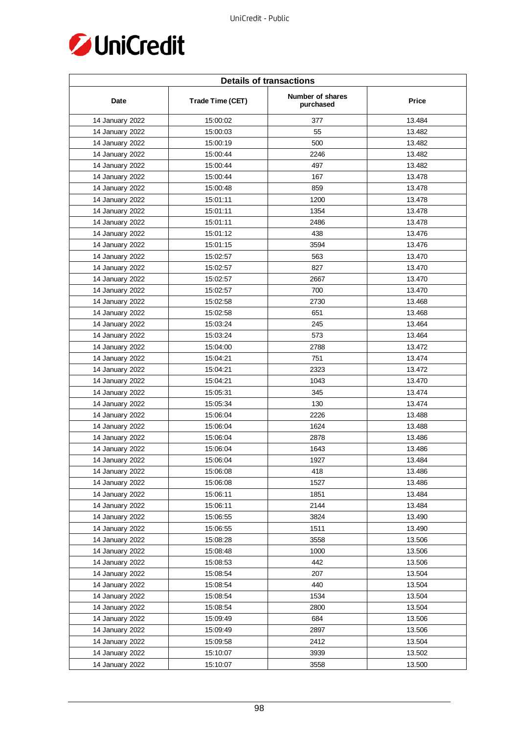| Details of transactions | | | |
|---|---|---|---|
| Date | Trade Time (CET) | Number of shares purchased | Price |
| 14 January 2022 | 15:00:02 | 377 | 13.484 |
| 14 January 2022 | 15:00:03 | 55 | 13.482 |
| 14 January 2022 | 15:00:19 | 500 | 13.482 |
| 14 January 2022 | 15:00:44 | 2246 | 13.482 |
| 14 January 2022 | 15:00:44 | 497 | 13.482 |
| 14 January 2022 | 15:00:44 | 167 | 13.478 |
| 14 January 2022 | 15:00:48 | 859 | 13.478 |
| 14 January 2022 | 15:01:11 | 1200 | 13.478 |
| 14 January 2022 | 15:01:11 | 1354 | 13.478 |
| 14 January 2022 | 15:01:11 | 2486 | 13.478 |
| 14 January 2022 | 15:01:12 | 438 | 13.476 |
| 14 January 2022 | 15:01:15 | 3594 | 13.476 |
| 14 January 2022 | 15:02:57 | 563 | 13.470 |
| 14 January 2022 | 15:02:57 | 827 | 13.470 |
| 14 January 2022 | 15:02:57 | 2667 | 13.470 |
| 14 January 2022 | 15:02:57 | 700 | 13.470 |
| 14 January 2022 | 15:02:58 | 2730 | 13.468 |
| 14 January 2022 | 15:02:58 | 651 | 13.468 |
| 14 January 2022 | 15:03:24 | 245 | 13.464 |
| 14 January 2022 | 15:03:24 | 573 | 13.464 |
| 14 January 2022 | 15:04:00 | 2788 | 13.472 |
| 14 January 2022 | 15:04:21 | 751 | 13.474 |
| 14 January 2022 | 15:04:21 | 2323 | 13.472 |
| 14 January 2022 | 15:04:21 | 1043 | 13.470 |
| 14 January 2022 | 15:05:31 | 345 | 13.474 |
| 14 January 2022 | 15:05:34 | 130 | 13.474 |
| 14 January 2022 | 15:06:04 | 2226 | 13.488 |
| 14 January 2022 | 15:06:04 | 1624 | 13.488 |
| 14 January 2022 | 15:06:04 | 2878 | 13.486 |
| 14 January 2022 | 15:06:04 | 1643 | 13.486 |
| 14 January 2022 | 15:06:04 | 1927 | 13.484 |
| 14 January 2022 | 15:06:08 | 418 | 13.486 |
| 14 January 2022 | 15:06:08 | 1527 | 13.486 |
| 14 January 2022 | 15:06:11 | 1851 | 13.484 |
| 14 January 2022 | 15:06:11 | 2144 | 13.484 |
| 14 January 2022 | 15:06:55 | 3824 | 13.490 |
| 14 January 2022 | 15:06:55 | 1511 | 13.490 |
| 14 January 2022 | 15:08:28 | 3558 | 13.506 |
| 14 January 2022 | 15:08:48 | 1000 | 13.506 |
| 14 January 2022 | 15:08:53 | 442 | 13.506 |
| 14 January 2022 | 15:08:54 | 207 | 13.504 |
| 14 January 2022 | 15:08:54 | 440 | 13.504 |
| 14 January 2022 | 15:08:54 | 1534 | 13.504 |
| 14 January 2022 | 15:08:54 | 2800 | 13.504 |
| 14 January 2022 | 15:09:49 | 684 | 13.506 |
| 14 January 2022 | 15:09:49 | 2897 | 13.506 |
| 14 January 2022 | 15:09:58 | 2412 | 13.504 |
| 14 January 2022 | 15:10:07 | 3939 | 13.502 |
| 14 January 2022 | 15:10:07 | 3558 | 13.500 |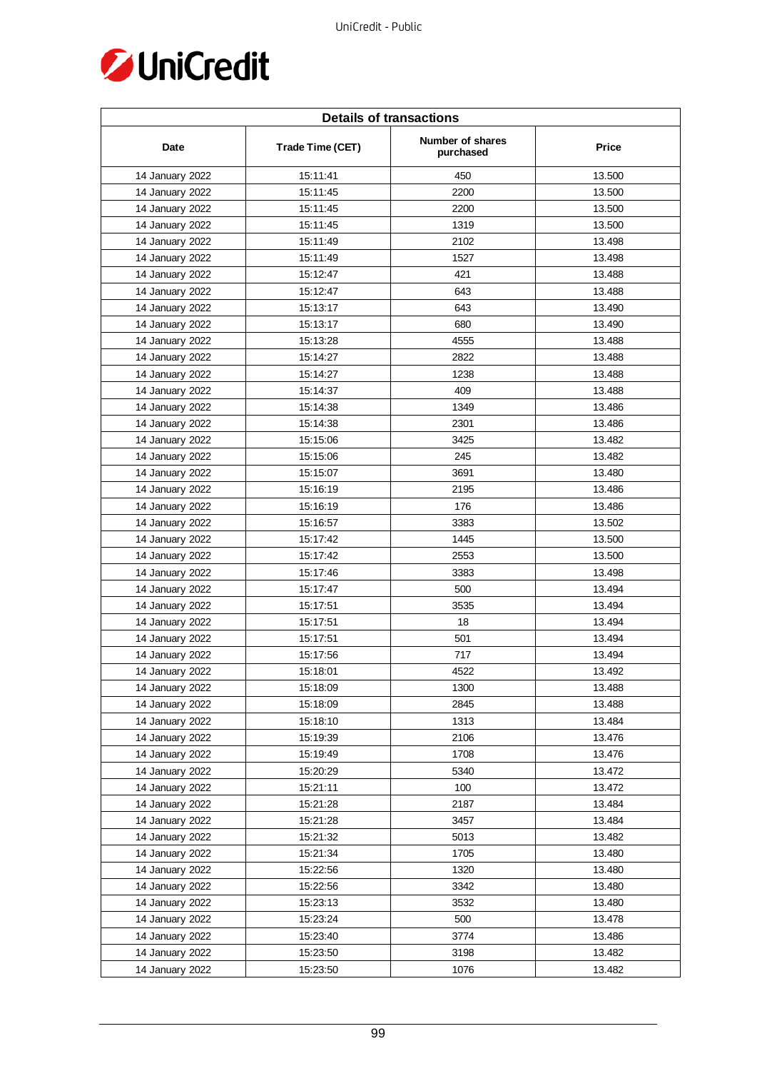| Details of transactions | | | |
|---|---|---|---|
| Date | Trade Time (CET) | Number of shares purchased | Price |
| 14 January 2022 | 15:11:41 | 450 | 13.500 |
| 14 January 2022 | 15:11:45 | 2200 | 13.500 |
| 14 January 2022 | 15:11:45 | 2200 | 13.500 |
| 14 January 2022 | 15:11:45 | 1319 | 13.500 |
| 14 January 2022 | 15:11:49 | 2102 | 13.498 |
| 14 January 2022 | 15:11:49 | 1527 | 13.498 |
| 14 January 2022 | 15:12:47 | 421 | 13.488 |
| 14 January 2022 | 15:12:47 | 643 | 13.488 |
| 14 January 2022 | 15:13:17 | 643 | 13.490 |
| 14 January 2022 | 15:13:17 | 680 | 13.490 |
| 14 January 2022 | 15:13:28 | 4555 | 13.488 |
| 14 January 2022 | 15:14:27 | 2822 | 13.488 |
| 14 January 2022 | 15:14:27 | 1238 | 13.488 |
| 14 January 2022 | 15:14:37 | 409 | 13.488 |
| 14 January 2022 | 15:14:38 | 1349 | 13.486 |
| 14 January 2022 | 15:14:38 | 2301 | 13.486 |
| 14 January 2022 | 15:15:06 | 3425 | 13.482 |
| 14 January 2022 | 15:15:06 | 245 | 13.482 |
| 14 January 2022 | 15:15:07 | 3691 | 13.480 |
| 14 January 2022 | 15:16:19 | 2195 | 13.486 |
| 14 January 2022 | 15:16:19 | 176 | 13.486 |
| 14 January 2022 | 15:16:57 | 3383 | 13.502 |
| 14 January 2022 | 15:17:42 | 1445 | 13.500 |
| 14 January 2022 | 15:17:42 | 2553 | 13.500 |
| 14 January 2022 | 15:17:46 | 3383 | 13.498 |
| 14 January 2022 | 15:17:47 | 500 | 13.494 |
| 14 January 2022 | 15:17:51 | 3535 | 13.494 |
| 14 January 2022 | 15:17:51 | 18 | 13.494 |
| 14 January 2022 | 15:17:51 | 501 | 13.494 |
| 14 January 2022 | 15:17:56 | 717 | 13.494 |
| 14 January 2022 | 15:18:01 | 4522 | 13.492 |
| 14 January 2022 | 15:18:09 | 1300 | 13.488 |
| 14 January 2022 | 15:18:09 | 2845 | 13.488 |
| 14 January 2022 | 15:18:10 | 1313 | 13.484 |
| 14 January 2022 | 15:19:39 | 2106 | 13.476 |
| 14 January 2022 | 15:19:49 | 1708 | 13.476 |
| 14 January 2022 | 15:20:29 | 5340 | 13.472 |
| 14 January 2022 | 15:21:11 | 100 | 13.472 |
| 14 January 2022 | 15:21:28 | 2187 | 13.484 |
| 14 January 2022 | 15:21:28 | 3457 | 13.484 |
| 14 January 2022 | 15:21:32 | 5013 | 13.482 |
| 14 January 2022 | 15:21:34 | 1705 | 13.480 |
| 14 January 2022 | 15:22:56 | 1320 | 13.480 |
| 14 January 2022 | 15:22:56 | 3342 | 13.480 |
| 14 January 2022 | 15:23:13 | 3532 | 13.480 |
| 14 January 2022 | 15:23:24 | 500 | 13.478 |
| 14 January 2022 | 15:23:40 | 3774 | 13.486 |
| 14 January 2022 | 15:23:50 | 3198 | 13.482 |
| 14 January 2022 | 15:23:50 | 1076 | 13.482 |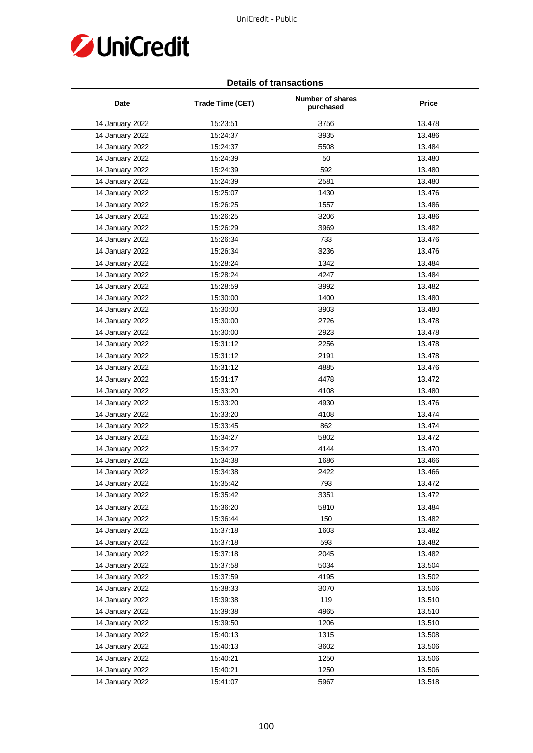| Details of transactions | | | |
|---|---|---|---|
| Date | Trade Time (CET) | Number of shares purchased | Price |
| 14 January 2022 | 15:23:51 | 3756 | 13.478 |
| 14 January 2022 | 15:24:37 | 3935 | 13.486 |
| 14 January 2022 | 15:24:37 | 5508 | 13.484 |
| 14 January 2022 | 15:24:39 | 50 | 13.480 |
| 14 January 2022 | 15:24:39 | 592 | 13.480 |
| 14 January 2022 | 15:24:39 | 2581 | 13.480 |
| 14 January 2022 | 15:25:07 | 1430 | 13.476 |
| 14 January 2022 | 15:26:25 | 1557 | 13.486 |
| 14 January 2022 | 15:26:25 | 3206 | 13.486 |
| 14 January 2022 | 15:26:29 | 3969 | 13.482 |
| 14 January 2022 | 15:26:34 | 733 | 13.476 |
| 14 January 2022 | 15:26:34 | 3236 | 13.476 |
| 14 January 2022 | 15:28:24 | 1342 | 13.484 |
| 14 January 2022 | 15:28:24 | 4247 | 13.484 |
| 14 January 2022 | 15:28:59 | 3992 | 13.482 |
| 14 January 2022 | 15:30:00 | 1400 | 13.480 |
| 14 January 2022 | 15:30:00 | 3903 | 13.480 |
| 14 January 2022 | 15:30:00 | 2726 | 13.478 |
| 14 January 2022 | 15:30:00 | 2923 | 13.478 |
| 14 January 2022 | 15:31:12 | 2256 | 13.478 |
| 14 January 2022 | 15:31:12 | 2191 | 13.478 |
| 14 January 2022 | 15:31:12 | 4885 | 13.476 |
| 14 January 2022 | 15:31:17 | 4478 | 13.472 |
| 14 January 2022 | 15:33:20 | 4108 | 13.480 |
| 14 January 2022 | 15:33:20 | 4930 | 13.476 |
| 14 January 2022 | 15:33:20 | 4108 | 13.474 |
| 14 January 2022 | 15:33:45 | 862 | 13.474 |
| 14 January 2022 | 15:34:27 | 5802 | 13.472 |
| 14 January 2022 | 15:34:27 | 4144 | 13.470 |
| 14 January 2022 | 15:34:38 | 1686 | 13.466 |
| 14 January 2022 | 15:34:38 | 2422 | 13.466 |
| 14 January 2022 | 15:35:42 | 793 | 13.472 |
| 14 January 2022 | 15:35:42 | 3351 | 13.472 |
| 14 January 2022 | 15:36:20 | 5810 | 13.484 |
| 14 January 2022 | 15:36:44 | 150 | 13.482 |
| 14 January 2022 | 15:37:18 | 1603 | 13.482 |
| 14 January 2022 | 15:37:18 | 593 | 13.482 |
| 14 January 2022 | 15:37:18 | 2045 | 13.482 |
| 14 January 2022 | 15:37:58 | 5034 | 13.504 |
| 14 January 2022 | 15:37:59 | 4195 | 13.502 |
| 14 January 2022 | 15:38:33 | 3070 | 13.506 |
| 14 January 2022 | 15:39:38 | 119 | 13.510 |
| 14 January 2022 | 15:39:38 | 4965 | 13.510 |
| 14 January 2022 | 15:39:50 | 1206 | 13.510 |
| 14 January 2022 | 15:40:13 | 1315 | 13.508 |
| 14 January 2022 | 15:40:13 | 3602 | 13.506 |
| 14 January 2022 | 15:40:21 | 1250 | 13.506 |
| 14 January 2022 | 15:40:21 | 1250 | 13.506 |
| 14 January 2022 | 15:41:07 | 5967 | 13.518 |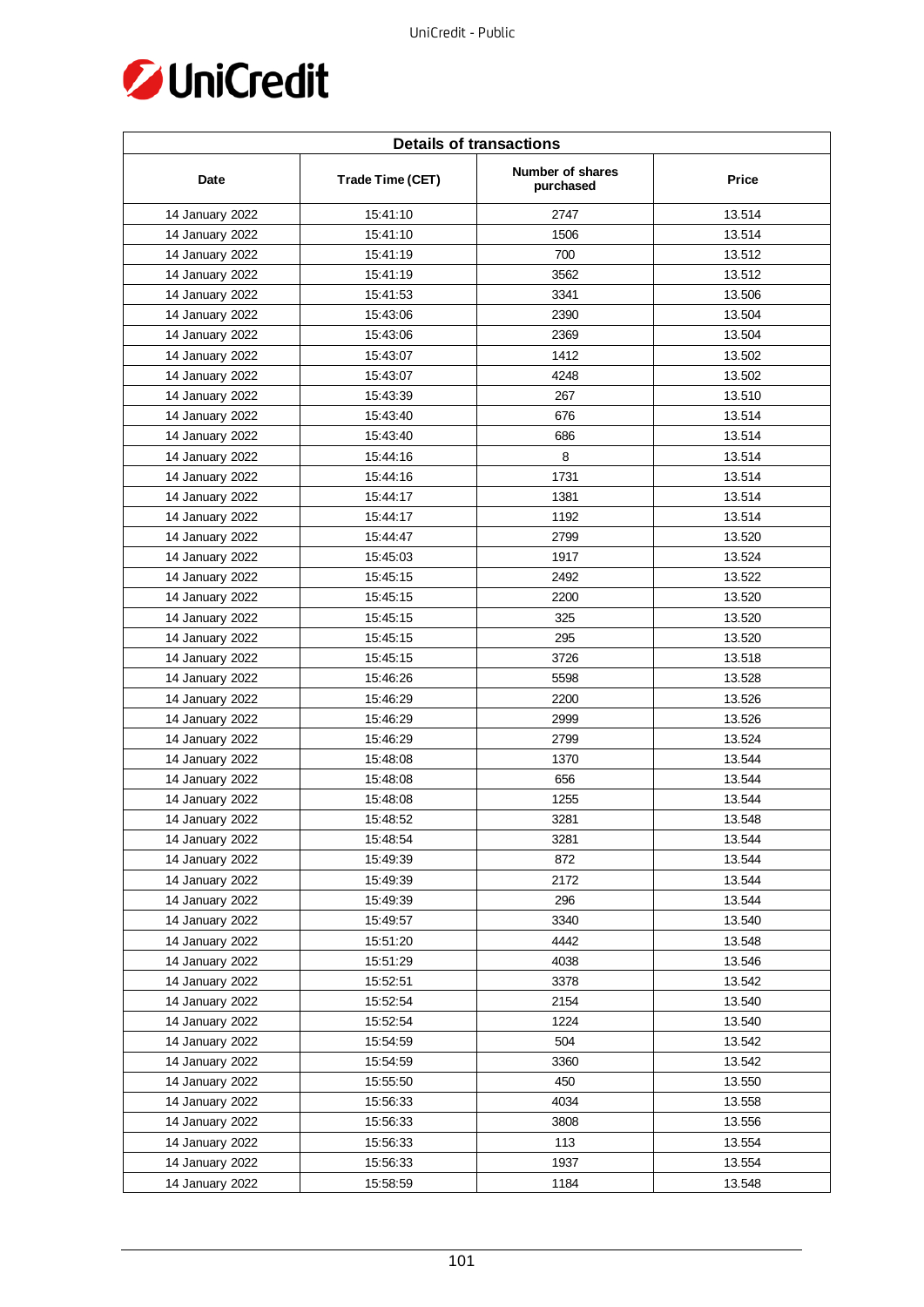| Details of transactions | | | |
|---|---|---|---|
| Date | Trade Time (CET) | Number of shares purchased | Price |
| 14 January 2022 | 15:41:10 | 2747 | 13.514 |
| 14 January 2022 | 15:41:10 | 1506 | 13.514 |
| 14 January 2022 | 15:41:19 | 700 | 13.512 |
| 14 January 2022 | 15:41:19 | 3562 | 13.512 |
| 14 January 2022 | 15:41:53 | 3341 | 13.506 |
| 14 January 2022 | 15:43:06 | 2390 | 13.504 |
| 14 January 2022 | 15:43:06 | 2369 | 13.504 |
| 14 January 2022 | 15:43:07 | 1412 | 13.502 |
| 14 January 2022 | 15:43:07 | 4248 | 13.502 |
| 14 January 2022 | 15:43:39 | 267 | 13.510 |
| 14 January 2022 | 15:43:40 | 676 | 13.514 |
| 14 January 2022 | 15:43:40 | 686 | 13.514 |
| 14 January 2022 | 15:44:16 | 8 | 13.514 |
| 14 January 2022 | 15:44:16 | 1731 | 13.514 |
| 14 January 2022 | 15:44:17 | 1381 | 13.514 |
| 14 January 2022 | 15:44:17 | 1192 | 13.514 |
| 14 January 2022 | 15:44:47 | 2799 | 13.520 |
| 14 January 2022 | 15:45:03 | 1917 | 13.524 |
| 14 January 2022 | 15:45:15 | 2492 | 13.522 |
| 14 January 2022 | 15:45:15 | 2200 | 13.520 |
| 14 January 2022 | 15:45:15 | 325 | 13.520 |
| 14 January 2022 | 15:45:15 | 295 | 13.520 |
| 14 January 2022 | 15:45:15 | 3726 | 13.518 |
| 14 January 2022 | 15:46:26 | 5598 | 13.528 |
| 14 January 2022 | 15:46:29 | 2200 | 13.526 |
| 14 January 2022 | 15:46:29 | 2999 | 13.526 |
| 14 January 2022 | 15:46:29 | 2799 | 13.524 |
| 14 January 2022 | 15:48:08 | 1370 | 13.544 |
| 14 January 2022 | 15:48:08 | 656 | 13.544 |
| 14 January 2022 | 15:48:08 | 1255 | 13.544 |
| 14 January 2022 | 15:48:52 | 3281 | 13.548 |
| 14 January 2022 | 15:48:54 | 3281 | 13.544 |
| 14 January 2022 | 15:49:39 | 872 | 13.544 |
| 14 January 2022 | 15:49:39 | 2172 | 13.544 |
| 14 January 2022 | 15:49:39 | 296 | 13.544 |
| 14 January 2022 | 15:49:57 | 3340 | 13.540 |
| 14 January 2022 | 15:51:20 | 4442 | 13.548 |
| 14 January 2022 | 15:51:29 | 4038 | 13.546 |
| 14 January 2022 | 15:52:51 | 3378 | 13.542 |
| 14 January 2022 | 15:52:54 | 2154 | 13.540 |
| 14 January 2022 | 15:52:54 | 1224 | 13.540 |
| 14 January 2022 | 15:54:59 | 504 | 13.542 |
| 14 January 2022 | 15:54:59 | 3360 | 13.542 |
| 14 January 2022 | 15:55:50 | 450 | 13.550 |
| 14 January 2022 | 15:56:33 | 4034 | 13.558 |
| 14 January 2022 | 15:56:33 | 3808 | 13.556 |
| 14 January 2022 | 15:56:33 | 113 | 13.554 |
| 14 January 2022 | 15:56:33 | 1937 | 13.554 |
| 14 January 2022 | 15:58:59 | 1184 | 13.548 |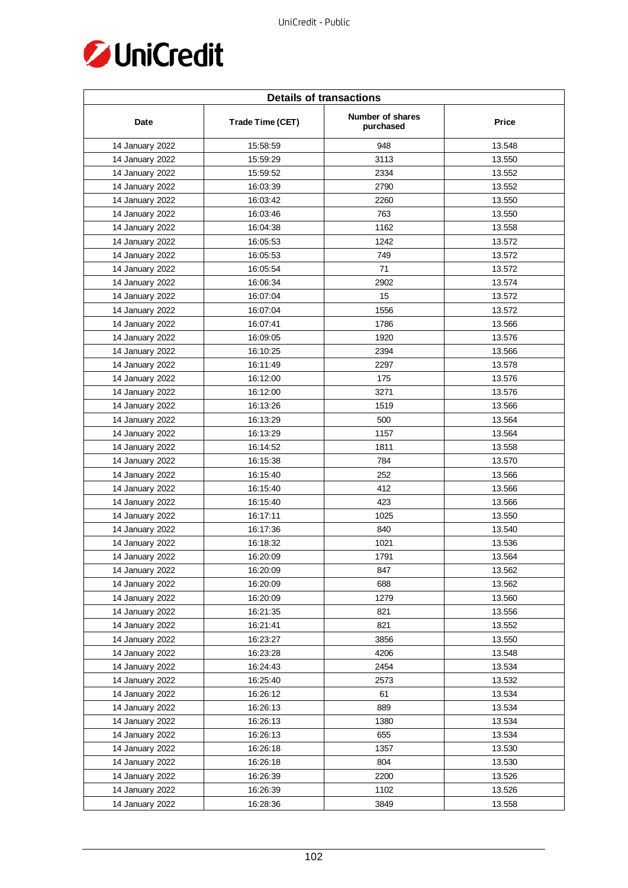| Details of transactions | | | |
|---|---|---|---|
| Date | Trade Time (CET) | Number of shares purchased | Price |
| 14 January 2022 | 15:58:59 | 948 | 13.548 |
| 14 January 2022 | 15:59:29 | 3113 | 13.550 |
| 14 January 2022 | 15:59:52 | 2334 | 13.552 |
| 14 January 2022 | 16:03:39 | 2790 | 13.552 |
| 14 January 2022 | 16:03:42 | 2260 | 13.550 |
| 14 January 2022 | 16:03:46 | 763 | 13.550 |
| 14 January 2022 | 16:04:38 | 1162 | 13.558 |
| 14 January 2022 | 16:05:53 | 1242 | 13.572 |
| 14 January 2022 | 16:05:53 | 749 | 13.572 |
| 14 January 2022 | 16:05:54 | 71 | 13.572 |
| 14 January 2022 | 16:06:34 | 2902 | 13.574 |
| 14 January 2022 | 16:07:04 | 15 | 13.572 |
| 14 January 2022 | 16:07:04 | 1556 | 13.572 |
| 14 January 2022 | 16:07:41 | 1786 | 13.566 |
| 14 January 2022 | 16:09:05 | 1920 | 13.576 |
| 14 January 2022 | 16:10:25 | 2394 | 13.566 |
| 14 January 2022 | 16:11:49 | 2297 | 13.578 |
| 14 January 2022 | 16:12:00 | 175 | 13.576 |
| 14 January 2022 | 16:12:00 | 3271 | 13.576 |
| 14 January 2022 | 16:13:26 | 1519 | 13.566 |
| 14 January 2022 | 16:13:29 | 500 | 13.564 |
| 14 January 2022 | 16:13:29 | 1157 | 13.564 |
| 14 January 2022 | 16:14:52 | 1811 | 13.558 |
| 14 January 2022 | 16:15:38 | 784 | 13.570 |
| 14 January 2022 | 16:15:40 | 252 | 13.566 |
| 14 January 2022 | 16:15:40 | 412 | 13.566 |
| 14 January 2022 | 16:15:40 | 423 | 13.566 |
| 14 January 2022 | 16:17:11 | 1025 | 13.550 |
| 14 January 2022 | 16:17:36 | 840 | 13.540 |
| 14 January 2022 | 16:18:32 | 1021 | 13.536 |
| 14 January 2022 | 16:20:09 | 1791 | 13.564 |
| 14 January 2022 | 16:20:09 | 847 | 13.562 |
| 14 January 2022 | 16:20:09 | 688 | 13.562 |
| 14 January 2022 | 16:20:09 | 1279 | 13.560 |
| 14 January 2022 | 16:21:35 | 821 | 13.556 |
| 14 January 2022 | 16:21:41 | 821 | 13.552 |
| 14 January 2022 | 16:23:27 | 3856 | 13.550 |
| 14 January 2022 | 16:23:28 | 4206 | 13.548 |
| 14 January 2022 | 16:24:43 | 2454 | 13.534 |
| 14 January 2022 | 16:25:40 | 2573 | 13.532 |
| 14 January 2022 | 16:26:12 | 61 | 13.534 |
| 14 January 2022 | 16:26:13 | 889 | 13.534 |
| 14 January 2022 | 16:26:13 | 1380 | 13.534 |
| 14 January 2022 | 16:26:13 | 655 | 13.534 |
| 14 January 2022 | 16:26:18 | 1357 | 13.530 |
| 14 January 2022 | 16:26:18 | 804 | 13.530 |
| 14 January 2022 | 16:26:39 | 2200 | 13.526 |
| 14 January 2022 | 16:26:39 | 1102 | 13.526 |
| 14 January 2022 | 16:28:36 | 3849 | 13.558 |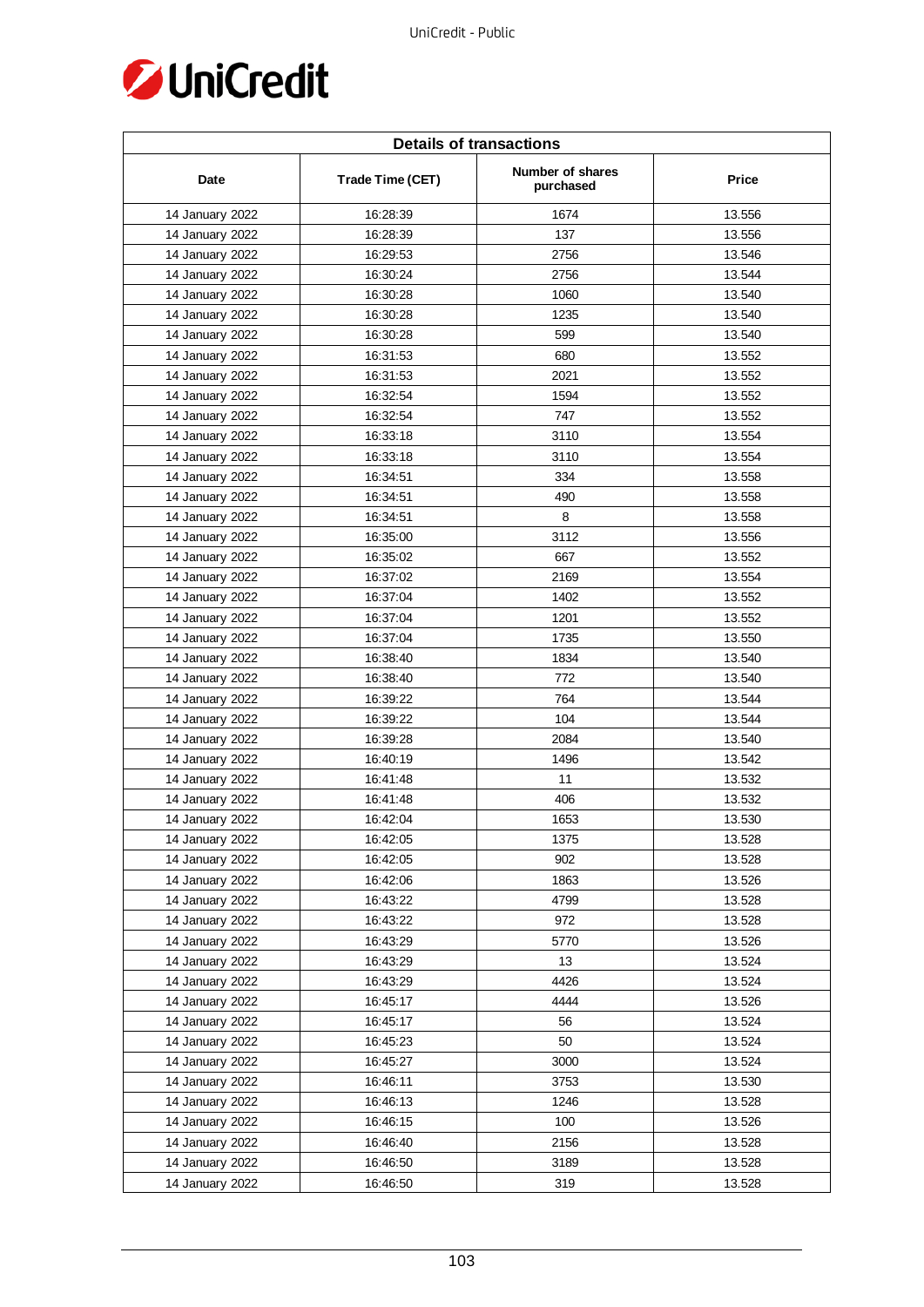| Details of transactions | | | |
|---|---|---|---|
| Date | Trade Time (CET) | Number of shares purchased | Price |
| 14 January 2022 | 16:28:39 | 1674 | 13.556 |
| 14 January 2022 | 16:28:39 | 137 | 13.556 |
| 14 January 2022 | 16:29:53 | 2756 | 13.546 |
| 14 January 2022 | 16:30:24 | 2756 | 13.544 |
| 14 January 2022 | 16:30:28 | 1060 | 13.540 |
| 14 January 2022 | 16:30:28 | 1235 | 13.540 |
| 14 January 2022 | 16:30:28 | 599 | 13.540 |
| 14 January 2022 | 16:31:53 | 680 | 13.552 |
| 14 January 2022 | 16:31:53 | 2021 | 13.552 |
| 14 January 2022 | 16:32:54 | 1594 | 13.552 |
| 14 January 2022 | 16:32:54 | 747 | 13.552 |
| 14 January 2022 | 16:33:18 | 3110 | 13.554 |
| 14 January 2022 | 16:33:18 | 3110 | 13.554 |
| 14 January 2022 | 16:34:51 | 334 | 13.558 |
| 14 January 2022 | 16:34:51 | 490 | 13.558 |
| 14 January 2022 | 16:34:51 | 8 | 13.558 |
| 14 January 2022 | 16:35:00 | 3112 | 13.556 |
| 14 January 2022 | 16:35:02 | 667 | 13.552 |
| 14 January 2022 | 16:37:02 | 2169 | 13.554 |
| 14 January 2022 | 16:37:04 | 1402 | 13.552 |
| 14 January 2022 | 16:37:04 | 1201 | 13.552 |
| 14 January 2022 | 16:37:04 | 1735 | 13.550 |
| 14 January 2022 | 16:38:40 | 1834 | 13.540 |
| 14 January 2022 | 16:38:40 | 772 | 13.540 |
| 14 January 2022 | 16:39:22 | 764 | 13.544 |
| 14 January 2022 | 16:39:22 | 104 | 13.544 |
| 14 January 2022 | 16:39:28 | 2084 | 13.540 |
| 14 January 2022 | 16:40:19 | 1496 | 13.542 |
| 14 January 2022 | 16:41:48 | 11 | 13.532 |
| 14 January 2022 | 16:41:48 | 406 | 13.532 |
| 14 January 2022 | 16:42:04 | 1653 | 13.530 |
| 14 January 2022 | 16:42:05 | 1375 | 13.528 |
| 14 January 2022 | 16:42:05 | 902 | 13.528 |
| 14 January 2022 | 16:42:06 | 1863 | 13.526 |
| 14 January 2022 | 16:43:22 | 4799 | 13.528 |
| 14 January 2022 | 16:43:22 | 972 | 13.528 |
| 14 January 2022 | 16:43:29 | 5770 | 13.526 |
| 14 January 2022 | 16:43:29 | 13 | 13.524 |
| 14 January 2022 | 16:43:29 | 4426 | 13.524 |
| 14 January 2022 | 16:45:17 | 4444 | 13.526 |
| 14 January 2022 | 16:45:17 | 56 | 13.524 |
| 14 January 2022 | 16:45:23 | 50 | 13.524 |
| 14 January 2022 | 16:45:27 | 3000 | 13.524 |
| 14 January 2022 | 16:46:11 | 3753 | 13.530 |
| 14 January 2022 | 16:46:13 | 1246 | 13.528 |
| 14 January 2022 | 16:46:15 | 100 | 13.526 |
| 14 January 2022 | 16:46:40 | 2156 | 13.528 |
| 14 January 2022 | 16:46:50 | 3189 | 13.528 |
| 14 January 2022 | 16:46:50 | 319 | 13.528 |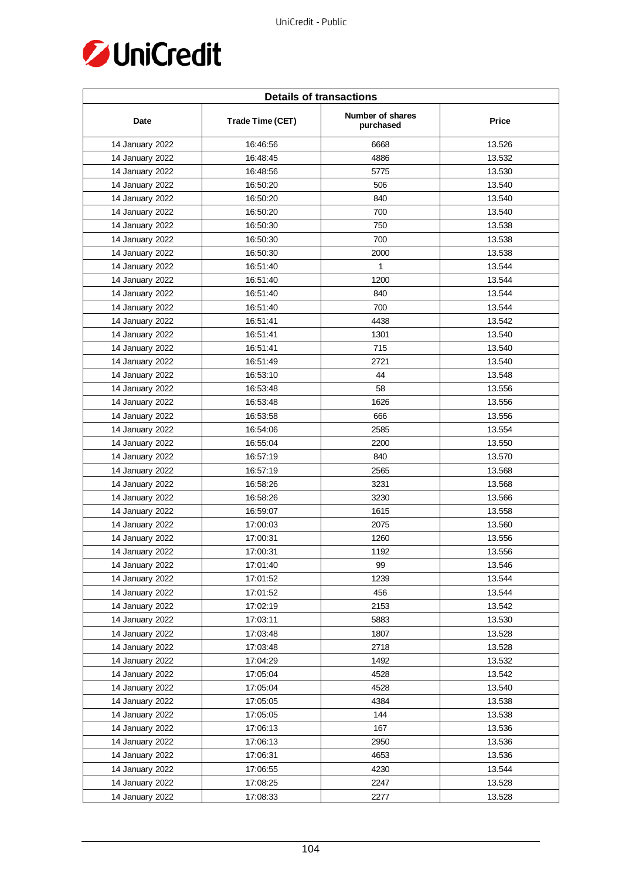| Details of transactions | | | |
|---|---|---|---|
| Date | Trade Time (CET) | Number of shares purchased | Price |
| 14 January 2022 | 16:46:56 | 6668 | 13.526 |
| 14 January 2022 | 16:48:45 | 4886 | 13.532 |
| 14 January 2022 | 16:48:56 | 5775 | 13.530 |
| 14 January 2022 | 16:50:20 | 506 | 13.540 |
| 14 January 2022 | 16:50:20 | 840 | 13.540 |
| 14 January 2022 | 16:50:20 | 700 | 13.540 |
| 14 January 2022 | 16:50:30 | 750 | 13.538 |
| 14 January 2022 | 16:50:30 | 700 | 13.538 |
| 14 January 2022 | 16:50:30 | 2000 | 13.538 |
| 14 January 2022 | 16:51:40 | 1 | 13.544 |
| 14 January 2022 | 16:51:40 | 1200 | 13.544 |
| 14 January 2022 | 16:51:40 | 840 | 13.544 |
| 14 January 2022 | 16:51:40 | 700 | 13.544 |
| 14 January 2022 | 16:51:41 | 4438 | 13.542 |
| 14 January 2022 | 16:51:41 | 1301 | 13.540 |
| 14 January 2022 | 16:51:41 | 715 | 13.540 |
| 14 January 2022 | 16:51:49 | 2721 | 13.540 |
| 14 January 2022 | 16:53:10 | 44 | 13.548 |
| 14 January 2022 | 16:53:48 | 58 | 13.556 |
| 14 January 2022 | 16:53:48 | 1626 | 13.556 |
| 14 January 2022 | 16:53:58 | 666 | 13.556 |
| 14 January 2022 | 16:54:06 | 2585 | 13.554 |
| 14 January 2022 | 16:55:04 | 2200 | 13.550 |
| 14 January 2022 | 16:57:19 | 840 | 13.570 |
| 14 January 2022 | 16:57:19 | 2565 | 13.568 |
| 14 January 2022 | 16:58:26 | 3231 | 13.568 |
| 14 January 2022 | 16:58:26 | 3230 | 13.566 |
| 14 January 2022 | 16:59:07 | 1615 | 13.558 |
| 14 January 2022 | 17:00:03 | 2075 | 13.560 |
| 14 January 2022 | 17:00:31 | 1260 | 13.556 |
| 14 January 2022 | 17:00:31 | 1192 | 13.556 |
| 14 January 2022 | 17:01:40 | 99 | 13.546 |
| 14 January 2022 | 17:01:52 | 1239 | 13.544 |
| 14 January 2022 | 17:01:52 | 456 | 13.544 |
| 14 January 2022 | 17:02:19 | 2153 | 13.542 |
| 14 January 2022 | 17:03:11 | 5883 | 13.530 |
| 14 January 2022 | 17:03:48 | 1807 | 13.528 |
| 14 January 2022 | 17:03:48 | 2718 | 13.528 |
| 14 January 2022 | 17:04:29 | 1492 | 13.532 |
| 14 January 2022 | 17:05:04 | 4528 | 13.542 |
| 14 January 2022 | 17:05:04 | 4528 | 13.540 |
| 14 January 2022 | 17:05:05 | 4384 | 13.538 |
| 14 January 2022 | 17:05:05 | 144 | 13.538 |
| 14 January 2022 | 17:06:13 | 167 | 13.536 |
| 14 January 2022 | 17:06:13 | 2950 | 13.536 |
| 14 January 2022 | 17:06:31 | 4653 | 13.536 |
| 14 January 2022 | 17:06:55 | 4230 | 13.544 |
| 14 January 2022 | 17:08:25 | 2247 | 13.528 |
| 14 January 2022 | 17:08:33 | 2277 | 13.528 |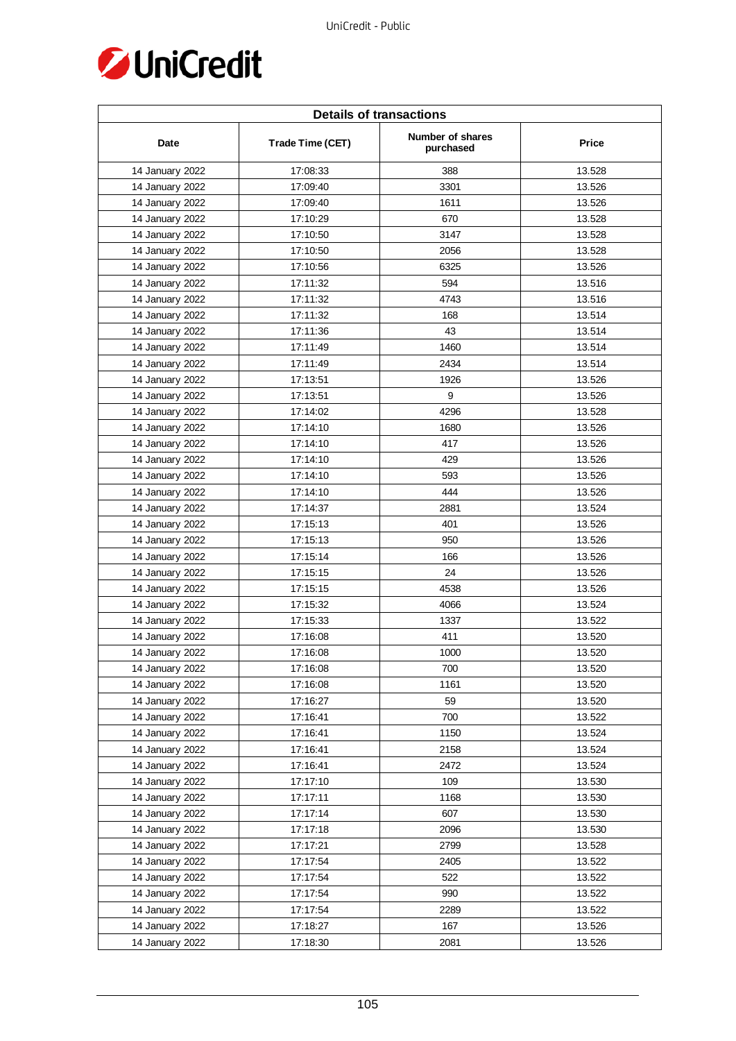| Details of transactions | | | |
|---|---|---|---|
| Date | Trade Time (CET) | Number of shares purchased | Price |
| 14 January 2022 | 17:08:33 | 388 | 13.528 |
| 14 January 2022 | 17:09:40 | 3301 | 13.526 |
| 14 January 2022 | 17:09:40 | 1611 | 13.526 |
| 14 January 2022 | 17:10:29 | 670 | 13.528 |
| 14 January 2022 | 17:10:50 | 3147 | 13.528 |
| 14 January 2022 | 17:10:50 | 2056 | 13.528 |
| 14 January 2022 | 17:10:56 | 6325 | 13.526 |
| 14 January 2022 | 17:11:32 | 594 | 13.516 |
| 14 January 2022 | 17:11:32 | 4743 | 13.516 |
| 14 January 2022 | 17:11:32 | 168 | 13.514 |
| 14 January 2022 | 17:11:36 | 43 | 13.514 |
| 14 January 2022 | 17:11:49 | 1460 | 13.514 |
| 14 January 2022 | 17:11:49 | 2434 | 13.514 |
| 14 January 2022 | 17:13:51 | 1926 | 13.526 |
| 14 January 2022 | 17:13:51 | 9 | 13.526 |
| 14 January 2022 | 17:14:02 | 4296 | 13.528 |
| 14 January 2022 | 17:14:10 | 1680 | 13.526 |
| 14 January 2022 | 17:14:10 | 417 | 13.526 |
| 14 January 2022 | 17:14:10 | 429 | 13.526 |
| 14 January 2022 | 17:14:10 | 593 | 13.526 |
| 14 January 2022 | 17:14:10 | 444 | 13.526 |
| 14 January 2022 | 17:14:37 | 2881 | 13.524 |
| 14 January 2022 | 17:15:13 | 401 | 13.526 |
| 14 January 2022 | 17:15:13 | 950 | 13.526 |
| 14 January 2022 | 17:15:14 | 166 | 13.526 |
| 14 January 2022 | 17:15:15 | 24 | 13.526 |
| 14 January 2022 | 17:15:15 | 4538 | 13.526 |
| 14 January 2022 | 17:15:32 | 4066 | 13.524 |
| 14 January 2022 | 17:15:33 | 1337 | 13.522 |
| 14 January 2022 | 17:16:08 | 411 | 13.520 |
| 14 January 2022 | 17:16:08 | 1000 | 13.520 |
| 14 January 2022 | 17:16:08 | 700 | 13.520 |
| 14 January 2022 | 17:16:08 | 1161 | 13.520 |
| 14 January 2022 | 17:16:27 | 59 | 13.520 |
| 14 January 2022 | 17:16:41 | 700 | 13.522 |
| 14 January 2022 | 17:16:41 | 1150 | 13.524 |
| 14 January 2022 | 17:16:41 | 2158 | 13.524 |
| 14 January 2022 | 17:16:41 | 2472 | 13.524 |
| 14 January 2022 | 17:17:10 | 109 | 13.530 |
| 14 January 2022 | 17:17:11 | 1168 | 13.530 |
| 14 January 2022 | 17:17:14 | 607 | 13.530 |
| 14 January 2022 | 17:17:18 | 2096 | 13.530 |
| 14 January 2022 | 17:17:21 | 2799 | 13.528 |
| 14 January 2022 | 17:17:54 | 2405 | 13.522 |
| 14 January 2022 | 17:17:54 | 522 | 13.522 |
| 14 January 2022 | 17:17:54 | 990 | 13.522 |
| 14 January 2022 | 17:17:54 | 2289 | 13.522 |
| 14 January 2022 | 17:18:27 | 167 | 13.526 |
| 14 January 2022 | 17:18:30 | 2081 | 13.526 |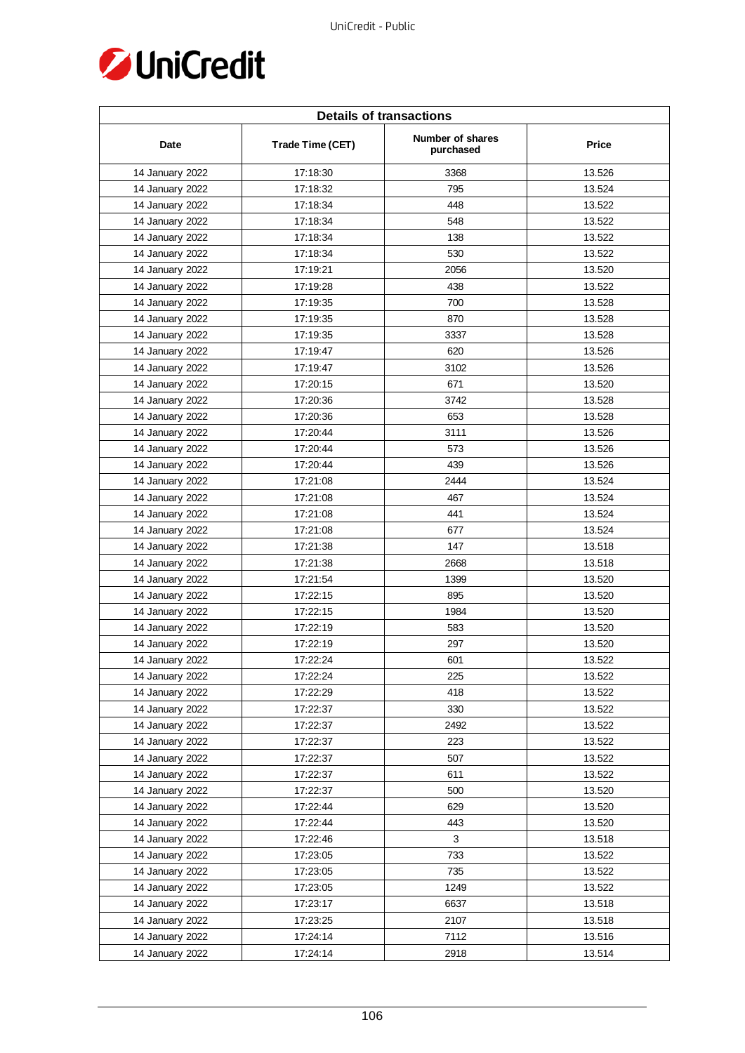| Details of transactions | | | |
|---|---|---|---|
| Date | Trade Time (CET) | Number of shares purchased | Price |
| 14 January 2022 | 17:18:30 | 3368 | 13.526 |
| 14 January 2022 | 17:18:32 | 795 | 13.524 |
| 14 January 2022 | 17:18:34 | 448 | 13.522 |
| 14 January 2022 | 17:18:34 | 548 | 13.522 |
| 14 January 2022 | 17:18:34 | 138 | 13.522 |
| 14 January 2022 | 17:18:34 | 530 | 13.522 |
| 14 January 2022 | 17:19:21 | 2056 | 13.520 |
| 14 January 2022 | 17:19:28 | 438 | 13.522 |
| 14 January 2022 | 17:19:35 | 700 | 13.528 |
| 14 January 2022 | 17:19:35 | 870 | 13.528 |
| 14 January 2022 | 17:19:35 | 3337 | 13.528 |
| 14 January 2022 | 17:19:47 | 620 | 13.526 |
| 14 January 2022 | 17:19:47 | 3102 | 13.526 |
| 14 January 2022 | 17:20:15 | 671 | 13.520 |
| 14 January 2022 | 17:20:36 | 3742 | 13.528 |
| 14 January 2022 | 17:20:36 | 653 | 13.528 |
| 14 January 2022 | 17:20:44 | 3111 | 13.526 |
| 14 January 2022 | 17:20:44 | 573 | 13.526 |
| 14 January 2022 | 17:20:44 | 439 | 13.526 |
| 14 January 2022 | 17:21:08 | 2444 | 13.524 |
| 14 January 2022 | 17:21:08 | 467 | 13.524 |
| 14 January 2022 | 17:21:08 | 441 | 13.524 |
| 14 January 2022 | 17:21:08 | 677 | 13.524 |
| 14 January 2022 | 17:21:38 | 147 | 13.518 |
| 14 January 2022 | 17:21:38 | 2668 | 13.518 |
| 14 January 2022 | 17:21:54 | 1399 | 13.520 |
| 14 January 2022 | 17:22:15 | 895 | 13.520 |
| 14 January 2022 | 17:22:15 | 1984 | 13.520 |
| 14 January 2022 | 17:22:19 | 583 | 13.520 |
| 14 January 2022 | 17:22:19 | 297 | 13.520 |
| 14 January 2022 | 17:22:24 | 601 | 13.522 |
| 14 January 2022 | 17:22:24 | 225 | 13.522 |
| 14 January 2022 | 17:22:29 | 418 | 13.522 |
| 14 January 2022 | 17:22:37 | 330 | 13.522 |
| 14 January 2022 | 17:22:37 | 2492 | 13.522 |
| 14 January 2022 | 17:22:37 | 223 | 13.522 |
| 14 January 2022 | 17:22:37 | 507 | 13.522 |
| 14 January 2022 | 17:22:37 | 611 | 13.522 |
| 14 January 2022 | 17:22:37 | 500 | 13.520 |
| 14 January 2022 | 17:22:44 | 629 | 13.520 |
| 14 January 2022 | 17:22:44 | 443 | 13.520 |
| 14 January 2022 | 17:22:46 | 3 | 13.518 |
| 14 January 2022 | 17:23:05 | 733 | 13.522 |
| 14 January 2022 | 17:23:05 | 735 | 13.522 |
| 14 January 2022 | 17:23:05 | 1249 | 13.522 |
| 14 January 2022 | 17:23:17 | 6637 | 13.518 |
| 14 January 2022 | 17:23:25 | 2107 | 13.518 |
| 14 January 2022 | 17:24:14 | 7112 | 13.516 |
| 14 January 2022 | 17:24:14 | 2918 | 13.514 |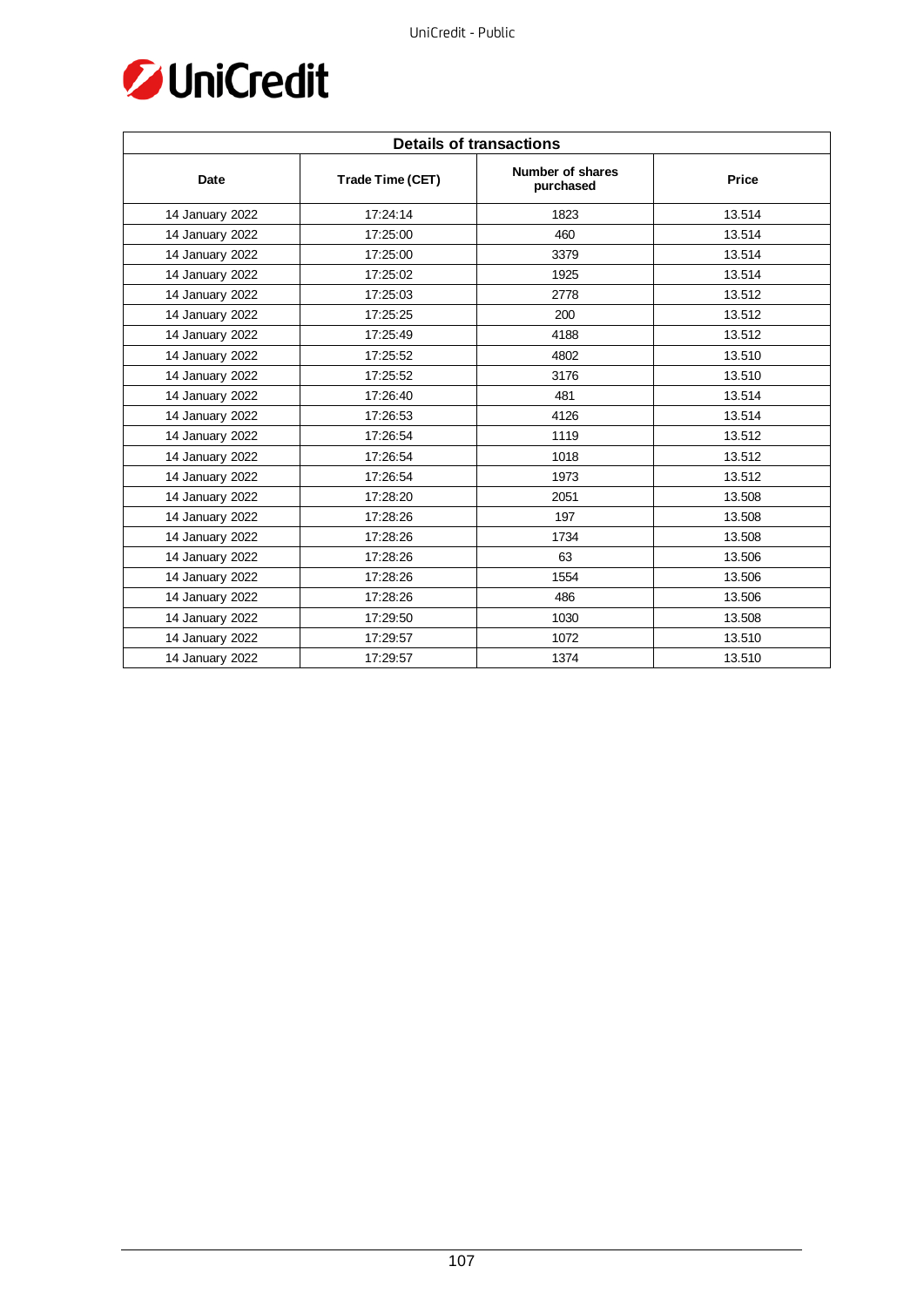| Details of transactions | | | |
|---|---|---|---|
| **Date** | **Trade Time (CET)** | **Number of shares purchased** | **Price** |
| 14 January 2022 | 17:24:14 | 1823 | 13.514 |
| 14 January 2022 | 17:25:00 | 460 | 13.514 |
| 14 January 2022 | 17:25:00 | 3379 | 13.514 |
| 14 January 2022 | 17:25:02 | 1925 | 13.514 |
| 14 January 2022 | 17:25:03 | 2778 | 13.512 |
| 14 January 2022 | 17:25:25 | 200 | 13.512 |
| 14 January 2022 | 17:25:49 | 4188 | 13.512 |
| 14 January 2022 | 17:25:52 | 4802 | 13.510 |
| 14 January 2022 | 17:25:52 | 3176 | 13.510 |
| 14 January 2022 | 17:26:40 | 481 | 13.514 |
| 14 January 2022 | 17:26:53 | 4126 | 13.514 |
| 14 January 2022 | 17:26:54 | 1119 | 13.512 |
| 14 January 2022 | 17:26:54 | 1018 | 13.512 |
| 14 January 2022 | 17:26:54 | 1973 | 13.512 |
| 14 January 2022 | 17:28:20 | 2051 | 13.508 |
| 14 January 2022 | 17:28:26 | 197 | 13.508 |
| 14 January 2022 | 17:28:26 | 1734 | 13.508 |
| 14 January 2022 | 17:28:26 | 63 | 13.506 |
| 14 January 2022 | 17:28:26 | 1554 | 13.506 |
| 14 January 2022 | 17:28:26 | 486 | 13.506 |
| 14 January 2022 | 17:29:50 | 1030 | 13.508 |
| 14 January 2022 | 17:29:57 | 1072 | 13.510 |
| 14 January 2022 | 17:29:57 | 1374 | 13.510 |